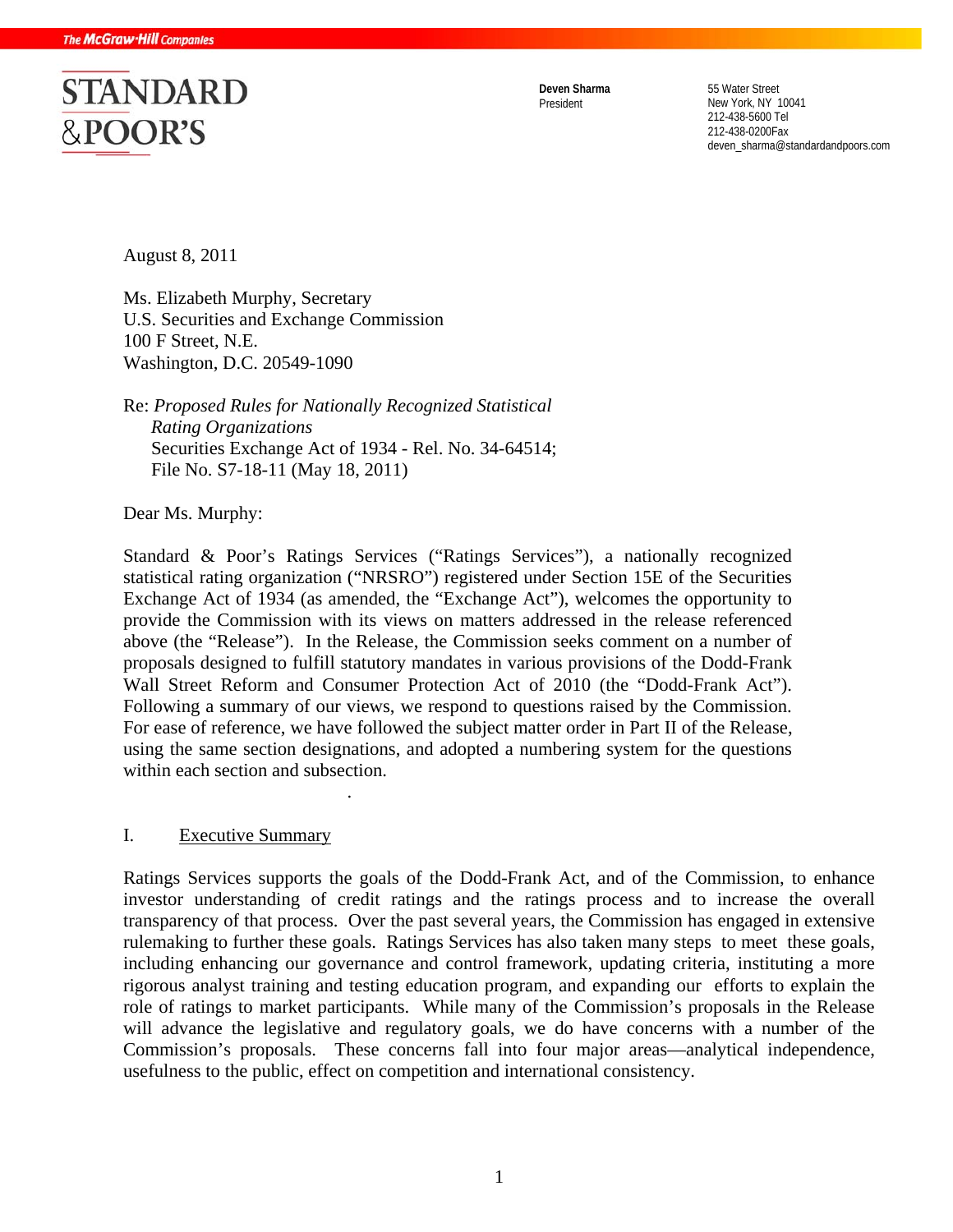The McGraw-Hill Companies

STANDARD & POOR'S

**Deven Sharma**
President

55 Water Street
New York, NY 10041
212-438-5600 Tel
212-438-0200Fax
deven_sharma@standardandpoors.com

August 8, 2011

Ms. Elizabeth Murphy, Secretary
U.S. Securities and Exchange Commission
100 F Street, N.E.
Washington, D.C. 20549-1090

Re: *Proposed Rules for Nationally Recognized Statistical Rating Organizations*
Securities Exchange Act of 1934 - Rel. No. 34-64514;
File No. S7-18-11 (May 18, 2011)

Dear Ms. Murphy:

Standard & Poor's Ratings Services ("Ratings Services"), a nationally recognized statistical rating organization ("NRSRO") registered under Section 15E of the Securities Exchange Act of 1934 (as amended, the "Exchange Act"), welcomes the opportunity to provide the Commission with its views on matters addressed in the release referenced above (the "Release"). In the Release, the Commission seeks comment on a number of proposals designed to fulfill statutory mandates in various provisions of the Dodd-Frank Wall Street Reform and Consumer Protection Act of 2010 (the "Dodd-Frank Act"). Following a summary of our views, we respond to questions raised by the Commission. For ease of reference, we have followed the subject matter order in Part II of the Release, using the same section designations, and adopted a numbering system for the questions within each section and subsection.

## I. Executive Summary

Ratings Services supports the goals of the Dodd-Frank Act, and of the Commission, to enhance investor understanding of credit ratings and the ratings process and to increase the overall transparency of that process. Over the past several years, the Commission has engaged in extensive rulemaking to further these goals. Ratings Services has also taken many steps to meet these goals, including enhancing our governance and control framework, updating criteria, instituting a more rigorous analyst training and testing education program, and expanding our efforts to explain the role of ratings to market participants. While many of the Commission's proposals in the Release will advance the legislative and regulatory goals, we do have concerns with a number of the Commission's proposals. These concerns fall into four major areas—analytical independence, usefulness to the public, effect on competition and international consistency.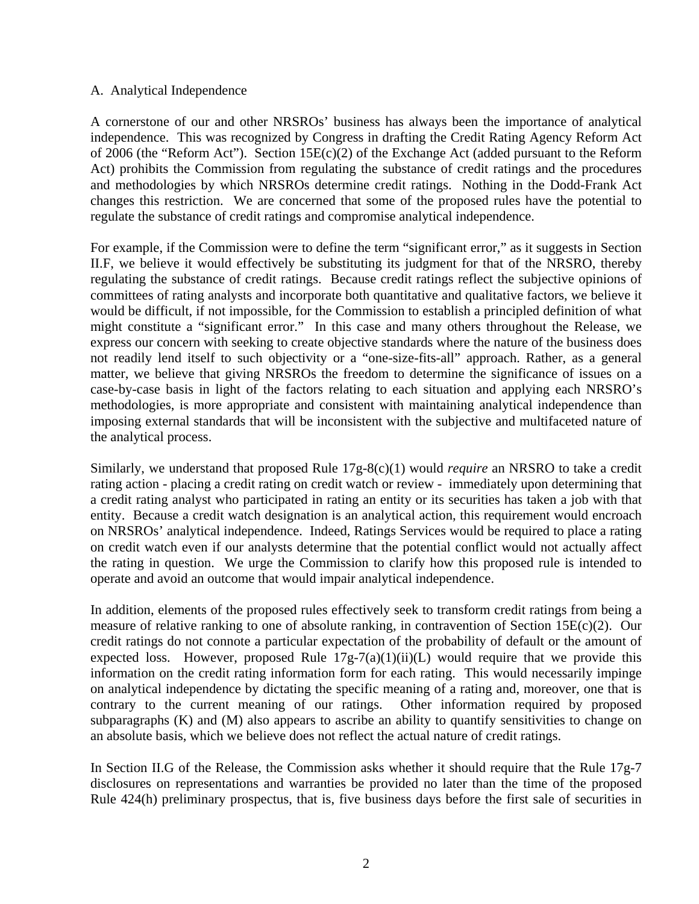## A. Analytical Independence

A cornerstone of our and other NRSROs' business has always been the importance of analytical independence. This was recognized by Congress in drafting the Credit Rating Agency Reform Act of 2006 (the "Reform Act"). Section 15E(c)(2) of the Exchange Act (added pursuant to the Reform Act) prohibits the Commission from regulating the substance of credit ratings and the procedures and methodologies by which NRSROs determine credit ratings. Nothing in the Dodd-Frank Act changes this restriction. We are concerned that some of the proposed rules have the potential to regulate the substance of credit ratings and compromise analytical independence.

For example, if the Commission were to define the term "significant error," as it suggests in Section II.F, we believe it would effectively be substituting its judgment for that of the NRSRO, thereby regulating the substance of credit ratings. Because credit ratings reflect the subjective opinions of committees of rating analysts and incorporate both quantitative and qualitative factors, we believe it would be difficult, if not impossible, for the Commission to establish a principled definition of what might constitute a "significant error." In this case and many others throughout the Release, we express our concern with seeking to create objective standards where the nature of the business does not readily lend itself to such objectivity or a "one-size-fits-all" approach. Rather, as a general matter, we believe that giving NRSROs the freedom to determine the significance of issues on a case-by-case basis in light of the factors relating to each situation and applying each NRSRO's methodologies, is more appropriate and consistent with maintaining analytical independence than imposing external standards that will be inconsistent with the subjective and multifaceted nature of the analytical process.

Similarly, we understand that proposed Rule 17g-8(c)(1) would *require* an NRSRO to take a credit rating action - placing a credit rating on credit watch or review - immediately upon determining that a credit rating analyst who participated in rating an entity or its securities has taken a job with that entity. Because a credit watch designation is an analytical action, this requirement would encroach on NRSROs' analytical independence. Indeed, Ratings Services would be required to place a rating on credit watch even if our analysts determine that the potential conflict would not actually affect the rating in question. We urge the Commission to clarify how this proposed rule is intended to operate and avoid an outcome that would impair analytical independence.

In addition, elements of the proposed rules effectively seek to transform credit ratings from being a measure of relative ranking to one of absolute ranking, in contravention of Section 15E(c)(2). Our credit ratings do not connote a particular expectation of the probability of default or the amount of expected loss. However, proposed Rule 17g-7(a)(1)(ii)(L) would require that we provide this information on the credit rating information form for each rating. This would necessarily impinge on analytical independence by dictating the specific meaning of a rating and, moreover, one that is contrary to the current meaning of our ratings. Other information required by proposed subparagraphs (K) and (M) also appears to ascribe an ability to quantify sensitivities to change on an absolute basis, which we believe does not reflect the actual nature of credit ratings.

In Section II.G of the Release, the Commission asks whether it should require that the Rule 17g-7 disclosures on representations and warranties be provided no later than the time of the proposed Rule 424(h) preliminary prospectus, that is, five business days before the first sale of securities in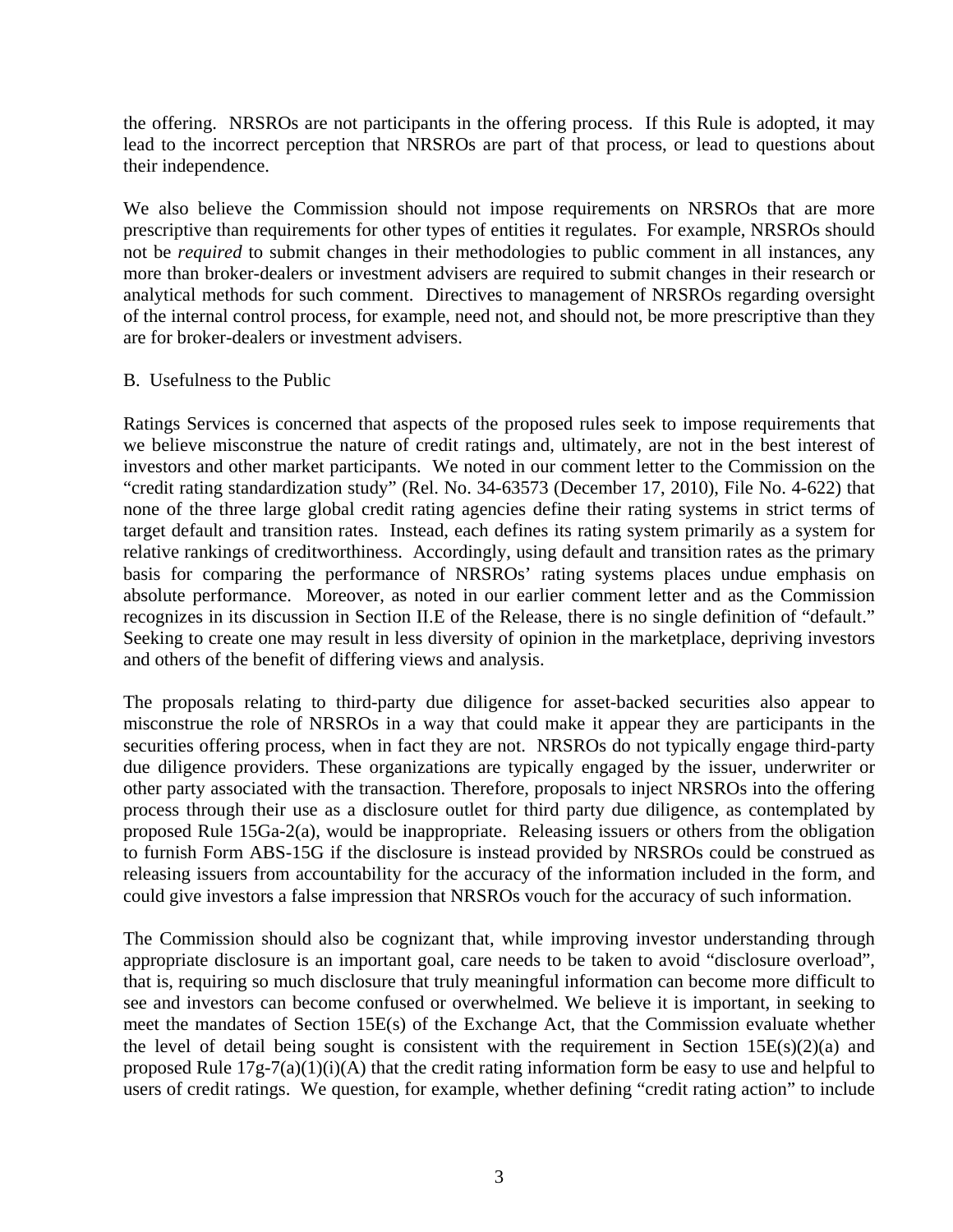the offering. NRSROs are not participants in the offering process. If this Rule is adopted, it may lead to the incorrect perception that NRSROs are part of that process, or lead to questions about their independence.

We also believe the Commission should not impose requirements on NRSROs that are more prescriptive than requirements for other types of entities it regulates. For example, NRSROs should not be *required* to submit changes in their methodologies to public comment in all instances, any more than broker-dealers or investment advisers are required to submit changes in their research or analytical methods for such comment. Directives to management of NRSROs regarding oversight of the internal control process, for example, need not, and should not, be more prescriptive than they are for broker-dealers or investment advisers.

B. Usefulness to the Public

Ratings Services is concerned that aspects of the proposed rules seek to impose requirements that we believe misconstrue the nature of credit ratings and, ultimately, are not in the best interest of investors and other market participants. We noted in our comment letter to the Commission on the "credit rating standardization study" (Rel. No. 34-63573 (December 17, 2010), File No. 4-622) that none of the three large global credit rating agencies define their rating systems in strict terms of target default and transition rates. Instead, each defines its rating system primarily as a system for relative rankings of creditworthiness. Accordingly, using default and transition rates as the primary basis for comparing the performance of NRSROs' rating systems places undue emphasis on absolute performance. Moreover, as noted in our earlier comment letter and as the Commission recognizes in its discussion in Section II.E of the Release, there is no single definition of "default." Seeking to create one may result in less diversity of opinion in the marketplace, depriving investors and others of the benefit of differing views and analysis.

The proposals relating to third-party due diligence for asset-backed securities also appear to misconstrue the role of NRSROs in a way that could make it appear they are participants in the securities offering process, when in fact they are not. NRSROs do not typically engage third-party due diligence providers. These organizations are typically engaged by the issuer, underwriter or other party associated with the transaction. Therefore, proposals to inject NRSROs into the offering process through their use as a disclosure outlet for third party due diligence, as contemplated by proposed Rule 15Ga-2(a), would be inappropriate. Releasing issuers or others from the obligation to furnish Form ABS-15G if the disclosure is instead provided by NRSROs could be construed as releasing issuers from accountability for the accuracy of the information included in the form, and could give investors a false impression that NRSROs vouch for the accuracy of such information.

The Commission should also be cognizant that, while improving investor understanding through appropriate disclosure is an important goal, care needs to be taken to avoid "disclosure overload", that is, requiring so much disclosure that truly meaningful information can become more difficult to see and investors can become confused or overwhelmed. We believe it is important, in seeking to meet the mandates of Section 15E(s) of the Exchange Act, that the Commission evaluate whether the level of detail being sought is consistent with the requirement in Section 15E(s)(2)(a) and proposed Rule 17g-7(a)(1)(i)(A) that the credit rating information form be easy to use and helpful to users of credit ratings. We question, for example, whether defining "credit rating action" to include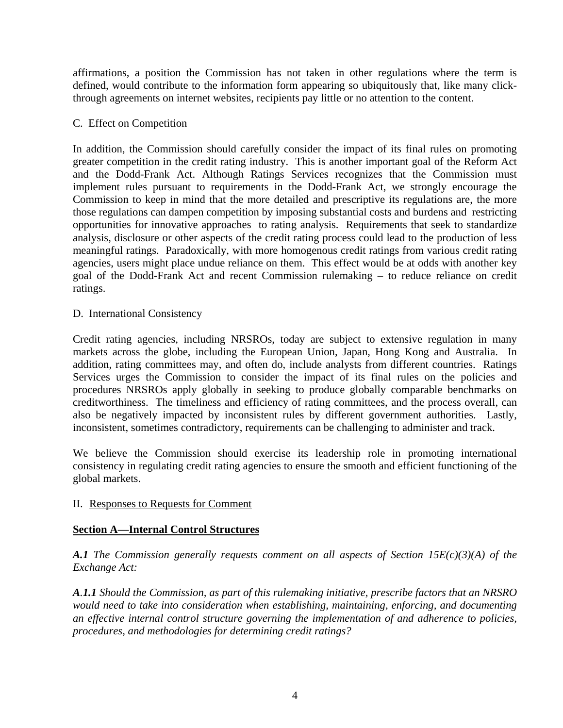affirmations, a position the Commission has not taken in other regulations where the term is defined, would contribute to the information form appearing so ubiquitously that, like many click-through agreements on internet websites, recipients pay little or no attention to the content.

C. Effect on Competition

In addition, the Commission should carefully consider the impact of its final rules on promoting greater competition in the credit rating industry. This is another important goal of the Reform Act and the Dodd-Frank Act. Although Ratings Services recognizes that the Commission must implement rules pursuant to requirements in the Dodd-Frank Act, we strongly encourage the Commission to keep in mind that the more detailed and prescriptive its regulations are, the more those regulations can dampen competition by imposing substantial costs and burdens and restricting opportunities for innovative approaches to rating analysis. Requirements that seek to standardize analysis, disclosure or other aspects of the credit rating process could lead to the production of less meaningful ratings. Paradoxically, with more homogenous credit ratings from various credit rating agencies, users might place undue reliance on them. This effect would be at odds with another key goal of the Dodd-Frank Act and recent Commission rulemaking – to reduce reliance on credit ratings.

D. International Consistency

Credit rating agencies, including NRSROs, today are subject to extensive regulation in many markets across the globe, including the European Union, Japan, Hong Kong and Australia. In addition, rating committees may, and often do, include analysts from different countries. Ratings Services urges the Commission to consider the impact of its final rules on the policies and procedures NRSROs apply globally in seeking to produce globally comparable benchmarks on creditworthiness. The timeliness and efficiency of rating committees, and the process overall, can also be negatively impacted by inconsistent rules by different government authorities. Lastly, inconsistent, sometimes contradictory, requirements can be challenging to administer and track.

We believe the Commission should exercise its leadership role in promoting international consistency in regulating credit rating agencies to ensure the smooth and efficient functioning of the global markets.

II. Responses to Requests for Comment

## Section A—Internal Control Structures

***A.1*** *The Commission generally requests comment on all aspects of Section 15E(c)(3)(A) of the Exchange Act:*

***A.1.1*** *Should the Commission, as part of this rulemaking initiative, prescribe factors that an NRSRO would need to take into consideration when establishing, maintaining, enforcing, and documenting an effective internal control structure governing the implementation of and adherence to policies, procedures, and methodologies for determining credit ratings?*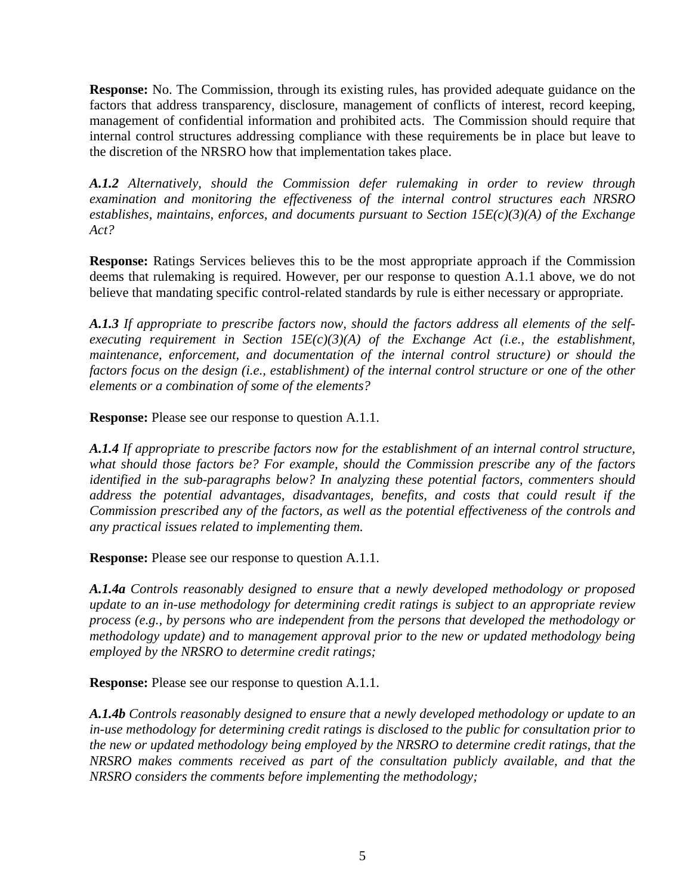**Response:** No. The Commission, through its existing rules, has provided adequate guidance on the factors that address transparency, disclosure, management of conflicts of interest, record keeping, management of confidential information and prohibited acts. The Commission should require that internal control structures addressing compliance with these requirements be in place but leave to the discretion of the NRSRO how that implementation takes place.

***A.1.2*** *Alternatively, should the Commission defer rulemaking in order to review through examination and monitoring the effectiveness of the internal control structures each NRSRO establishes, maintains, enforces, and documents pursuant to Section 15E(c)(3)(A) of the Exchange Act?*

**Response:** Ratings Services believes this to be the most appropriate approach if the Commission deems that rulemaking is required. However, per our response to question A.1.1 above, we do not believe that mandating specific control-related standards by rule is either necessary or appropriate.

***A.1.3*** *If appropriate to prescribe factors now, should the factors address all elements of the self-executing requirement in Section 15E(c)(3)(A) of the Exchange Act (i.e., the establishment, maintenance, enforcement, and documentation of the internal control structure) or should the factors focus on the design (i.e., establishment) of the internal control structure or one of the other elements or a combination of some of the elements?*

**Response:** Please see our response to question A.1.1.

***A.1.4*** *If appropriate to prescribe factors now for the establishment of an internal control structure, what should those factors be? For example, should the Commission prescribe any of the factors identified in the sub-paragraphs below? In analyzing these potential factors, commenters should address the potential advantages, disadvantages, benefits, and costs that could result if the Commission prescribed any of the factors, as well as the potential effectiveness of the controls and any practical issues related to implementing them.*

**Response:** Please see our response to question A.1.1.

***A.1.4a*** *Controls reasonably designed to ensure that a newly developed methodology or proposed update to an in-use methodology for determining credit ratings is subject to an appropriate review process (e.g., by persons who are independent from the persons that developed the methodology or methodology update) and to management approval prior to the new or updated methodology being employed by the NRSRO to determine credit ratings;*

**Response:** Please see our response to question A.1.1.

***A.1.4b*** *Controls reasonably designed to ensure that a newly developed methodology or update to an in-use methodology for determining credit ratings is disclosed to the public for consultation prior to the new or updated methodology being employed by the NRSRO to determine credit ratings, that the NRSRO makes comments received as part of the consultation publicly available, and that the NRSRO considers the comments before implementing the methodology;*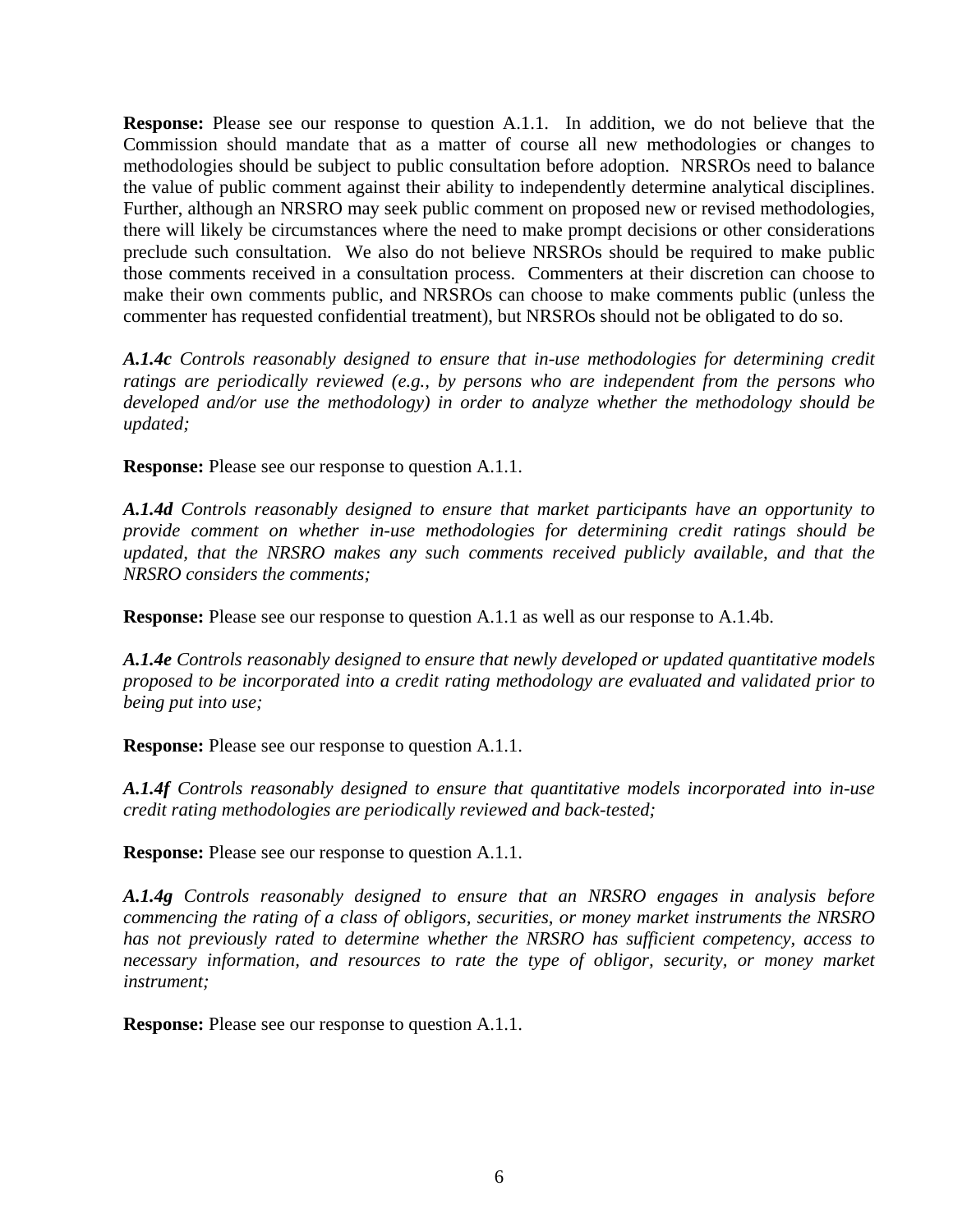**Response:** Please see our response to question A.1.1. In addition, we do not believe that the Commission should mandate that as a matter of course all new methodologies or changes to methodologies should be subject to public consultation before adoption. NRSROs need to balance the value of public comment against their ability to independently determine analytical disciplines. Further, although an NRSRO may seek public comment on proposed new or revised methodologies, there will likely be circumstances where the need to make prompt decisions or other considerations preclude such consultation. We also do not believe NRSROs should be required to make public those comments received in a consultation process. Commenters at their discretion can choose to make their own comments public, and NRSROs can choose to make comments public (unless the commenter has requested confidential treatment), but NRSROs should not be obligated to do so.

***A.1.4c*** *Controls reasonably designed to ensure that in-use methodologies for determining credit ratings are periodically reviewed (e.g., by persons who are independent from the persons who developed and/or use the methodology) in order to analyze whether the methodology should be updated;*

**Response:** Please see our response to question A.1.1.

***A.1.4d*** *Controls reasonably designed to ensure that market participants have an opportunity to provide comment on whether in-use methodologies for determining credit ratings should be updated, that the NRSRO makes any such comments received publicly available, and that the NRSRO considers the comments;*

**Response:** Please see our response to question A.1.1 as well as our response to A.1.4b.

***A.1.4e*** *Controls reasonably designed to ensure that newly developed or updated quantitative models proposed to be incorporated into a credit rating methodology are evaluated and validated prior to being put into use;*

**Response:** Please see our response to question A.1.1.

***A.1.4f*** *Controls reasonably designed to ensure that quantitative models incorporated into in-use credit rating methodologies are periodically reviewed and back-tested;*

**Response:** Please see our response to question A.1.1.

***A.1.4g*** *Controls reasonably designed to ensure that an NRSRO engages in analysis before commencing the rating of a class of obligors, securities, or money market instruments the NRSRO has not previously rated to determine whether the NRSRO has sufficient competency, access to necessary information, and resources to rate the type of obligor, security, or money market instrument;*

**Response:** Please see our response to question A.1.1.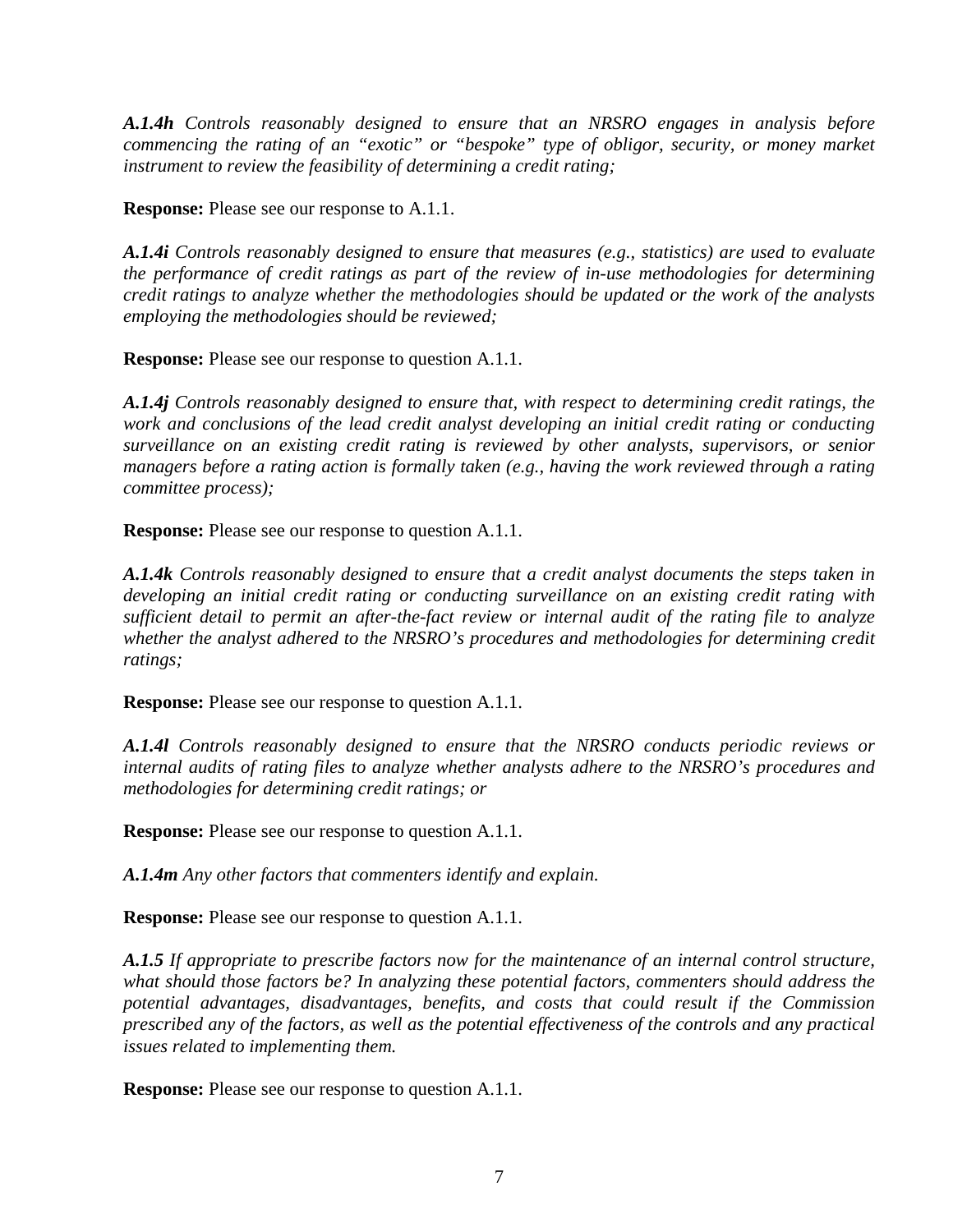***A.1.4h*** *Controls reasonably designed to ensure that an NRSRO engages in analysis before commencing the rating of an "exotic" or "bespoke" type of obligor, security, or money market instrument to review the feasibility of determining a credit rating;*

**Response:** Please see our response to A.1.1.

***A.1.4i*** *Controls reasonably designed to ensure that measures (e.g., statistics) are used to evaluate the performance of credit ratings as part of the review of in-use methodologies for determining credit ratings to analyze whether the methodologies should be updated or the work of the analysts employing the methodologies should be reviewed;*

**Response:** Please see our response to question A.1.1.

***A.1.4j*** *Controls reasonably designed to ensure that, with respect to determining credit ratings, the work and conclusions of the lead credit analyst developing an initial credit rating or conducting surveillance on an existing credit rating is reviewed by other analysts, supervisors, or senior managers before a rating action is formally taken (e.g., having the work reviewed through a rating committee process);*

**Response:** Please see our response to question A.1.1.

***A.1.4k*** *Controls reasonably designed to ensure that a credit analyst documents the steps taken in developing an initial credit rating or conducting surveillance on an existing credit rating with sufficient detail to permit an after-the-fact review or internal audit of the rating file to analyze whether the analyst adhered to the NRSRO's procedures and methodologies for determining credit ratings;*

**Response:** Please see our response to question A.1.1.

***A.1.4l*** *Controls reasonably designed to ensure that the NRSRO conducts periodic reviews or internal audits of rating files to analyze whether analysts adhere to the NRSRO's procedures and methodologies for determining credit ratings; or*

**Response:** Please see our response to question A.1.1.

***A.1.4m*** *Any other factors that commenters identify and explain.*

**Response:** Please see our response to question A.1.1.

***A.1.5*** *If appropriate to prescribe factors now for the maintenance of an internal control structure, what should those factors be? In analyzing these potential factors, commenters should address the potential advantages, disadvantages, benefits, and costs that could result if the Commission prescribed any of the factors, as well as the potential effectiveness of the controls and any practical issues related to implementing them.*

**Response:** Please see our response to question A.1.1.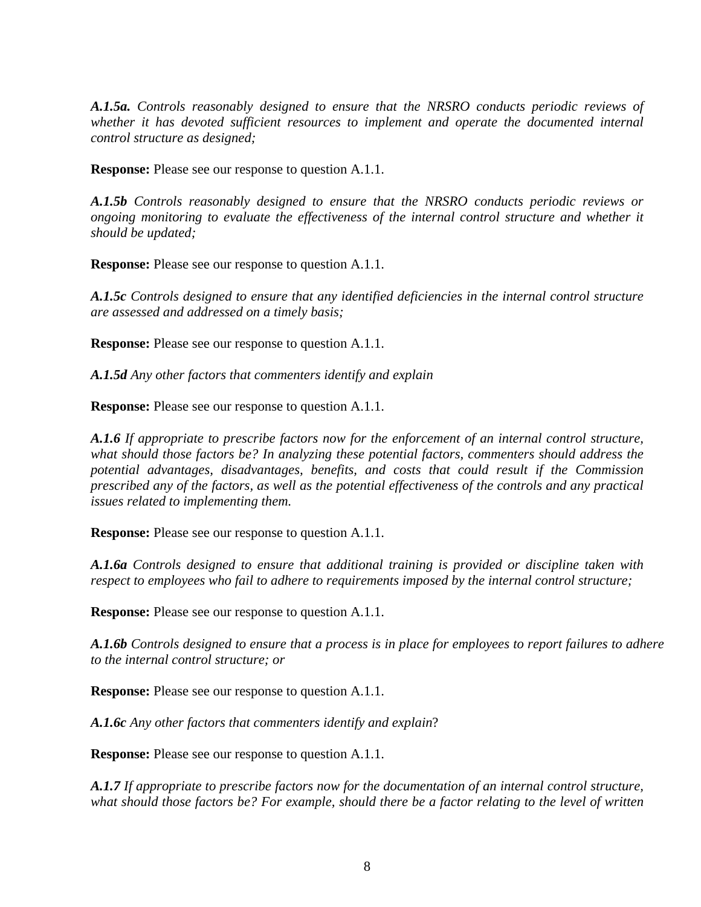***A.1.5a.*** *Controls reasonably designed to ensure that the NRSRO conducts periodic reviews of whether it has devoted sufficient resources to implement and operate the documented internal control structure as designed;*

**Response:** Please see our response to question A.1.1.

***A.1.5b*** *Controls reasonably designed to ensure that the NRSRO conducts periodic reviews or ongoing monitoring to evaluate the effectiveness of the internal control structure and whether it should be updated;*

**Response:** Please see our response to question A.1.1.

***A.1.5c*** *Controls designed to ensure that any identified deficiencies in the internal control structure are assessed and addressed on a timely basis;*

**Response:** Please see our response to question A.1.1.

***A.1.5d*** *Any other factors that commenters identify and explain*

**Response:** Please see our response to question A.1.1.

***A.1.6*** *If appropriate to prescribe factors now for the enforcement of an internal control structure, what should those factors be? In analyzing these potential factors, commenters should address the potential advantages, disadvantages, benefits, and costs that could result if the Commission prescribed any of the factors, as well as the potential effectiveness of the controls and any practical issues related to implementing them.*

**Response:** Please see our response to question A.1.1.

***A.1.6a*** *Controls designed to ensure that additional training is provided or discipline taken with respect to employees who fail to adhere to requirements imposed by the internal control structure;*

**Response:** Please see our response to question A.1.1.

***A.1.6b*** *Controls designed to ensure that a process is in place for employees to report failures to adhere to the internal control structure; or*

**Response:** Please see our response to question A.1.1.

***A.1.6c*** *Any other factors that commenters identify and explain*?

**Response:** Please see our response to question A.1.1.

***A.1.7*** *If appropriate to prescribe factors now for the documentation of an internal control structure, what should those factors be? For example, should there be a factor relating to the level of written*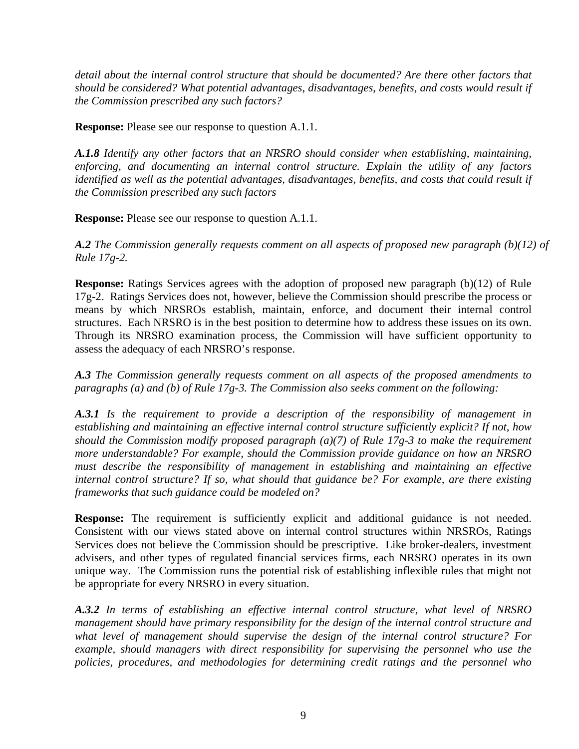*detail about the internal control structure that should be documented? Are there other factors that should be considered? What potential advantages, disadvantages, benefits, and costs would result if the Commission prescribed any such factors?*

**Response:** Please see our response to question A.1.1.

***A.1.8*** *Identify any other factors that an NRSRO should consider when establishing, maintaining, enforcing, and documenting an internal control structure. Explain the utility of any factors identified as well as the potential advantages, disadvantages, benefits, and costs that could result if the Commission prescribed any such factors*

**Response:** Please see our response to question A.1.1.

***A.2*** *The Commission generally requests comment on all aspects of proposed new paragraph (b)(12) of Rule 17g-2.*

**Response:** Ratings Services agrees with the adoption of proposed new paragraph (b)(12) of Rule 17g-2. Ratings Services does not, however, believe the Commission should prescribe the process or means by which NRSROs establish, maintain, enforce, and document their internal control structures. Each NRSRO is in the best position to determine how to address these issues on its own. Through its NRSRO examination process, the Commission will have sufficient opportunity to assess the adequacy of each NRSRO's response.

***A.3*** *The Commission generally requests comment on all aspects of the proposed amendments to paragraphs (a) and (b) of Rule 17g-3. The Commission also seeks comment on the following:*

***A.3.1*** *Is the requirement to provide a description of the responsibility of management in establishing and maintaining an effective internal control structure sufficiently explicit? If not, how should the Commission modify proposed paragraph (a)(7) of Rule 17g-3 to make the requirement more understandable? For example, should the Commission provide guidance on how an NRSRO must describe the responsibility of management in establishing and maintaining an effective internal control structure? If so, what should that guidance be? For example, are there existing frameworks that such guidance could be modeled on?*

**Response:** The requirement is sufficiently explicit and additional guidance is not needed. Consistent with our views stated above on internal control structures within NRSROs, Ratings Services does not believe the Commission should be prescriptive. Like broker-dealers, investment advisers, and other types of regulated financial services firms, each NRSRO operates in its own unique way. The Commission runs the potential risk of establishing inflexible rules that might not be appropriate for every NRSRO in every situation.

***A.3.2*** *In terms of establishing an effective internal control structure, what level of NRSRO management should have primary responsibility for the design of the internal control structure and what level of management should supervise the design of the internal control structure? For example, should managers with direct responsibility for supervising the personnel who use the policies, procedures, and methodologies for determining credit ratings and the personnel who*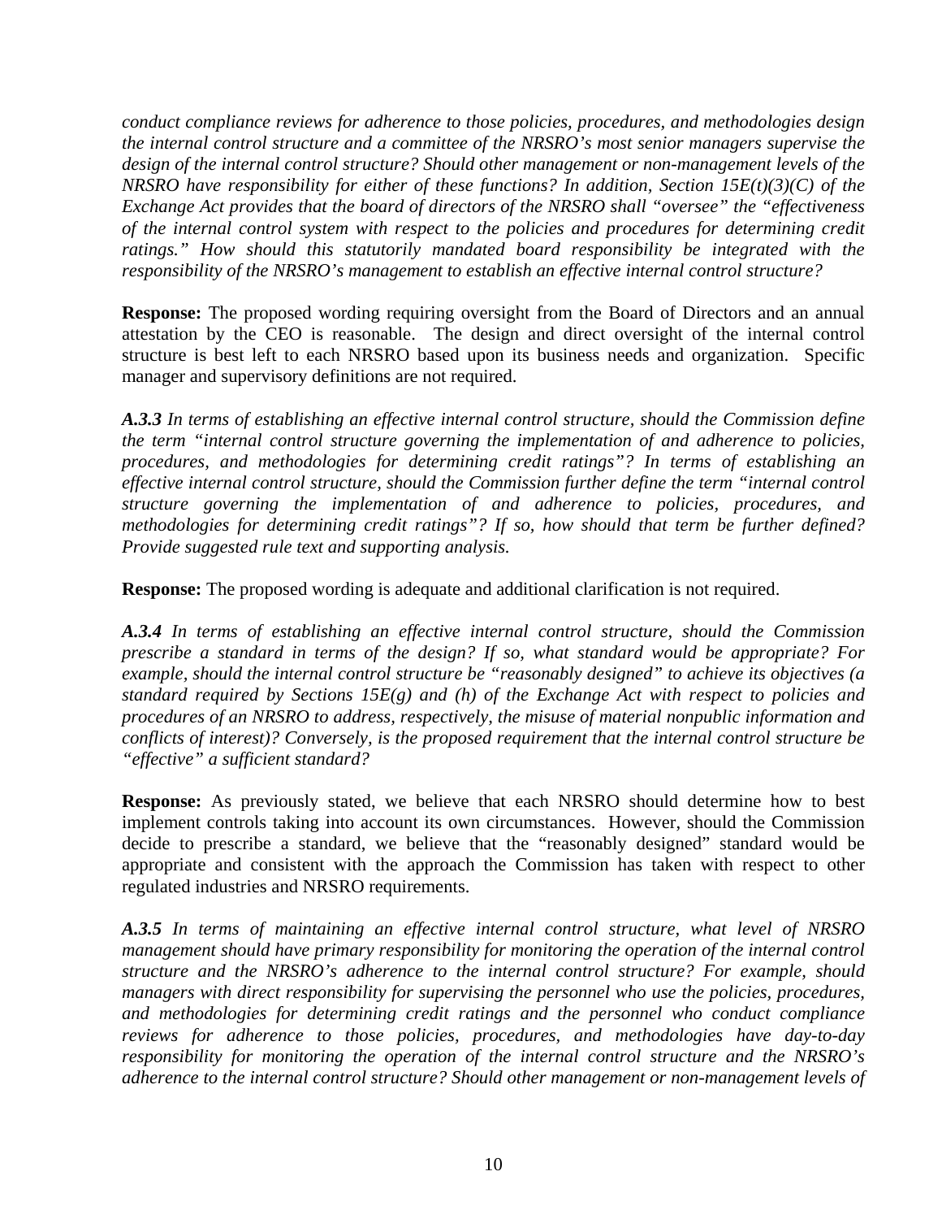*conduct compliance reviews for adherence to those policies, procedures, and methodologies design the internal control structure and a committee of the NRSRO's most senior managers supervise the design of the internal control structure? Should other management or non-management levels of the NRSRO have responsibility for either of these functions? In addition, Section 15E(t)(3)(C) of the Exchange Act provides that the board of directors of the NRSRO shall "oversee" the "effectiveness of the internal control system with respect to the policies and procedures for determining credit ratings." How should this statutorily mandated board responsibility be integrated with the responsibility of the NRSRO's management to establish an effective internal control structure?*

**Response:** The proposed wording requiring oversight from the Board of Directors and an annual attestation by the CEO is reasonable. The design and direct oversight of the internal control structure is best left to each NRSRO based upon its business needs and organization. Specific manager and supervisory definitions are not required.

***A.3.3*** *In terms of establishing an effective internal control structure, should the Commission define the term "internal control structure governing the implementation of and adherence to policies, procedures, and methodologies for determining credit ratings"? In terms of establishing an effective internal control structure, should the Commission further define the term "internal control structure governing the implementation of and adherence to policies, procedures, and methodologies for determining credit ratings"? If so, how should that term be further defined? Provide suggested rule text and supporting analysis.*

**Response:** The proposed wording is adequate and additional clarification is not required.

***A.3.4*** *In terms of establishing an effective internal control structure, should the Commission prescribe a standard in terms of the design? If so, what standard would be appropriate? For example, should the internal control structure be "reasonably designed" to achieve its objectives (a standard required by Sections 15E(g) and (h) of the Exchange Act with respect to policies and procedures of an NRSRO to address, respectively, the misuse of material nonpublic information and conflicts of interest)? Conversely, is the proposed requirement that the internal control structure be "effective" a sufficient standard?*

**Response:** As previously stated, we believe that each NRSRO should determine how to best implement controls taking into account its own circumstances. However, should the Commission decide to prescribe a standard, we believe that the "reasonably designed" standard would be appropriate and consistent with the approach the Commission has taken with respect to other regulated industries and NRSRO requirements.

***A.3.5*** *In terms of maintaining an effective internal control structure, what level of NRSRO management should have primary responsibility for monitoring the operation of the internal control structure and the NRSRO's adherence to the internal control structure? For example, should managers with direct responsibility for supervising the personnel who use the policies, procedures, and methodologies for determining credit ratings and the personnel who conduct compliance reviews for adherence to those policies, procedures, and methodologies have day-to-day responsibility for monitoring the operation of the internal control structure and the NRSRO's adherence to the internal control structure? Should other management or non-management levels of*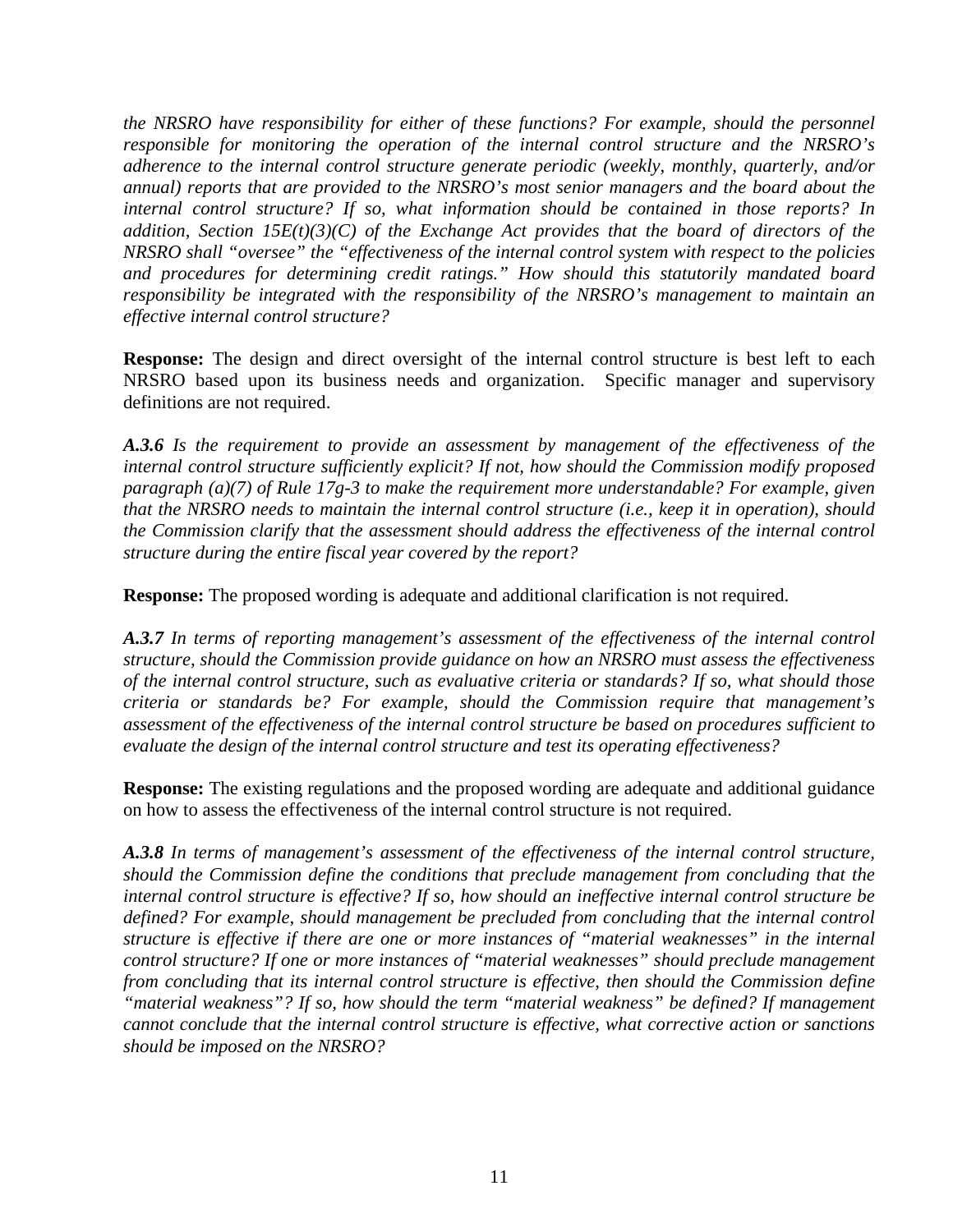*the NRSRO have responsibility for either of these functions? For example, should the personnel responsible for monitoring the operation of the internal control structure and the NRSRO's adherence to the internal control structure generate periodic (weekly, monthly, quarterly, and/or annual) reports that are provided to the NRSRO's most senior managers and the board about the internal control structure? If so, what information should be contained in those reports? In addition, Section 15E(t)(3)(C) of the Exchange Act provides that the board of directors of the NRSRO shall "oversee" the "effectiveness of the internal control system with respect to the policies and procedures for determining credit ratings." How should this statutorily mandated board responsibility be integrated with the responsibility of the NRSRO's management to maintain an effective internal control structure?*

**Response:** The design and direct oversight of the internal control structure is best left to each NRSRO based upon its business needs and organization. Specific manager and supervisory definitions are not required.

***A.3.6*** *Is the requirement to provide an assessment by management of the effectiveness of the internal control structure sufficiently explicit? If not, how should the Commission modify proposed paragraph (a)(7) of Rule 17g-3 to make the requirement more understandable? For example, given that the NRSRO needs to maintain the internal control structure (i.e., keep it in operation), should the Commission clarify that the assessment should address the effectiveness of the internal control structure during the entire fiscal year covered by the report?*

**Response:** The proposed wording is adequate and additional clarification is not required.

***A.3.7*** *In terms of reporting management's assessment of the effectiveness of the internal control structure, should the Commission provide guidance on how an NRSRO must assess the effectiveness of the internal control structure, such as evaluative criteria or standards? If so, what should those criteria or standards be? For example, should the Commission require that management's assessment of the effectiveness of the internal control structure be based on procedures sufficient to evaluate the design of the internal control structure and test its operating effectiveness?*

**Response:** The existing regulations and the proposed wording are adequate and additional guidance on how to assess the effectiveness of the internal control structure is not required.

***A.3.8*** *In terms of management's assessment of the effectiveness of the internal control structure, should the Commission define the conditions that preclude management from concluding that the internal control structure is effective? If so, how should an ineffective internal control structure be defined? For example, should management be precluded from concluding that the internal control structure is effective if there are one or more instances of "material weaknesses" in the internal control structure? If one or more instances of "material weaknesses" should preclude management from concluding that its internal control structure is effective, then should the Commission define "material weakness"? If so, how should the term "material weakness" be defined? If management cannot conclude that the internal control structure is effective, what corrective action or sanctions should be imposed on the NRSRO?*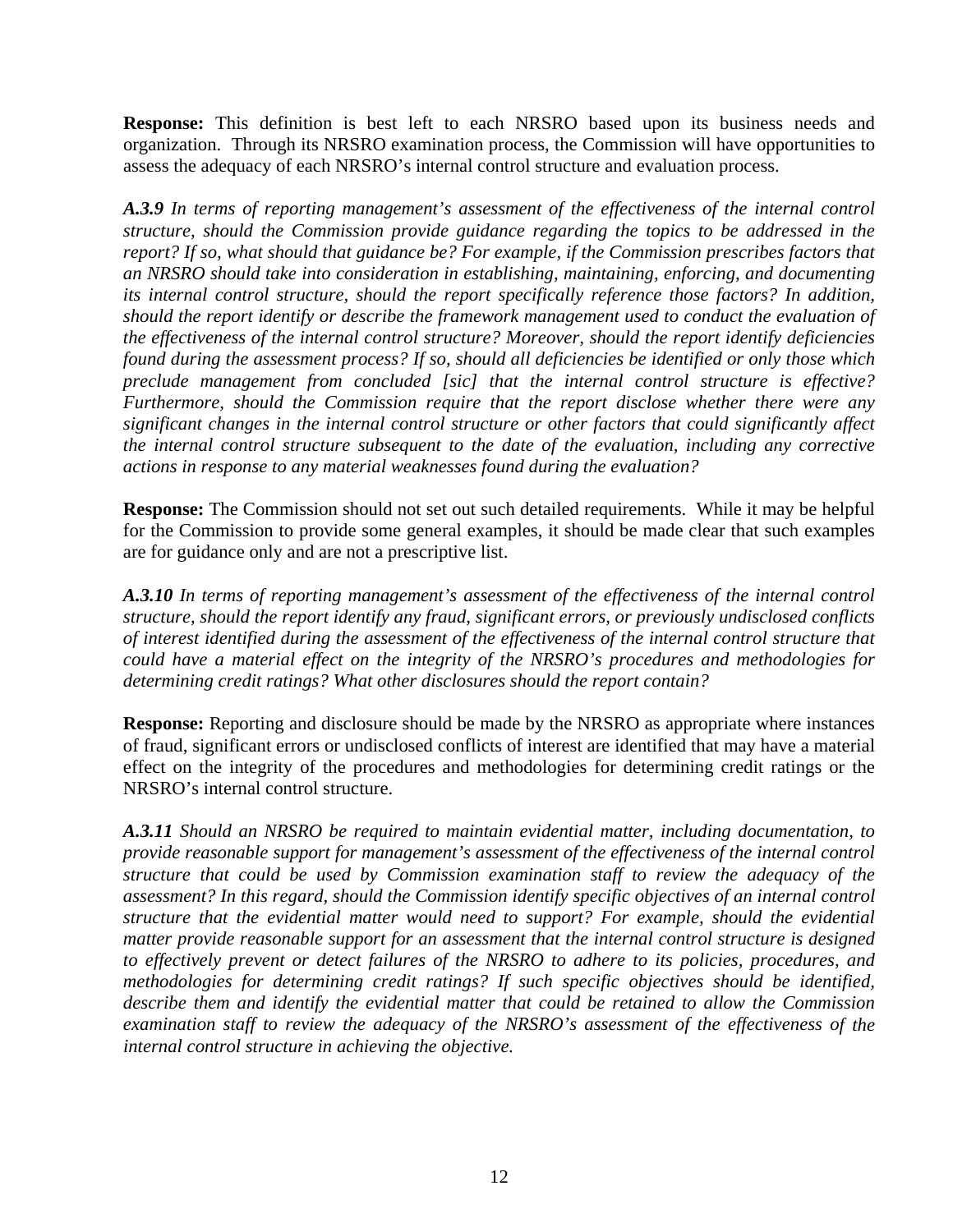**Response:** This definition is best left to each NRSRO based upon its business needs and organization. Through its NRSRO examination process, the Commission will have opportunities to assess the adequacy of each NRSRO's internal control structure and evaluation process.

***A.3.9*** *In terms of reporting management's assessment of the effectiveness of the internal control structure, should the Commission provide guidance regarding the topics to be addressed in the report? If so, what should that guidance be? For example, if the Commission prescribes factors that an NRSRO should take into consideration in establishing, maintaining, enforcing, and documenting its internal control structure, should the report specifically reference those factors? In addition, should the report identify or describe the framework management used to conduct the evaluation of the effectiveness of the internal control structure? Moreover, should the report identify deficiencies found during the assessment process? If so, should all deficiencies be identified or only those which preclude management from concluded [sic] that the internal control structure is effective? Furthermore, should the Commission require that the report disclose whether there were any significant changes in the internal control structure or other factors that could significantly affect the internal control structure subsequent to the date of the evaluation, including any corrective actions in response to any material weaknesses found during the evaluation?*

**Response:** The Commission should not set out such detailed requirements. While it may be helpful for the Commission to provide some general examples, it should be made clear that such examples are for guidance only and are not a prescriptive list.

***A.3.10*** *In terms of reporting management's assessment of the effectiveness of the internal control structure, should the report identify any fraud, significant errors, or previously undisclosed conflicts of interest identified during the assessment of the effectiveness of the internal control structure that could have a material effect on the integrity of the NRSRO's procedures and methodologies for determining credit ratings? What other disclosures should the report contain?*

**Response:** Reporting and disclosure should be made by the NRSRO as appropriate where instances of fraud, significant errors or undisclosed conflicts of interest are identified that may have a material effect on the integrity of the procedures and methodologies for determining credit ratings or the NRSRO's internal control structure.

***A.3.11*** *Should an NRSRO be required to maintain evidential matter, including documentation, to provide reasonable support for management's assessment of the effectiveness of the internal control structure that could be used by Commission examination staff to review the adequacy of the assessment? In this regard, should the Commission identify specific objectives of an internal control structure that the evidential matter would need to support? For example, should the evidential matter provide reasonable support for an assessment that the internal control structure is designed to effectively prevent or detect failures of the NRSRO to adhere to its policies, procedures, and methodologies for determining credit ratings? If such specific objectives should be identified, describe them and identify the evidential matter that could be retained to allow the Commission examination staff to review the adequacy of the NRSRO's assessment of the effectiveness of the internal control structure in achieving the objective.*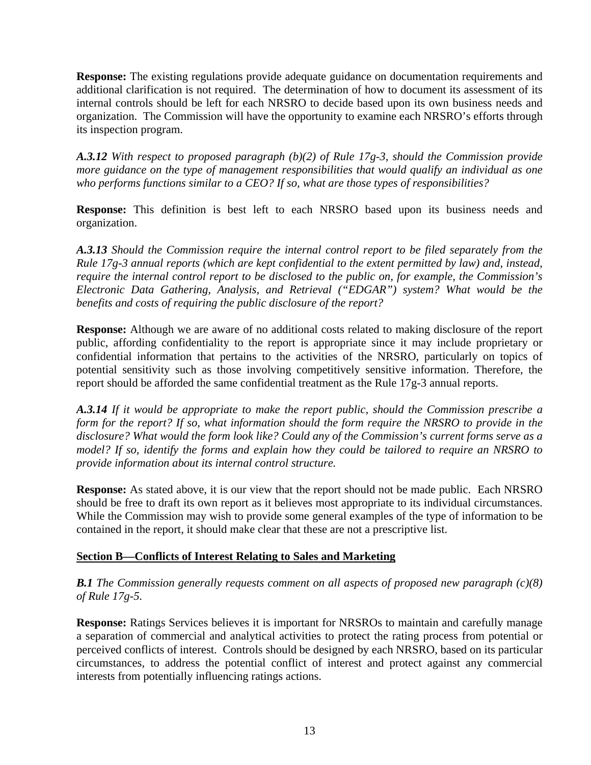**Response:** The existing regulations provide adequate guidance on documentation requirements and additional clarification is not required. The determination of how to document its assessment of its internal controls should be left for each NRSRO to decide based upon its own business needs and organization. The Commission will have the opportunity to examine each NRSRO's efforts through its inspection program.

***A.3.12*** *With respect to proposed paragraph (b)(2) of Rule 17g-3, should the Commission provide more guidance on the type of management responsibilities that would qualify an individual as one who performs functions similar to a CEO? If so, what are those types of responsibilities?*

**Response:** This definition is best left to each NRSRO based upon its business needs and organization.

***A.3.13*** *Should the Commission require the internal control report to be filed separately from the Rule 17g-3 annual reports (which are kept confidential to the extent permitted by law) and, instead, require the internal control report to be disclosed to the public on, for example, the Commission's Electronic Data Gathering, Analysis, and Retrieval ("EDGAR") system? What would be the benefits and costs of requiring the public disclosure of the report?*

**Response:** Although we are aware of no additional costs related to making disclosure of the report public, affording confidentiality to the report is appropriate since it may include proprietary or confidential information that pertains to the activities of the NRSRO, particularly on topics of potential sensitivity such as those involving competitively sensitive information. Therefore, the report should be afforded the same confidential treatment as the Rule 17g-3 annual reports.

***A.3.14*** *If it would be appropriate to make the report public, should the Commission prescribe a form for the report? If so, what information should the form require the NRSRO to provide in the disclosure? What would the form look like? Could any of the Commission's current forms serve as a model? If so, identify the forms and explain how they could be tailored to require an NRSRO to provide information about its internal control structure.*

**Response:** As stated above, it is our view that the report should not be made public. Each NRSRO should be free to draft its own report as it believes most appropriate to its individual circumstances. While the Commission may wish to provide some general examples of the type of information to be contained in the report, it should make clear that these are not a prescriptive list.

## Section B—Conflicts of Interest Relating to Sales and Marketing

***B.1*** *The Commission generally requests comment on all aspects of proposed new paragraph (c)(8) of Rule 17g-5.*

**Response:** Ratings Services believes it is important for NRSROs to maintain and carefully manage a separation of commercial and analytical activities to protect the rating process from potential or perceived conflicts of interest. Controls should be designed by each NRSRO, based on its particular circumstances, to address the potential conflict of interest and protect against any commercial interests from potentially influencing ratings actions.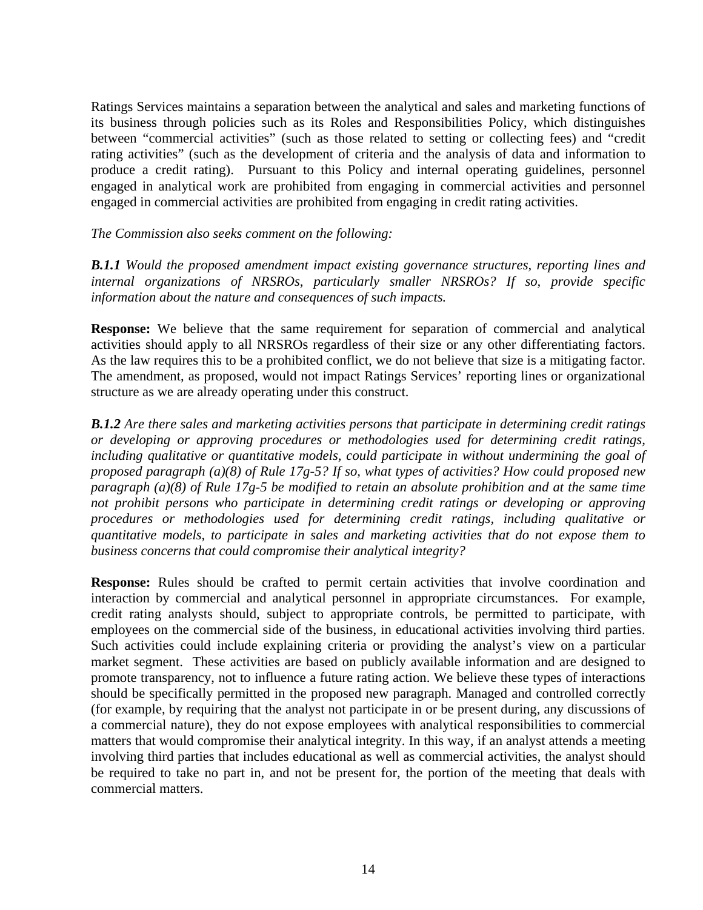Ratings Services maintains a separation between the analytical and sales and marketing functions of its business through policies such as its Roles and Responsibilities Policy, which distinguishes between "commercial activities" (such as those related to setting or collecting fees) and "credit rating activities" (such as the development of criteria and the analysis of data and information to produce a credit rating). Pursuant to this Policy and internal operating guidelines, personnel engaged in analytical work are prohibited from engaging in commercial activities and personnel engaged in commercial activities are prohibited from engaging in credit rating activities.

*The Commission also seeks comment on the following:*

***B.1.1*** *Would the proposed amendment impact existing governance structures, reporting lines and internal organizations of NRSROs, particularly smaller NRSROs? If so, provide specific information about the nature and consequences of such impacts.*

**Response:** We believe that the same requirement for separation of commercial and analytical activities should apply to all NRSROs regardless of their size or any other differentiating factors. As the law requires this to be a prohibited conflict, we do not believe that size is a mitigating factor. The amendment, as proposed, would not impact Ratings Services' reporting lines or organizational structure as we are already operating under this construct.

***B.1.2*** *Are there sales and marketing activities persons that participate in determining credit ratings or developing or approving procedures or methodologies used for determining credit ratings, including qualitative or quantitative models, could participate in without undermining the goal of proposed paragraph (a)(8) of Rule 17g-5? If so, what types of activities? How could proposed new paragraph (a)(8) of Rule 17g-5 be modified to retain an absolute prohibition and at the same time not prohibit persons who participate in determining credit ratings or developing or approving procedures or methodologies used for determining credit ratings, including qualitative or quantitative models, to participate in sales and marketing activities that do not expose them to business concerns that could compromise their analytical integrity?*

**Response:** Rules should be crafted to permit certain activities that involve coordination and interaction by commercial and analytical personnel in appropriate circumstances. For example, credit rating analysts should, subject to appropriate controls, be permitted to participate, with employees on the commercial side of the business, in educational activities involving third parties. Such activities could include explaining criteria or providing the analyst's view on a particular market segment. These activities are based on publicly available information and are designed to promote transparency, not to influence a future rating action. We believe these types of interactions should be specifically permitted in the proposed new paragraph. Managed and controlled correctly (for example, by requiring that the analyst not participate in or be present during, any discussions of a commercial nature), they do not expose employees with analytical responsibilities to commercial matters that would compromise their analytical integrity. In this way, if an analyst attends a meeting involving third parties that includes educational as well as commercial activities, the analyst should be required to take no part in, and not be present for, the portion of the meeting that deals with commercial matters.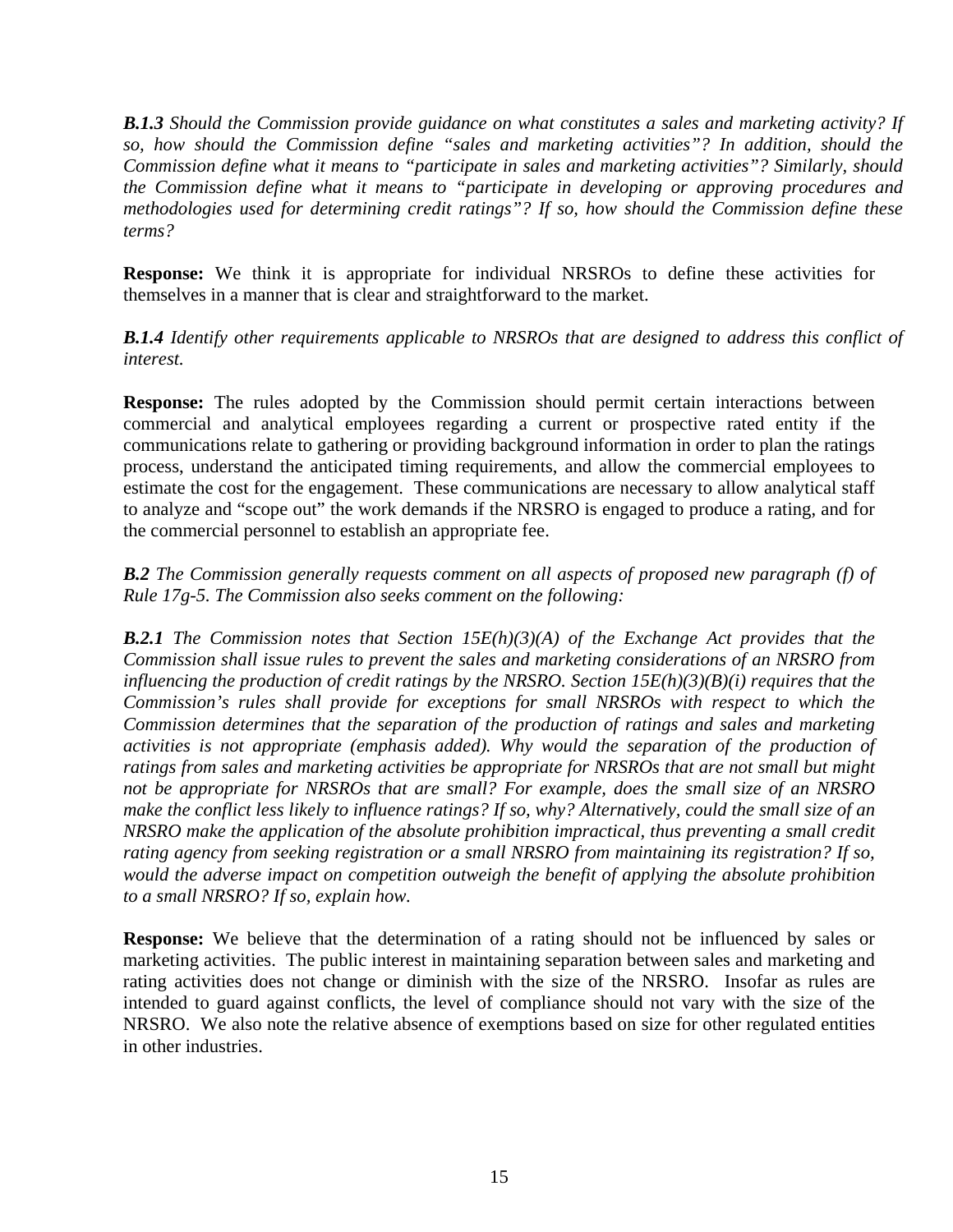***B.1.3*** *Should the Commission provide guidance on what constitutes a sales and marketing activity? If so, how should the Commission define "sales and marketing activities"? In addition, should the Commission define what it means to "participate in sales and marketing activities"? Similarly, should the Commission define what it means to "participate in developing or approving procedures and methodologies used for determining credit ratings"? If so, how should the Commission define these terms?*

**Response:** We think it is appropriate for individual NRSROs to define these activities for themselves in a manner that is clear and straightforward to the market.

***B.1.4*** *Identify other requirements applicable to NRSROs that are designed to address this conflict of interest.*

**Response:** The rules adopted by the Commission should permit certain interactions between commercial and analytical employees regarding a current or prospective rated entity if the communications relate to gathering or providing background information in order to plan the ratings process, understand the anticipated timing requirements, and allow the commercial employees to estimate the cost for the engagement. These communications are necessary to allow analytical staff to analyze and "scope out" the work demands if the NRSRO is engaged to produce a rating, and for the commercial personnel to establish an appropriate fee.

***B.2*** *The Commission generally requests comment on all aspects of proposed new paragraph (f) of Rule 17g-5. The Commission also seeks comment on the following:*

***B.2.1*** *The Commission notes that Section 15E(h)(3)(A) of the Exchange Act provides that the Commission shall issue rules to prevent the sales and marketing considerations of an NRSRO from influencing the production of credit ratings by the NRSRO. Section 15E(h)(3)(B)(i) requires that the Commission's rules shall provide for exceptions for small NRSROs with respect to which the Commission determines that the separation of the production of ratings and sales and marketing activities is not appropriate (emphasis added). Why would the separation of the production of ratings from sales and marketing activities be appropriate for NRSROs that are not small but might not be appropriate for NRSROs that are small? For example, does the small size of an NRSRO make the conflict less likely to influence ratings? If so, why? Alternatively, could the small size of an NRSRO make the application of the absolute prohibition impractical, thus preventing a small credit rating agency from seeking registration or a small NRSRO from maintaining its registration? If so, would the adverse impact on competition outweigh the benefit of applying the absolute prohibition to a small NRSRO? If so, explain how.*

**Response:** We believe that the determination of a rating should not be influenced by sales or marketing activities. The public interest in maintaining separation between sales and marketing and rating activities does not change or diminish with the size of the NRSRO. Insofar as rules are intended to guard against conflicts, the level of compliance should not vary with the size of the NRSRO. We also note the relative absence of exemptions based on size for other regulated entities in other industries.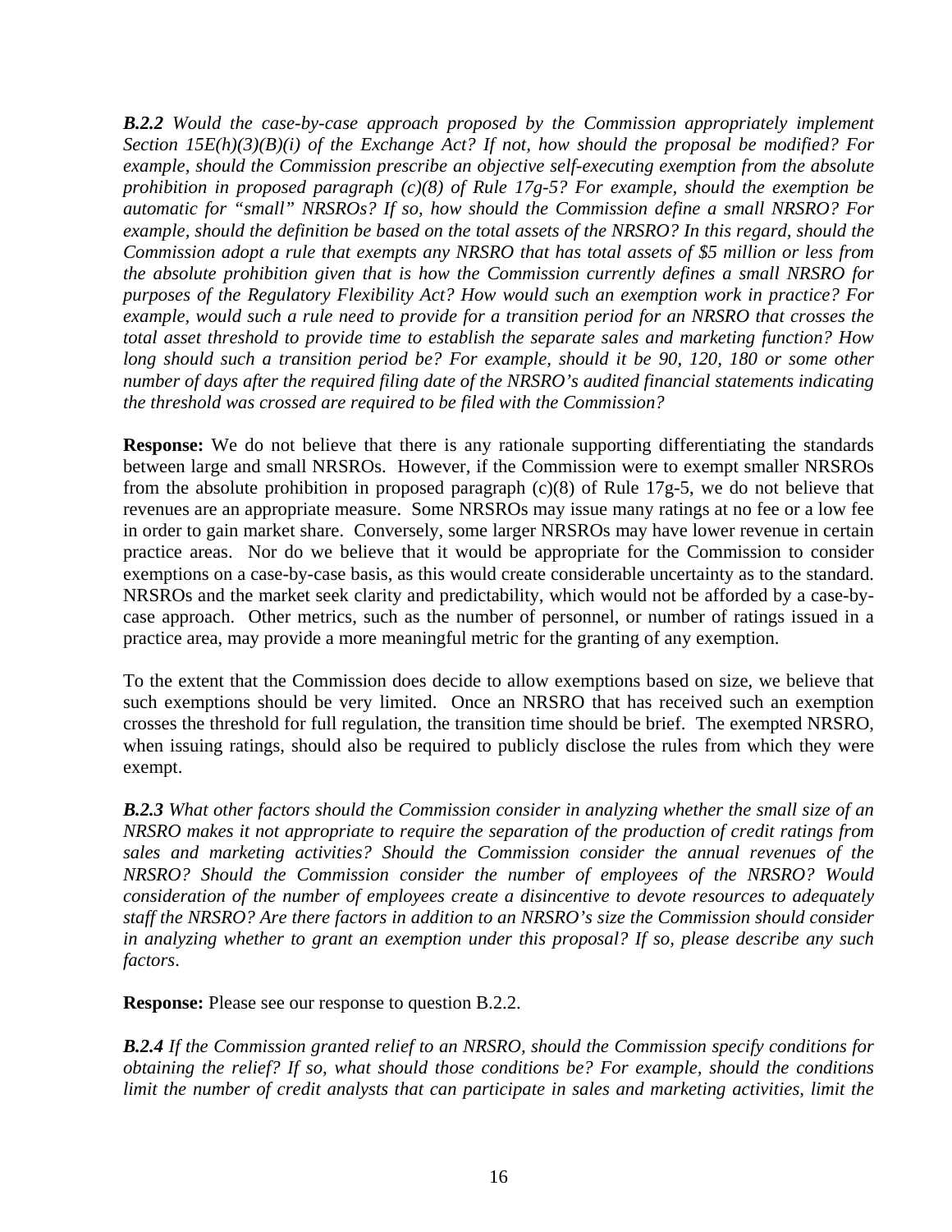***B.2.2*** *Would the case-by-case approach proposed by the Commission appropriately implement Section 15E(h)(3)(B)(i) of the Exchange Act? If not, how should the proposal be modified? For example, should the Commission prescribe an objective self-executing exemption from the absolute prohibition in proposed paragraph (c)(8) of Rule 17g-5? For example, should the exemption be automatic for "small" NRSROs? If so, how should the Commission define a small NRSRO? For example, should the definition be based on the total assets of the NRSRO? In this regard, should the Commission adopt a rule that exempts any NRSRO that has total assets of \$5 million or less from the absolute prohibition given that is how the Commission currently defines a small NRSRO for purposes of the Regulatory Flexibility Act? How would such an exemption work in practice? For example, would such a rule need to provide for a transition period for an NRSRO that crosses the total asset threshold to provide time to establish the separate sales and marketing function? How long should such a transition period be? For example, should it be 90, 120, 180 or some other number of days after the required filing date of the NRSRO's audited financial statements indicating the threshold was crossed are required to be filed with the Commission?*

**Response:** We do not believe that there is any rationale supporting differentiating the standards between large and small NRSROs. However, if the Commission were to exempt smaller NRSROs from the absolute prohibition in proposed paragraph (c)(8) of Rule 17g-5, we do not believe that revenues are an appropriate measure. Some NRSROs may issue many ratings at no fee or a low fee in order to gain market share. Conversely, some larger NRSROs may have lower revenue in certain practice areas. Nor do we believe that it would be appropriate for the Commission to consider exemptions on a case-by-case basis, as this would create considerable uncertainty as to the standard. NRSROs and the market seek clarity and predictability, which would not be afforded by a case-by-case approach. Other metrics, such as the number of personnel, or number of ratings issued in a practice area, may provide a more meaningful metric for the granting of any exemption.

To the extent that the Commission does decide to allow exemptions based on size, we believe that such exemptions should be very limited. Once an NRSRO that has received such an exemption crosses the threshold for full regulation, the transition time should be brief. The exempted NRSRO, when issuing ratings, should also be required to publicly disclose the rules from which they were exempt.

***B.2.3*** *What other factors should the Commission consider in analyzing whether the small size of an NRSRO makes it not appropriate to require the separation of the production of credit ratings from sales and marketing activities? Should the Commission consider the annual revenues of the NRSRO? Should the Commission consider the number of employees of the NRSRO? Would consideration of the number of employees create a disincentive to devote resources to adequately staff the NRSRO? Are there factors in addition to an NRSRO's size the Commission should consider in analyzing whether to grant an exemption under this proposal? If so, please describe any such factors.*

**Response:** Please see our response to question B.2.2.

***B.2.4*** *If the Commission granted relief to an NRSRO, should the Commission specify conditions for obtaining the relief? If so, what should those conditions be? For example, should the conditions limit the number of credit analysts that can participate in sales and marketing activities, limit the*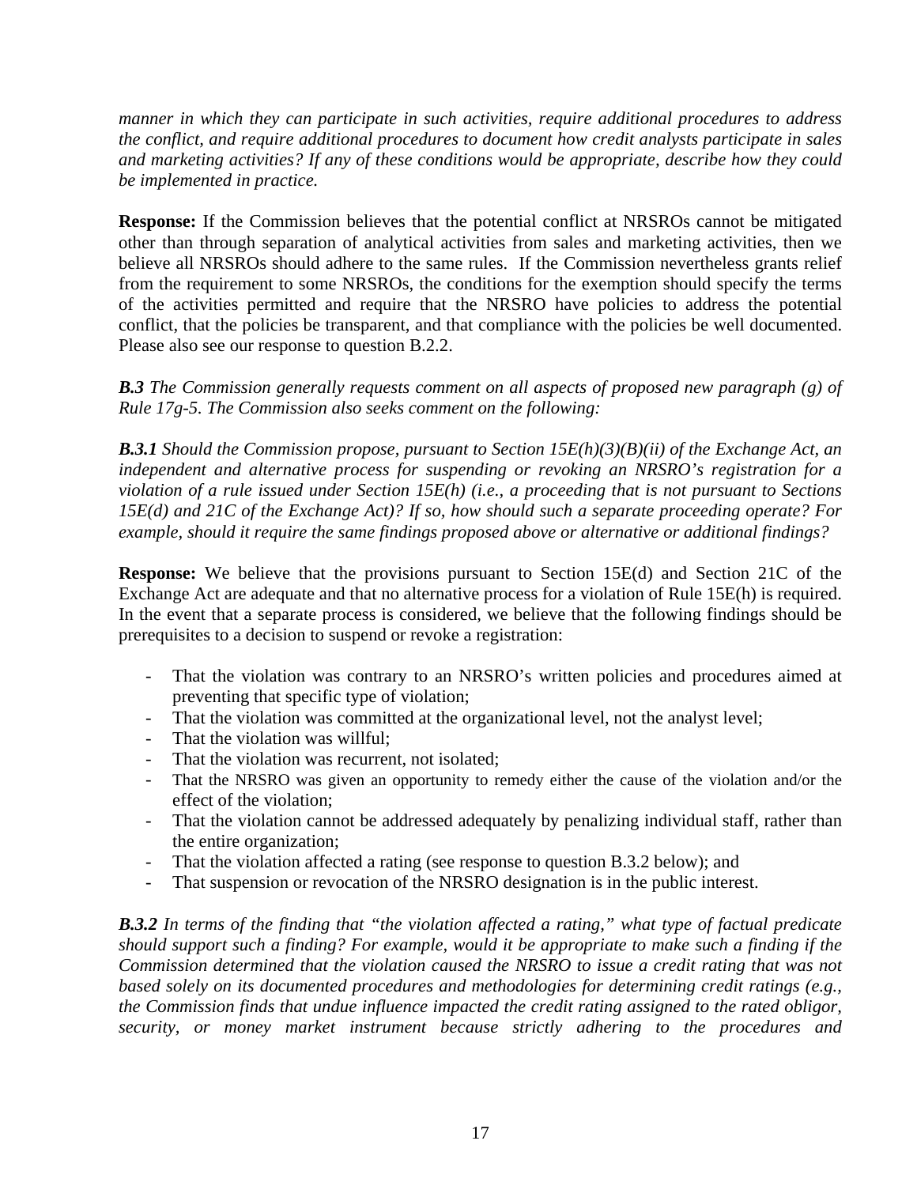*manner in which they can participate in such activities, require additional procedures to address the conflict, and require additional procedures to document how credit analysts participate in sales and marketing activities? If any of these conditions would be appropriate, describe how they could be implemented in practice.*

**Response:** If the Commission believes that the potential conflict at NRSROs cannot be mitigated other than through separation of analytical activities from sales and marketing activities, then we believe all NRSROs should adhere to the same rules. If the Commission nevertheless grants relief from the requirement to some NRSROs, the conditions for the exemption should specify the terms of the activities permitted and require that the NRSRO have policies to address the potential conflict, that the policies be transparent, and that compliance with the policies be well documented. Please also see our response to question B.2.2.

***B.3*** *The Commission generally requests comment on all aspects of proposed new paragraph (g) of Rule 17g-5. The Commission also seeks comment on the following:*

***B.3.1*** *Should the Commission propose, pursuant to Section 15E(h)(3)(B)(ii) of the Exchange Act, an independent and alternative process for suspending or revoking an NRSRO's registration for a violation of a rule issued under Section 15E(h) (i.e., a proceeding that is not pursuant to Sections 15E(d) and 21C of the Exchange Act)? If so, how should such a separate proceeding operate? For example, should it require the same findings proposed above or alternative or additional findings?*

**Response:** We believe that the provisions pursuant to Section 15E(d) and Section 21C of the Exchange Act are adequate and that no alternative process for a violation of Rule 15E(h) is required. In the event that a separate process is considered, we believe that the following findings should be prerequisites to a decision to suspend or revoke a registration:

- That the violation was contrary to an NRSRO's written policies and procedures aimed at preventing that specific type of violation;
- That the violation was committed at the organizational level, not the analyst level;
- That the violation was willful;
- That the violation was recurrent, not isolated;
- That the NRSRO was given an opportunity to remedy either the cause of the violation and/or the effect of the violation;
- That the violation cannot be addressed adequately by penalizing individual staff, rather than the entire organization;
- That the violation affected a rating (see response to question B.3.2 below); and
- That suspension or revocation of the NRSRO designation is in the public interest.

***B.3.2*** *In terms of the finding that "the violation affected a rating," what type of factual predicate should support such a finding? For example, would it be appropriate to make such a finding if the Commission determined that the violation caused the NRSRO to issue a credit rating that was not based solely on its documented procedures and methodologies for determining credit ratings (e.g., the Commission finds that undue influence impacted the credit rating assigned to the rated obligor, security, or money market instrument because strictly adhering to the procedures and*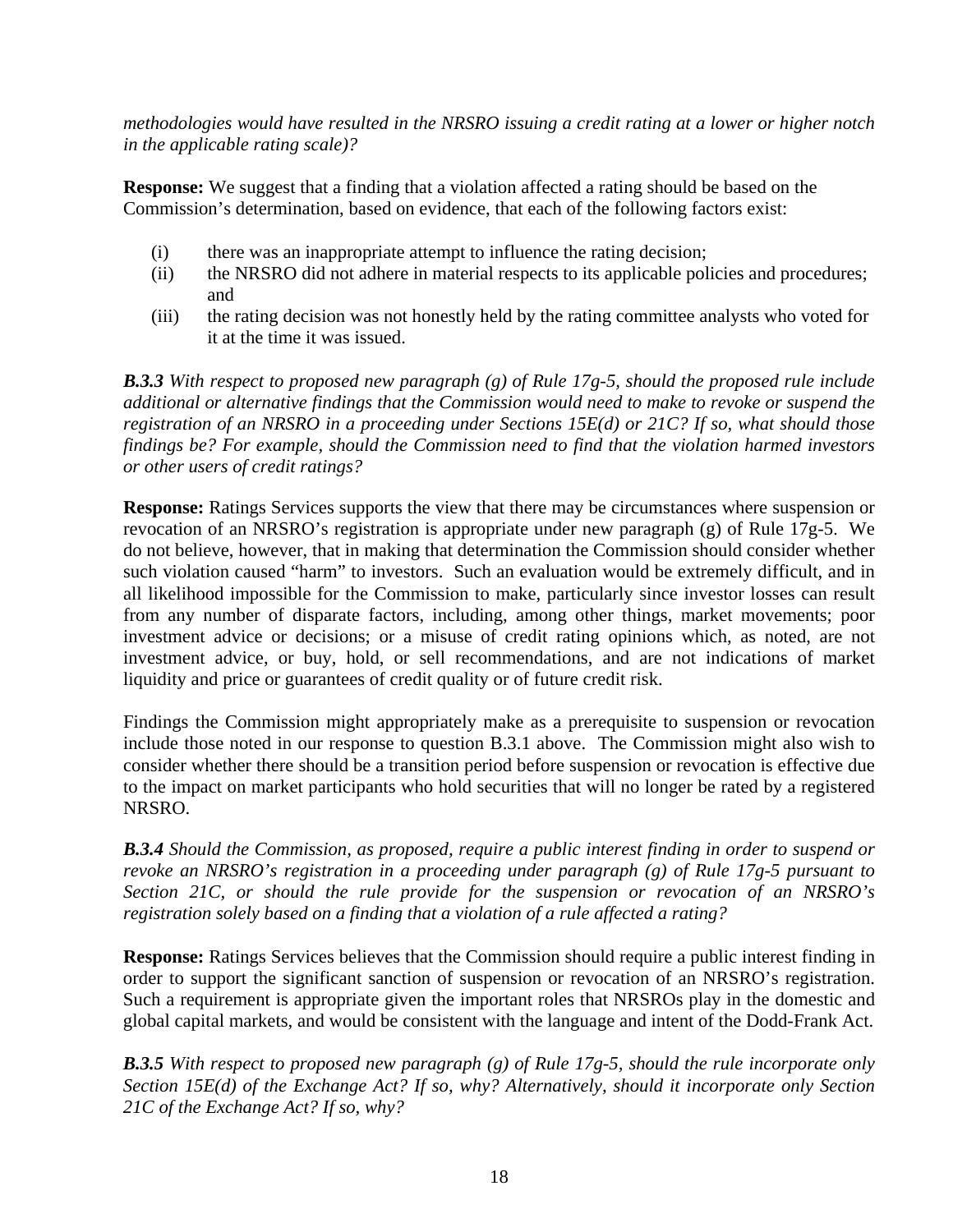*methodologies would have resulted in the NRSRO issuing a credit rating at a lower or higher notch in the applicable rating scale)?*

**Response:** We suggest that a finding that a violation affected a rating should be based on the Commission's determination, based on evidence, that each of the following factors exist:

(i) there was an inappropriate attempt to influence the rating decision;
(ii) the NRSRO did not adhere in material respects to its applicable policies and procedures; and
(iii) the rating decision was not honestly held by the rating committee analysts who voted for it at the time it was issued.

***B.3.3*** *With respect to proposed new paragraph (g) of Rule 17g-5, should the proposed rule include additional or alternative findings that the Commission would need to make to revoke or suspend the registration of an NRSRO in a proceeding under Sections 15E(d) or 21C? If so, what should those findings be? For example, should the Commission need to find that the violation harmed investors or other users of credit ratings?*

**Response:** Ratings Services supports the view that there may be circumstances where suspension or revocation of an NRSRO's registration is appropriate under new paragraph (g) of Rule 17g-5. We do not believe, however, that in making that determination the Commission should consider whether such violation caused "harm" to investors. Such an evaluation would be extremely difficult, and in all likelihood impossible for the Commission to make, particularly since investor losses can result from any number of disparate factors, including, among other things, market movements; poor investment advice or decisions; or a misuse of credit rating opinions which, as noted, are not investment advice, or buy, hold, or sell recommendations, and are not indications of market liquidity and price or guarantees of credit quality or of future credit risk.

Findings the Commission might appropriately make as a prerequisite to suspension or revocation include those noted in our response to question B.3.1 above. The Commission might also wish to consider whether there should be a transition period before suspension or revocation is effective due to the impact on market participants who hold securities that will no longer be rated by a registered NRSRO.

***B.3.4*** *Should the Commission, as proposed, require a public interest finding in order to suspend or revoke an NRSRO's registration in a proceeding under paragraph (g) of Rule 17g-5 pursuant to Section 21C, or should the rule provide for the suspension or revocation of an NRSRO's registration solely based on a finding that a violation of a rule affected a rating?*

**Response:** Ratings Services believes that the Commission should require a public interest finding in order to support the significant sanction of suspension or revocation of an NRSRO's registration. Such a requirement is appropriate given the important roles that NRSROs play in the domestic and global capital markets, and would be consistent with the language and intent of the Dodd-Frank Act.

***B.3.5*** *With respect to proposed new paragraph (g) of Rule 17g-5, should the rule incorporate only Section 15E(d) of the Exchange Act? If so, why? Alternatively, should it incorporate only Section 21C of the Exchange Act? If so, why?*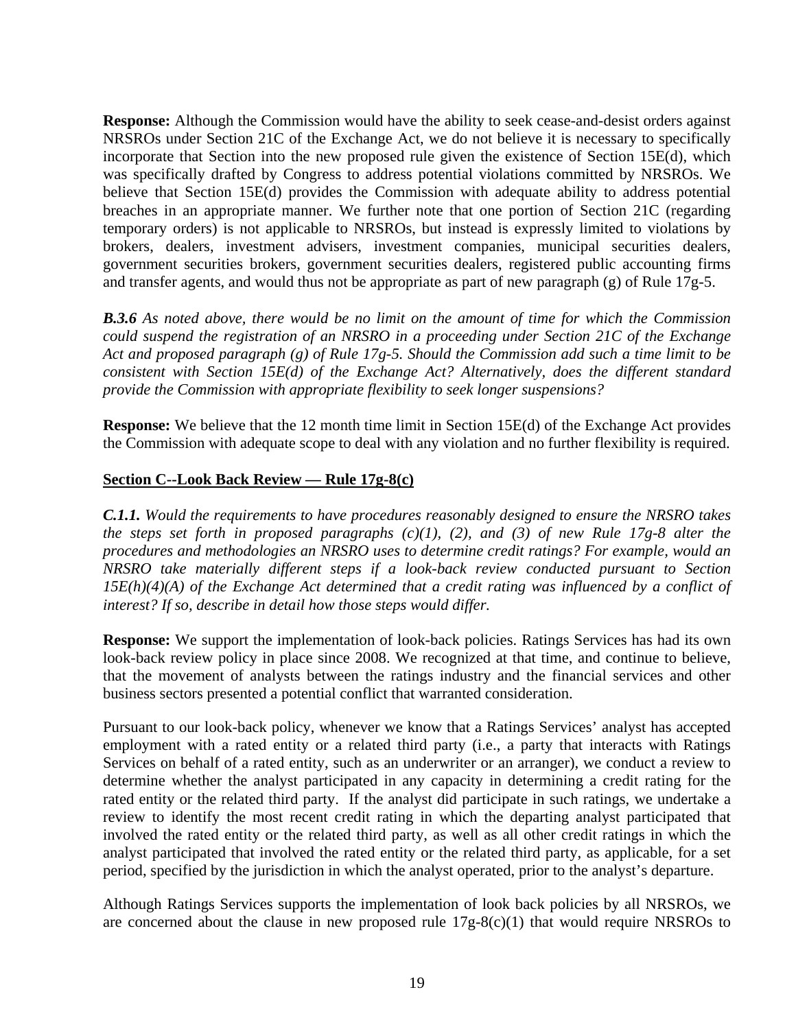**Response:** Although the Commission would have the ability to seek cease-and-desist orders against NRSROs under Section 21C of the Exchange Act, we do not believe it is necessary to specifically incorporate that Section into the new proposed rule given the existence of Section 15E(d), which was specifically drafted by Congress to address potential violations committed by NRSROs. We believe that Section 15E(d) provides the Commission with adequate ability to address potential breaches in an appropriate manner. We further note that one portion of Section 21C (regarding temporary orders) is not applicable to NRSROs, but instead is expressly limited to violations by brokers, dealers, investment advisers, investment companies, municipal securities dealers, government securities brokers, government securities dealers, registered public accounting firms and transfer agents, and would thus not be appropriate as part of new paragraph (g) of Rule 17g-5.

***B.3.6*** *As noted above, there would be no limit on the amount of time for which the Commission could suspend the registration of an NRSRO in a proceeding under Section 21C of the Exchange Act and proposed paragraph (g) of Rule 17g-5. Should the Commission add such a time limit to be consistent with Section 15E(d) of the Exchange Act? Alternatively, does the different standard provide the Commission with appropriate flexibility to seek longer suspensions?*

**Response:** We believe that the 12 month time limit in Section 15E(d) of the Exchange Act provides the Commission with adequate scope to deal with any violation and no further flexibility is required.

## Section C--Look Back Review — Rule 17g-8(c)

***C.1.1.*** *Would the requirements to have procedures reasonably designed to ensure the NRSRO takes the steps set forth in proposed paragraphs (c)(1), (2), and (3) of new Rule 17g-8 alter the procedures and methodologies an NRSRO uses to determine credit ratings? For example, would an NRSRO take materially different steps if a look-back review conducted pursuant to Section 15E(h)(4)(A) of the Exchange Act determined that a credit rating was influenced by a conflict of interest? If so, describe in detail how those steps would differ.*

**Response:** We support the implementation of look-back policies. Ratings Services has had its own look-back review policy in place since 2008. We recognized at that time, and continue to believe, that the movement of analysts between the ratings industry and the financial services and other business sectors presented a potential conflict that warranted consideration.

Pursuant to our look-back policy, whenever we know that a Ratings Services' analyst has accepted employment with a rated entity or a related third party (i.e., a party that interacts with Ratings Services on behalf of a rated entity, such as an underwriter or an arranger), we conduct a review to determine whether the analyst participated in any capacity in determining a credit rating for the rated entity or the related third party. If the analyst did participate in such ratings, we undertake a review to identify the most recent credit rating in which the departing analyst participated that involved the rated entity or the related third party, as well as all other credit ratings in which the analyst participated that involved the rated entity or the related third party, as applicable, for a set period, specified by the jurisdiction in which the analyst operated, prior to the analyst's departure.

Although Ratings Services supports the implementation of look back policies by all NRSROs, we are concerned about the clause in new proposed rule 17g-8(c)(1) that would require NRSROs to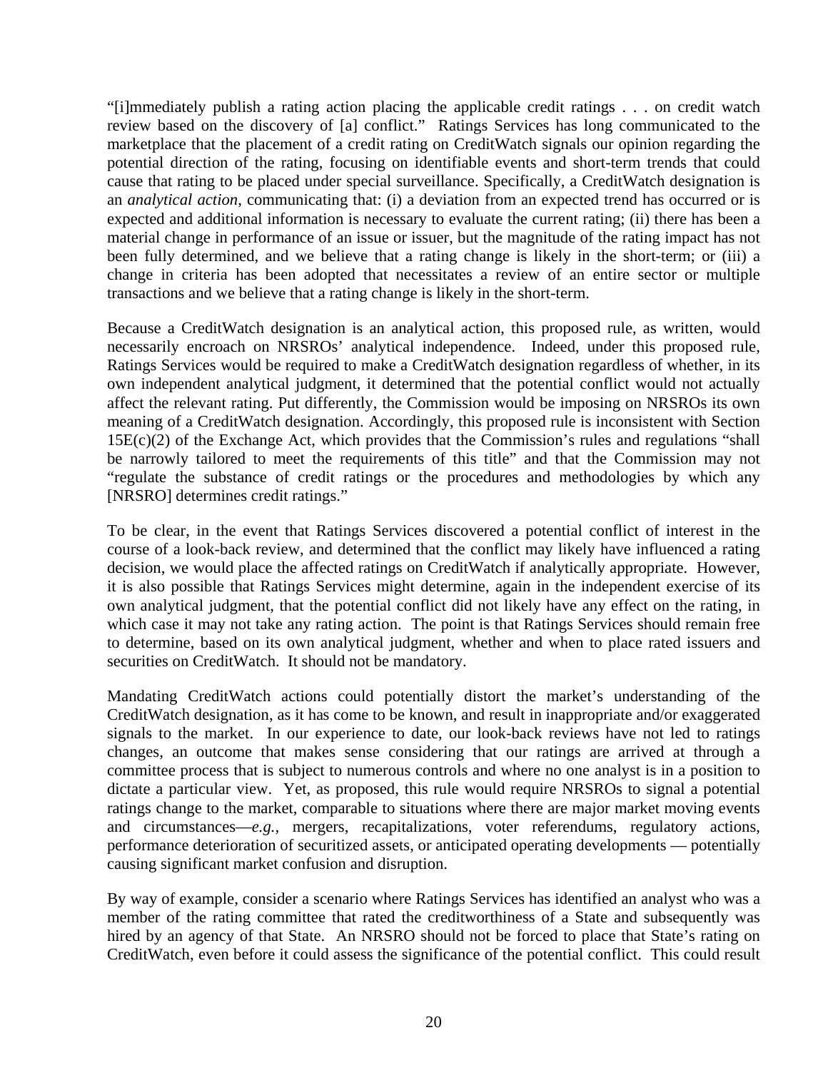"[i]mmediately publish a rating action placing the applicable credit ratings . . . on credit watch review based on the discovery of [a] conflict." Ratings Services has long communicated to the marketplace that the placement of a credit rating on CreditWatch signals our opinion regarding the potential direction of the rating, focusing on identifiable events and short-term trends that could cause that rating to be placed under special surveillance. Specifically, a CreditWatch designation is an *analytical action*, communicating that: (i) a deviation from an expected trend has occurred or is expected and additional information is necessary to evaluate the current rating; (ii) there has been a material change in performance of an issue or issuer, but the magnitude of the rating impact has not been fully determined, and we believe that a rating change is likely in the short-term; or (iii) a change in criteria has been adopted that necessitates a review of an entire sector or multiple transactions and we believe that a rating change is likely in the short-term.

Because a CreditWatch designation is an analytical action, this proposed rule, as written, would necessarily encroach on NRSROs' analytical independence. Indeed, under this proposed rule, Ratings Services would be required to make a CreditWatch designation regardless of whether, in its own independent analytical judgment, it determined that the potential conflict would not actually affect the relevant rating. Put differently, the Commission would be imposing on NRSROs its own meaning of a CreditWatch designation. Accordingly, this proposed rule is inconsistent with Section 15E(c)(2) of the Exchange Act, which provides that the Commission's rules and regulations "shall be narrowly tailored to meet the requirements of this title" and that the Commission may not "regulate the substance of credit ratings or the procedures and methodologies by which any [NRSRO] determines credit ratings."

To be clear, in the event that Ratings Services discovered a potential conflict of interest in the course of a look-back review, and determined that the conflict may likely have influenced a rating decision, we would place the affected ratings on CreditWatch if analytically appropriate. However, it is also possible that Ratings Services might determine, again in the independent exercise of its own analytical judgment, that the potential conflict did not likely have any effect on the rating, in which case it may not take any rating action. The point is that Ratings Services should remain free to determine, based on its own analytical judgment, whether and when to place rated issuers and securities on CreditWatch. It should not be mandatory.

Mandating CreditWatch actions could potentially distort the market's understanding of the CreditWatch designation, as it has come to be known, and result in inappropriate and/or exaggerated signals to the market. In our experience to date, our look-back reviews have not led to ratings changes, an outcome that makes sense considering that our ratings are arrived at through a committee process that is subject to numerous controls and where no one analyst is in a position to dictate a particular view. Yet, as proposed, this rule would require NRSROs to signal a potential ratings change to the market, comparable to situations where there are major market moving events and circumstances—*e.g.,* mergers, recapitalizations, voter referendums, regulatory actions, performance deterioration of securitized assets, or anticipated operating developments — potentially causing significant market confusion and disruption.

By way of example, consider a scenario where Ratings Services has identified an analyst who was a member of the rating committee that rated the creditworthiness of a State and subsequently was hired by an agency of that State. An NRSRO should not be forced to place that State's rating on CreditWatch, even before it could assess the significance of the potential conflict. This could result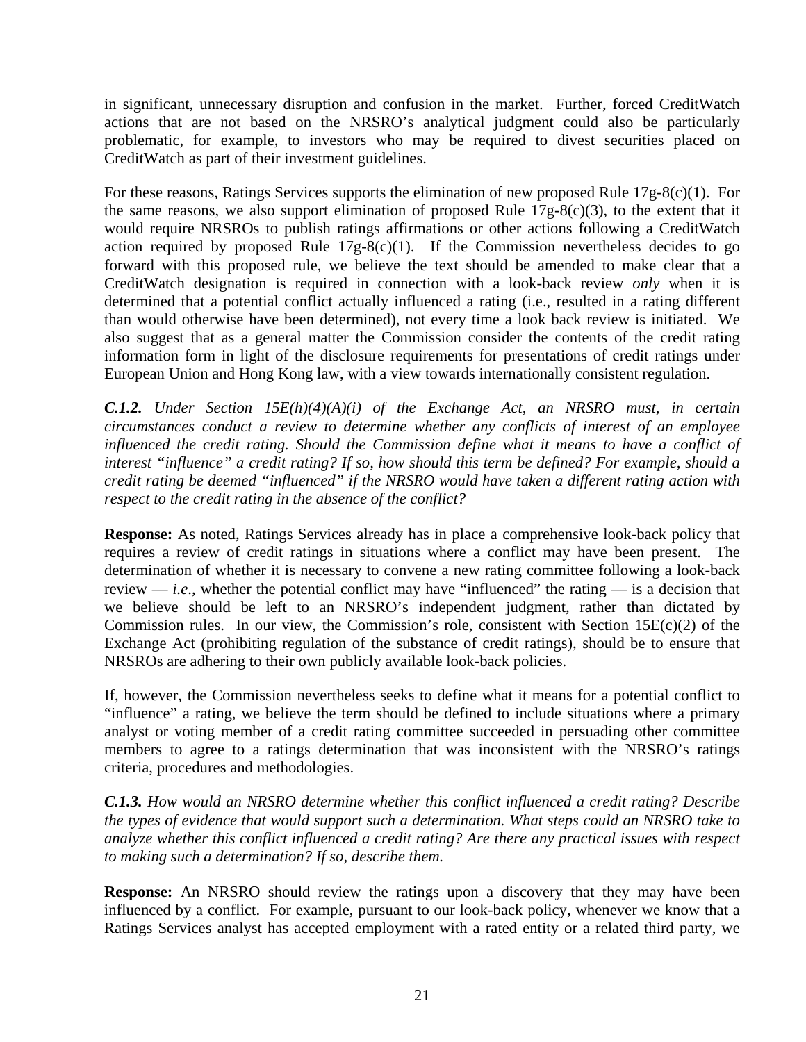in significant, unnecessary disruption and confusion in the market. Further, forced CreditWatch actions that are not based on the NRSRO's analytical judgment could also be particularly problematic, for example, to investors who may be required to divest securities placed on CreditWatch as part of their investment guidelines.

For these reasons, Ratings Services supports the elimination of new proposed Rule 17g-8(c)(1). For the same reasons, we also support elimination of proposed Rule 17g-8(c)(3), to the extent that it would require NRSROs to publish ratings affirmations or other actions following a CreditWatch action required by proposed Rule 17g-8(c)(1). If the Commission nevertheless decides to go forward with this proposed rule, we believe the text should be amended to make clear that a CreditWatch designation is required in connection with a look-back review *only* when it is determined that a potential conflict actually influenced a rating (i.e., resulted in a rating different than would otherwise have been determined), not every time a look back review is initiated. We also suggest that as a general matter the Commission consider the contents of the credit rating information form in light of the disclosure requirements for presentations of credit ratings under European Union and Hong Kong law, with a view towards internationally consistent regulation.

***C.1.2.*** *Under Section 15E(h)(4)(A)(i) of the Exchange Act, an NRSRO must, in certain circumstances conduct a review to determine whether any conflicts of interest of an employee influenced the credit rating. Should the Commission define what it means to have a conflict of interest "influence" a credit rating? If so, how should this term be defined? For example, should a credit rating be deemed "influenced" if the NRSRO would have taken a different rating action with respect to the credit rating in the absence of the conflict?*

**Response:** As noted, Ratings Services already has in place a comprehensive look-back policy that requires a review of credit ratings in situations where a conflict may have been present. The determination of whether it is necessary to convene a new rating committee following a look-back review — *i.e*., whether the potential conflict may have "influenced" the rating — is a decision that we believe should be left to an NRSRO's independent judgment, rather than dictated by Commission rules. In our view, the Commission's role, consistent with Section 15E(c)(2) of the Exchange Act (prohibiting regulation of the substance of credit ratings), should be to ensure that NRSROs are adhering to their own publicly available look-back policies.

If, however, the Commission nevertheless seeks to define what it means for a potential conflict to "influence" a rating, we believe the term should be defined to include situations where a primary analyst or voting member of a credit rating committee succeeded in persuading other committee members to agree to a ratings determination that was inconsistent with the NRSRO's ratings criteria, procedures and methodologies.

***C.1.3.*** *How would an NRSRO determine whether this conflict influenced a credit rating? Describe the types of evidence that would support such a determination. What steps could an NRSRO take to analyze whether this conflict influenced a credit rating? Are there any practical issues with respect to making such a determination? If so, describe them.*

**Response:** An NRSRO should review the ratings upon a discovery that they may have been influenced by a conflict. For example, pursuant to our look-back policy, whenever we know that a Ratings Services analyst has accepted employment with a rated entity or a related third party, we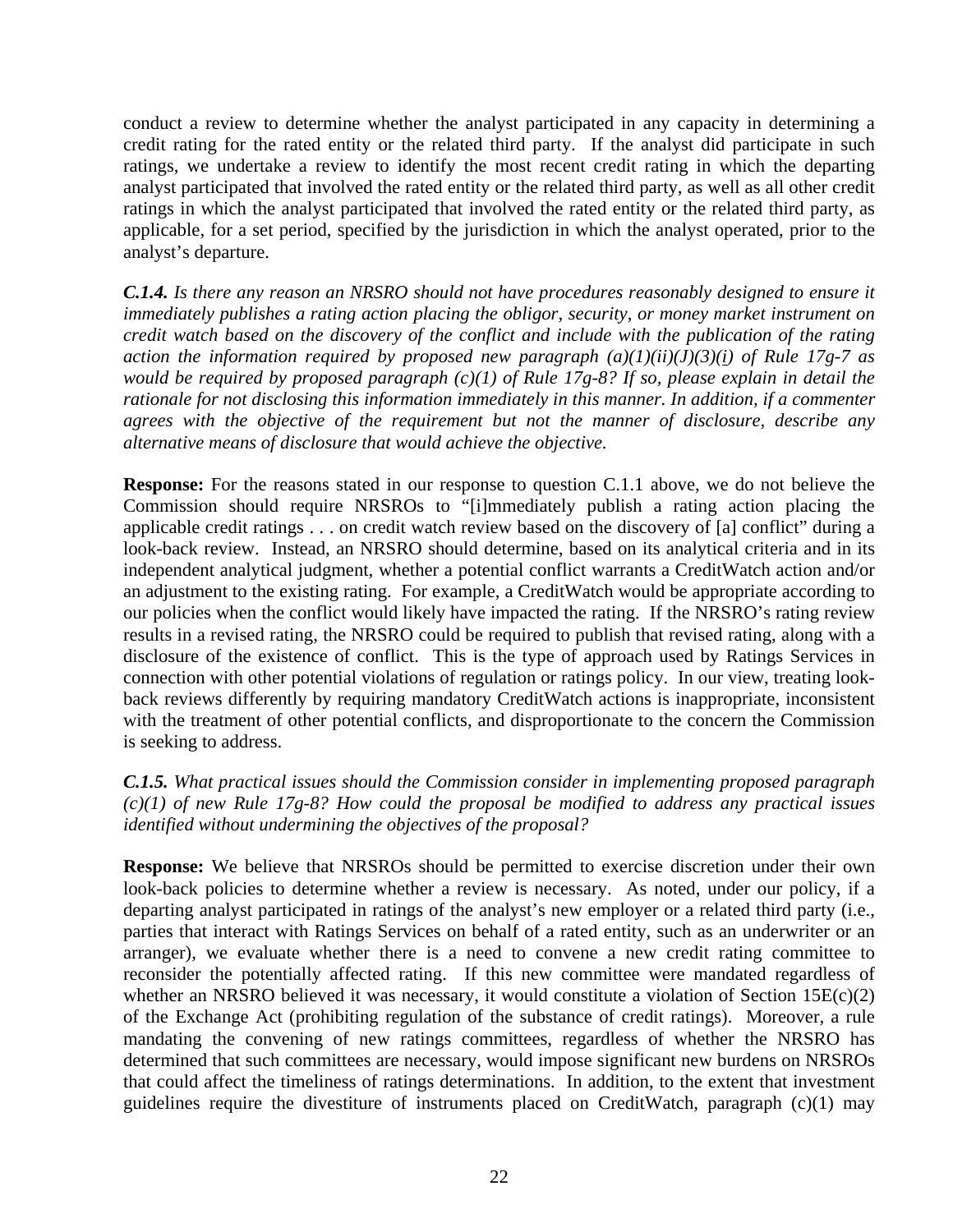conduct a review to determine whether the analyst participated in any capacity in determining a credit rating for the rated entity or the related third party. If the analyst did participate in such ratings, we undertake a review to identify the most recent credit rating in which the departing analyst participated that involved the rated entity or the related third party, as well as all other credit ratings in which the analyst participated that involved the rated entity or the related third party, as applicable, for a set period, specified by the jurisdiction in which the analyst operated, prior to the analyst's departure.

***C.1.4.*** *Is there any reason an NRSRO should not have procedures reasonably designed to ensure it immediately publishes a rating action placing the obligor, security, or money market instrument on credit watch based on the discovery of the conflict and include with the publication of the rating action the information required by proposed new paragraph (a)(1)(ii)(J)(3)(i) of Rule 17g-7 as would be required by proposed paragraph (c)(1) of Rule 17g-8? If so, please explain in detail the rationale for not disclosing this information immediately in this manner. In addition, if a commenter agrees with the objective of the requirement but not the manner of disclosure, describe any alternative means of disclosure that would achieve the objective.*

**Response:** For the reasons stated in our response to question C.1.1 above, we do not believe the Commission should require NRSROs to "[i]mmediately publish a rating action placing the applicable credit ratings . . . on credit watch review based on the discovery of [a] conflict" during a look-back review. Instead, an NRSRO should determine, based on its analytical criteria and in its independent analytical judgment, whether a potential conflict warrants a CreditWatch action and/or an adjustment to the existing rating. For example, a CreditWatch would be appropriate according to our policies when the conflict would likely have impacted the rating. If the NRSRO's rating review results in a revised rating, the NRSRO could be required to publish that revised rating, along with a disclosure of the existence of conflict. This is the type of approach used by Ratings Services in connection with other potential violations of regulation or ratings policy. In our view, treating look-back reviews differently by requiring mandatory CreditWatch actions is inappropriate, inconsistent with the treatment of other potential conflicts, and disproportionate to the concern the Commission is seeking to address.

***C.1.5.*** *What practical issues should the Commission consider in implementing proposed paragraph (c)(1) of new Rule 17g-8? How could the proposal be modified to address any practical issues identified without undermining the objectives of the proposal?*

**Response:** We believe that NRSROs should be permitted to exercise discretion under their own look-back policies to determine whether a review is necessary. As noted, under our policy, if a departing analyst participated in ratings of the analyst's new employer or a related third party (i.e., parties that interact with Ratings Services on behalf of a rated entity, such as an underwriter or an arranger), we evaluate whether there is a need to convene a new credit rating committee to reconsider the potentially affected rating. If this new committee were mandated regardless of whether an NRSRO believed it was necessary, it would constitute a violation of Section 15E(c)(2) of the Exchange Act (prohibiting regulation of the substance of credit ratings). Moreover, a rule mandating the convening of new ratings committees, regardless of whether the NRSRO has determined that such committees are necessary, would impose significant new burdens on NRSROs that could affect the timeliness of ratings determinations. In addition, to the extent that investment guidelines require the divestiture of instruments placed on CreditWatch, paragraph (c)(1) may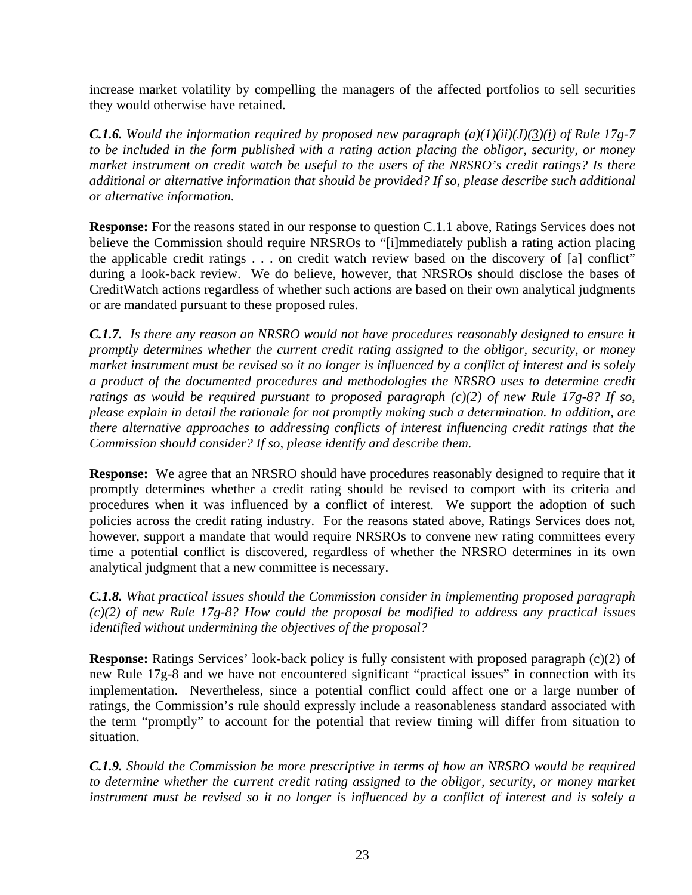increase market volatility by compelling the managers of the affected portfolios to sell securities they would otherwise have retained.

***C.1.6.*** *Would the information required by proposed new paragraph (a)(1)(ii)(J)(3)(i) of Rule 17g-7 to be included in the form published with a rating action placing the obligor, security, or money market instrument on credit watch be useful to the users of the NRSRO's credit ratings? Is there additional or alternative information that should be provided? If so, please describe such additional or alternative information.*

**Response:** For the reasons stated in our response to question C.1.1 above, Ratings Services does not believe the Commission should require NRSROs to "[i]mmediately publish a rating action placing the applicable credit ratings . . . on credit watch review based on the discovery of [a] conflict" during a look-back review. We do believe, however, that NRSROs should disclose the bases of CreditWatch actions regardless of whether such actions are based on their own analytical judgments or are mandated pursuant to these proposed rules.

***C.1.7.*** *Is there any reason an NRSRO would not have procedures reasonably designed to ensure it promptly determines whether the current credit rating assigned to the obligor, security, or money market instrument must be revised so it no longer is influenced by a conflict of interest and is solely a product of the documented procedures and methodologies the NRSRO uses to determine credit ratings as would be required pursuant to proposed paragraph (c)(2) of new Rule 17g-8? If so, please explain in detail the rationale for not promptly making such a determination. In addition, are there alternative approaches to addressing conflicts of interest influencing credit ratings that the Commission should consider? If so, please identify and describe them.*

**Response:** We agree that an NRSRO should have procedures reasonably designed to require that it promptly determines whether a credit rating should be revised to comport with its criteria and procedures when it was influenced by a conflict of interest. We support the adoption of such policies across the credit rating industry. For the reasons stated above, Ratings Services does not, however, support a mandate that would require NRSROs to convene new rating committees every time a potential conflict is discovered, regardless of whether the NRSRO determines in its own analytical judgment that a new committee is necessary.

***C.1.8.*** *What practical issues should the Commission consider in implementing proposed paragraph (c)(2) of new Rule 17g-8? How could the proposal be modified to address any practical issues identified without undermining the objectives of the proposal?*

**Response:** Ratings Services' look-back policy is fully consistent with proposed paragraph (c)(2) of new Rule 17g-8 and we have not encountered significant "practical issues" in connection with its implementation. Nevertheless, since a potential conflict could affect one or a large number of ratings, the Commission's rule should expressly include a reasonableness standard associated with the term "promptly" to account for the potential that review timing will differ from situation to situation.

***C.1.9.*** *Should the Commission be more prescriptive in terms of how an NRSRO would be required to determine whether the current credit rating assigned to the obligor, security, or money market instrument must be revised so it no longer is influenced by a conflict of interest and is solely a*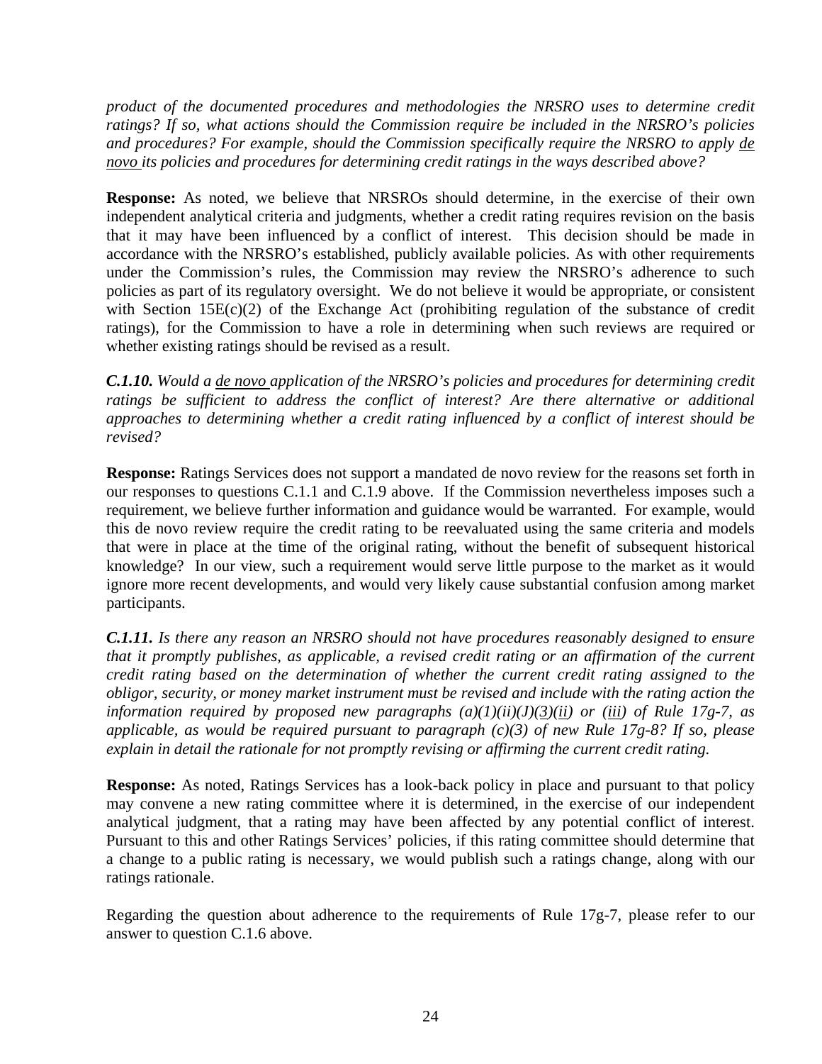*product of the documented procedures and methodologies the NRSRO uses to determine credit ratings? If so, what actions should the Commission require be included in the NRSRO's policies and procedures? For example, should the Commission specifically require the NRSRO to apply de novo its policies and procedures for determining credit ratings in the ways described above?*

**Response:** As noted, we believe that NRSROs should determine, in the exercise of their own independent analytical criteria and judgments, whether a credit rating requires revision on the basis that it may have been influenced by a conflict of interest. This decision should be made in accordance with the NRSRO's established, publicly available policies. As with other requirements under the Commission's rules, the Commission may review the NRSRO's adherence to such policies as part of its regulatory oversight. We do not believe it would be appropriate, or consistent with Section 15E(c)(2) of the Exchange Act (prohibiting regulation of the substance of credit ratings), for the Commission to have a role in determining when such reviews are required or whether existing ratings should be revised as a result.

***C.1.10.*** *Would a de novo application of the NRSRO's policies and procedures for determining credit ratings be sufficient to address the conflict of interest? Are there alternative or additional approaches to determining whether a credit rating influenced by a conflict of interest should be revised?*

**Response:** Ratings Services does not support a mandated de novo review for the reasons set forth in our responses to questions C.1.1 and C.1.9 above. If the Commission nevertheless imposes such a requirement, we believe further information and guidance would be warranted. For example, would this de novo review require the credit rating to be reevaluated using the same criteria and models that were in place at the time of the original rating, without the benefit of subsequent historical knowledge? In our view, such a requirement would serve little purpose to the market as it would ignore more recent developments, and would very likely cause substantial confusion among market participants.

***C.1.11.*** *Is there any reason an NRSRO should not have procedures reasonably designed to ensure that it promptly publishes, as applicable, a revised credit rating or an affirmation of the current credit rating based on the determination of whether the current credit rating assigned to the obligor, security, or money market instrument must be revised and include with the rating action the information required by proposed new paragraphs (a)(1)(ii)(J)(3)(ii) or (iii) of Rule 17g-7, as applicable, as would be required pursuant to paragraph (c)(3) of new Rule 17g-8? If so, please explain in detail the rationale for not promptly revising or affirming the current credit rating.*

**Response:** As noted, Ratings Services has a look-back policy in place and pursuant to that policy may convene a new rating committee where it is determined, in the exercise of our independent analytical judgment, that a rating may have been affected by any potential conflict of interest. Pursuant to this and other Ratings Services' policies, if this rating committee should determine that a change to a public rating is necessary, we would publish such a ratings change, along with our ratings rationale.

Regarding the question about adherence to the requirements of Rule 17g-7, please refer to our answer to question C.1.6 above.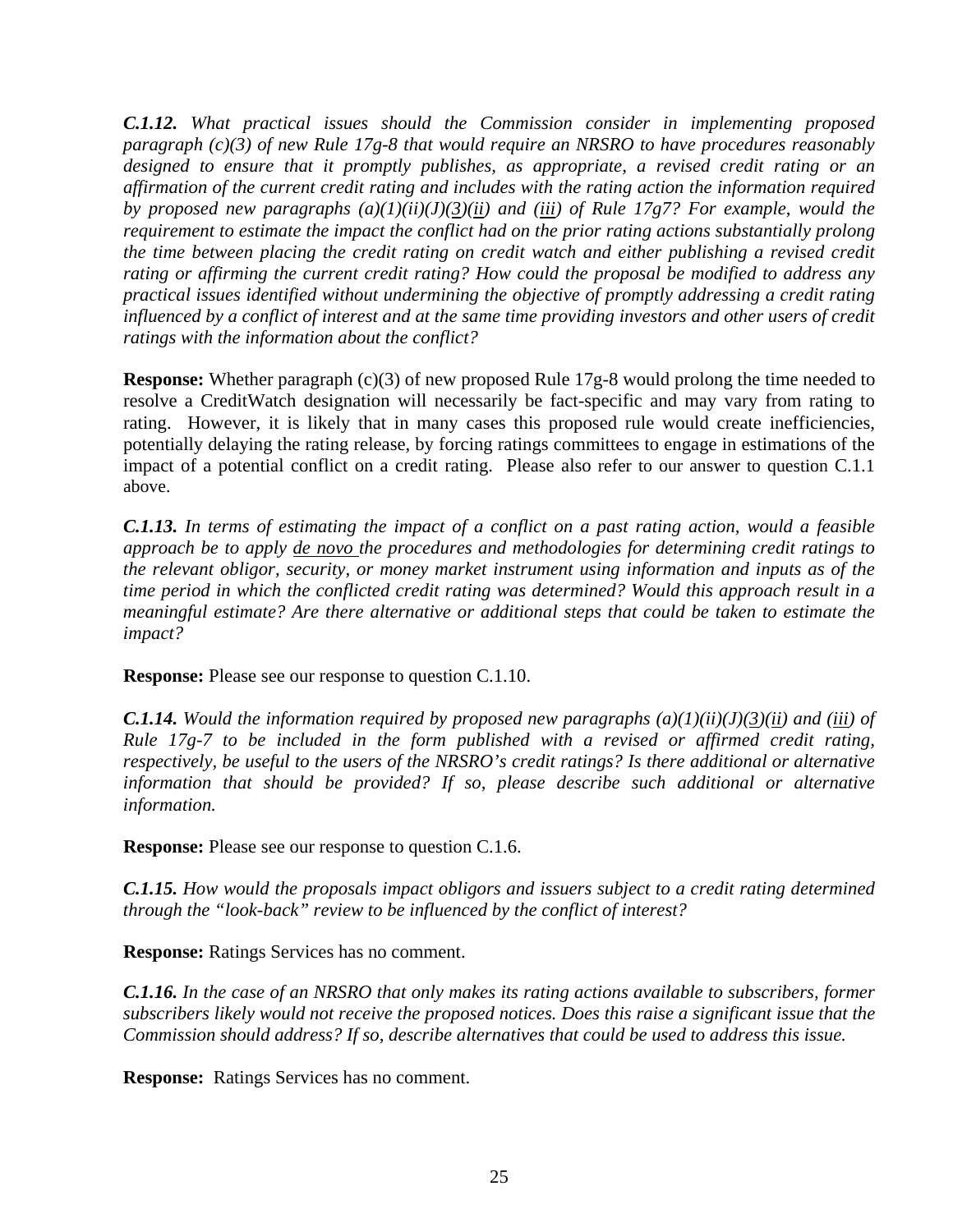***C.1.12.*** *What practical issues should the Commission consider in implementing proposed paragraph (c)(3) of new Rule 17g-8 that would require an NRSRO to have procedures reasonably designed to ensure that it promptly publishes, as appropriate, a revised credit rating or an affirmation of the current credit rating and includes with the rating action the information required by proposed new paragraphs (a)(1)(ii)(J)(3)(ii) and (iii) of Rule 17g7? For example, would the requirement to estimate the impact the conflict had on the prior rating actions substantially prolong the time between placing the credit rating on credit watch and either publishing a revised credit rating or affirming the current credit rating? How could the proposal be modified to address any practical issues identified without undermining the objective of promptly addressing a credit rating influenced by a conflict of interest and at the same time providing investors and other users of credit ratings with the information about the conflict?*

**Response:** Whether paragraph (c)(3) of new proposed Rule 17g-8 would prolong the time needed to resolve a CreditWatch designation will necessarily be fact-specific and may vary from rating to rating. However, it is likely that in many cases this proposed rule would create inefficiencies, potentially delaying the rating release, by forcing ratings committees to engage in estimations of the impact of a potential conflict on a credit rating. Please also refer to our answer to question C.1.1 above.

***C.1.13.*** *In terms of estimating the impact of a conflict on a past rating action, would a feasible approach be to apply de novo the procedures and methodologies for determining credit ratings to the relevant obligor, security, or money market instrument using information and inputs as of the time period in which the conflicted credit rating was determined? Would this approach result in a meaningful estimate? Are there alternative or additional steps that could be taken to estimate the impact?*

**Response:** Please see our response to question C.1.10.

***C.1.14.*** *Would the information required by proposed new paragraphs (a)(1)(ii)(J)(3)(ii) and (iii) of Rule 17g-7 to be included in the form published with a revised or affirmed credit rating, respectively, be useful to the users of the NRSRO's credit ratings? Is there additional or alternative information that should be provided? If so, please describe such additional or alternative information.*

**Response:** Please see our response to question C.1.6.

***C.1.15.*** *How would the proposals impact obligors and issuers subject to a credit rating determined through the "look-back" review to be influenced by the conflict of interest?*

**Response:** Ratings Services has no comment.

***C.1.16.*** *In the case of an NRSRO that only makes its rating actions available to subscribers, former subscribers likely would not receive the proposed notices. Does this raise a significant issue that the Commission should address? If so, describe alternatives that could be used to address this issue.*

**Response:** Ratings Services has no comment.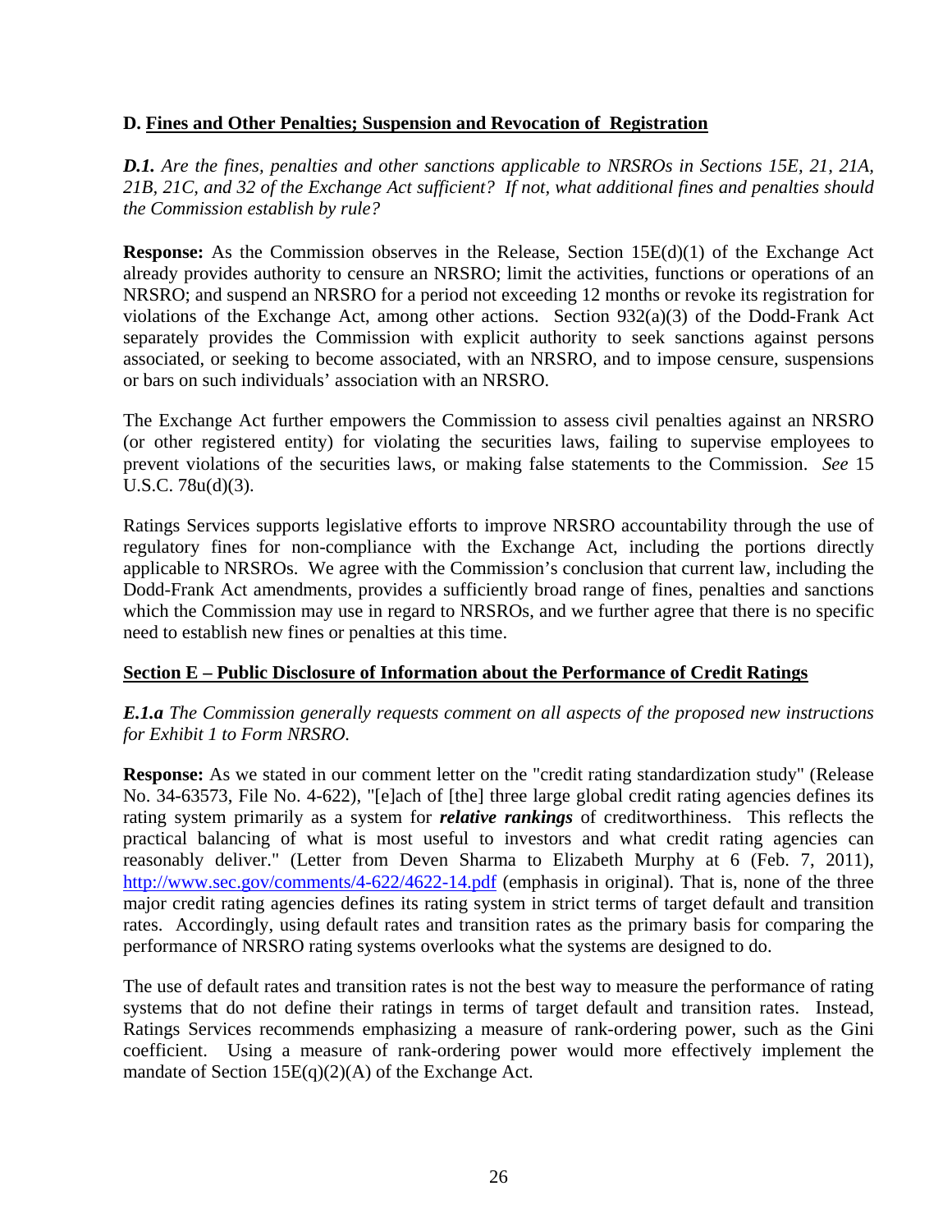### D. <u>Fines and Other Penalties; Suspension and Revocation of Registration</u>

***D.1.*** *Are the fines, penalties and other sanctions applicable to NRSROs in Sections 15E, 21, 21A, 21B, 21C, and 32 of the Exchange Act sufficient? If not, what additional fines and penalties should the Commission establish by rule?*

**Response:** As the Commission observes in the Release, Section 15E(d)(1) of the Exchange Act already provides authority to censure an NRSRO; limit the activities, functions or operations of an NRSRO; and suspend an NRSRO for a period not exceeding 12 months or revoke its registration for violations of the Exchange Act, among other actions. Section 932(a)(3) of the Dodd-Frank Act separately provides the Commission with explicit authority to seek sanctions against persons associated, or seeking to become associated, with an NRSRO, and to impose censure, suspensions or bars on such individuals' association with an NRSRO.

The Exchange Act further empowers the Commission to assess civil penalties against an NRSRO (or other registered entity) for violating the securities laws, failing to supervise employees to prevent violations of the securities laws, or making false statements to the Commission. *See* 15 U.S.C. 78u(d)(3).

Ratings Services supports legislative efforts to improve NRSRO accountability through the use of regulatory fines for non-compliance with the Exchange Act, including the portions directly applicable to NRSROs. We agree with the Commission's conclusion that current law, including the Dodd-Frank Act amendments, provides a sufficiently broad range of fines, penalties and sanctions which the Commission may use in regard to NRSROs, and we further agree that there is no specific need to establish new fines or penalties at this time.

### <u>Section E – Public Disclosure of Information about the Performance of Credit Ratings</u>

*E.1.a The Commission generally requests comment on all aspects of the proposed new instructions for Exhibit 1 to Form NRSRO.*

**Response:** As we stated in our comment letter on the "credit rating standardization study" (Release No. 34-63573, File No. 4-622), "[e]ach of [the] three large global credit rating agencies defines its rating system primarily as a system for ***relative rankings*** of creditworthiness. This reflects the practical balancing of what is most useful to investors and what credit rating agencies can reasonably deliver." (Letter from Deven Sharma to Elizabeth Murphy at 6 (Feb. 7, 2011), http://www.sec.gov/comments/4-622/4622-14.pdf (emphasis in original). That is, none of the three major credit rating agencies defines its rating system in strict terms of target default and transition rates. Accordingly, using default rates and transition rates as the primary basis for comparing the performance of NRSRO rating systems overlooks what the systems are designed to do.

The use of default rates and transition rates is not the best way to measure the performance of rating systems that do not define their ratings in terms of target default and transition rates. Instead, Ratings Services recommends emphasizing a measure of rank-ordering power, such as the Gini coefficient. Using a measure of rank-ordering power would more effectively implement the mandate of Section 15E(q)(2)(A) of the Exchange Act.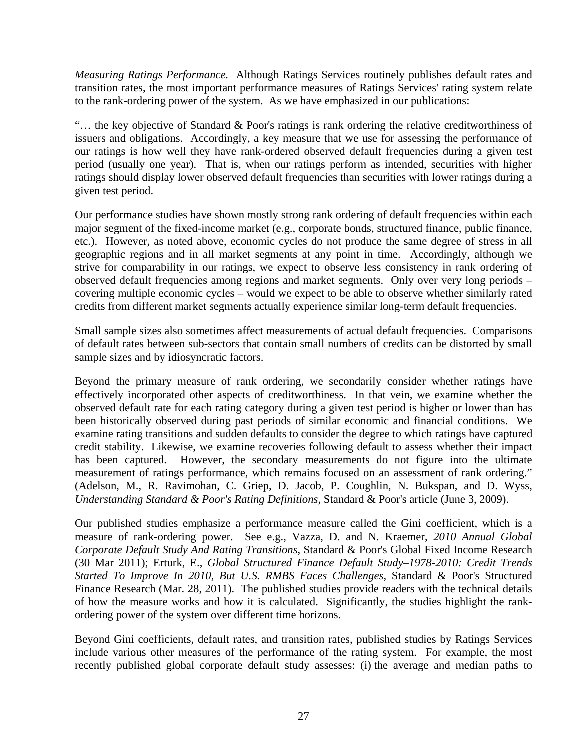*Measuring Ratings Performance.* Although Ratings Services routinely publishes default rates and transition rates, the most important performance measures of Ratings Services' rating system relate to the rank-ordering power of the system. As we have emphasized in our publications:

"… the key objective of Standard & Poor's ratings is rank ordering the relative creditworthiness of issuers and obligations. Accordingly, a key measure that we use for assessing the performance of our ratings is how well they have rank-ordered observed default frequencies during a given test period (usually one year). That is, when our ratings perform as intended, securities with higher ratings should display lower observed default frequencies than securities with lower ratings during a given test period.

Our performance studies have shown mostly strong rank ordering of default frequencies within each major segment of the fixed-income market (e.g., corporate bonds, structured finance, public finance, etc.). However, as noted above, economic cycles do not produce the same degree of stress in all geographic regions and in all market segments at any point in time. Accordingly, although we strive for comparability in our ratings, we expect to observe less consistency in rank ordering of observed default frequencies among regions and market segments. Only over very long periods – covering multiple economic cycles – would we expect to be able to observe whether similarly rated credits from different market segments actually experience similar long-term default frequencies.

Small sample sizes also sometimes affect measurements of actual default frequencies. Comparisons of default rates between sub-sectors that contain small numbers of credits can be distorted by small sample sizes and by idiosyncratic factors.

Beyond the primary measure of rank ordering, we secondarily consider whether ratings have effectively incorporated other aspects of creditworthiness. In that vein, we examine whether the observed default rate for each rating category during a given test period is higher or lower than has been historically observed during past periods of similar economic and financial conditions. We examine rating transitions and sudden defaults to consider the degree to which ratings have captured credit stability. Likewise, we examine recoveries following default to assess whether their impact has been captured. However, the secondary measurements do not figure into the ultimate measurement of ratings performance, which remains focused on an assessment of rank ordering." (Adelson, M., R. Ravimohan, C. Griep, D. Jacob, P. Coughlin, N. Bukspan, and D. Wyss, *Understanding Standard & Poor's Rating Definitions*, Standard & Poor's article (June 3, 2009).

Our published studies emphasize a performance measure called the Gini coefficient, which is a measure of rank-ordering power. See e.g., Vazza, D. and N. Kraemer, *2010 Annual Global Corporate Default Study And Rating Transitions*, Standard & Poor's Global Fixed Income Research (30 Mar 2011); Erturk, E., *Global Structured Finance Default Study–1978-2010: Credit Trends Started To Improve In 2010, But U.S. RMBS Faces Challenges*, Standard & Poor's Structured Finance Research (Mar. 28, 2011). The published studies provide readers with the technical details of how the measure works and how it is calculated. Significantly, the studies highlight the rank-ordering power of the system over different time horizons.

Beyond Gini coefficients, default rates, and transition rates, published studies by Ratings Services include various other measures of the performance of the rating system. For example, the most recently published global corporate default study assesses: (i) the average and median paths to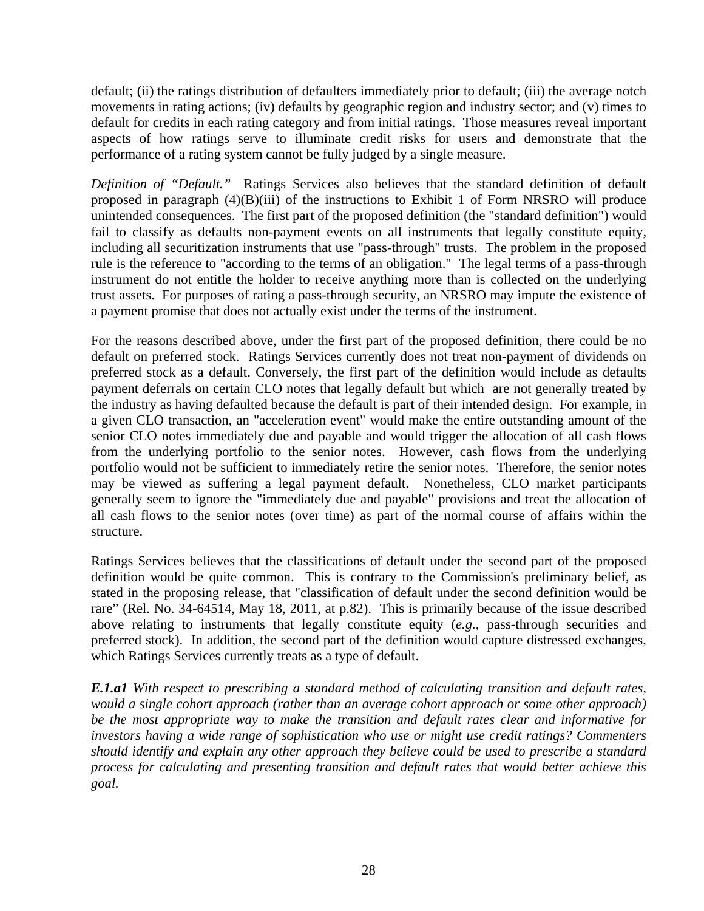default; (ii) the ratings distribution of defaulters immediately prior to default; (iii) the average notch movements in rating actions; (iv) defaults by geographic region and industry sector; and (v) times to default for credits in each rating category and from initial ratings. Those measures reveal important aspects of how ratings serve to illuminate credit risks for users and demonstrate that the performance of a rating system cannot be fully judged by a single measure.

*Definition of "Default."* Ratings Services also believes that the standard definition of default proposed in paragraph (4)(B)(iii) of the instructions to Exhibit 1 of Form NRSRO will produce unintended consequences. The first part of the proposed definition (the "standard definition") would fail to classify as defaults non-payment events on all instruments that legally constitute equity, including all securitization instruments that use "pass-through" trusts. The problem in the proposed rule is the reference to "according to the terms of an obligation." The legal terms of a pass-through instrument do not entitle the holder to receive anything more than is collected on the underlying trust assets. For purposes of rating a pass-through security, an NRSRO may impute the existence of a payment promise that does not actually exist under the terms of the instrument.

For the reasons described above, under the first part of the proposed definition, there could be no default on preferred stock. Ratings Services currently does not treat non-payment of dividends on preferred stock as a default. Conversely, the first part of the definition would include as defaults payment deferrals on certain CLO notes that legally default but which are not generally treated by the industry as having defaulted because the default is part of their intended design. For example, in a given CLO transaction, an "acceleration event" would make the entire outstanding amount of the senior CLO notes immediately due and payable and would trigger the allocation of all cash flows from the underlying portfolio to the senior notes. However, cash flows from the underlying portfolio would not be sufficient to immediately retire the senior notes. Therefore, the senior notes may be viewed as suffering a legal payment default. Nonetheless, CLO market participants generally seem to ignore the "immediately due and payable" provisions and treat the allocation of all cash flows to the senior notes (over time) as part of the normal course of affairs within the structure.

Ratings Services believes that the classifications of default under the second part of the proposed definition would be quite common. This is contrary to the Commission's preliminary belief, as stated in the proposing release, that "classification of default under the second definition would be rare" (Rel. No. 34-64514, May 18, 2011, at p.82). This is primarily because of the issue described above relating to instruments that legally constitute equity (*e.g.*, pass-through securities and preferred stock). In addition, the second part of the definition would capture distressed exchanges, which Ratings Services currently treats as a type of default.

***E.1.a1*** *With respect to prescribing a standard method of calculating transition and default rates, would a single cohort approach (rather than an average cohort approach or some other approach) be the most appropriate way to make the transition and default rates clear and informative for investors having a wide range of sophistication who use or might use credit ratings? Commenters should identify and explain any other approach they believe could be used to prescribe a standard process for calculating and presenting transition and default rates that would better achieve this goal.*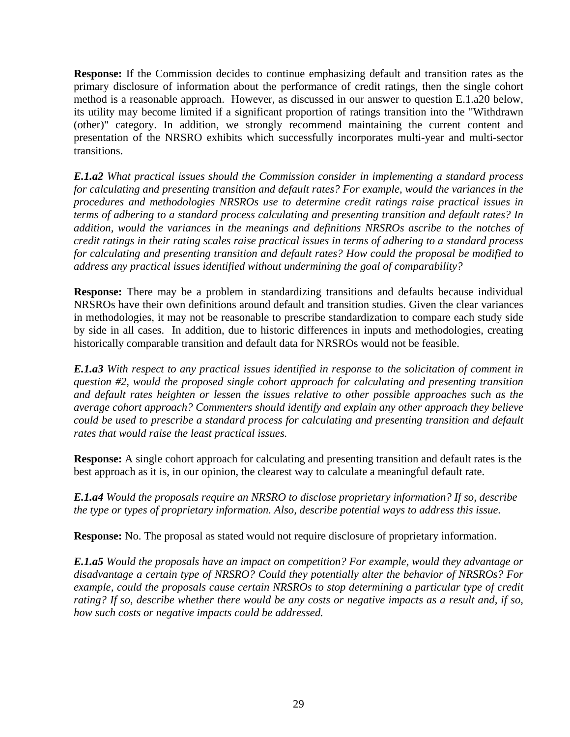**Response:** If the Commission decides to continue emphasizing default and transition rates as the primary disclosure of information about the performance of credit ratings, then the single cohort method is a reasonable approach. However, as discussed in our answer to question E.1.a20 below, its utility may become limited if a significant proportion of ratings transition into the "Withdrawn (other)" category. In addition, we strongly recommend maintaining the current content and presentation of the NRSRO exhibits which successfully incorporates multi-year and multi-sector transitions.

***E.1.a2*** *What practical issues should the Commission consider in implementing a standard process for calculating and presenting transition and default rates? For example, would the variances in the procedures and methodologies NRSROs use to determine credit ratings raise practical issues in terms of adhering to a standard process calculating and presenting transition and default rates? In addition, would the variances in the meanings and definitions NRSROs ascribe to the notches of credit ratings in their rating scales raise practical issues in terms of adhering to a standard process for calculating and presenting transition and default rates? How could the proposal be modified to address any practical issues identified without undermining the goal of comparability?*

**Response:** There may be a problem in standardizing transitions and defaults because individual NRSROs have their own definitions around default and transition studies. Given the clear variances in methodologies, it may not be reasonable to prescribe standardization to compare each study side by side in all cases. In addition, due to historic differences in inputs and methodologies, creating historically comparable transition and default data for NRSROs would not be feasible.

***E.1.a3*** *With respect to any practical issues identified in response to the solicitation of comment in question #2, would the proposed single cohort approach for calculating and presenting transition and default rates heighten or lessen the issues relative to other possible approaches such as the average cohort approach? Commenters should identify and explain any other approach they believe could be used to prescribe a standard process for calculating and presenting transition and default rates that would raise the least practical issues.*

**Response:** A single cohort approach for calculating and presenting transition and default rates is the best approach as it is, in our opinion, the clearest way to calculate a meaningful default rate.

***E.1.a4*** *Would the proposals require an NRSRO to disclose proprietary information? If so, describe the type or types of proprietary information. Also, describe potential ways to address this issue.*

**Response:** No. The proposal as stated would not require disclosure of proprietary information.

***E.1.a5*** *Would the proposals have an impact on competition? For example, would they advantage or disadvantage a certain type of NRSRO? Could they potentially alter the behavior of NRSROs? For example, could the proposals cause certain NRSROs to stop determining a particular type of credit rating? If so, describe whether there would be any costs or negative impacts as a result and, if so, how such costs or negative impacts could be addressed.*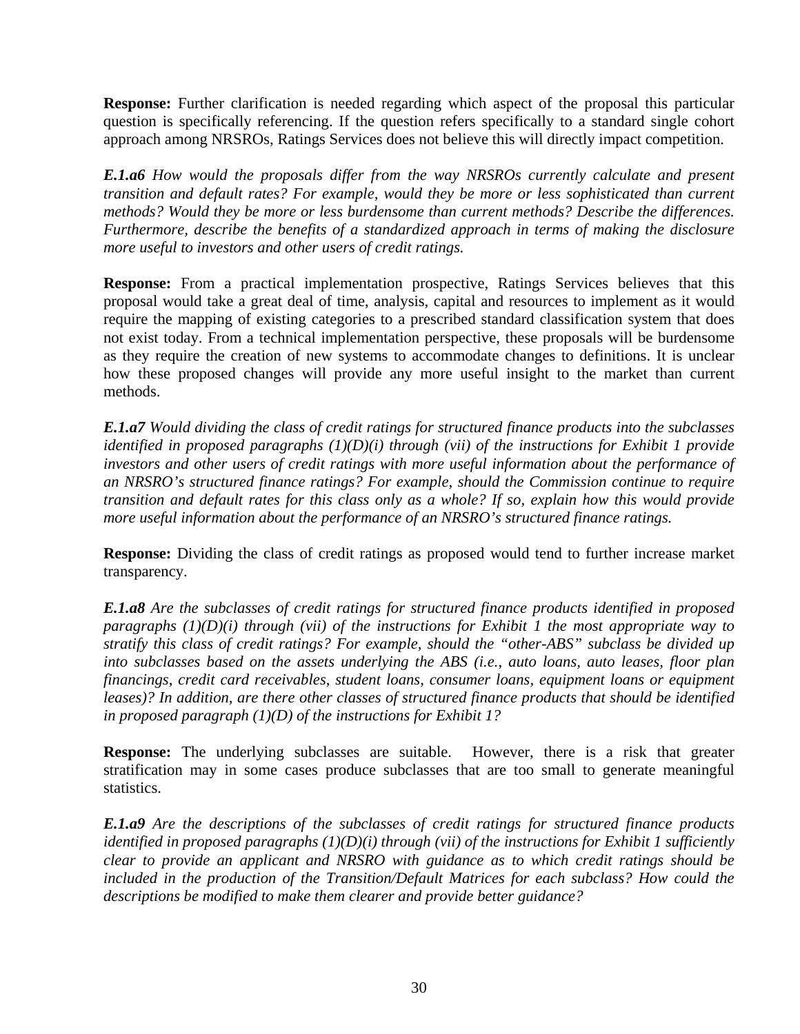**Response:** Further clarification is needed regarding which aspect of the proposal this particular question is specifically referencing. If the question refers specifically to a standard single cohort approach among NRSROs, Ratings Services does not believe this will directly impact competition.

***E.1.a6*** *How would the proposals differ from the way NRSROs currently calculate and present transition and default rates? For example, would they be more or less sophisticated than current methods? Would they be more or less burdensome than current methods? Describe the differences. Furthermore, describe the benefits of a standardized approach in terms of making the disclosure more useful to investors and other users of credit ratings.*

**Response:** From a practical implementation prospective, Ratings Services believes that this proposal would take a great deal of time, analysis, capital and resources to implement as it would require the mapping of existing categories to a prescribed standard classification system that does not exist today. From a technical implementation perspective, these proposals will be burdensome as they require the creation of new systems to accommodate changes to definitions. It is unclear how these proposed changes will provide any more useful insight to the market than current methods.

***E.1.a7*** *Would dividing the class of credit ratings for structured finance products into the subclasses identified in proposed paragraphs (1)(D)(i) through (vii) of the instructions for Exhibit 1 provide investors and other users of credit ratings with more useful information about the performance of an NRSRO's structured finance ratings? For example, should the Commission continue to require transition and default rates for this class only as a whole? If so, explain how this would provide more useful information about the performance of an NRSRO's structured finance ratings.*

**Response:** Dividing the class of credit ratings as proposed would tend to further increase market transparency.

***E.1.a8*** *Are the subclasses of credit ratings for structured finance products identified in proposed paragraphs (1)(D)(i) through (vii) of the instructions for Exhibit 1 the most appropriate way to stratify this class of credit ratings? For example, should the "other-ABS" subclass be divided up into subclasses based on the assets underlying the ABS (i.e., auto loans, auto leases, floor plan financings, credit card receivables, student loans, consumer loans, equipment loans or equipment leases)? In addition, are there other classes of structured finance products that should be identified in proposed paragraph (1)(D) of the instructions for Exhibit 1?*

**Response:** The underlying subclasses are suitable. However, there is a risk that greater stratification may in some cases produce subclasses that are too small to generate meaningful statistics.

***E.1.a9*** *Are the descriptions of the subclasses of credit ratings for structured finance products identified in proposed paragraphs (1)(D)(i) through (vii) of the instructions for Exhibit 1 sufficiently clear to provide an applicant and NRSRO with guidance as to which credit ratings should be included in the production of the Transition/Default Matrices for each subclass? How could the descriptions be modified to make them clearer and provide better guidance?*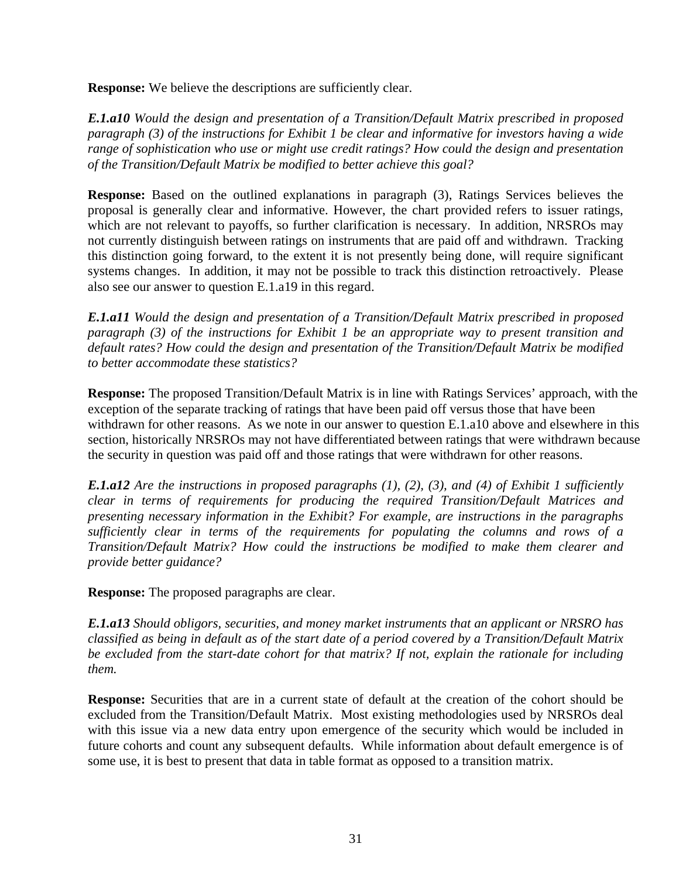**Response:** We believe the descriptions are sufficiently clear.

***E.1.a10*** *Would the design and presentation of a Transition/Default Matrix prescribed in proposed paragraph (3) of the instructions for Exhibit 1 be clear and informative for investors having a wide range of sophistication who use or might use credit ratings? How could the design and presentation of the Transition/Default Matrix be modified to better achieve this goal?*

**Response:** Based on the outlined explanations in paragraph (3), Ratings Services believes the proposal is generally clear and informative. However, the chart provided refers to issuer ratings, which are not relevant to payoffs, so further clarification is necessary. In addition, NRSROs may not currently distinguish between ratings on instruments that are paid off and withdrawn. Tracking this distinction going forward, to the extent it is not presently being done, will require significant systems changes. In addition, it may not be possible to track this distinction retroactively. Please also see our answer to question E.1.a19 in this regard.

***E.1.a11*** *Would the design and presentation of a Transition/Default Matrix prescribed in proposed paragraph (3) of the instructions for Exhibit 1 be an appropriate way to present transition and default rates? How could the design and presentation of the Transition/Default Matrix be modified to better accommodate these statistics?*

**Response:** The proposed Transition/Default Matrix is in line with Ratings Services' approach, with the exception of the separate tracking of ratings that have been paid off versus those that have been withdrawn for other reasons. As we note in our answer to question E.1.a10 above and elsewhere in this section, historically NRSROs may not have differentiated between ratings that were withdrawn because the security in question was paid off and those ratings that were withdrawn for other reasons.

***E.1.a12*** *Are the instructions in proposed paragraphs (1), (2), (3), and (4) of Exhibit 1 sufficiently clear in terms of requirements for producing the required Transition/Default Matrices and presenting necessary information in the Exhibit? For example, are instructions in the paragraphs sufficiently clear in terms of the requirements for populating the columns and rows of a Transition/Default Matrix? How could the instructions be modified to make them clearer and provide better guidance?*

**Response:** The proposed paragraphs are clear.

***E.1.a13*** *Should obligors, securities, and money market instruments that an applicant or NRSRO has classified as being in default as of the start date of a period covered by a Transition/Default Matrix be excluded from the start-date cohort for that matrix? If not, explain the rationale for including them.*

**Response:** Securities that are in a current state of default at the creation of the cohort should be excluded from the Transition/Default Matrix. Most existing methodologies used by NRSROs deal with this issue via a new data entry upon emergence of the security which would be included in future cohorts and count any subsequent defaults. While information about default emergence is of some use, it is best to present that data in table format as opposed to a transition matrix.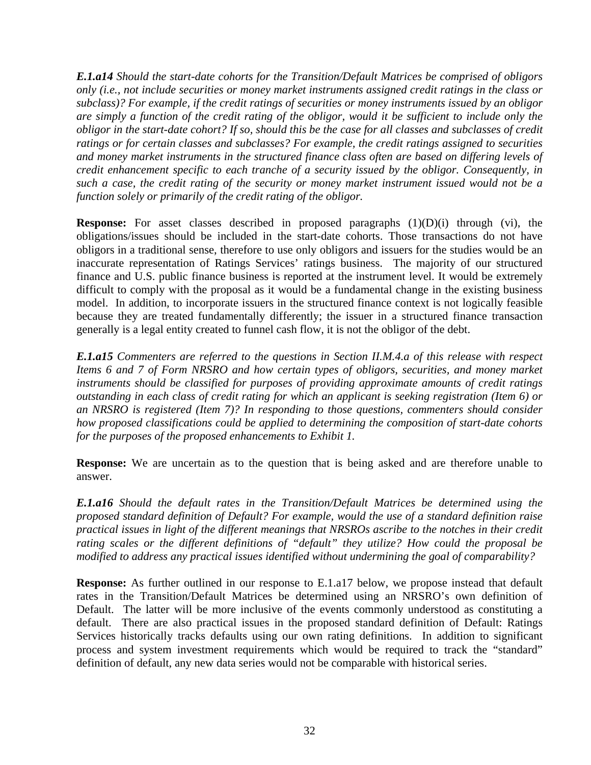***E.1.a14*** *Should the start-date cohorts for the Transition/Default Matrices be comprised of obligors only (i.e., not include securities or money market instruments assigned credit ratings in the class or subclass)? For example, if the credit ratings of securities or money instruments issued by an obligor are simply a function of the credit rating of the obligor, would it be sufficient to include only the obligor in the start-date cohort? If so, should this be the case for all classes and subclasses of credit ratings or for certain classes and subclasses? For example, the credit ratings assigned to securities and money market instruments in the structured finance class often are based on differing levels of credit enhancement specific to each tranche of a security issued by the obligor. Consequently, in such a case, the credit rating of the security or money market instrument issued would not be a function solely or primarily of the credit rating of the obligor.*

**Response:** For asset classes described in proposed paragraphs (1)(D)(i) through (vi), the obligations/issues should be included in the start-date cohorts. Those transactions do not have obligors in a traditional sense, therefore to use only obligors and issuers for the studies would be an inaccurate representation of Ratings Services' ratings business. The majority of our structured finance and U.S. public finance business is reported at the instrument level. It would be extremely difficult to comply with the proposal as it would be a fundamental change in the existing business model. In addition, to incorporate issuers in the structured finance context is not logically feasible because they are treated fundamentally differently; the issuer in a structured finance transaction generally is a legal entity created to funnel cash flow, it is not the obligor of the debt.

***E.1.a15*** *Commenters are referred to the questions in Section II.M.4.a of this release with respect Items 6 and 7 of Form NRSRO and how certain types of obligors, securities, and money market instruments should be classified for purposes of providing approximate amounts of credit ratings outstanding in each class of credit rating for which an applicant is seeking registration (Item 6) or an NRSRO is registered (Item 7)? In responding to those questions, commenters should consider how proposed classifications could be applied to determining the composition of start-date cohorts for the purposes of the proposed enhancements to Exhibit 1.*

**Response:** We are uncertain as to the question that is being asked and are therefore unable to answer.

***E.1.a16*** *Should the default rates in the Transition/Default Matrices be determined using the proposed standard definition of Default? For example, would the use of a standard definition raise practical issues in light of the different meanings that NRSROs ascribe to the notches in their credit rating scales or the different definitions of "default" they utilize? How could the proposal be modified to address any practical issues identified without undermining the goal of comparability?*

**Response:** As further outlined in our response to E.1.a17 below, we propose instead that default rates in the Transition/Default Matrices be determined using an NRSRO's own definition of Default. The latter will be more inclusive of the events commonly understood as constituting a default. There are also practical issues in the proposed standard definition of Default: Ratings Services historically tracks defaults using our own rating definitions. In addition to significant process and system investment requirements which would be required to track the "standard" definition of default, any new data series would not be comparable with historical series.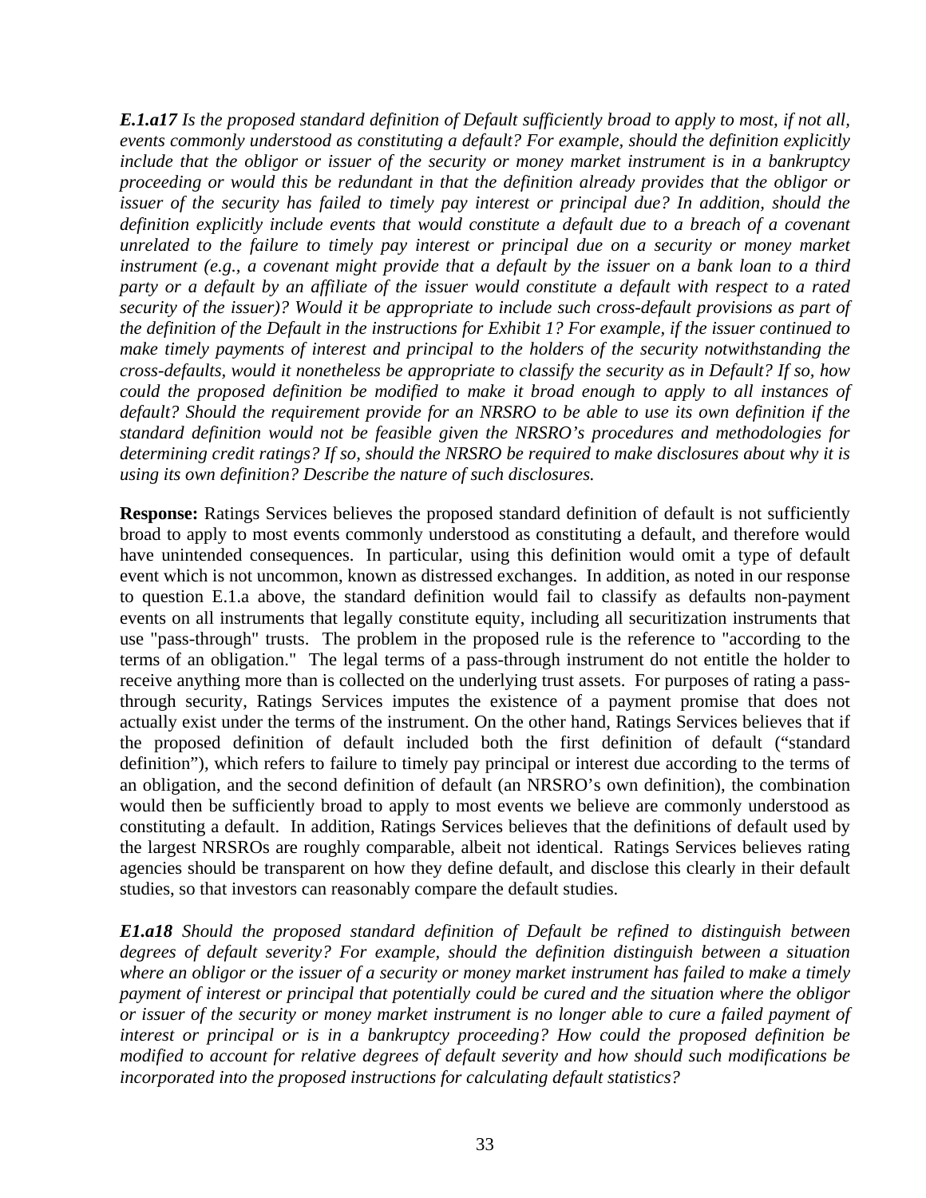***E.1.a17** Is the proposed standard definition of Default sufficiently broad to apply to most, if not all, events commonly understood as constituting a default? For example, should the definition explicitly include that the obligor or issuer of the security or money market instrument is in a bankruptcy proceeding or would this be redundant in that the definition already provides that the obligor or issuer of the security has failed to timely pay interest or principal due? In addition, should the definition explicitly include events that would constitute a default due to a breach of a covenant unrelated to the failure to timely pay interest or principal due on a security or money market instrument (e.g., a covenant might provide that a default by the issuer on a bank loan to a third party or a default by an affiliate of the issuer would constitute a default with respect to a rated security of the issuer)? Would it be appropriate to include such cross-default provisions as part of the definition of the Default in the instructions for Exhibit 1? For example, if the issuer continued to make timely payments of interest and principal to the holders of the security notwithstanding the cross-defaults, would it nonetheless be appropriate to classify the security as in Default? If so, how could the proposed definition be modified to make it broad enough to apply to all instances of default? Should the requirement provide for an NRSRO to be able to use its own definition if the standard definition would not be feasible given the NRSRO's procedures and methodologies for determining credit ratings? If so, should the NRSRO be required to make disclosures about why it is using its own definition? Describe the nature of such disclosures.*

**Response:** Ratings Services believes the proposed standard definition of default is not sufficiently broad to apply to most events commonly understood as constituting a default, and therefore would have unintended consequences. In particular, using this definition would omit a type of default event which is not uncommon, known as distressed exchanges. In addition, as noted in our response to question E.1.a above, the standard definition would fail to classify as defaults non-payment events on all instruments that legally constitute equity, including all securitization instruments that use "pass-through" trusts. The problem in the proposed rule is the reference to "according to the terms of an obligation." The legal terms of a pass-through instrument do not entitle the holder to receive anything more than is collected on the underlying trust assets. For purposes of rating a pass-through security, Ratings Services imputes the existence of a payment promise that does not actually exist under the terms of the instrument. On the other hand, Ratings Services believes that if the proposed definition of default included both the first definition of default ("standard definition"), which refers to failure to timely pay principal or interest due according to the terms of an obligation, and the second definition of default (an NRSRO's own definition), the combination would then be sufficiently broad to apply to most events we believe are commonly understood as constituting a default. In addition, Ratings Services believes that the definitions of default used by the largest NRSROs are roughly comparable, albeit not identical. Ratings Services believes rating agencies should be transparent on how they define default, and disclose this clearly in their default studies, so that investors can reasonably compare the default studies.

***E1.a18** Should the proposed standard definition of Default be refined to distinguish between degrees of default severity? For example, should the definition distinguish between a situation where an obligor or the issuer of a security or money market instrument has failed to make a timely payment of interest or principal that potentially could be cured and the situation where the obligor or issuer of the security or money market instrument is no longer able to cure a failed payment of interest or principal or is in a bankruptcy proceeding? How could the proposed definition be modified to account for relative degrees of default severity and how should such modifications be incorporated into the proposed instructions for calculating default statistics?*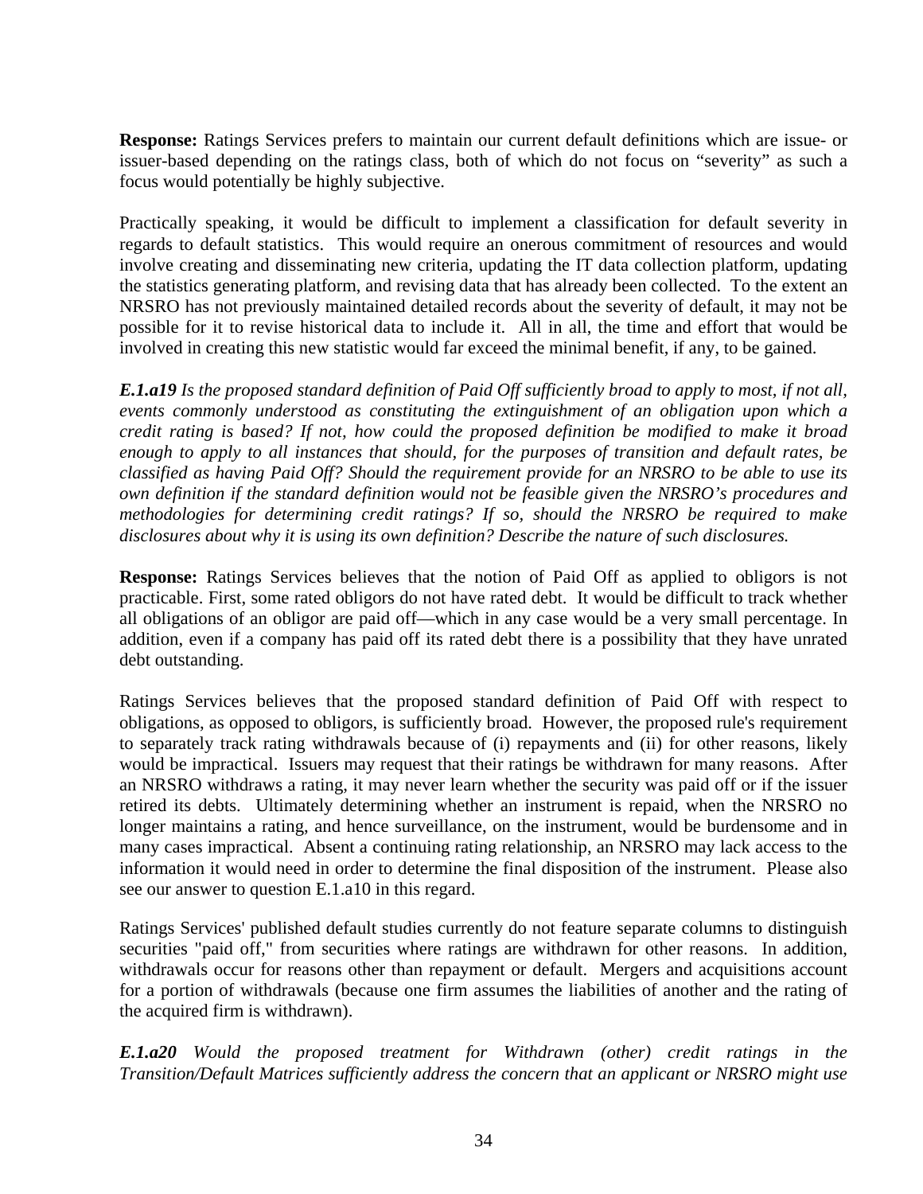**Response:** Ratings Services prefers to maintain our current default definitions which are issue- or issuer-based depending on the ratings class, both of which do not focus on "severity" as such a focus would potentially be highly subjective.

Practically speaking, it would be difficult to implement a classification for default severity in regards to default statistics. This would require an onerous commitment of resources and would involve creating and disseminating new criteria, updating the IT data collection platform, updating the statistics generating platform, and revising data that has already been collected. To the extent an NRSRO has not previously maintained detailed records about the severity of default, it may not be possible for it to revise historical data to include it. All in all, the time and effort that would be involved in creating this new statistic would far exceed the minimal benefit, if any, to be gained.

***E.1.a19*** *Is the proposed standard definition of Paid Off sufficiently broad to apply to most, if not all, events commonly understood as constituting the extinguishment of an obligation upon which a credit rating is based? If not, how could the proposed definition be modified to make it broad enough to apply to all instances that should, for the purposes of transition and default rates, be classified as having Paid Off? Should the requirement provide for an NRSRO to be able to use its own definition if the standard definition would not be feasible given the NRSRO's procedures and methodologies for determining credit ratings? If so, should the NRSRO be required to make disclosures about why it is using its own definition? Describe the nature of such disclosures.*

**Response:** Ratings Services believes that the notion of Paid Off as applied to obligors is not practicable. First, some rated obligors do not have rated debt. It would be difficult to track whether all obligations of an obligor are paid off—which in any case would be a very small percentage. In addition, even if a company has paid off its rated debt there is a possibility that they have unrated debt outstanding.

Ratings Services believes that the proposed standard definition of Paid Off with respect to obligations, as opposed to obligors, is sufficiently broad. However, the proposed rule's requirement to separately track rating withdrawals because of (i) repayments and (ii) for other reasons, likely would be impractical. Issuers may request that their ratings be withdrawn for many reasons. After an NRSRO withdraws a rating, it may never learn whether the security was paid off or if the issuer retired its debts. Ultimately determining whether an instrument is repaid, when the NRSRO no longer maintains a rating, and hence surveillance, on the instrument, would be burdensome and in many cases impractical. Absent a continuing rating relationship, an NRSRO may lack access to the information it would need in order to determine the final disposition of the instrument. Please also see our answer to question E.1.a10 in this regard.

Ratings Services' published default studies currently do not feature separate columns to distinguish securities "paid off," from securities where ratings are withdrawn for other reasons. In addition, withdrawals occur for reasons other than repayment or default. Mergers and acquisitions account for a portion of withdrawals (because one firm assumes the liabilities of another and the rating of the acquired firm is withdrawn).

***E.1.a20*** *Would the proposed treatment for Withdrawn (other) credit ratings in the Transition/Default Matrices sufficiently address the concern that an applicant or NRSRO might use*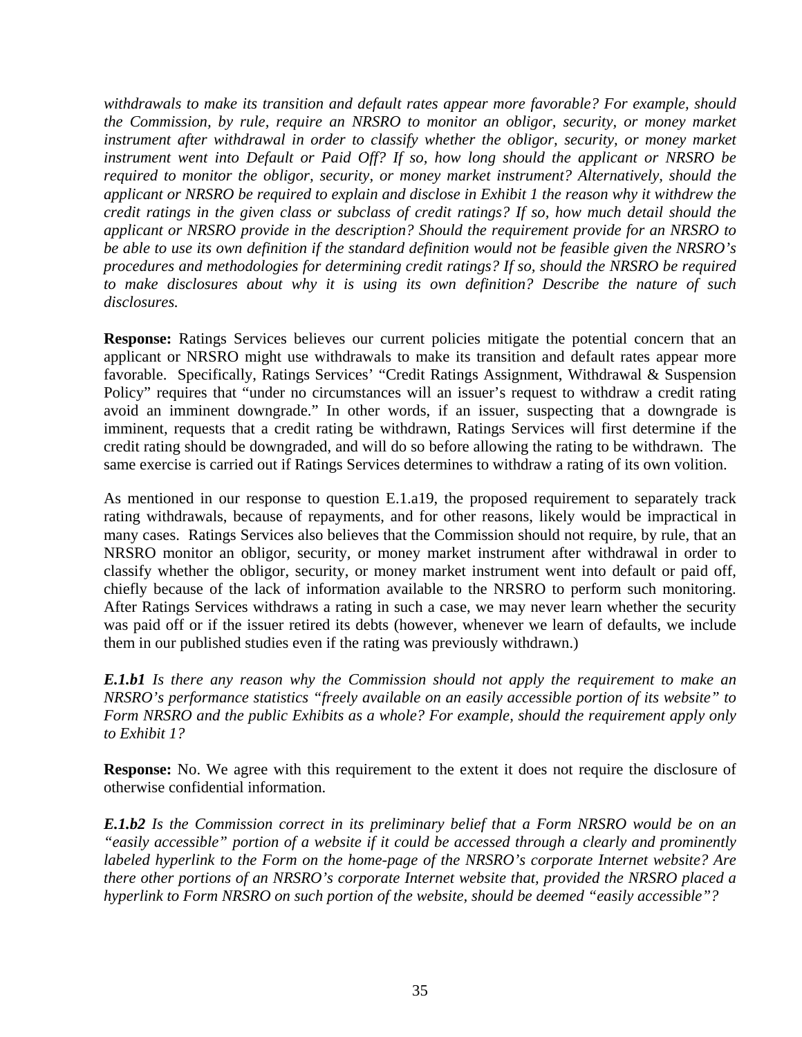*withdrawals to make its transition and default rates appear more favorable? For example, should the Commission, by rule, require an NRSRO to monitor an obligor, security, or money market instrument after withdrawal in order to classify whether the obligor, security, or money market instrument went into Default or Paid Off? If so, how long should the applicant or NRSRO be required to monitor the obligor, security, or money market instrument? Alternatively, should the applicant or NRSRO be required to explain and disclose in Exhibit 1 the reason why it withdrew the credit ratings in the given class or subclass of credit ratings? If so, how much detail should the applicant or NRSRO provide in the description? Should the requirement provide for an NRSRO to be able to use its own definition if the standard definition would not be feasible given the NRSRO's procedures and methodologies for determining credit ratings? If so, should the NRSRO be required to make disclosures about why it is using its own definition? Describe the nature of such disclosures.*

**Response:** Ratings Services believes our current policies mitigate the potential concern that an applicant or NRSRO might use withdrawals to make its transition and default rates appear more favorable. Specifically, Ratings Services' "Credit Ratings Assignment, Withdrawal & Suspension Policy" requires that "under no circumstances will an issuer's request to withdraw a credit rating avoid an imminent downgrade." In other words, if an issuer, suspecting that a downgrade is imminent, requests that a credit rating be withdrawn, Ratings Services will first determine if the credit rating should be downgraded, and will do so before allowing the rating to be withdrawn. The same exercise is carried out if Ratings Services determines to withdraw a rating of its own volition.

As mentioned in our response to question E.1.a19, the proposed requirement to separately track rating withdrawals, because of repayments, and for other reasons, likely would be impractical in many cases. Ratings Services also believes that the Commission should not require, by rule, that an NRSRO monitor an obligor, security, or money market instrument after withdrawal in order to classify whether the obligor, security, or money market instrument went into default or paid off, chiefly because of the lack of information available to the NRSRO to perform such monitoring. After Ratings Services withdraws a rating in such a case, we may never learn whether the security was paid off or if the issuer retired its debts (however, whenever we learn of defaults, we include them in our published studies even if the rating was previously withdrawn.)

***E.1.b1*** *Is there any reason why the Commission should not apply the requirement to make an NRSRO's performance statistics "freely available on an easily accessible portion of its website" to Form NRSRO and the public Exhibits as a whole? For example, should the requirement apply only to Exhibit 1?*

**Response:** No. We agree with this requirement to the extent it does not require the disclosure of otherwise confidential information.

***E.1.b2*** *Is the Commission correct in its preliminary belief that a Form NRSRO would be on an "easily accessible" portion of a website if it could be accessed through a clearly and prominently labeled hyperlink to the Form on the home-page of the NRSRO's corporate Internet website? Are there other portions of an NRSRO's corporate Internet website that, provided the NRSRO placed a hyperlink to Form NRSRO on such portion of the website, should be deemed "easily accessible"?*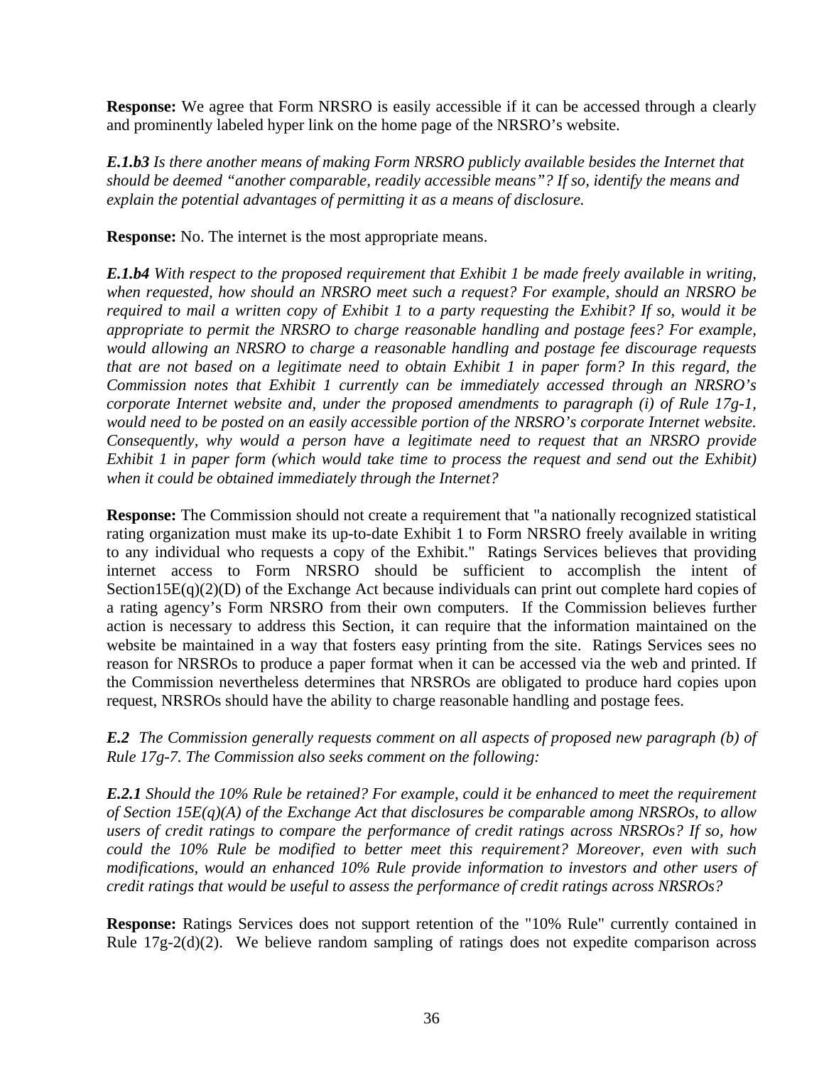**Response:** We agree that Form NRSRO is easily accessible if it can be accessed through a clearly and prominently labeled hyper link on the home page of the NRSRO's website.

***E.1.b3*** *Is there another means of making Form NRSRO publicly available besides the Internet that should be deemed "another comparable, readily accessible means"? If so, identify the means and explain the potential advantages of permitting it as a means of disclosure.*

**Response:** No. The internet is the most appropriate means.

***E.1.b4*** *With respect to the proposed requirement that Exhibit 1 be made freely available in writing, when requested, how should an NRSRO meet such a request? For example, should an NRSRO be required to mail a written copy of Exhibit 1 to a party requesting the Exhibit? If so, would it be appropriate to permit the NRSRO to charge reasonable handling and postage fees? For example, would allowing an NRSRO to charge a reasonable handling and postage fee discourage requests that are not based on a legitimate need to obtain Exhibit 1 in paper form? In this regard, the Commission notes that Exhibit 1 currently can be immediately accessed through an NRSRO's corporate Internet website and, under the proposed amendments to paragraph (i) of Rule 17g-1, would need to be posted on an easily accessible portion of the NRSRO's corporate Internet website. Consequently, why would a person have a legitimate need to request that an NRSRO provide Exhibit 1 in paper form (which would take time to process the request and send out the Exhibit) when it could be obtained immediately through the Internet?*

**Response:** The Commission should not create a requirement that "a nationally recognized statistical rating organization must make its up-to-date Exhibit 1 to Form NRSRO freely available in writing to any individual who requests a copy of the Exhibit." Ratings Services believes that providing internet access to Form NRSRO should be sufficient to accomplish the intent of Section15E(q)(2)(D) of the Exchange Act because individuals can print out complete hard copies of a rating agency's Form NRSRO from their own computers. If the Commission believes further action is necessary to address this Section, it can require that the information maintained on the website be maintained in a way that fosters easy printing from the site. Ratings Services sees no reason for NRSROs to produce a paper format when it can be accessed via the web and printed. If the Commission nevertheless determines that NRSROs are obligated to produce hard copies upon request, NRSROs should have the ability to charge reasonable handling and postage fees.

***E.2*** *The Commission generally requests comment on all aspects of proposed new paragraph (b) of Rule 17g-7. The Commission also seeks comment on the following:*

***E.2.1*** *Should the 10% Rule be retained? For example, could it be enhanced to meet the requirement of Section 15E(q)(A) of the Exchange Act that disclosures be comparable among NRSROs, to allow users of credit ratings to compare the performance of credit ratings across NRSROs? If so, how could the 10% Rule be modified to better meet this requirement? Moreover, even with such modifications, would an enhanced 10% Rule provide information to investors and other users of credit ratings that would be useful to assess the performance of credit ratings across NRSROs?*

**Response:** Ratings Services does not support retention of the "10% Rule" currently contained in Rule 17g-2(d)(2). We believe random sampling of ratings does not expedite comparison across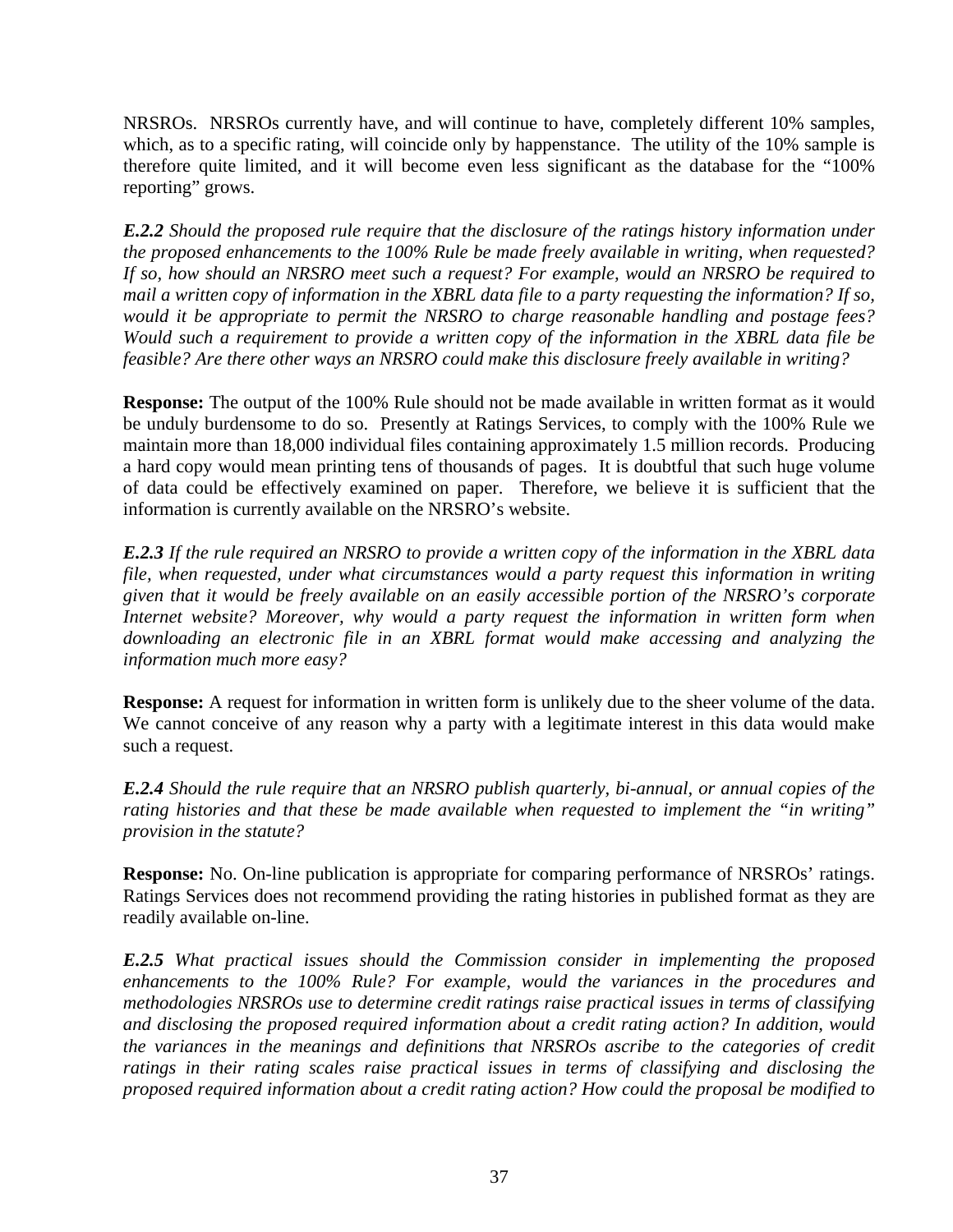NRSROs. NRSROs currently have, and will continue to have, completely different 10% samples, which, as to a specific rating, will coincide only by happenstance. The utility of the 10% sample is therefore quite limited, and it will become even less significant as the database for the "100% reporting" grows.

***E.2.2*** *Should the proposed rule require that the disclosure of the ratings history information under the proposed enhancements to the 100% Rule be made freely available in writing, when requested? If so, how should an NRSRO meet such a request? For example, would an NRSRO be required to mail a written copy of information in the XBRL data file to a party requesting the information? If so, would it be appropriate to permit the NRSRO to charge reasonable handling and postage fees? Would such a requirement to provide a written copy of the information in the XBRL data file be feasible? Are there other ways an NRSRO could make this disclosure freely available in writing?*

**Response:** The output of the 100% Rule should not be made available in written format as it would be unduly burdensome to do so. Presently at Ratings Services, to comply with the 100% Rule we maintain more than 18,000 individual files containing approximately 1.5 million records. Producing a hard copy would mean printing tens of thousands of pages. It is doubtful that such huge volume of data could be effectively examined on paper. Therefore, we believe it is sufficient that the information is currently available on the NRSRO's website.

***E.2.3*** *If the rule required an NRSRO to provide a written copy of the information in the XBRL data file, when requested, under what circumstances would a party request this information in writing given that it would be freely available on an easily accessible portion of the NRSRO's corporate Internet website? Moreover, why would a party request the information in written form when downloading an electronic file in an XBRL format would make accessing and analyzing the information much more easy?*

**Response:** A request for information in written form is unlikely due to the sheer volume of the data. We cannot conceive of any reason why a party with a legitimate interest in this data would make such a request.

***E.2.4*** *Should the rule require that an NRSRO publish quarterly, bi-annual, or annual copies of the rating histories and that these be made available when requested to implement the "in writing" provision in the statute?*

**Response:** No. On-line publication is appropriate for comparing performance of NRSROs' ratings. Ratings Services does not recommend providing the rating histories in published format as they are readily available on-line.

***E.2.5*** *What practical issues should the Commission consider in implementing the proposed enhancements to the 100% Rule? For example, would the variances in the procedures and methodologies NRSROs use to determine credit ratings raise practical issues in terms of classifying and disclosing the proposed required information about a credit rating action? In addition, would the variances in the meanings and definitions that NRSROs ascribe to the categories of credit ratings in their rating scales raise practical issues in terms of classifying and disclosing the proposed required information about a credit rating action? How could the proposal be modified to*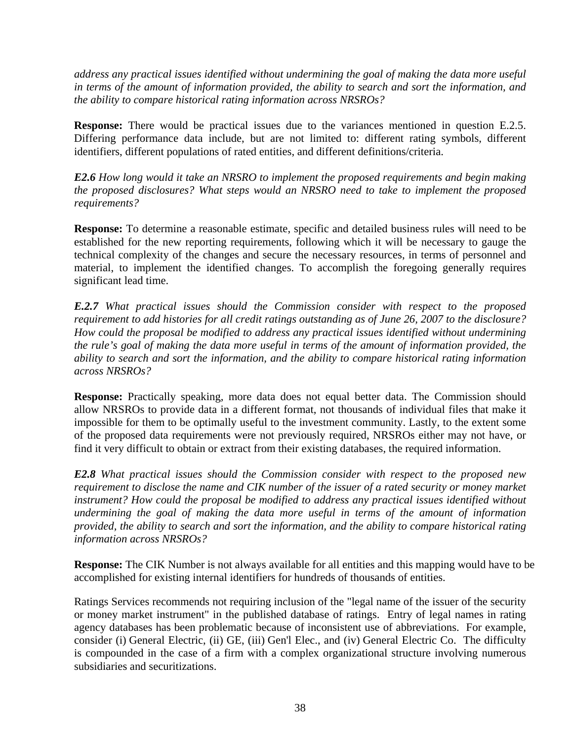*address any practical issues identified without undermining the goal of making the data more useful in terms of the amount of information provided, the ability to search and sort the information, and the ability to compare historical rating information across NRSROs?*

**Response:** There would be practical issues due to the variances mentioned in question E.2.5. Differing performance data include, but are not limited to: different rating symbols, different identifiers, different populations of rated entities, and different definitions/criteria.

***E2.6*** *How long would it take an NRSRO to implement the proposed requirements and begin making the proposed disclosures? What steps would an NRSRO need to take to implement the proposed requirements?*

**Response:** To determine a reasonable estimate, specific and detailed business rules will need to be established for the new reporting requirements, following which it will be necessary to gauge the technical complexity of the changes and secure the necessary resources, in terms of personnel and material, to implement the identified changes. To accomplish the foregoing generally requires significant lead time.

***E.2.7*** *What practical issues should the Commission consider with respect to the proposed requirement to add histories for all credit ratings outstanding as of June 26, 2007 to the disclosure? How could the proposal be modified to address any practical issues identified without undermining the rule's goal of making the data more useful in terms of the amount of information provided, the ability to search and sort the information, and the ability to compare historical rating information across NRSROs?*

**Response:** Practically speaking, more data does not equal better data. The Commission should allow NRSROs to provide data in a different format, not thousands of individual files that make it impossible for them to be optimally useful to the investment community. Lastly, to the extent some of the proposed data requirements were not previously required, NRSROs either may not have, or find it very difficult to obtain or extract from their existing databases, the required information.

***E2.8*** *What practical issues should the Commission consider with respect to the proposed new requirement to disclose the name and CIK number of the issuer of a rated security or money market instrument? How could the proposal be modified to address any practical issues identified without undermining the goal of making the data more useful in terms of the amount of information provided, the ability to search and sort the information, and the ability to compare historical rating information across NRSROs?*

**Response:** The CIK Number is not always available for all entities and this mapping would have to be accomplished for existing internal identifiers for hundreds of thousands of entities.

Ratings Services recommends not requiring inclusion of the "legal name of the issuer of the security or money market instrument" in the published database of ratings. Entry of legal names in rating agency databases has been problematic because of inconsistent use of abbreviations. For example, consider (i) General Electric, (ii) GE, (iii) Gen'l Elec., and (iv) General Electric Co. The difficulty is compounded in the case of a firm with a complex organizational structure involving numerous subsidiaries and securitizations.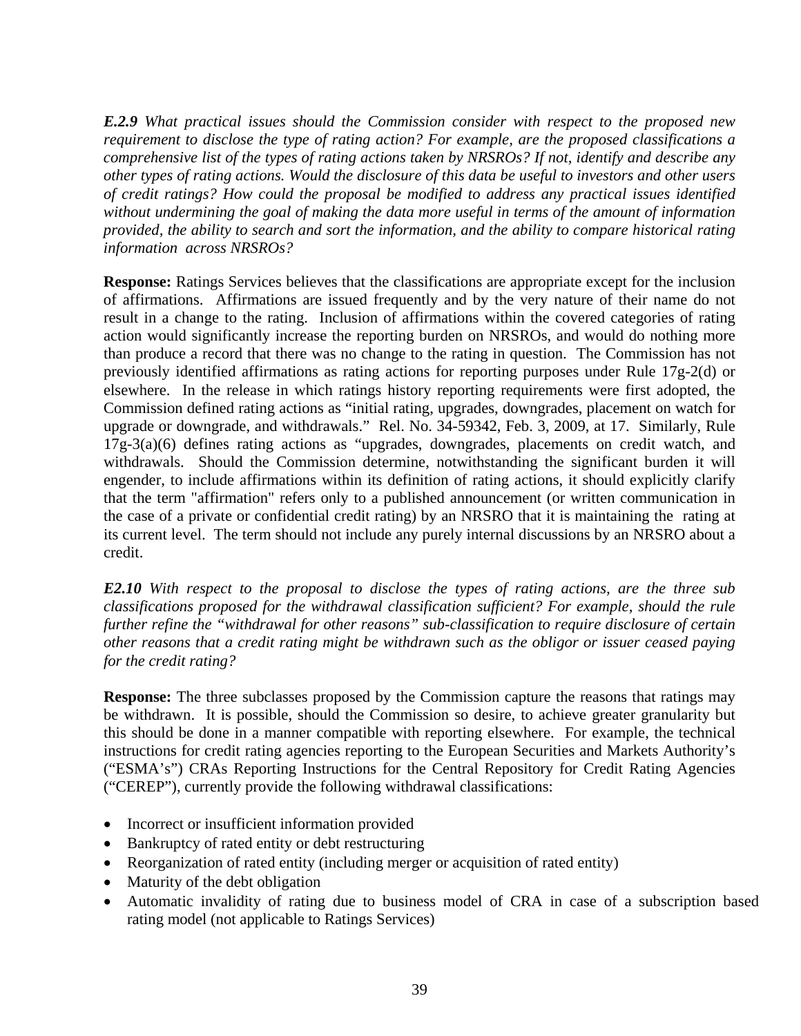***E.2.9** What practical issues should the Commission consider with respect to the proposed new requirement to disclose the type of rating action? For example, are the proposed classifications a comprehensive list of the types of rating actions taken by NRSROs? If not, identify and describe any other types of rating actions. Would the disclosure of this data be useful to investors and other users of credit ratings? How could the proposal be modified to address any practical issues identified without undermining the goal of making the data more useful in terms of the amount of information provided, the ability to search and sort the information, and the ability to compare historical rating information across NRSROs?*

**Response:** Ratings Services believes that the classifications are appropriate except for the inclusion of affirmations. Affirmations are issued frequently and by the very nature of their name do not result in a change to the rating. Inclusion of affirmations within the covered categories of rating action would significantly increase the reporting burden on NRSROs, and would do nothing more than produce a record that there was no change to the rating in question. The Commission has not previously identified affirmations as rating actions for reporting purposes under Rule 17g-2(d) or elsewhere. In the release in which ratings history reporting requirements were first adopted, the Commission defined rating actions as "initial rating, upgrades, downgrades, placement on watch for upgrade or downgrade, and withdrawals." Rel. No. 34-59342, Feb. 3, 2009, at 17. Similarly, Rule 17g-3(a)(6) defines rating actions as "upgrades, downgrades, placements on credit watch, and withdrawals. Should the Commission determine, notwithstanding the significant burden it will engender, to include affirmations within its definition of rating actions, it should explicitly clarify that the term "affirmation" refers only to a published announcement (or written communication in the case of a private or confidential credit rating) by an NRSRO that it is maintaining the rating at its current level. The term should not include any purely internal discussions by an NRSRO about a credit.

***E2.10** With respect to the proposal to disclose the types of rating actions, are the three sub classifications proposed for the withdrawal classification sufficient? For example, should the rule further refine the "withdrawal for other reasons" sub-classification to require disclosure of certain other reasons that a credit rating might be withdrawn such as the obligor or issuer ceased paying for the credit rating?*

**Response:** The three subclasses proposed by the Commission capture the reasons that ratings may be withdrawn. It is possible, should the Commission so desire, to achieve greater granularity but this should be done in a manner compatible with reporting elsewhere. For example, the technical instructions for credit rating agencies reporting to the European Securities and Markets Authority's ("ESMA's") CRAs Reporting Instructions for the Central Repository for Credit Rating Agencies ("CEREP"), currently provide the following withdrawal classifications:

- Incorrect or insufficient information provided
- Bankruptcy of rated entity or debt restructuring
- Reorganization of rated entity (including merger or acquisition of rated entity)
- Maturity of the debt obligation
- Automatic invalidity of rating due to business model of CRA in case of a subscription based rating model (not applicable to Ratings Services)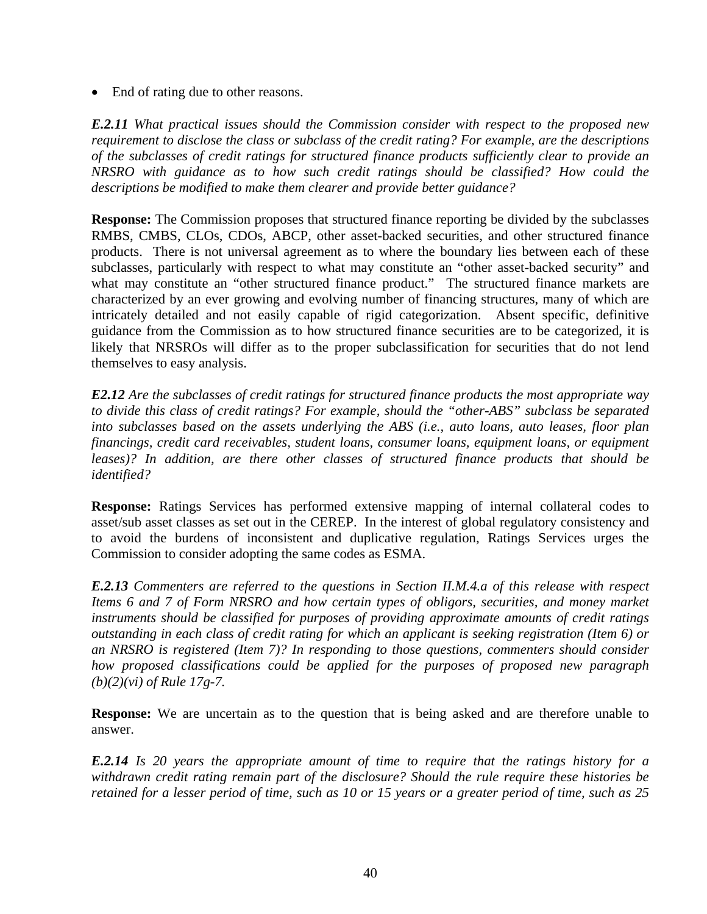- End of rating due to other reasons.

***E.2.11*** *What practical issues should the Commission consider with respect to the proposed new requirement to disclose the class or subclass of the credit rating? For example, are the descriptions of the subclasses of credit ratings for structured finance products sufficiently clear to provide an NRSRO with guidance as to how such credit ratings should be classified? How could the descriptions be modified to make them clearer and provide better guidance?*

**Response:** The Commission proposes that structured finance reporting be divided by the subclasses RMBS, CMBS, CLOs, CDOs, ABCP, other asset-backed securities, and other structured finance products. There is not universal agreement as to where the boundary lies between each of these subclasses, particularly with respect to what may constitute an "other asset-backed security" and what may constitute an "other structured finance product." The structured finance markets are characterized by an ever growing and evolving number of financing structures, many of which are intricately detailed and not easily capable of rigid categorization. Absent specific, definitive guidance from the Commission as to how structured finance securities are to be categorized, it is likely that NRSROs will differ as to the proper subclassification for securities that do not lend themselves to easy analysis.

***E2.12*** *Are the subclasses of credit ratings for structured finance products the most appropriate way to divide this class of credit ratings? For example, should the "other-ABS" subclass be separated into subclasses based on the assets underlying the ABS (i.e., auto loans, auto leases, floor plan financings, credit card receivables, student loans, consumer loans, equipment loans, or equipment leases)? In addition, are there other classes of structured finance products that should be identified?*

**Response:** Ratings Services has performed extensive mapping of internal collateral codes to asset/sub asset classes as set out in the CEREP. In the interest of global regulatory consistency and to avoid the burdens of inconsistent and duplicative regulation, Ratings Services urges the Commission to consider adopting the same codes as ESMA.

***E.2.13*** *Commenters are referred to the questions in Section II.M.4.a of this release with respect Items 6 and 7 of Form NRSRO and how certain types of obligors, securities, and money market instruments should be classified for purposes of providing approximate amounts of credit ratings outstanding in each class of credit rating for which an applicant is seeking registration (Item 6) or an NRSRO is registered (Item 7)? In responding to those questions, commenters should consider how proposed classifications could be applied for the purposes of proposed new paragraph (b)(2)(vi) of Rule 17g-7.*

**Response:** We are uncertain as to the question that is being asked and are therefore unable to answer.

***E.2.14*** *Is 20 years the appropriate amount of time to require that the ratings history for a withdrawn credit rating remain part of the disclosure? Should the rule require these histories be retained for a lesser period of time, such as 10 or 15 years or a greater period of time, such as 25*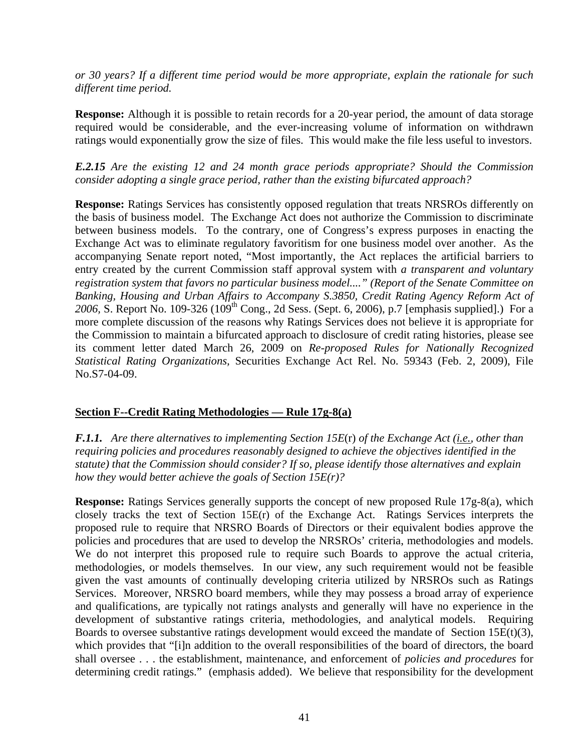*or 30 years? If a different time period would be more appropriate, explain the rationale for such different time period.*

**Response:** Although it is possible to retain records for a 20-year period, the amount of data storage required would be considerable, and the ever-increasing volume of information on withdrawn ratings would exponentially grow the size of files. This would make the file less useful to investors.

***E.2.15*** *Are the existing 12 and 24 month grace periods appropriate? Should the Commission consider adopting a single grace period, rather than the existing bifurcated approach?*

**Response:** Ratings Services has consistently opposed regulation that treats NRSROs differently on the basis of business model. The Exchange Act does not authorize the Commission to discriminate between business models. To the contrary, one of Congress's express purposes in enacting the Exchange Act was to eliminate regulatory favoritism for one business model over another. As the accompanying Senate report noted, "Most importantly, the Act replaces the artificial barriers to entry created by the current Commission staff approval system with *a transparent and voluntary registration system that favors no particular business model....*" *(Report of the Senate Committee on Banking, Housing and Urban Affairs to Accompany S.3850, Credit Rating Agency Reform Act of 2006,* S. Report No. 109-326 (109th Cong., 2d Sess. (Sept. 6, 2006), p.7 [emphasis supplied].) For a more complete discussion of the reasons why Ratings Services does not believe it is appropriate for the Commission to maintain a bifurcated approach to disclosure of credit rating histories, please see its comment letter dated March 26, 2009 on *Re-proposed Rules for Nationally Recognized Statistical Rating Organizations,* Securities Exchange Act Rel. No. 59343 (Feb. 2, 2009), File No.S7-04-09.

## Section F--Credit Rating Methodologies — Rule 17g-8(a)

***F.1.1.*** *Are there alternatives to implementing Section 15E*(r) *of the Exchange Act (i.e., other than requiring policies and procedures reasonably designed to achieve the objectives identified in the statute) that the Commission should consider? If so, please identify those alternatives and explain how they would better achieve the goals of Section 15E(r)?*

**Response:** Ratings Services generally supports the concept of new proposed Rule 17g-8(a), which closely tracks the text of Section 15E(r) of the Exchange Act. Ratings Services interprets the proposed rule to require that NRSRO Boards of Directors or their equivalent bodies approve the policies and procedures that are used to develop the NRSROs' criteria, methodologies and models. We do not interpret this proposed rule to require such Boards to approve the actual criteria, methodologies, or models themselves. In our view, any such requirement would not be feasible given the vast amounts of continually developing criteria utilized by NRSROs such as Ratings Services. Moreover, NRSRO board members, while they may possess a broad array of experience and qualifications, are typically not ratings analysts and generally will have no experience in the development of substantive ratings criteria, methodologies, and analytical models. Requiring Boards to oversee substantive ratings development would exceed the mandate of Section 15E(t)(3), which provides that "[i]n addition to the overall responsibilities of the board of directors, the board shall oversee . . . the establishment, maintenance, and enforcement of *policies and procedures* for determining credit ratings." (emphasis added). We believe that responsibility for the development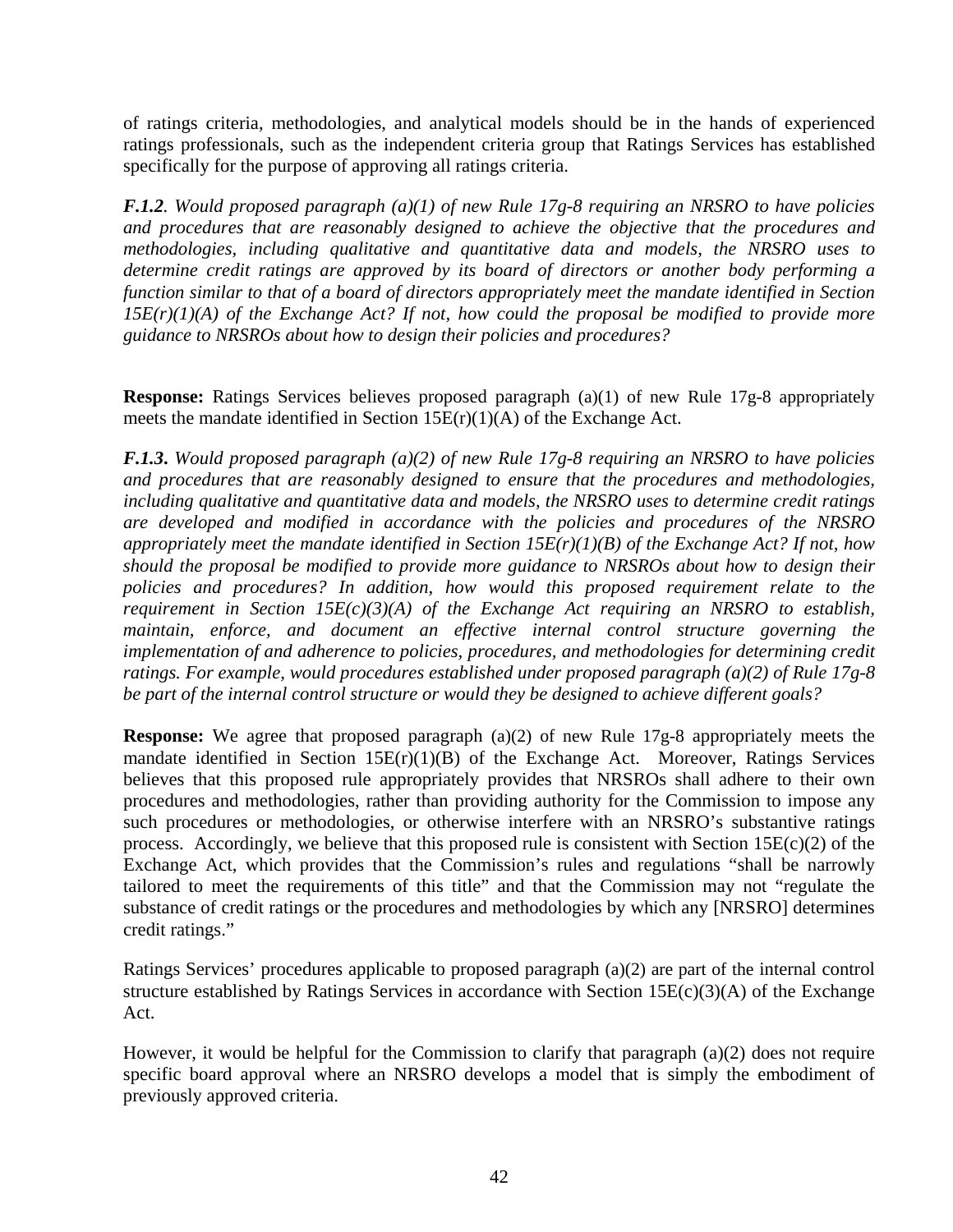of ratings criteria, methodologies, and analytical models should be in the hands of experienced ratings professionals, such as the independent criteria group that Ratings Services has established specifically for the purpose of approving all ratings criteria.

***F.1.2**. Would proposed paragraph (a)(1) of new Rule 17g-8 requiring an NRSRO to have policies and procedures that are reasonably designed to achieve the objective that the procedures and methodologies, including qualitative and quantitative data and models, the NRSRO uses to determine credit ratings are approved by its board of directors or another body performing a function similar to that of a board of directors appropriately meet the mandate identified in Section 15E(r)(1)(A) of the Exchange Act? If not, how could the proposal be modified to provide more guidance to NRSROs about how to design their policies and procedures?*

**Response:** Ratings Services believes proposed paragraph (a)(1) of new Rule 17g-8 appropriately meets the mandate identified in Section 15E(r)(1)(A) of the Exchange Act.

***F.1.3**. Would proposed paragraph (a)(2) of new Rule 17g-8 requiring an NRSRO to have policies and procedures that are reasonably designed to ensure that the procedures and methodologies, including qualitative and quantitative data and models, the NRSRO uses to determine credit ratings are developed and modified in accordance with the policies and procedures of the NRSRO appropriately meet the mandate identified in Section 15E(r)(1)(B) of the Exchange Act? If not, how should the proposal be modified to provide more guidance to NRSROs about how to design their policies and procedures? In addition, how would this proposed requirement relate to the requirement in Section 15E(c)(3)(A) of the Exchange Act requiring an NRSRO to establish, maintain, enforce, and document an effective internal control structure governing the implementation of and adherence to policies, procedures, and methodologies for determining credit ratings. For example, would procedures established under proposed paragraph (a)(2) of Rule 17g-8 be part of the internal control structure or would they be designed to achieve different goals?*

**Response:** We agree that proposed paragraph (a)(2) of new Rule 17g-8 appropriately meets the mandate identified in Section 15E(r)(1)(B) of the Exchange Act. Moreover, Ratings Services believes that this proposed rule appropriately provides that NRSROs shall adhere to their own procedures and methodologies, rather than providing authority for the Commission to impose any such procedures or methodologies, or otherwise interfere with an NRSRO's substantive ratings process. Accordingly, we believe that this proposed rule is consistent with Section 15E(c)(2) of the Exchange Act, which provides that the Commission's rules and regulations "shall be narrowly tailored to meet the requirements of this title" and that the Commission may not "regulate the substance of credit ratings or the procedures and methodologies by which any [NRSRO] determines credit ratings."

Ratings Services' procedures applicable to proposed paragraph (a)(2) are part of the internal control structure established by Ratings Services in accordance with Section 15E(c)(3)(A) of the Exchange Act.

However, it would be helpful for the Commission to clarify that paragraph (a)(2) does not require specific board approval where an NRSRO develops a model that is simply the embodiment of previously approved criteria.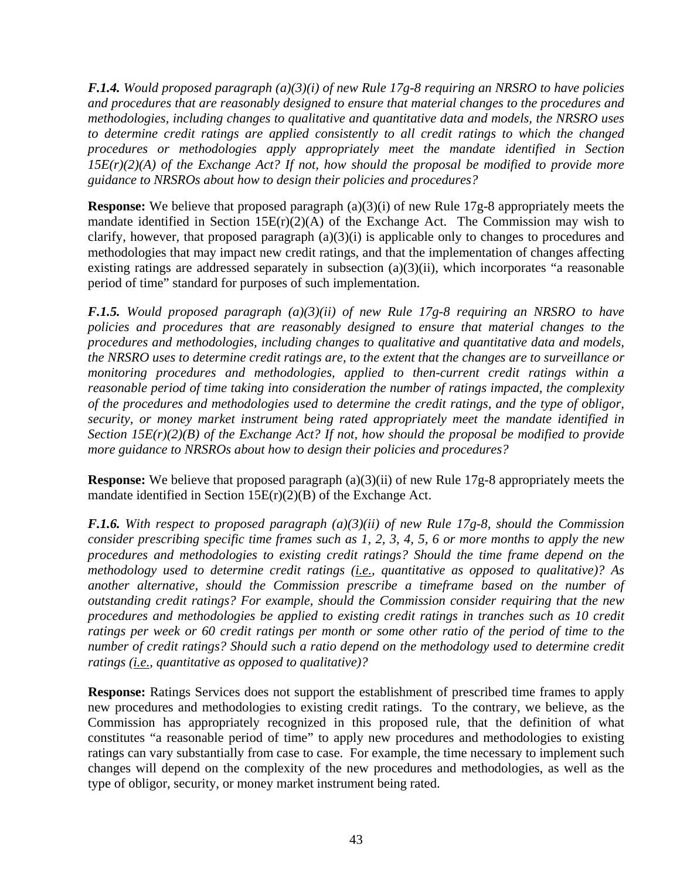***F.1.4.*** *Would proposed paragraph (a)(3)(i) of new Rule 17g-8 requiring an NRSRO to have policies and procedures that are reasonably designed to ensure that material changes to the procedures and methodologies, including changes to qualitative and quantitative data and models, the NRSRO uses to determine credit ratings are applied consistently to all credit ratings to which the changed procedures or methodologies apply appropriately meet the mandate identified in Section 15E(r)(2)(A) of the Exchange Act? If not, how should the proposal be modified to provide more guidance to NRSROs about how to design their policies and procedures?*

**Response:** We believe that proposed paragraph (a)(3)(i) of new Rule 17g-8 appropriately meets the mandate identified in Section 15E(r)(2)(A) of the Exchange Act. The Commission may wish to clarify, however, that proposed paragraph (a)(3)(i) is applicable only to changes to procedures and methodologies that may impact new credit ratings, and that the implementation of changes affecting existing ratings are addressed separately in subsection (a)(3)(ii), which incorporates "a reasonable period of time" standard for purposes of such implementation.

***F.1.5.*** *Would proposed paragraph (a)(3)(ii) of new Rule 17g-8 requiring an NRSRO to have policies and procedures that are reasonably designed to ensure that material changes to the procedures and methodologies, including changes to qualitative and quantitative data and models, the NRSRO uses to determine credit ratings are, to the extent that the changes are to surveillance or monitoring procedures and methodologies, applied to then-current credit ratings within a reasonable period of time taking into consideration the number of ratings impacted, the complexity of the procedures and methodologies used to determine the credit ratings, and the type of obligor, security, or money market instrument being rated appropriately meet the mandate identified in Section 15E(r)(2)(B) of the Exchange Act? If not, how should the proposal be modified to provide more guidance to NRSROs about how to design their policies and procedures?*

**Response:** We believe that proposed paragraph (a)(3)(ii) of new Rule 17g-8 appropriately meets the mandate identified in Section 15E(r)(2)(B) of the Exchange Act.

***F.1.6.*** *With respect to proposed paragraph (a)(3)(ii) of new Rule 17g-8, should the Commission consider prescribing specific time frames such as 1, 2, 3, 4, 5, 6 or more months to apply the new procedures and methodologies to existing credit ratings? Should the time frame depend on the methodology used to determine credit ratings (i.e., quantitative as opposed to qualitative)? As another alternative, should the Commission prescribe a timeframe based on the number of outstanding credit ratings? For example, should the Commission consider requiring that the new procedures and methodologies be applied to existing credit ratings in tranches such as 10 credit ratings per week or 60 credit ratings per month or some other ratio of the period of time to the number of credit ratings? Should such a ratio depend on the methodology used to determine credit ratings (i.e., quantitative as opposed to qualitative)?*

**Response:** Ratings Services does not support the establishment of prescribed time frames to apply new procedures and methodologies to existing credit ratings. To the contrary, we believe, as the Commission has appropriately recognized in this proposed rule, that the definition of what constitutes "a reasonable period of time" to apply new procedures and methodologies to existing ratings can vary substantially from case to case. For example, the time necessary to implement such changes will depend on the complexity of the new procedures and methodologies, as well as the type of obligor, security, or money market instrument being rated.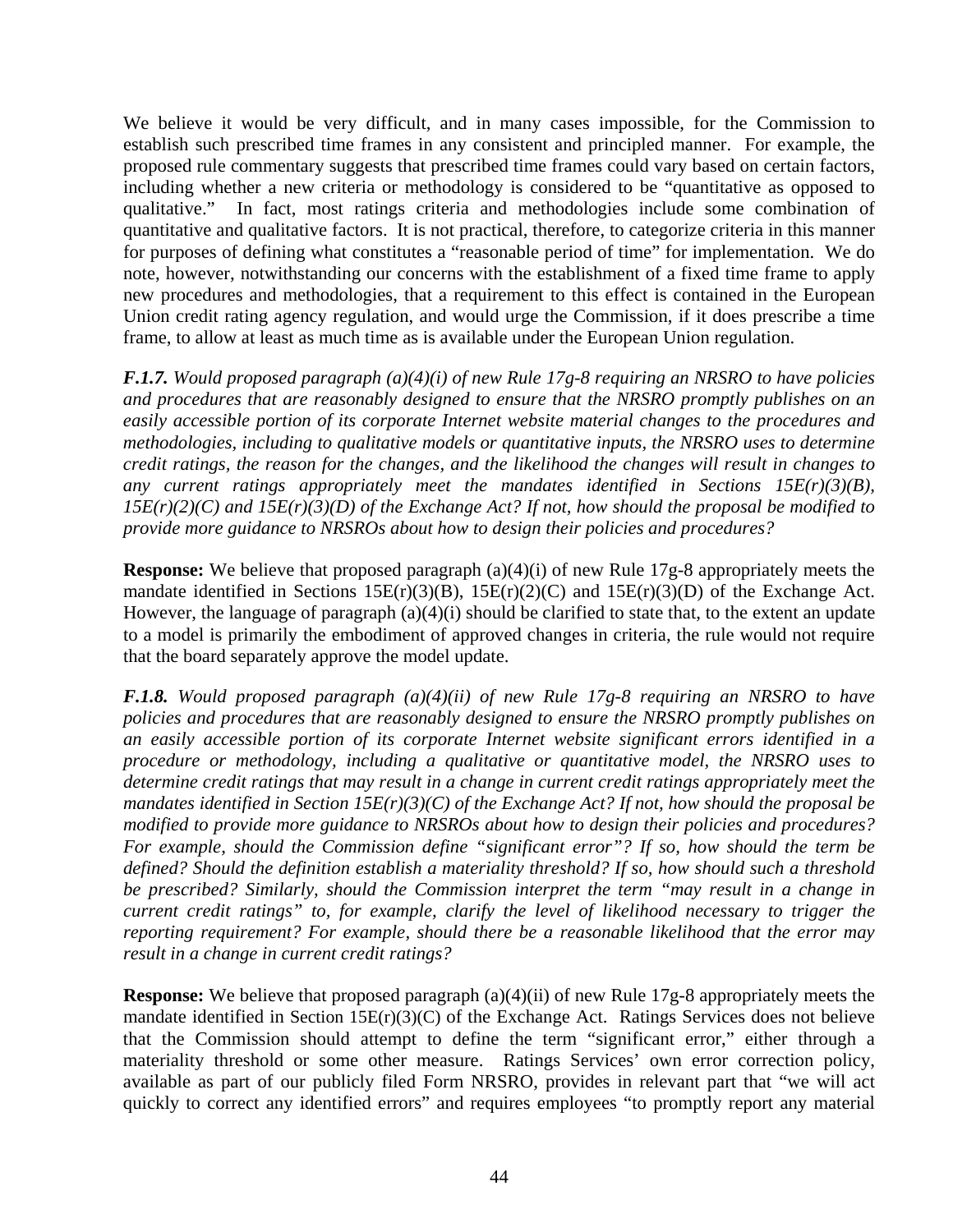We believe it would be very difficult, and in many cases impossible, for the Commission to establish such prescribed time frames in any consistent and principled manner. For example, the proposed rule commentary suggests that prescribed time frames could vary based on certain factors, including whether a new criteria or methodology is considered to be "quantitative as opposed to qualitative." In fact, most ratings criteria and methodologies include some combination of quantitative and qualitative factors. It is not practical, therefore, to categorize criteria in this manner for purposes of defining what constitutes a "reasonable period of time" for implementation. We do note, however, notwithstanding our concerns with the establishment of a fixed time frame to apply new procedures and methodologies, that a requirement to this effect is contained in the European Union credit rating agency regulation, and would urge the Commission, if it does prescribe a time frame, to allow at least as much time as is available under the European Union regulation.

***F.1.7.*** *Would proposed paragraph (a)(4)(i) of new Rule 17g-8 requiring an NRSRO to have policies and procedures that are reasonably designed to ensure that the NRSRO promptly publishes on an easily accessible portion of its corporate Internet website material changes to the procedures and methodologies, including to qualitative models or quantitative inputs, the NRSRO uses to determine credit ratings, the reason for the changes, and the likelihood the changes will result in changes to any current ratings appropriately meet the mandates identified in Sections 15E(r)(3)(B), 15E(r)(2)(C) and 15E(r)(3)(D) of the Exchange Act? If not, how should the proposal be modified to provide more guidance to NRSROs about how to design their policies and procedures?*

**Response:** We believe that proposed paragraph (a)(4)(i) of new Rule 17g-8 appropriately meets the mandate identified in Sections 15E(r)(3)(B), 15E(r)(2)(C) and 15E(r)(3)(D) of the Exchange Act. However, the language of paragraph (a)(4)(i) should be clarified to state that, to the extent an update to a model is primarily the embodiment of approved changes in criteria, the rule would not require that the board separately approve the model update.

***F.1.8.*** *Would proposed paragraph (a)(4)(ii) of new Rule 17g-8 requiring an NRSRO to have policies and procedures that are reasonably designed to ensure the NRSRO promptly publishes on an easily accessible portion of its corporate Internet website significant errors identified in a procedure or methodology, including a qualitative or quantitative model, the NRSRO uses to determine credit ratings that may result in a change in current credit ratings appropriately meet the mandates identified in Section 15E(r)(3)(C) of the Exchange Act? If not, how should the proposal be modified to provide more guidance to NRSROs about how to design their policies and procedures? For example, should the Commission define "significant error"? If so, how should the term be defined? Should the definition establish a materiality threshold? If so, how should such a threshold be prescribed? Similarly, should the Commission interpret the term "may result in a change in current credit ratings" to, for example, clarify the level of likelihood necessary to trigger the reporting requirement? For example, should there be a reasonable likelihood that the error may result in a change in current credit ratings?*

**Response:** We believe that proposed paragraph (a)(4)(ii) of new Rule 17g-8 appropriately meets the mandate identified in Section 15E(r)(3)(C) of the Exchange Act. Ratings Services does not believe that the Commission should attempt to define the term "significant error," either through a materiality threshold or some other measure. Ratings Services' own error correction policy, available as part of our publicly filed Form NRSRO, provides in relevant part that "we will act quickly to correct any identified errors" and requires employees "to promptly report any material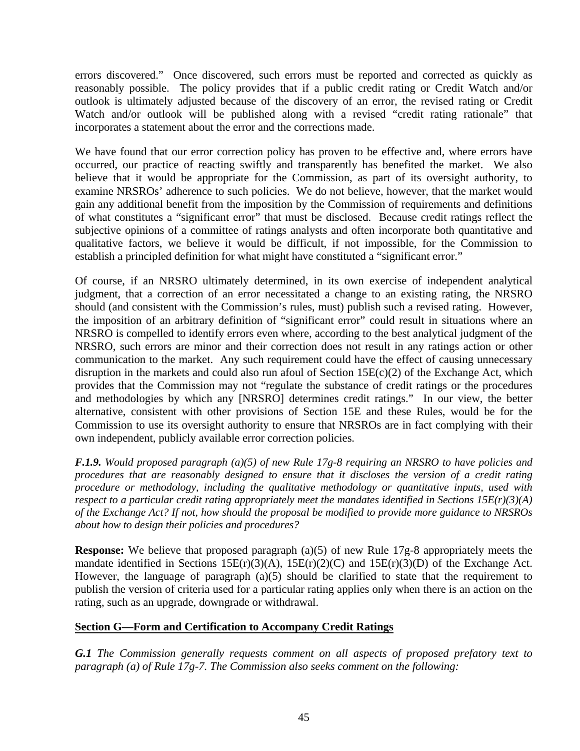errors discovered." Once discovered, such errors must be reported and corrected as quickly as reasonably possible. The policy provides that if a public credit rating or Credit Watch and/or outlook is ultimately adjusted because of the discovery of an error, the revised rating or Credit Watch and/or outlook will be published along with a revised "credit rating rationale" that incorporates a statement about the error and the corrections made.

We have found that our error correction policy has proven to be effective and, where errors have occurred, our practice of reacting swiftly and transparently has benefited the market. We also believe that it would be appropriate for the Commission, as part of its oversight authority, to examine NRSROs' adherence to such policies. We do not believe, however, that the market would gain any additional benefit from the imposition by the Commission of requirements and definitions of what constitutes a "significant error" that must be disclosed. Because credit ratings reflect the subjective opinions of a committee of ratings analysts and often incorporate both quantitative and qualitative factors, we believe it would be difficult, if not impossible, for the Commission to establish a principled definition for what might have constituted a "significant error."

Of course, if an NRSRO ultimately determined, in its own exercise of independent analytical judgment, that a correction of an error necessitated a change to an existing rating, the NRSRO should (and consistent with the Commission's rules, must) publish such a revised rating. However, the imposition of an arbitrary definition of "significant error" could result in situations where an NRSRO is compelled to identify errors even where, according to the best analytical judgment of the NRSRO, such errors are minor and their correction does not result in any ratings action or other communication to the market. Any such requirement could have the effect of causing unnecessary disruption in the markets and could also run afoul of Section 15E(c)(2) of the Exchange Act, which provides that the Commission may not "regulate the substance of credit ratings or the procedures and methodologies by which any [NRSRO] determines credit ratings." In our view, the better alternative, consistent with other provisions of Section 15E and these Rules, would be for the Commission to use its oversight authority to ensure that NRSROs are in fact complying with their own independent, publicly available error correction policies.

***F.1.9.*** *Would proposed paragraph (a)(5) of new Rule 17g-8 requiring an NRSRO to have policies and procedures that are reasonably designed to ensure that it discloses the version of a credit rating procedure or methodology, including the qualitative methodology or quantitative inputs, used with respect to a particular credit rating appropriately meet the mandates identified in Sections 15E(r)(3)(A) of the Exchange Act? If not, how should the proposal be modified to provide more guidance to NRSROs about how to design their policies and procedures?*

**Response:** We believe that proposed paragraph (a)(5) of new Rule 17g-8 appropriately meets the mandate identified in Sections 15E(r)(3)(A), 15E(r)(2)(C) and 15E(r)(3)(D) of the Exchange Act. However, the language of paragraph (a)(5) should be clarified to state that the requirement to publish the version of criteria used for a particular rating applies only when there is an action on the rating, such as an upgrade, downgrade or withdrawal.

**<u>Section G—Form and Certification to Accompany Credit Ratings</u>**

***G.1*** *The Commission generally requests comment on all aspects of proposed prefatory text to paragraph (a) of Rule 17g-7. The Commission also seeks comment on the following:*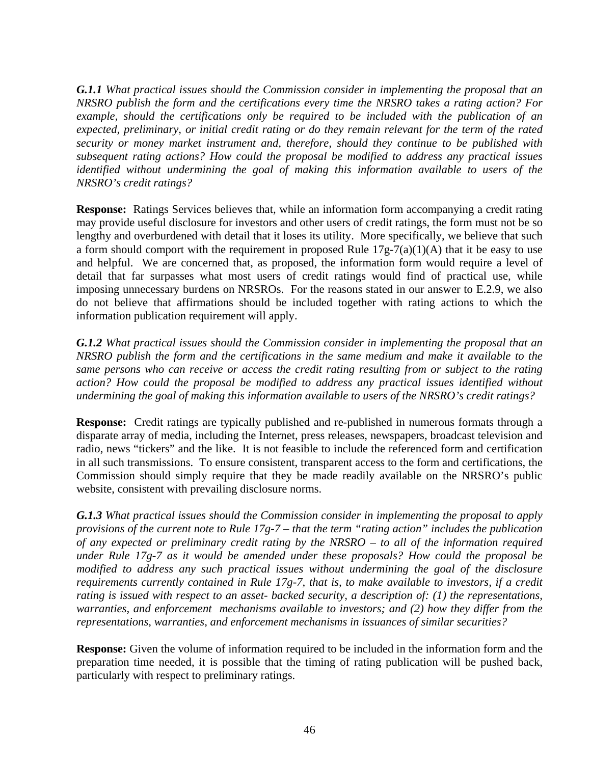***G.1.1** What practical issues should the Commission consider in implementing the proposal that an NRSRO publish the form and the certifications every time the NRSRO takes a rating action? For example, should the certifications only be required to be included with the publication of an expected, preliminary, or initial credit rating or do they remain relevant for the term of the rated security or money market instrument and, therefore, should they continue to be published with subsequent rating actions? How could the proposal be modified to address any practical issues identified without undermining the goal of making this information available to users of the NRSRO's credit ratings?*

**Response:** Ratings Services believes that, while an information form accompanying a credit rating may provide useful disclosure for investors and other users of credit ratings, the form must not be so lengthy and overburdened with detail that it loses its utility. More specifically, we believe that such a form should comport with the requirement in proposed Rule 17g-7(a)(1)(A) that it be easy to use and helpful. We are concerned that, as proposed, the information form would require a level of detail that far surpasses what most users of credit ratings would find of practical use, while imposing unnecessary burdens on NRSROs. For the reasons stated in our answer to E.2.9, we also do not believe that affirmations should be included together with rating actions to which the information publication requirement will apply.

***G.1.2** What practical issues should the Commission consider in implementing the proposal that an NRSRO publish the form and the certifications in the same medium and make it available to the same persons who can receive or access the credit rating resulting from or subject to the rating action? How could the proposal be modified to address any practical issues identified without undermining the goal of making this information available to users of the NRSRO's credit ratings?*

**Response:** Credit ratings are typically published and re-published in numerous formats through a disparate array of media, including the Internet, press releases, newspapers, broadcast television and radio, news "tickers" and the like. It is not feasible to include the referenced form and certification in all such transmissions. To ensure consistent, transparent access to the form and certifications, the Commission should simply require that they be made readily available on the NRSRO's public website, consistent with prevailing disclosure norms.

***G.1.3** What practical issues should the Commission consider in implementing the proposal to apply provisions of the current note to Rule 17g-7 – that the term "rating action" includes the publication of any expected or preliminary credit rating by the NRSRO – to all of the information required under Rule 17g-7 as it would be amended under these proposals? How could the proposal be modified to address any such practical issues without undermining the goal of the disclosure requirements currently contained in Rule 17g-7, that is, to make available to investors, if a credit rating is issued with respect to an asset- backed security, a description of: (1) the representations, warranties, and enforcement mechanisms available to investors; and (2) how they differ from the representations, warranties, and enforcement mechanisms in issuances of similar securities?*

**Response:** Given the volume of information required to be included in the information form and the preparation time needed, it is possible that the timing of rating publication will be pushed back, particularly with respect to preliminary ratings.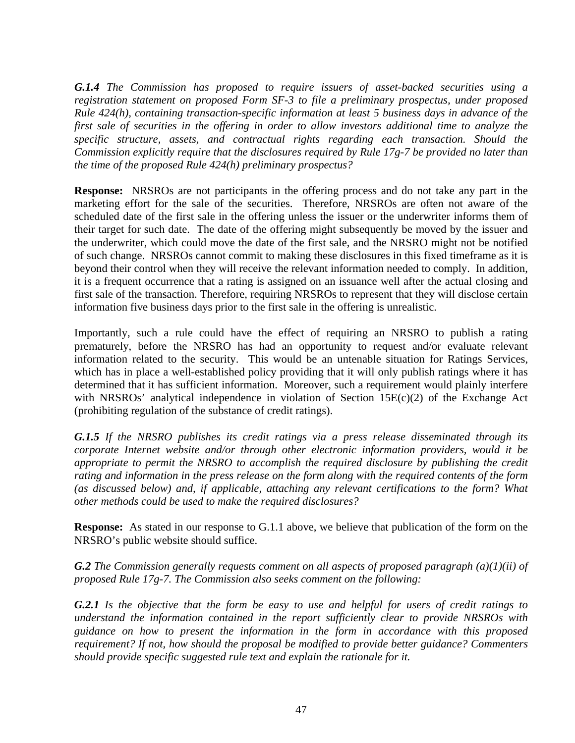***G.1.4*** *The Commission has proposed to require issuers of asset-backed securities using a registration statement on proposed Form SF-3 to file a preliminary prospectus, under proposed Rule 424(h), containing transaction-specific information at least 5 business days in advance of the first sale of securities in the offering in order to allow investors additional time to analyze the specific structure, assets, and contractual rights regarding each transaction. Should the Commission explicitly require that the disclosures required by Rule 17g-7 be provided no later than the time of the proposed Rule 424(h) preliminary prospectus?*

**Response:** NRSROs are not participants in the offering process and do not take any part in the marketing effort for the sale of the securities. Therefore, NRSROs are often not aware of the scheduled date of the first sale in the offering unless the issuer or the underwriter informs them of their target for such date. The date of the offering might subsequently be moved by the issuer and the underwriter, which could move the date of the first sale, and the NRSRO might not be notified of such change. NRSROs cannot commit to making these disclosures in this fixed timeframe as it is beyond their control when they will receive the relevant information needed to comply. In addition, it is a frequent occurrence that a rating is assigned on an issuance well after the actual closing and first sale of the transaction. Therefore, requiring NRSROs to represent that they will disclose certain information five business days prior to the first sale in the offering is unrealistic.

Importantly, such a rule could have the effect of requiring an NRSRO to publish a rating prematurely, before the NRSRO has had an opportunity to request and/or evaluate relevant information related to the security. This would be an untenable situation for Ratings Services, which has in place a well-established policy providing that it will only publish ratings where it has determined that it has sufficient information. Moreover, such a requirement would plainly interfere with NRSROs' analytical independence in violation of Section 15E(c)(2) of the Exchange Act (prohibiting regulation of the substance of credit ratings).

***G.1.5*** *If the NRSRO publishes its credit ratings via a press release disseminated through its corporate Internet website and/or through other electronic information providers, would it be appropriate to permit the NRSRO to accomplish the required disclosure by publishing the credit rating and information in the press release on the form along with the required contents of the form (as discussed below) and, if applicable, attaching any relevant certifications to the form? What other methods could be used to make the required disclosures?*

**Response:** As stated in our response to G.1.1 above, we believe that publication of the form on the NRSRO's public website should suffice.

***G.2*** *The Commission generally requests comment on all aspects of proposed paragraph (a)(1)(ii) of proposed Rule 17g-7. The Commission also seeks comment on the following:*

***G.2.1*** *Is the objective that the form be easy to use and helpful for users of credit ratings to understand the information contained in the report sufficiently clear to provide NRSROs with guidance on how to present the information in the form in accordance with this proposed requirement? If not, how should the proposal be modified to provide better guidance? Commenters should provide specific suggested rule text and explain the rationale for it.*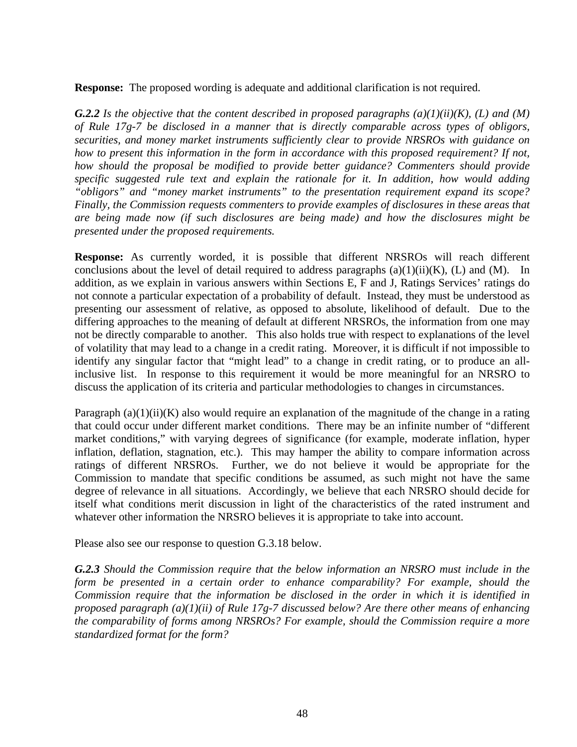**Response:** The proposed wording is adequate and additional clarification is not required.

***G.2.2*** *Is the objective that the content described in proposed paragraphs (a)(1)(ii)(K), (L) and (M) of Rule 17g-7 be disclosed in a manner that is directly comparable across types of obligors, securities, and money market instruments sufficiently clear to provide NRSROs with guidance on how to present this information in the form in accordance with this proposed requirement? If not, how should the proposal be modified to provide better guidance? Commenters should provide specific suggested rule text and explain the rationale for it. In addition, how would adding "obligors" and "money market instruments" to the presentation requirement expand its scope? Finally, the Commission requests commenters to provide examples of disclosures in these areas that are being made now (if such disclosures are being made) and how the disclosures might be presented under the proposed requirements.*

**Response:** As currently worded, it is possible that different NRSROs will reach different conclusions about the level of detail required to address paragraphs (a)(1)(ii)(K), (L) and (M). In addition, as we explain in various answers within Sections E, F and J, Ratings Services' ratings do not connote a particular expectation of a probability of default. Instead, they must be understood as presenting our assessment of relative, as opposed to absolute, likelihood of default. Due to the differing approaches to the meaning of default at different NRSROs, the information from one may not be directly comparable to another. This also holds true with respect to explanations of the level of volatility that may lead to a change in a credit rating. Moreover, it is difficult if not impossible to identify any singular factor that "might lead" to a change in credit rating, or to produce an all-inclusive list. In response to this requirement it would be more meaningful for an NRSRO to discuss the application of its criteria and particular methodologies to changes in circumstances.

Paragraph (a)(1)(ii)(K) also would require an explanation of the magnitude of the change in a rating that could occur under different market conditions. There may be an infinite number of "different market conditions," with varying degrees of significance (for example, moderate inflation, hyper inflation, deflation, stagnation, etc.). This may hamper the ability to compare information across ratings of different NRSROs. Further, we do not believe it would be appropriate for the Commission to mandate that specific conditions be assumed, as such might not have the same degree of relevance in all situations. Accordingly, we believe that each NRSRO should decide for itself what conditions merit discussion in light of the characteristics of the rated instrument and whatever other information the NRSRO believes it is appropriate to take into account.

Please also see our response to question G.3.18 below.

***G.2.3*** *Should the Commission require that the below information an NRSRO must include in the form be presented in a certain order to enhance comparability? For example, should the Commission require that the information be disclosed in the order in which it is identified in proposed paragraph (a)(1)(ii) of Rule 17g-7 discussed below? Are there other means of enhancing the comparability of forms among NRSROs? For example, should the Commission require a more standardized format for the form?*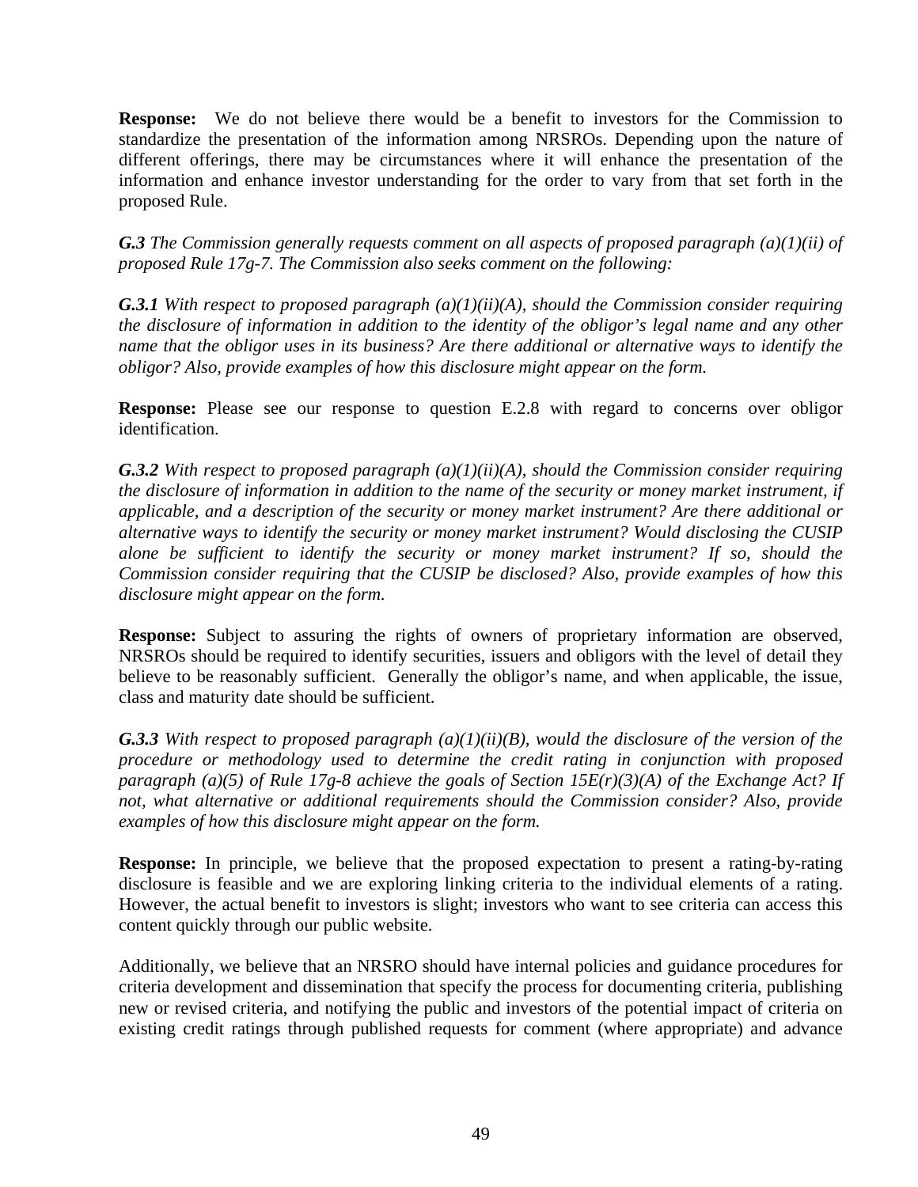**Response:** We do not believe there would be a benefit to investors for the Commission to standardize the presentation of the information among NRSROs. Depending upon the nature of different offerings, there may be circumstances where it will enhance the presentation of the information and enhance investor understanding for the order to vary from that set forth in the proposed Rule.

***G.3*** *The Commission generally requests comment on all aspects of proposed paragraph (a)(1)(ii) of proposed Rule 17g-7. The Commission also seeks comment on the following:*

***G.3.1*** *With respect to proposed paragraph (a)(1)(ii)(A), should the Commission consider requiring the disclosure of information in addition to the identity of the obligor's legal name and any other name that the obligor uses in its business? Are there additional or alternative ways to identify the obligor? Also, provide examples of how this disclosure might appear on the form.*

**Response:** Please see our response to question E.2.8 with regard to concerns over obligor identification.

***G.3.2*** *With respect to proposed paragraph (a)(1)(ii)(A), should the Commission consider requiring the disclosure of information in addition to the name of the security or money market instrument, if applicable, and a description of the security or money market instrument? Are there additional or alternative ways to identify the security or money market instrument? Would disclosing the CUSIP alone be sufficient to identify the security or money market instrument? If so, should the Commission consider requiring that the CUSIP be disclosed? Also, provide examples of how this disclosure might appear on the form.*

**Response:** Subject to assuring the rights of owners of proprietary information are observed, NRSROs should be required to identify securities, issuers and obligors with the level of detail they believe to be reasonably sufficient. Generally the obligor's name, and when applicable, the issue, class and maturity date should be sufficient.

***G.3.3*** *With respect to proposed paragraph (a)(1)(ii)(B), would the disclosure of the version of the procedure or methodology used to determine the credit rating in conjunction with proposed paragraph (a)(5) of Rule 17g-8 achieve the goals of Section 15E(r)(3)(A) of the Exchange Act? If not, what alternative or additional requirements should the Commission consider? Also, provide examples of how this disclosure might appear on the form.*

**Response:** In principle, we believe that the proposed expectation to present a rating-by-rating disclosure is feasible and we are exploring linking criteria to the individual elements of a rating. However, the actual benefit to investors is slight; investors who want to see criteria can access this content quickly through our public website.

Additionally, we believe that an NRSRO should have internal policies and guidance procedures for criteria development and dissemination that specify the process for documenting criteria, publishing new or revised criteria, and notifying the public and investors of the potential impact of criteria on existing credit ratings through published requests for comment (where appropriate) and advance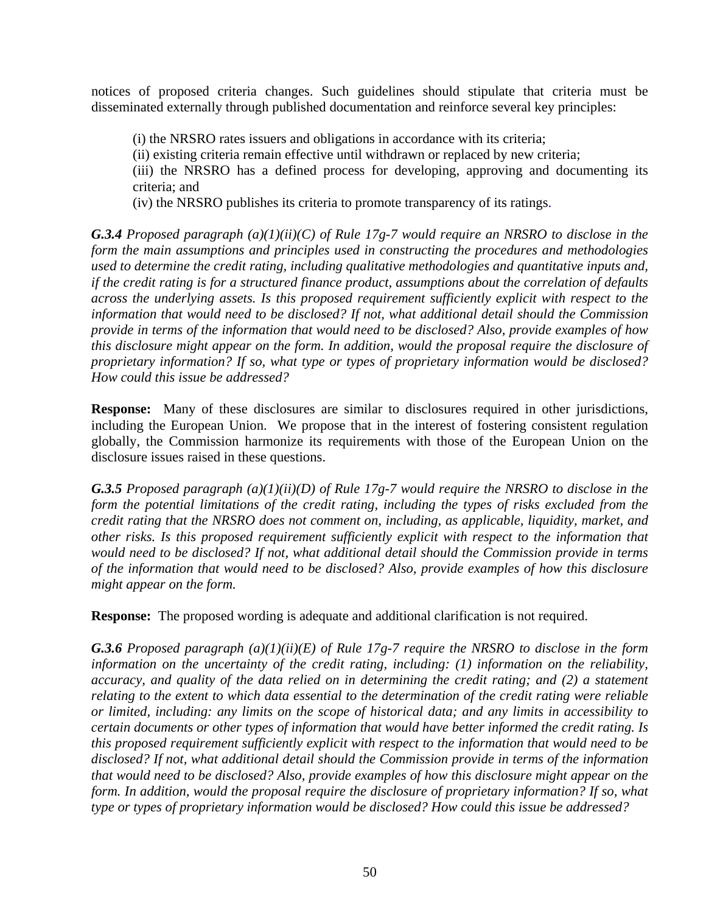notices of proposed criteria changes. Such guidelines should stipulate that criteria must be disseminated externally through published documentation and reinforce several key principles:

(i) the NRSRO rates issuers and obligations in accordance with its criteria;
(ii) existing criteria remain effective until withdrawn or replaced by new criteria;
(iii) the NRSRO has a defined process for developing, approving and documenting its criteria; and
(iv) the NRSRO publishes its criteria to promote transparency of its ratings.

***G.3.4*** *Proposed paragraph (a)(1)(ii)(C) of Rule 17g-7 would require an NRSRO to disclose in the form the main assumptions and principles used in constructing the procedures and methodologies used to determine the credit rating, including qualitative methodologies and quantitative inputs and, if the credit rating is for a structured finance product, assumptions about the correlation of defaults across the underlying assets. Is this proposed requirement sufficiently explicit with respect to the information that would need to be disclosed? If not, what additional detail should the Commission provide in terms of the information that would need to be disclosed? Also, provide examples of how this disclosure might appear on the form. In addition, would the proposal require the disclosure of proprietary information? If so, what type or types of proprietary information would be disclosed? How could this issue be addressed?*

**Response:** Many of these disclosures are similar to disclosures required in other jurisdictions, including the European Union. We propose that in the interest of fostering consistent regulation globally, the Commission harmonize its requirements with those of the European Union on the disclosure issues raised in these questions.

***G.3.5*** *Proposed paragraph (a)(1)(ii)(D) of Rule 17g-7 would require the NRSRO to disclose in the form the potential limitations of the credit rating, including the types of risks excluded from the credit rating that the NRSRO does not comment on, including, as applicable, liquidity, market, and other risks. Is this proposed requirement sufficiently explicit with respect to the information that would need to be disclosed? If not, what additional detail should the Commission provide in terms of the information that would need to be disclosed? Also, provide examples of how this disclosure might appear on the form.*

**Response:** The proposed wording is adequate and additional clarification is not required.

***G.3.6*** *Proposed paragraph (a)(1)(ii)(E) of Rule 17g-7 require the NRSRO to disclose in the form information on the uncertainty of the credit rating, including: (1) information on the reliability, accuracy, and quality of the data relied on in determining the credit rating; and (2) a statement relating to the extent to which data essential to the determination of the credit rating were reliable or limited, including: any limits on the scope of historical data; and any limits in accessibility to certain documents or other types of information that would have better informed the credit rating. Is this proposed requirement sufficiently explicit with respect to the information that would need to be disclosed? If not, what additional detail should the Commission provide in terms of the information that would need to be disclosed? Also, provide examples of how this disclosure might appear on the form. In addition, would the proposal require the disclosure of proprietary information? If so, what type or types of proprietary information would be disclosed? How could this issue be addressed?*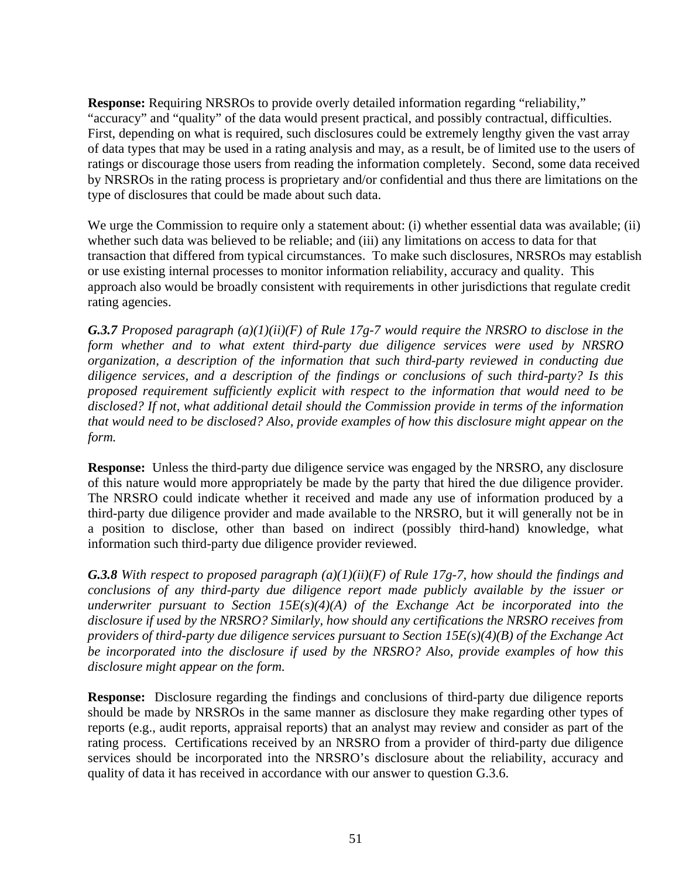**Response:** Requiring NRSROs to provide overly detailed information regarding "reliability," "accuracy" and "quality" of the data would present practical, and possibly contractual, difficulties. First, depending on what is required, such disclosures could be extremely lengthy given the vast array of data types that may be used in a rating analysis and may, as a result, be of limited use to the users of ratings or discourage those users from reading the information completely. Second, some data received by NRSROs in the rating process is proprietary and/or confidential and thus there are limitations on the type of disclosures that could be made about such data.

We urge the Commission to require only a statement about: (i) whether essential data was available; (ii) whether such data was believed to be reliable; and (iii) any limitations on access to data for that transaction that differed from typical circumstances. To make such disclosures, NRSROs may establish or use existing internal processes to monitor information reliability, accuracy and quality. This approach also would be broadly consistent with requirements in other jurisdictions that regulate credit rating agencies.

***G.3.7*** *Proposed paragraph (a)(1)(ii)(F) of Rule 17g-7 would require the NRSRO to disclose in the form whether and to what extent third-party due diligence services were used by NRSRO organization, a description of the information that such third-party reviewed in conducting due diligence services, and a description of the findings or conclusions of such third-party? Is this proposed requirement sufficiently explicit with respect to the information that would need to be disclosed? If not, what additional detail should the Commission provide in terms of the information that would need to be disclosed? Also, provide examples of how this disclosure might appear on the form.*

**Response:** Unless the third-party due diligence service was engaged by the NRSRO, any disclosure of this nature would more appropriately be made by the party that hired the due diligence provider. The NRSRO could indicate whether it received and made any use of information produced by a third-party due diligence provider and made available to the NRSRO, but it will generally not be in a position to disclose, other than based on indirect (possibly third-hand) knowledge, what information such third-party due diligence provider reviewed.

***G.3.8*** *With respect to proposed paragraph (a)(1)(ii)(F) of Rule 17g-7, how should the findings and conclusions of any third-party due diligence report made publicly available by the issuer or underwriter pursuant to Section 15E(s)(4)(A) of the Exchange Act be incorporated into the disclosure if used by the NRSRO? Similarly, how should any certifications the NRSRO receives from providers of third-party due diligence services pursuant to Section 15E(s)(4)(B) of the Exchange Act be incorporated into the disclosure if used by the NRSRO? Also, provide examples of how this disclosure might appear on the form.*

**Response:** Disclosure regarding the findings and conclusions of third-party due diligence reports should be made by NRSROs in the same manner as disclosure they make regarding other types of reports (e.g., audit reports, appraisal reports) that an analyst may review and consider as part of the rating process. Certifications received by an NRSRO from a provider of third-party due diligence services should be incorporated into the NRSRO's disclosure about the reliability, accuracy and quality of data it has received in accordance with our answer to question G.3.6.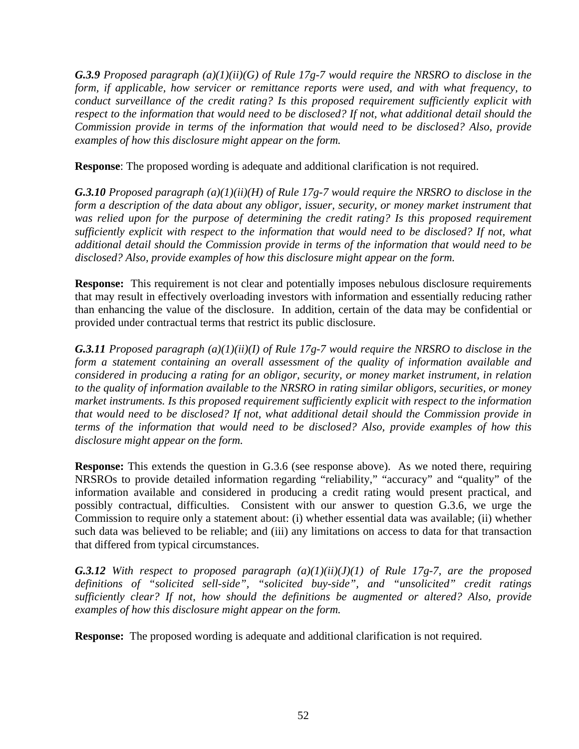***G.3.9** Proposed paragraph (a)(1)(ii)(G) of Rule 17g-7 would require the NRSRO to disclose in the form, if applicable, how servicer or remittance reports were used, and with what frequency, to conduct surveillance of the credit rating? Is this proposed requirement sufficiently explicit with respect to the information that would need to be disclosed? If not, what additional detail should the Commission provide in terms of the information that would need to be disclosed? Also, provide examples of how this disclosure might appear on the form.*

**Response**: The proposed wording is adequate and additional clarification is not required.

***G.3.10** Proposed paragraph (a)(1)(ii)(H) of Rule 17g-7 would require the NRSRO to disclose in the form a description of the data about any obligor, issuer, security, or money market instrument that was relied upon for the purpose of determining the credit rating? Is this proposed requirement sufficiently explicit with respect to the information that would need to be disclosed? If not, what additional detail should the Commission provide in terms of the information that would need to be disclosed? Also, provide examples of how this disclosure might appear on the form.*

**Response:** This requirement is not clear and potentially imposes nebulous disclosure requirements that may result in effectively overloading investors with information and essentially reducing rather than enhancing the value of the disclosure. In addition, certain of the data may be confidential or provided under contractual terms that restrict its public disclosure.

***G.3.11** Proposed paragraph (a)(1)(ii)(I) of Rule 17g-7 would require the NRSRO to disclose in the form a statement containing an overall assessment of the quality of information available and considered in producing a rating for an obligor, security, or money market instrument, in relation to the quality of information available to the NRSRO in rating similar obligors, securities, or money market instruments. Is this proposed requirement sufficiently explicit with respect to the information that would need to be disclosed? If not, what additional detail should the Commission provide in terms of the information that would need to be disclosed? Also, provide examples of how this disclosure might appear on the form.*

**Response:** This extends the question in G.3.6 (see response above). As we noted there, requiring NRSROs to provide detailed information regarding "reliability," "accuracy" and "quality" of the information available and considered in producing a credit rating would present practical, and possibly contractual, difficulties. Consistent with our answer to question G.3.6, we urge the Commission to require only a statement about: (i) whether essential data was available; (ii) whether such data was believed to be reliable; and (iii) any limitations on access to data for that transaction that differed from typical circumstances.

***G.3.12** With respect to proposed paragraph (a)(1)(ii)(J)(1) of Rule 17g-7, are the proposed definitions of "solicited sell-side", "solicited buy-side", and "unsolicited" credit ratings sufficiently clear? If not, how should the definitions be augmented or altered? Also, provide examples of how this disclosure might appear on the form.*

**Response:** The proposed wording is adequate and additional clarification is not required.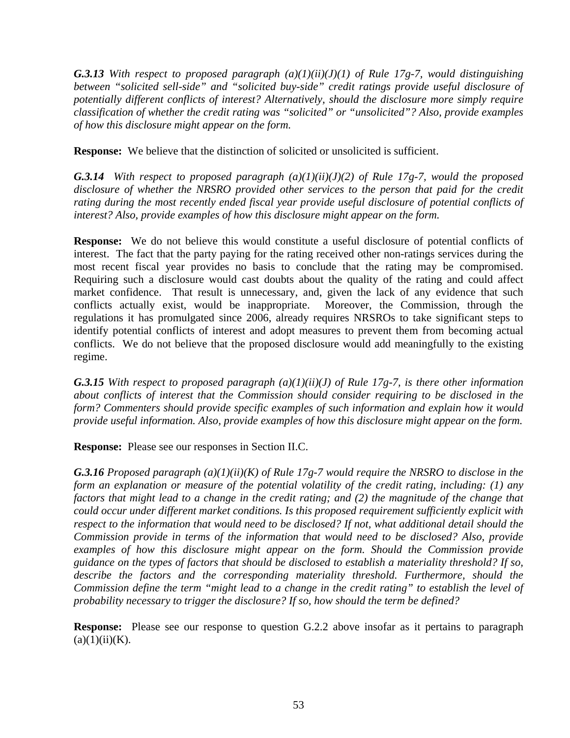***G.3.13*** *With respect to proposed paragraph (a)(1)(ii)(J)(1) of Rule 17g-7, would distinguishing between "solicited sell-side" and "solicited buy-side" credit ratings provide useful disclosure of potentially different conflicts of interest? Alternatively, should the disclosure more simply require classification of whether the credit rating was "solicited" or "unsolicited"? Also, provide examples of how this disclosure might appear on the form.*

**Response:** We believe that the distinction of solicited or unsolicited is sufficient.

***G.3.14*** *With respect to proposed paragraph (a)(1)(ii)(J)(2) of Rule 17g-7, would the proposed disclosure of whether the NRSRO provided other services to the person that paid for the credit rating during the most recently ended fiscal year provide useful disclosure of potential conflicts of interest? Also, provide examples of how this disclosure might appear on the form.*

**Response:** We do not believe this would constitute a useful disclosure of potential conflicts of interest. The fact that the party paying for the rating received other non-ratings services during the most recent fiscal year provides no basis to conclude that the rating may be compromised. Requiring such a disclosure would cast doubts about the quality of the rating and could affect market confidence. That result is unnecessary, and, given the lack of any evidence that such conflicts actually exist, would be inappropriate. Moreover, the Commission, through the regulations it has promulgated since 2006, already requires NRSROs to take significant steps to identify potential conflicts of interest and adopt measures to prevent them from becoming actual conflicts. We do not believe that the proposed disclosure would add meaningfully to the existing regime.

***G.3.15*** *With respect to proposed paragraph (a)(1)(ii)(J) of Rule 17g-7, is there other information about conflicts of interest that the Commission should consider requiring to be disclosed in the form? Commenters should provide specific examples of such information and explain how it would provide useful information. Also, provide examples of how this disclosure might appear on the form.*

**Response:** Please see our responses in Section II.C.

***G.3.16*** *Proposed paragraph (a)(1)(ii)(K) of Rule 17g-7 would require the NRSRO to disclose in the form an explanation or measure of the potential volatility of the credit rating, including: (1) any factors that might lead to a change in the credit rating; and (2) the magnitude of the change that could occur under different market conditions. Is this proposed requirement sufficiently explicit with respect to the information that would need to be disclosed? If not, what additional detail should the Commission provide in terms of the information that would need to be disclosed? Also, provide examples of how this disclosure might appear on the form. Should the Commission provide guidance on the types of factors that should be disclosed to establish a materiality threshold? If so, describe the factors and the corresponding materiality threshold. Furthermore, should the Commission define the term "might lead to a change in the credit rating" to establish the level of probability necessary to trigger the disclosure? If so, how should the term be defined?*

**Response:** Please see our response to question G.2.2 above insofar as it pertains to paragraph (a)(1)(ii)(K).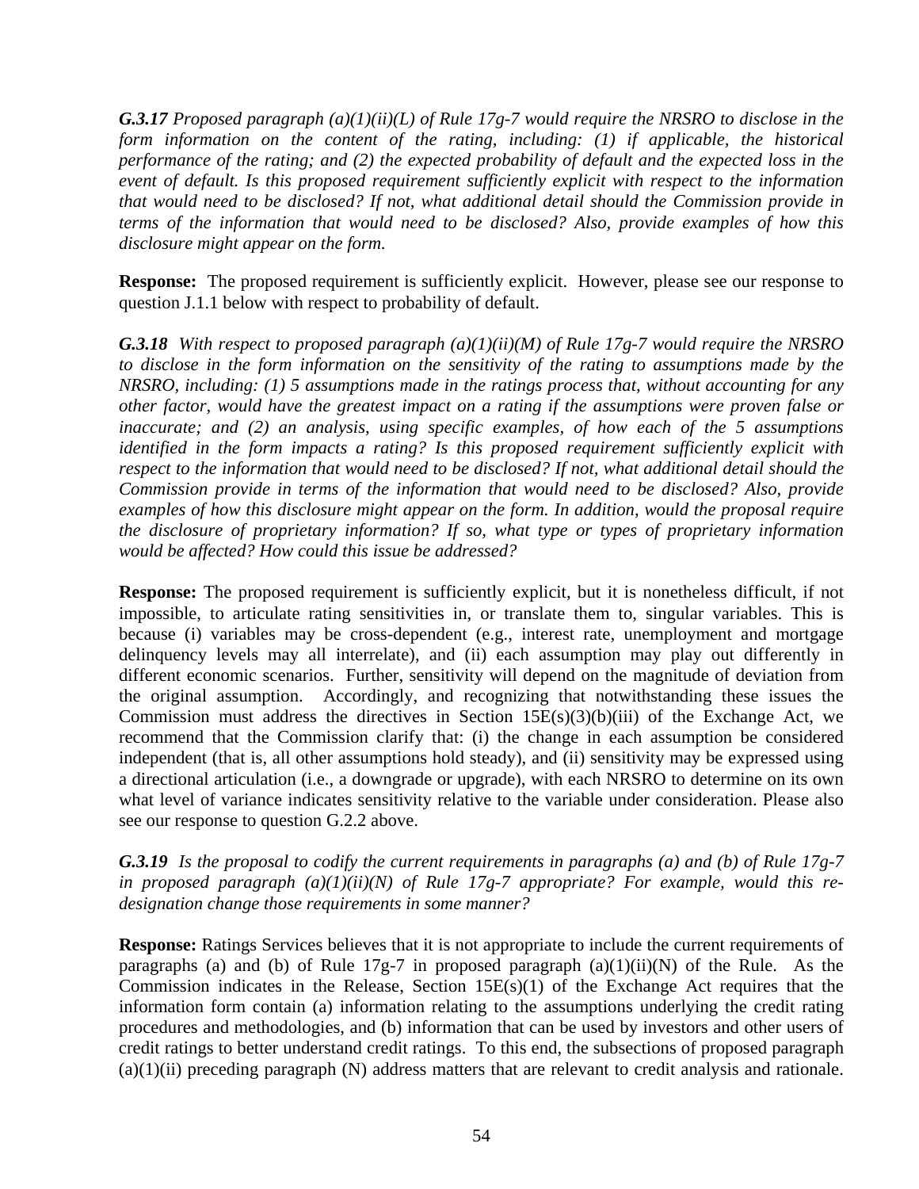***G.3.17*** *Proposed paragraph (a)(1)(ii)(L) of Rule 17g-7 would require the NRSRO to disclose in the form information on the content of the rating, including: (1) if applicable, the historical performance of the rating; and (2) the expected probability of default and the expected loss in the event of default. Is this proposed requirement sufficiently explicit with respect to the information that would need to be disclosed? If not, what additional detail should the Commission provide in terms of the information that would need to be disclosed? Also, provide examples of how this disclosure might appear on the form.*

**Response:** The proposed requirement is sufficiently explicit. However, please see our response to question J.1.1 below with respect to probability of default.

***G.3.18*** *With respect to proposed paragraph (a)(1)(ii)(M) of Rule 17g-7 would require the NRSRO to disclose in the form information on the sensitivity of the rating to assumptions made by the NRSRO, including: (1) 5 assumptions made in the ratings process that, without accounting for any other factor, would have the greatest impact on a rating if the assumptions were proven false or inaccurate; and (2) an analysis, using specific examples, of how each of the 5 assumptions identified in the form impacts a rating? Is this proposed requirement sufficiently explicit with respect to the information that would need to be disclosed? If not, what additional detail should the Commission provide in terms of the information that would need to be disclosed? Also, provide examples of how this disclosure might appear on the form. In addition, would the proposal require the disclosure of proprietary information? If so, what type or types of proprietary information would be affected? How could this issue be addressed?*

**Response:** The proposed requirement is sufficiently explicit, but it is nonetheless difficult, if not impossible, to articulate rating sensitivities in, or translate them to, singular variables. This is because (i) variables may be cross-dependent (e.g., interest rate, unemployment and mortgage delinquency levels may all interrelate), and (ii) each assumption may play out differently in different economic scenarios. Further, sensitivity will depend on the magnitude of deviation from the original assumption. Accordingly, and recognizing that notwithstanding these issues the Commission must address the directives in Section 15E(s)(3)(b)(iii) of the Exchange Act, we recommend that the Commission clarify that: (i) the change in each assumption be considered independent (that is, all other assumptions hold steady), and (ii) sensitivity may be expressed using a directional articulation (i.e., a downgrade or upgrade), with each NRSRO to determine on its own what level of variance indicates sensitivity relative to the variable under consideration. Please also see our response to question G.2.2 above.

***G.3.19*** *Is the proposal to codify the current requirements in paragraphs (a) and (b) of Rule 17g-7 in proposed paragraph (a)(1)(ii)(N) of Rule 17g-7 appropriate? For example, would this re-designation change those requirements in some manner?*

**Response:** Ratings Services believes that it is not appropriate to include the current requirements of paragraphs (a) and (b) of Rule 17g-7 in proposed paragraph (a)(1)(ii)(N) of the Rule. As the Commission indicates in the Release, Section 15E(s)(1) of the Exchange Act requires that the information form contain (a) information relating to the assumptions underlying the credit rating procedures and methodologies, and (b) information that can be used by investors and other users of credit ratings to better understand credit ratings. To this end, the subsections of proposed paragraph (a)(1)(ii) preceding paragraph (N) address matters that are relevant to credit analysis and rationale.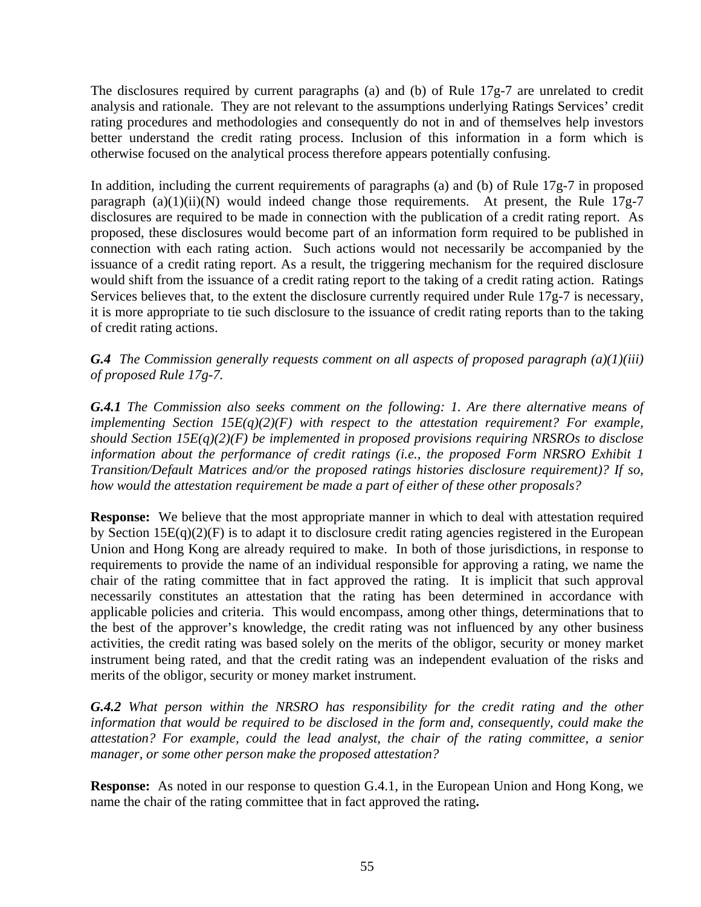The disclosures required by current paragraphs (a) and (b) of Rule 17g-7 are unrelated to credit analysis and rationale. They are not relevant to the assumptions underlying Ratings Services' credit rating procedures and methodologies and consequently do not in and of themselves help investors better understand the credit rating process. Inclusion of this information in a form which is otherwise focused on the analytical process therefore appears potentially confusing.

In addition, including the current requirements of paragraphs (a) and (b) of Rule 17g-7 in proposed paragraph (a)(1)(ii)(N) would indeed change those requirements. At present, the Rule 17g-7 disclosures are required to be made in connection with the publication of a credit rating report. As proposed, these disclosures would become part of an information form required to be published in connection with each rating action. Such actions would not necessarily be accompanied by the issuance of a credit rating report. As a result, the triggering mechanism for the required disclosure would shift from the issuance of a credit rating report to the taking of a credit rating action. Ratings Services believes that, to the extent the disclosure currently required under Rule 17g-7 is necessary, it is more appropriate to tie such disclosure to the issuance of credit rating reports than to the taking of credit rating actions.

***G.4*** *The Commission generally requests comment on all aspects of proposed paragraph (a)(1)(iii) of proposed Rule 17g-7.*

***G.4.1*** *The Commission also seeks comment on the following: 1. Are there alternative means of implementing Section 15E(q)(2)(F) with respect to the attestation requirement? For example, should Section 15E(q)(2)(F) be implemented in proposed provisions requiring NRSROs to disclose information about the performance of credit ratings (i.e., the proposed Form NRSRO Exhibit 1 Transition/Default Matrices and/or the proposed ratings histories disclosure requirement)? If so, how would the attestation requirement be made a part of either of these other proposals?*

**Response:** We believe that the most appropriate manner in which to deal with attestation required by Section 15E(q)(2)(F) is to adapt it to disclosure credit rating agencies registered in the European Union and Hong Kong are already required to make. In both of those jurisdictions, in response to requirements to provide the name of an individual responsible for approving a rating, we name the chair of the rating committee that in fact approved the rating. It is implicit that such approval necessarily constitutes an attestation that the rating has been determined in accordance with applicable policies and criteria. This would encompass, among other things, determinations that to the best of the approver's knowledge, the credit rating was not influenced by any other business activities, the credit rating was based solely on the merits of the obligor, security or money market instrument being rated, and that the credit rating was an independent evaluation of the risks and merits of the obligor, security or money market instrument.

***G.4.2*** *What person within the NRSRO has responsibility for the credit rating and the other information that would be required to be disclosed in the form and, consequently, could make the attestation? For example, could the lead analyst, the chair of the rating committee, a senior manager, or some other person make the proposed attestation?*

**Response:** As noted in our response to question G.4.1, in the European Union and Hong Kong, we name the chair of the rating committee that in fact approved the rating.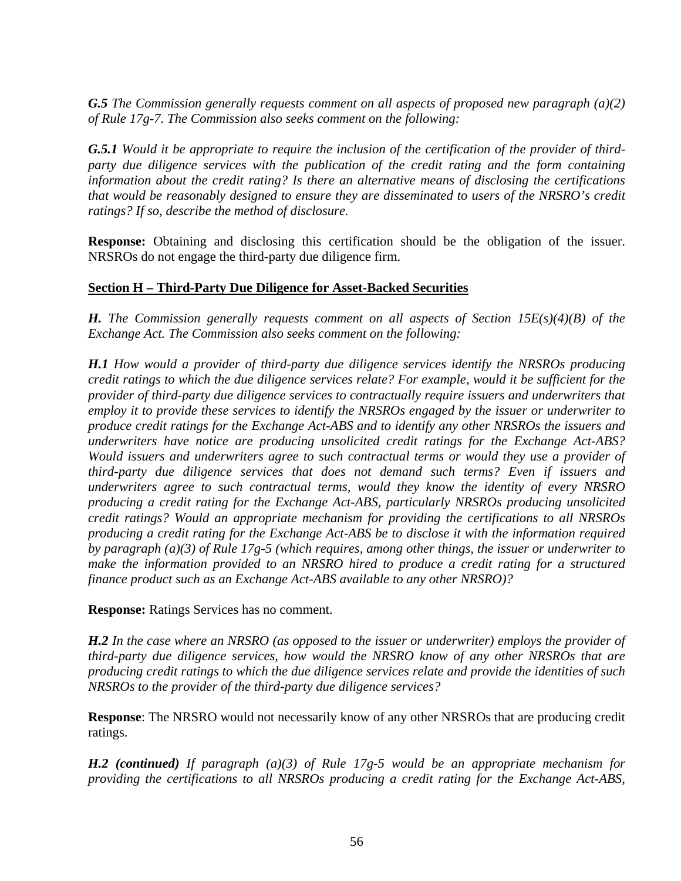***G.5*** *The Commission generally requests comment on all aspects of proposed new paragraph (a)(2) of Rule 17g-7. The Commission also seeks comment on the following:*

***G.5.1*** *Would it be appropriate to require the inclusion of the certification of the provider of third-party due diligence services with the publication of the credit rating and the form containing information about the credit rating? Is there an alternative means of disclosing the certifications that would be reasonably designed to ensure they are disseminated to users of the NRSRO's credit ratings? If so, describe the method of disclosure.*

**Response:** Obtaining and disclosing this certification should be the obligation of the issuer. NRSROs do not engage the third-party due diligence firm.

**Section H – Third-Party Due Diligence for Asset-Backed Securities**

***H.*** *The Commission generally requests comment on all aspects of Section 15E(s)(4)(B) of the Exchange Act. The Commission also seeks comment on the following:*

***H.1*** *How would a provider of third-party due diligence services identify the NRSROs producing credit ratings to which the due diligence services relate? For example, would it be sufficient for the provider of third-party due diligence services to contractually require issuers and underwriters that employ it to provide these services to identify the NRSROs engaged by the issuer or underwriter to produce credit ratings for the Exchange Act-ABS and to identify any other NRSROs the issuers and underwriters have notice are producing unsolicited credit ratings for the Exchange Act-ABS? Would issuers and underwriters agree to such contractual terms or would they use a provider of third-party due diligence services that does not demand such terms? Even if issuers and underwriters agree to such contractual terms, would they know the identity of every NRSRO producing a credit rating for the Exchange Act-ABS, particularly NRSROs producing unsolicited credit ratings? Would an appropriate mechanism for providing the certifications to all NRSROs producing a credit rating for the Exchange Act-ABS be to disclose it with the information required by paragraph (a)(3) of Rule 17g-5 (which requires, among other things, the issuer or underwriter to make the information provided to an NRSRO hired to produce a credit rating for a structured finance product such as an Exchange Act-ABS available to any other NRSRO)?*

**Response:** Ratings Services has no comment.

***H.2*** *In the case where an NRSRO (as opposed to the issuer or underwriter) employs the provider of third-party due diligence services, how would the NRSRO know of any other NRSROs that are producing credit ratings to which the due diligence services relate and provide the identities of such NRSROs to the provider of the third-party due diligence services?*

**Response**: The NRSRO would not necessarily know of any other NRSROs that are producing credit ratings.

***H.2 (continued)*** *If paragraph (a)(3) of Rule 17g-5 would be an appropriate mechanism for providing the certifications to all NRSROs producing a credit rating for the Exchange Act-ABS,*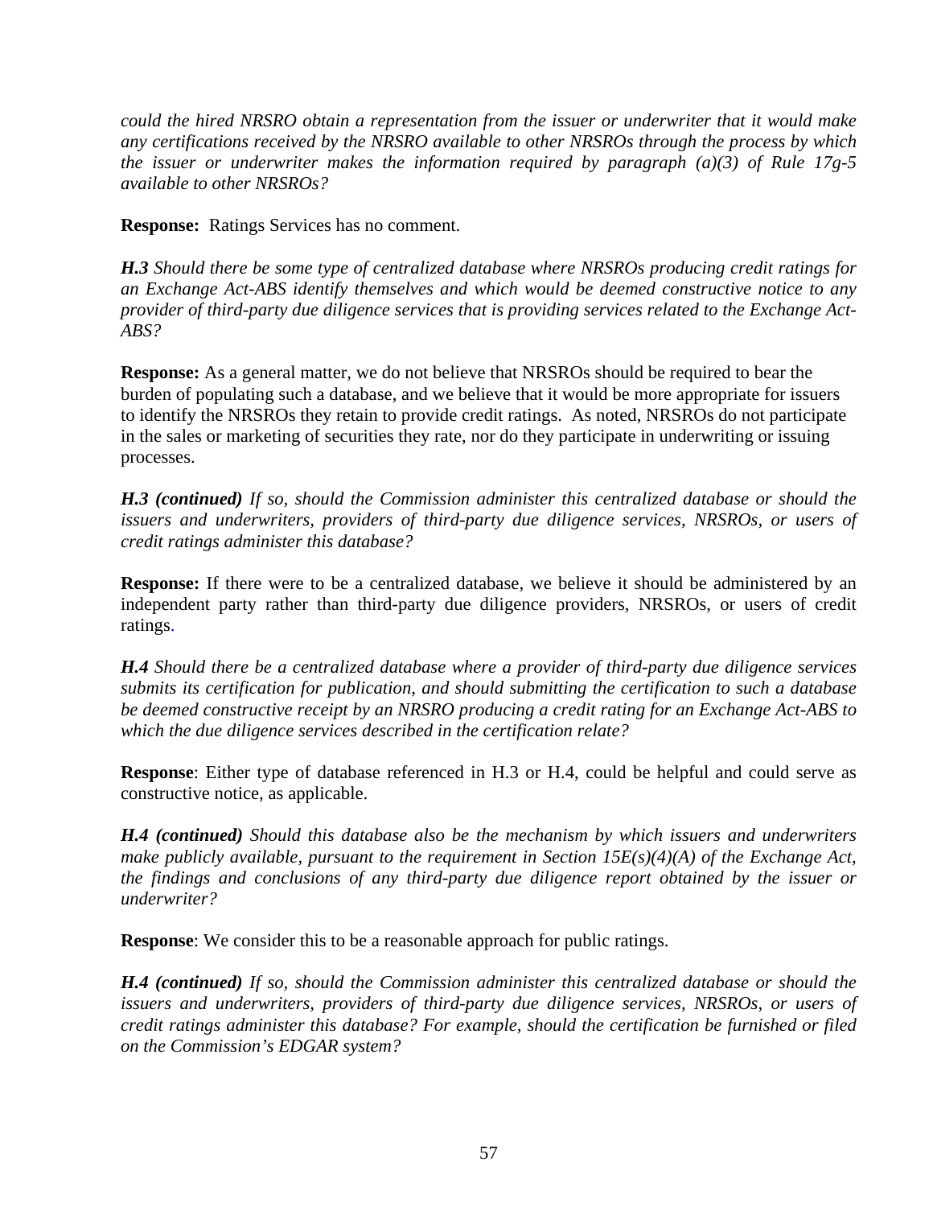*could the hired NRSRO obtain a representation from the issuer or underwriter that it would make any certifications received by the NRSRO available to other NRSROs through the process by which the issuer or underwriter makes the information required by paragraph (a)(3) of Rule 17g-5 available to other NRSROs?*

**Response:** Ratings Services has no comment.

***H.3*** *Should there be some type of centralized database where NRSROs producing credit ratings for an Exchange Act-ABS identify themselves and which would be deemed constructive notice to any provider of third-party due diligence services that is providing services related to the Exchange Act-ABS?*

**Response:** As a general matter, we do not believe that NRSROs should be required to bear the burden of populating such a database, and we believe that it would be more appropriate for issuers to identify the NRSROs they retain to provide credit ratings. As noted, NRSROs do not participate in the sales or marketing of securities they rate, nor do they participate in underwriting or issuing processes.

***H.3 (continued)*** *If so, should the Commission administer this centralized database or should the issuers and underwriters, providers of third-party due diligence services, NRSROs, or users of credit ratings administer this database?*

**Response:** If there were to be a centralized database, we believe it should be administered by an independent party rather than third-party due diligence providers, NRSROs, or users of credit ratings.

***H.4*** *Should there be a centralized database where a provider of third-party due diligence services submits its certification for publication, and should submitting the certification to such a database be deemed constructive receipt by an NRSRO producing a credit rating for an Exchange Act-ABS to which the due diligence services described in the certification relate?*

**Response**: Either type of database referenced in H.3 or H.4, could be helpful and could serve as constructive notice, as applicable.

***H.4 (continued)*** *Should this database also be the mechanism by which issuers and underwriters make publicly available, pursuant to the requirement in Section 15E(s)(4)(A) of the Exchange Act, the findings and conclusions of any third-party due diligence report obtained by the issuer or underwriter?*

**Response**: We consider this to be a reasonable approach for public ratings.

***H.4 (continued)*** *If so, should the Commission administer this centralized database or should the issuers and underwriters, providers of third-party due diligence services, NRSROs, or users of credit ratings administer this database? For example, should the certification be furnished or filed on the Commission's EDGAR system?*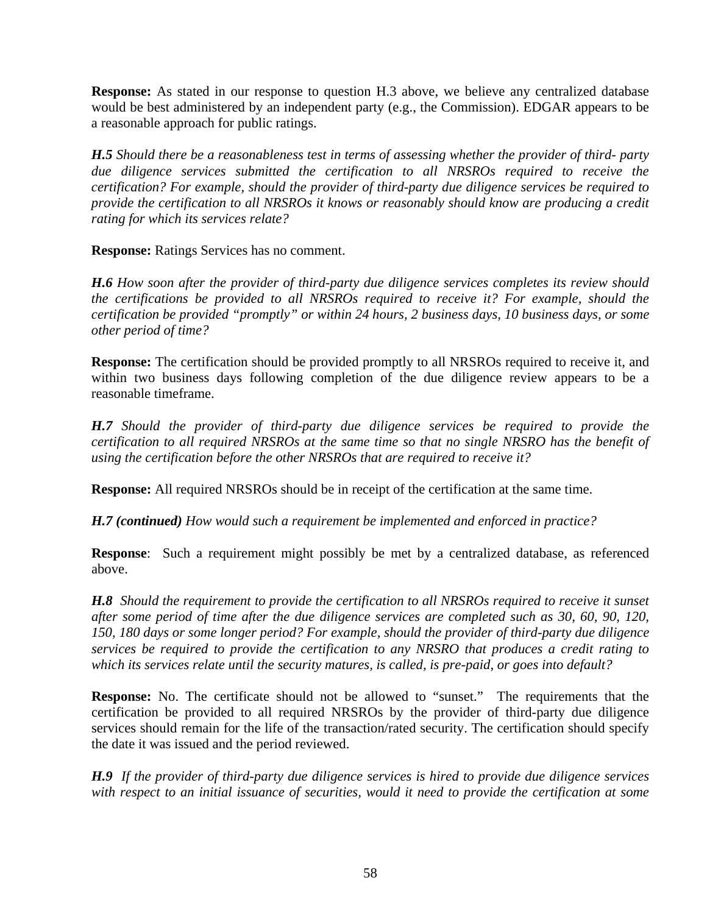**Response:** As stated in our response to question H.3 above, we believe any centralized database would be best administered by an independent party (e.g., the Commission). EDGAR appears to be a reasonable approach for public ratings.

***H.5*** *Should there be a reasonableness test in terms of assessing whether the provider of third- party due diligence services submitted the certification to all NRSROs required to receive the certification? For example, should the provider of third-party due diligence services be required to provide the certification to all NRSROs it knows or reasonably should know are producing a credit rating for which its services relate?*

**Response:** Ratings Services has no comment.

***H.6*** *How soon after the provider of third-party due diligence services completes its review should the certifications be provided to all NRSROs required to receive it? For example, should the certification be provided "promptly" or within 24 hours, 2 business days, 10 business days, or some other period of time?*

**Response:** The certification should be provided promptly to all NRSROs required to receive it, and within two business days following completion of the due diligence review appears to be a reasonable timeframe.

***H.7*** *Should the provider of third-party due diligence services be required to provide the certification to all required NRSROs at the same time so that no single NRSRO has the benefit of using the certification before the other NRSROs that are required to receive it?*

**Response:** All required NRSROs should be in receipt of the certification at the same time.

***H.7 (continued)*** *How would such a requirement be implemented and enforced in practice?*

**Response**: Such a requirement might possibly be met by a centralized database, as referenced above.

***H.8*** *Should the requirement to provide the certification to all NRSROs required to receive it sunset after some period of time after the due diligence services are completed such as 30, 60, 90, 120, 150, 180 days or some longer period? For example, should the provider of third-party due diligence services be required to provide the certification to any NRSRO that produces a credit rating to which its services relate until the security matures, is called, is pre-paid, or goes into default?*

**Response:** No. The certificate should not be allowed to "sunset." The requirements that the certification be provided to all required NRSROs by the provider of third-party due diligence services should remain for the life of the transaction/rated security. The certification should specify the date it was issued and the period reviewed.

***H.9*** *If the provider of third-party due diligence services is hired to provide due diligence services with respect to an initial issuance of securities, would it need to provide the certification at some*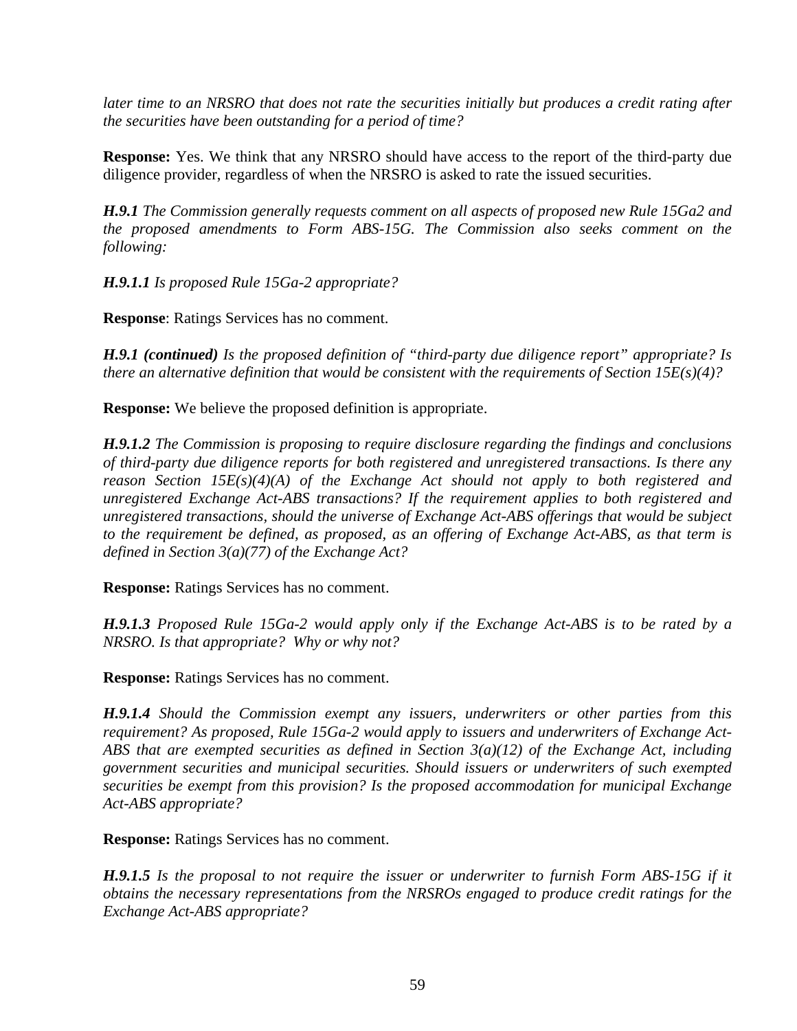*later time to an NRSRO that does not rate the securities initially but produces a credit rating after the securities have been outstanding for a period of time?*

**Response:** Yes. We think that any NRSRO should have access to the report of the third-party due diligence provider, regardless of when the NRSRO is asked to rate the issued securities.

***H.9.1*** *The Commission generally requests comment on all aspects of proposed new Rule 15Ga2 and the proposed amendments to Form ABS-15G. The Commission also seeks comment on the following:*

***H.9.1.1*** *Is proposed Rule 15Ga-2 appropriate?*

**Response**: Ratings Services has no comment.

***H.9.1 (continued)*** *Is the proposed definition of "third-party due diligence report" appropriate? Is there an alternative definition that would be consistent with the requirements of Section 15E(s)(4)?*

**Response:** We believe the proposed definition is appropriate.

***H.9.1.2*** *The Commission is proposing to require disclosure regarding the findings and conclusions of third-party due diligence reports for both registered and unregistered transactions. Is there any reason Section 15E(s)(4)(A) of the Exchange Act should not apply to both registered and unregistered Exchange Act-ABS transactions? If the requirement applies to both registered and unregistered transactions, should the universe of Exchange Act-ABS offerings that would be subject to the requirement be defined, as proposed, as an offering of Exchange Act-ABS, as that term is defined in Section 3(a)(77) of the Exchange Act?*

**Response:** Ratings Services has no comment.

***H.9.1.3*** *Proposed Rule 15Ga-2 would apply only if the Exchange Act-ABS is to be rated by a NRSRO. Is that appropriate? Why or why not?*

**Response:** Ratings Services has no comment.

***H.9.1.4*** *Should the Commission exempt any issuers, underwriters or other parties from this requirement? As proposed, Rule 15Ga-2 would apply to issuers and underwriters of Exchange Act-ABS that are exempted securities as defined in Section 3(a)(12) of the Exchange Act, including government securities and municipal securities. Should issuers or underwriters of such exempted securities be exempt from this provision? Is the proposed accommodation for municipal Exchange Act-ABS appropriate?*

**Response:** Ratings Services has no comment.

***H.9.1.5*** *Is the proposal to not require the issuer or underwriter to furnish Form ABS-15G if it obtains the necessary representations from the NRSROs engaged to produce credit ratings for the Exchange Act-ABS appropriate?*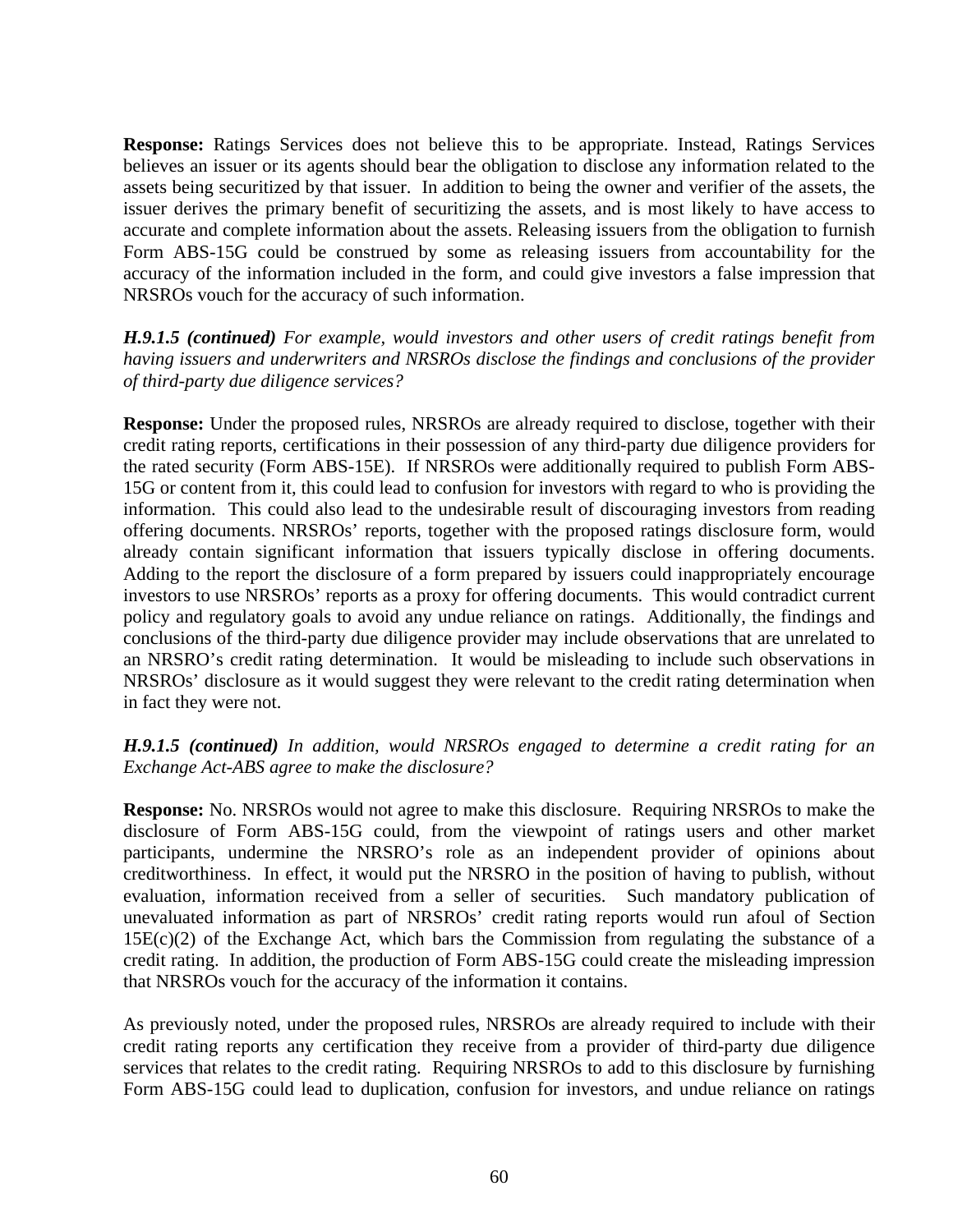**Response:** Ratings Services does not believe this to be appropriate. Instead, Ratings Services believes an issuer or its agents should bear the obligation to disclose any information related to the assets being securitized by that issuer. In addition to being the owner and verifier of the assets, the issuer derives the primary benefit of securitizing the assets, and is most likely to have access to accurate and complete information about the assets. Releasing issuers from the obligation to furnish Form ABS-15G could be construed by some as releasing issuers from accountability for the accuracy of the information included in the form, and could give investors a false impression that NRSROs vouch for the accuracy of such information.

***H.9.1.5 (continued)*** *For example, would investors and other users of credit ratings benefit from having issuers and underwriters and NRSROs disclose the findings and conclusions of the provider of third-party due diligence services?*

**Response:** Under the proposed rules, NRSROs are already required to disclose, together with their credit rating reports, certifications in their possession of any third-party due diligence providers for the rated security (Form ABS-15E). If NRSROs were additionally required to publish Form ABS-15G or content from it, this could lead to confusion for investors with regard to who is providing the information. This could also lead to the undesirable result of discouraging investors from reading offering documents. NRSROs' reports, together with the proposed ratings disclosure form, would already contain significant information that issuers typically disclose in offering documents. Adding to the report the disclosure of a form prepared by issuers could inappropriately encourage investors to use NRSROs' reports as a proxy for offering documents. This would contradict current policy and regulatory goals to avoid any undue reliance on ratings. Additionally, the findings and conclusions of the third-party due diligence provider may include observations that are unrelated to an NRSRO's credit rating determination. It would be misleading to include such observations in NRSROs' disclosure as it would suggest they were relevant to the credit rating determination when in fact they were not.

***H.9.1.5 (continued)*** *In addition, would NRSROs engaged to determine a credit rating for an Exchange Act-ABS agree to make the disclosure?*

**Response:** No. NRSROs would not agree to make this disclosure. Requiring NRSROs to make the disclosure of Form ABS-15G could, from the viewpoint of ratings users and other market participants, undermine the NRSRO's role as an independent provider of opinions about creditworthiness. In effect, it would put the NRSRO in the position of having to publish, without evaluation, information received from a seller of securities. Such mandatory publication of unevaluated information as part of NRSROs' credit rating reports would run afoul of Section 15E(c)(2) of the Exchange Act, which bars the Commission from regulating the substance of a credit rating. In addition, the production of Form ABS-15G could create the misleading impression that NRSROs vouch for the accuracy of the information it contains.

As previously noted, under the proposed rules, NRSROs are already required to include with their credit rating reports any certification they receive from a provider of third-party due diligence services that relates to the credit rating. Requiring NRSROs to add to this disclosure by furnishing Form ABS-15G could lead to duplication, confusion for investors, and undue reliance on ratings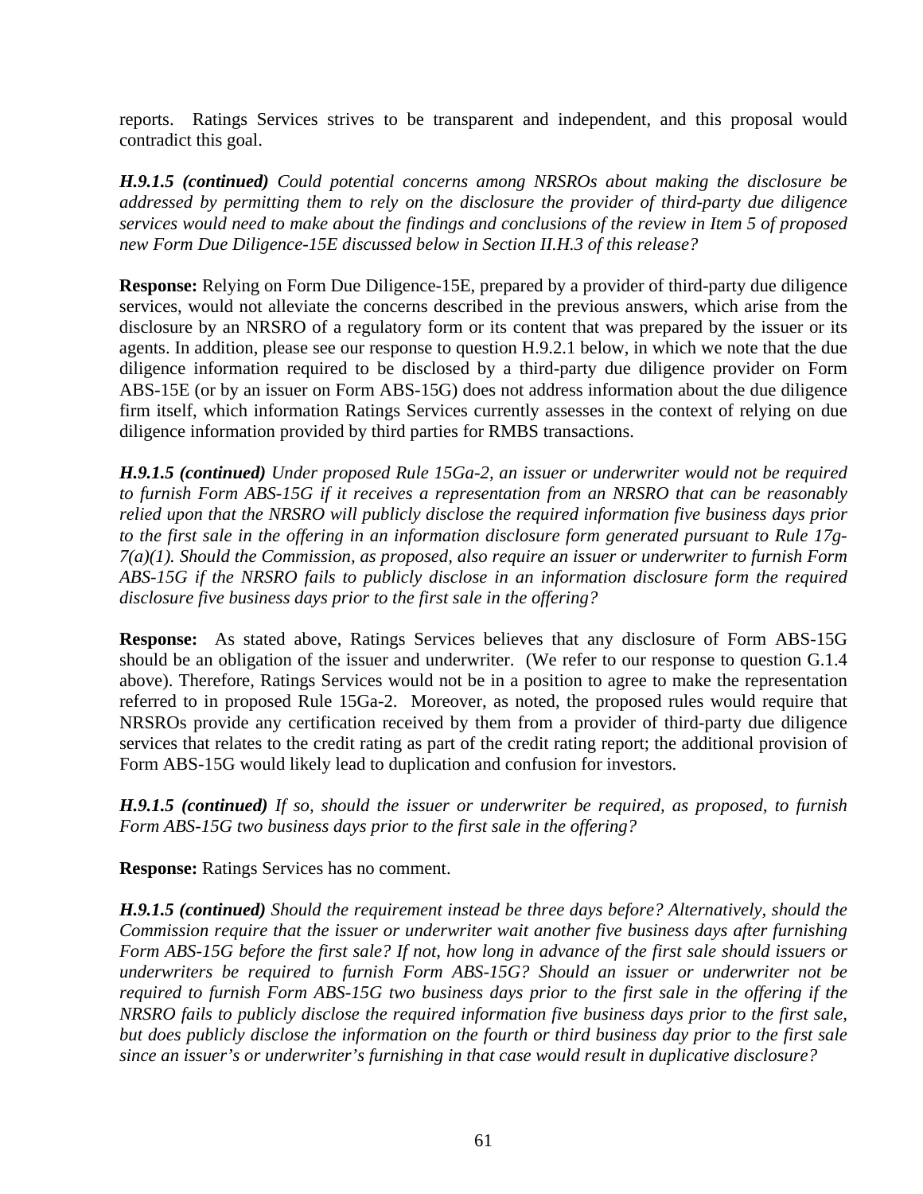reports. Ratings Services strives to be transparent and independent, and this proposal would contradict this goal.

***H.9.1.5 (continued)*** *Could potential concerns among NRSROs about making the disclosure be addressed by permitting them to rely on the disclosure the provider of third-party due diligence services would need to make about the findings and conclusions of the review in Item 5 of proposed new Form Due Diligence-15E discussed below in Section II.H.3 of this release?*

**Response:** Relying on Form Due Diligence-15E, prepared by a provider of third-party due diligence services, would not alleviate the concerns described in the previous answers, which arise from the disclosure by an NRSRO of a regulatory form or its content that was prepared by the issuer or its agents. In addition, please see our response to question H.9.2.1 below, in which we note that the due diligence information required to be disclosed by a third-party due diligence provider on Form ABS-15E (or by an issuer on Form ABS-15G) does not address information about the due diligence firm itself, which information Ratings Services currently assesses in the context of relying on due diligence information provided by third parties for RMBS transactions.

***H.9.1.5 (continued)*** *Under proposed Rule 15Ga-2, an issuer or underwriter would not be required to furnish Form ABS-15G if it receives a representation from an NRSRO that can be reasonably relied upon that the NRSRO will publicly disclose the required information five business days prior to the first sale in the offering in an information disclosure form generated pursuant to Rule 17g-7(a)(1). Should the Commission, as proposed, also require an issuer or underwriter to furnish Form ABS-15G if the NRSRO fails to publicly disclose in an information disclosure form the required disclosure five business days prior to the first sale in the offering?*

**Response:** As stated above, Ratings Services believes that any disclosure of Form ABS-15G should be an obligation of the issuer and underwriter. (We refer to our response to question G.1.4 above). Therefore, Ratings Services would not be in a position to agree to make the representation referred to in proposed Rule 15Ga-2. Moreover, as noted, the proposed rules would require that NRSROs provide any certification received by them from a provider of third-party due diligence services that relates to the credit rating as part of the credit rating report; the additional provision of Form ABS-15G would likely lead to duplication and confusion for investors.

***H.9.1.5 (continued)*** *If so, should the issuer or underwriter be required, as proposed, to furnish Form ABS-15G two business days prior to the first sale in the offering?*

**Response:** Ratings Services has no comment.

***H.9.1.5 (continued)*** *Should the requirement instead be three days before? Alternatively, should the Commission require that the issuer or underwriter wait another five business days after furnishing Form ABS-15G before the first sale? If not, how long in advance of the first sale should issuers or underwriters be required to furnish Form ABS-15G? Should an issuer or underwriter not be required to furnish Form ABS-15G two business days prior to the first sale in the offering if the NRSRO fails to publicly disclose the required information five business days prior to the first sale, but does publicly disclose the information on the fourth or third business day prior to the first sale since an issuer's or underwriter's furnishing in that case would result in duplicative disclosure?*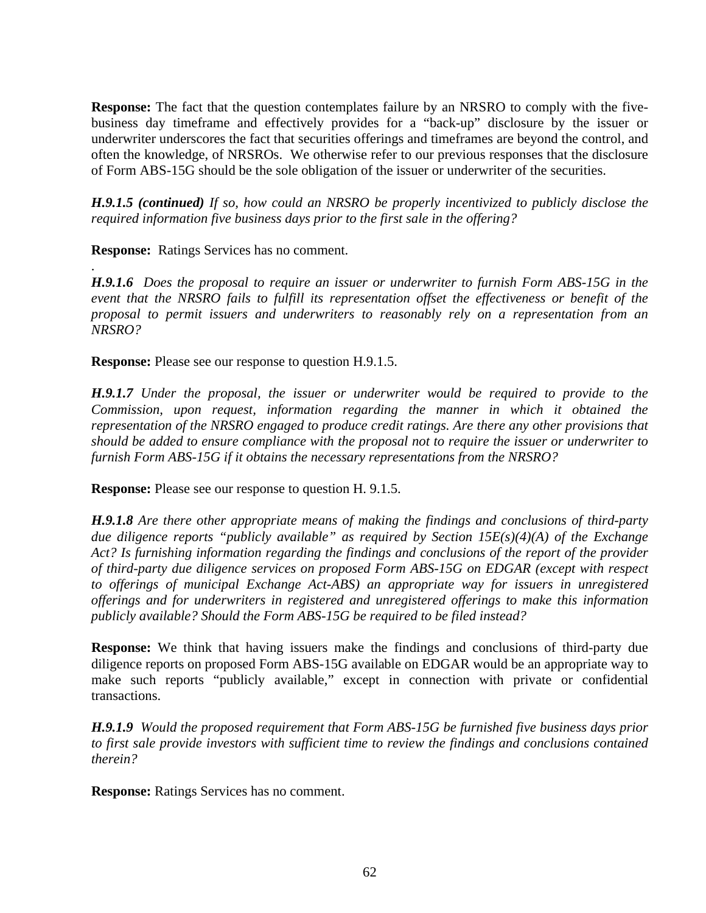**Response:** The fact that the question contemplates failure by an NRSRO to comply with the five-business day timeframe and effectively provides for a "back-up" disclosure by the issuer or underwriter underscores the fact that securities offerings and timeframes are beyond the control, and often the knowledge, of NRSROs. We otherwise refer to our previous responses that the disclosure of Form ABS-15G should be the sole obligation of the issuer or underwriter of the securities.

***H.9.1.5 (continued)*** *If so, how could an NRSRO be properly incentivized to publicly disclose the required information five business days prior to the first sale in the offering?*

**Response:** Ratings Services has no comment.

.

***H.9.1.6*** *Does the proposal to require an issuer or underwriter to furnish Form ABS-15G in the event that the NRSRO fails to fulfill its representation offset the effectiveness or benefit of the proposal to permit issuers and underwriters to reasonably rely on a representation from an NRSRO?*

**Response:** Please see our response to question H.9.1.5.

***H.9.1.7*** *Under the proposal, the issuer or underwriter would be required to provide to the Commission, upon request, information regarding the manner in which it obtained the representation of the NRSRO engaged to produce credit ratings. Are there any other provisions that should be added to ensure compliance with the proposal not to require the issuer or underwriter to furnish Form ABS-15G if it obtains the necessary representations from the NRSRO?*

**Response:** Please see our response to question H. 9.1.5.

***H.9.1.8*** *Are there other appropriate means of making the findings and conclusions of third-party due diligence reports "publicly available" as required by Section 15E(s)(4)(A) of the Exchange Act? Is furnishing information regarding the findings and conclusions of the report of the provider of third-party due diligence services on proposed Form ABS-15G on EDGAR (except with respect to offerings of municipal Exchange Act-ABS) an appropriate way for issuers in unregistered offerings and for underwriters in registered and unregistered offerings to make this information publicly available? Should the Form ABS-15G be required to be filed instead?*

**Response:** We think that having issuers make the findings and conclusions of third-party due diligence reports on proposed Form ABS-15G available on EDGAR would be an appropriate way to make such reports "publicly available," except in connection with private or confidential transactions.

***H.9.1.9*** *Would the proposed requirement that Form ABS-15G be furnished five business days prior to first sale provide investors with sufficient time to review the findings and conclusions contained therein?*

**Response:** Ratings Services has no comment.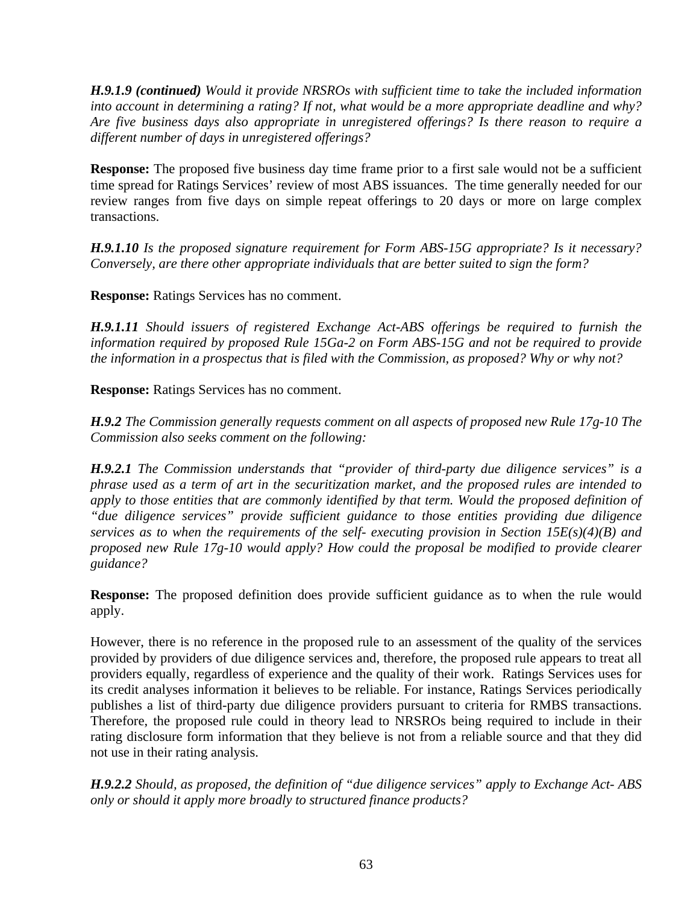***H.9.1.9 (continued)*** *Would it provide NRSROs with sufficient time to take the included information into account in determining a rating? If not, what would be a more appropriate deadline and why? Are five business days also appropriate in unregistered offerings? Is there reason to require a different number of days in unregistered offerings?*

**Response:** The proposed five business day time frame prior to a first sale would not be a sufficient time spread for Ratings Services' review of most ABS issuances. The time generally needed for our review ranges from five days on simple repeat offerings to 20 days or more on large complex transactions.

***H.9.1.10*** *Is the proposed signature requirement for Form ABS-15G appropriate? Is it necessary? Conversely, are there other appropriate individuals that are better suited to sign the form?*

**Response:** Ratings Services has no comment.

***H.9.1.11*** *Should issuers of registered Exchange Act-ABS offerings be required to furnish the information required by proposed Rule 15Ga-2 on Form ABS-15G and not be required to provide the information in a prospectus that is filed with the Commission, as proposed? Why or why not?*

**Response:** Ratings Services has no comment.

***H.9.2*** *The Commission generally requests comment on all aspects of proposed new Rule 17g-10 The Commission also seeks comment on the following:*

***H.9.2.1*** *The Commission understands that "provider of third-party due diligence services" is a phrase used as a term of art in the securitization market, and the proposed rules are intended to apply to those entities that are commonly identified by that term. Would the proposed definition of "due diligence services" provide sufficient guidance to those entities providing due diligence services as to when the requirements of the self- executing provision in Section 15E(s)(4)(B) and proposed new Rule 17g-10 would apply? How could the proposal be modified to provide clearer guidance?*

**Response:** The proposed definition does provide sufficient guidance as to when the rule would apply.

However, there is no reference in the proposed rule to an assessment of the quality of the services provided by providers of due diligence services and, therefore, the proposed rule appears to treat all providers equally, regardless of experience and the quality of their work. Ratings Services uses for its credit analyses information it believes to be reliable. For instance, Ratings Services periodically publishes a list of third-party due diligence providers pursuant to criteria for RMBS transactions. Therefore, the proposed rule could in theory lead to NRSROs being required to include in their rating disclosure form information that they believe is not from a reliable source and that they did not use in their rating analysis.

***H.9.2.2*** *Should, as proposed, the definition of "due diligence services" apply to Exchange Act- ABS only or should it apply more broadly to structured finance products?*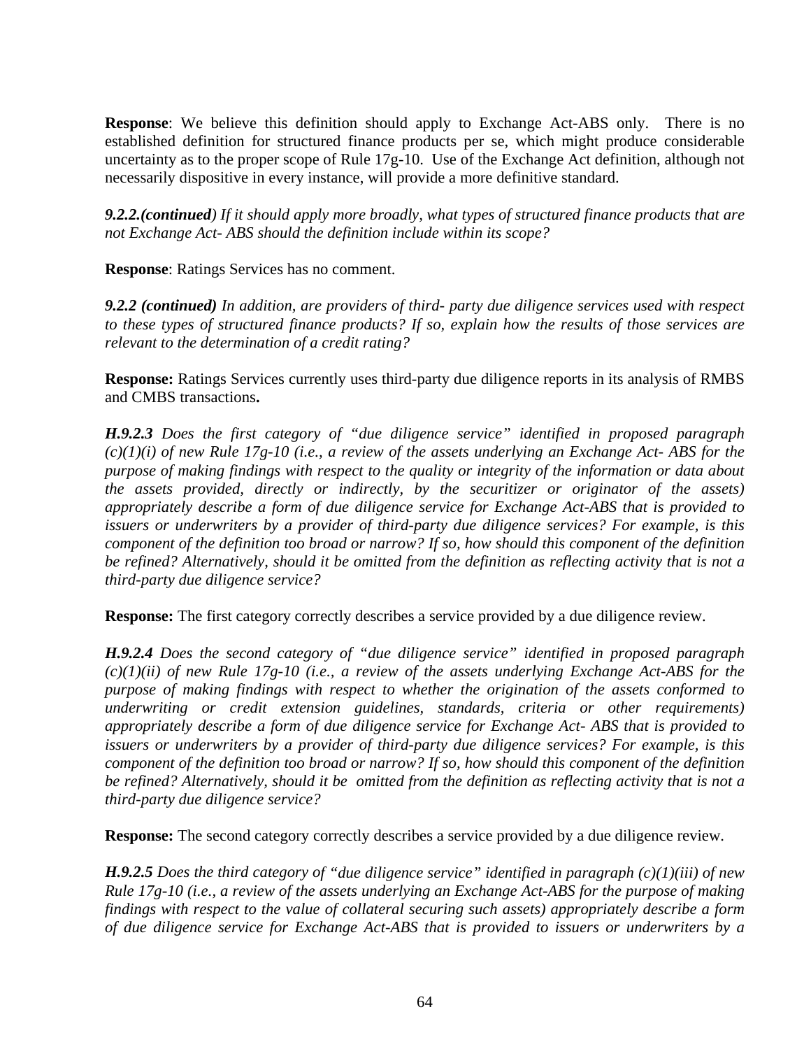**Response**: We believe this definition should apply to Exchange Act-ABS only. There is no established definition for structured finance products per se, which might produce considerable uncertainty as to the proper scope of Rule 17g-10. Use of the Exchange Act definition, although not necessarily dispositive in every instance, will provide a more definitive standard.

***9.2.2.(continued)*** *If it should apply more broadly, what types of structured finance products that are not Exchange Act- ABS should the definition include within its scope?*

**Response**: Ratings Services has no comment.

***9.2.2 (continued)*** *In addition, are providers of third- party due diligence services used with respect to these types of structured finance products? If so, explain how the results of those services are relevant to the determination of a credit rating?*

**Response:** Ratings Services currently uses third-party due diligence reports in its analysis of RMBS and CMBS transactions**.**

***H.9.2.3*** *Does the first category of "due diligence service" identified in proposed paragraph (c)(1)(i) of new Rule 17g-10 (i.e., a review of the assets underlying an Exchange Act- ABS for the purpose of making findings with respect to the quality or integrity of the information or data about the assets provided, directly or indirectly, by the securitizer or originator of the assets) appropriately describe a form of due diligence service for Exchange Act-ABS that is provided to issuers or underwriters by a provider of third-party due diligence services? For example, is this component of the definition too broad or narrow? If so, how should this component of the definition be refined? Alternatively, should it be omitted from the definition as reflecting activity that is not a third-party due diligence service?*

**Response:** The first category correctly describes a service provided by a due diligence review.

***H.9.2.4*** *Does the second category of "due diligence service" identified in proposed paragraph (c)(1)(ii) of new Rule 17g-10 (i.e., a review of the assets underlying Exchange Act-ABS for the purpose of making findings with respect to whether the origination of the assets conformed to underwriting or credit extension guidelines, standards, criteria or other requirements) appropriately describe a form of due diligence service for Exchange Act- ABS that is provided to issuers or underwriters by a provider of third-party due diligence services? For example, is this component of the definition too broad or narrow? If so, how should this component of the definition be refined? Alternatively, should it be omitted from the definition as reflecting activity that is not a third-party due diligence service?*

**Response:** The second category correctly describes a service provided by a due diligence review.

***H.9.2.5*** *Does the third category of "due diligence service" identified in paragraph (c)(1)(iii) of new Rule 17g-10 (i.e., a review of the assets underlying an Exchange Act-ABS for the purpose of making findings with respect to the value of collateral securing such assets) appropriately describe a form of due diligence service for Exchange Act-ABS that is provided to issuers or underwriters by a*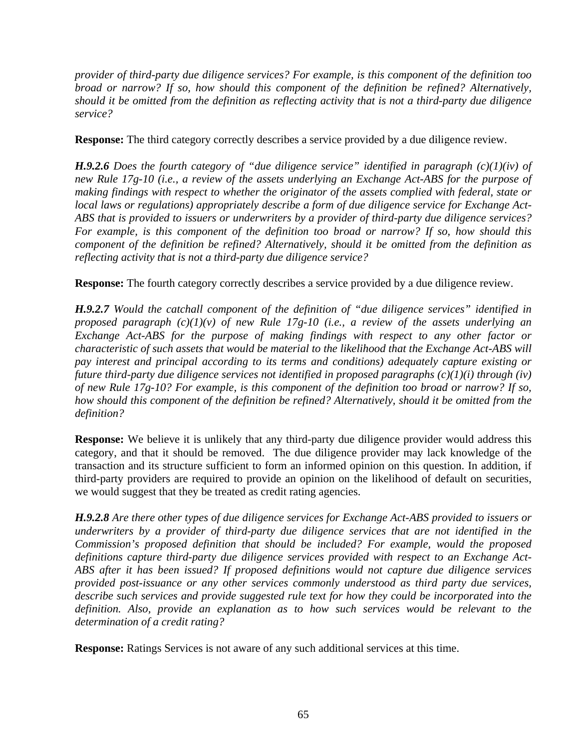*provider of third-party due diligence services? For example, is this component of the definition too broad or narrow? If so, how should this component of the definition be refined? Alternatively, should it be omitted from the definition as reflecting activity that is not a third-party due diligence service?*

**Response:** The third category correctly describes a service provided by a due diligence review.

***H.9.2.6*** *Does the fourth category of "due diligence service" identified in paragraph (c)(1)(iv) of new Rule 17g-10 (i.e., a review of the assets underlying an Exchange Act-ABS for the purpose of making findings with respect to whether the originator of the assets complied with federal, state or local laws or regulations) appropriately describe a form of due diligence service for Exchange Act-ABS that is provided to issuers or underwriters by a provider of third-party due diligence services? For example, is this component of the definition too broad or narrow? If so, how should this component of the definition be refined? Alternatively, should it be omitted from the definition as reflecting activity that is not a third-party due diligence service?*

**Response:** The fourth category correctly describes a service provided by a due diligence review.

***H.9.2.7*** *Would the catchall component of the definition of "due diligence services" identified in proposed paragraph (c)(1)(v) of new Rule 17g-10 (i.e., a review of the assets underlying an Exchange Act-ABS for the purpose of making findings with respect to any other factor or characteristic of such assets that would be material to the likelihood that the Exchange Act-ABS will pay interest and principal according to its terms and conditions) adequately capture existing or future third-party due diligence services not identified in proposed paragraphs (c)(1)(i) through (iv) of new Rule 17g-10? For example, is this component of the definition too broad or narrow? If so, how should this component of the definition be refined? Alternatively, should it be omitted from the definition?*

**Response:** We believe it is unlikely that any third-party due diligence provider would address this category, and that it should be removed. The due diligence provider may lack knowledge of the transaction and its structure sufficient to form an informed opinion on this question. In addition, if third-party providers are required to provide an opinion on the likelihood of default on securities, we would suggest that they be treated as credit rating agencies.

***H.9.2.8*** *Are there other types of due diligence services for Exchange Act-ABS provided to issuers or underwriters by a provider of third-party due diligence services that are not identified in the Commission's proposed definition that should be included? For example, would the proposed definitions capture third-party due diligence services provided with respect to an Exchange Act-ABS after it has been issued? If proposed definitions would not capture due diligence services provided post-issuance or any other services commonly understood as third party due services, describe such services and provide suggested rule text for how they could be incorporated into the definition. Also, provide an explanation as to how such services would be relevant to the determination of a credit rating?*

**Response:** Ratings Services is not aware of any such additional services at this time.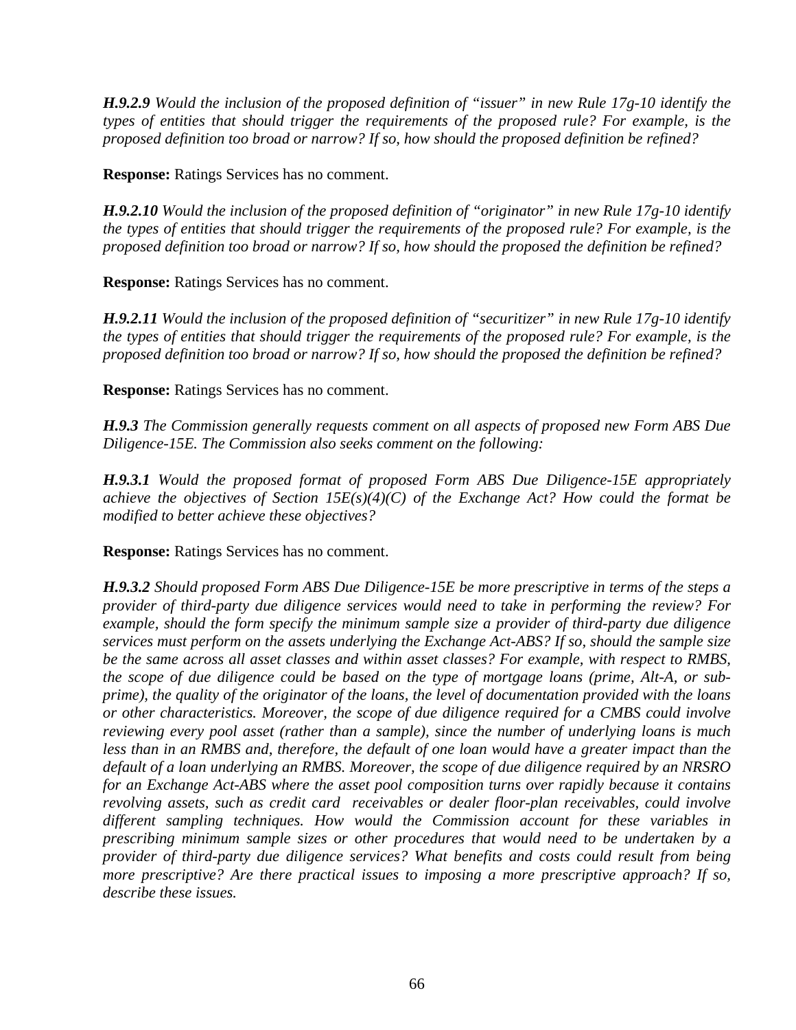***H.9.2.9** Would the inclusion of the proposed definition of "issuer" in new Rule 17g-10 identify the types of entities that should trigger the requirements of the proposed rule? For example, is the proposed definition too broad or narrow? If so, how should the proposed definition be refined?*

**Response:** Ratings Services has no comment.

***H.9.2.10** Would the inclusion of the proposed definition of "originator" in new Rule 17g-10 identify the types of entities that should trigger the requirements of the proposed rule? For example, is the proposed definition too broad or narrow? If so, how should the proposed the definition be refined?*

**Response:** Ratings Services has no comment.

***H.9.2.11** Would the inclusion of the proposed definition of "securitizer" in new Rule 17g-10 identify the types of entities that should trigger the requirements of the proposed rule? For example, is the proposed definition too broad or narrow? If so, how should the proposed the definition be refined?*

**Response:** Ratings Services has no comment.

***H.9.3** The Commission generally requests comment on all aspects of proposed new Form ABS Due Diligence-15E. The Commission also seeks comment on the following:*

***H.9.3.1** Would the proposed format of proposed Form ABS Due Diligence-15E appropriately achieve the objectives of Section 15E(s)(4)(C) of the Exchange Act? How could the format be modified to better achieve these objectives?*

**Response:** Ratings Services has no comment.

***H.9.3.2** Should proposed Form ABS Due Diligence-15E be more prescriptive in terms of the steps a provider of third-party due diligence services would need to take in performing the review? For example, should the form specify the minimum sample size a provider of third-party due diligence services must perform on the assets underlying the Exchange Act-ABS? If so, should the sample size be the same across all asset classes and within asset classes? For example, with respect to RMBS, the scope of due diligence could be based on the type of mortgage loans (prime, Alt-A, or sub-prime), the quality of the originator of the loans, the level of documentation provided with the loans or other characteristics. Moreover, the scope of due diligence required for a CMBS could involve reviewing every pool asset (rather than a sample), since the number of underlying loans is much less than in an RMBS and, therefore, the default of one loan would have a greater impact than the default of a loan underlying an RMBS. Moreover, the scope of due diligence required by an NRSRO for an Exchange Act-ABS where the asset pool composition turns over rapidly because it contains revolving assets, such as credit card receivables or dealer floor-plan receivables, could involve different sampling techniques. How would the Commission account for these variables in prescribing minimum sample sizes or other procedures that would need to be undertaken by a provider of third-party due diligence services? What benefits and costs could result from being more prescriptive? Are there practical issues to imposing a more prescriptive approach? If so, describe these issues.*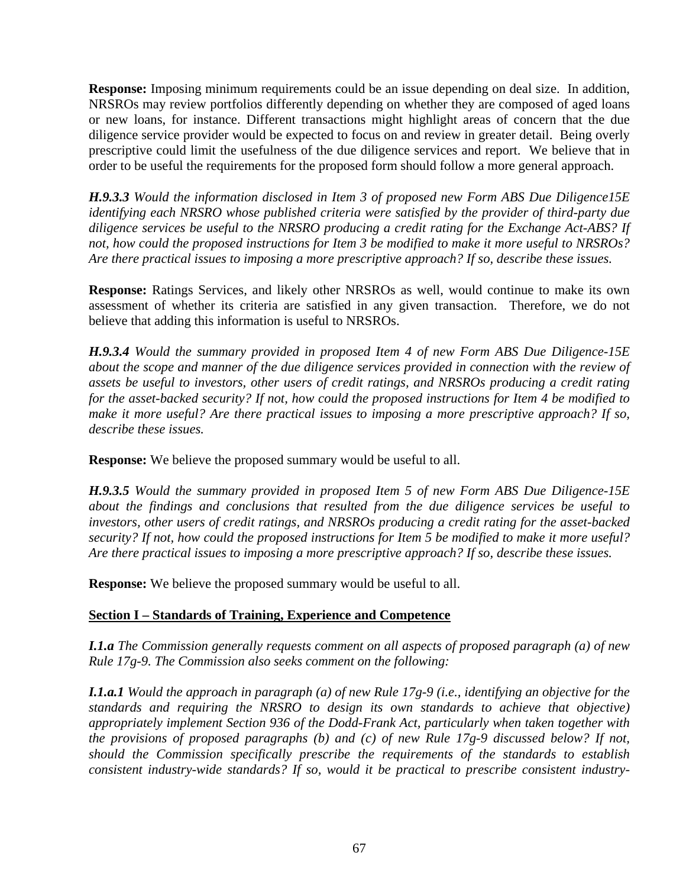**Response:** Imposing minimum requirements could be an issue depending on deal size. In addition, NRSROs may review portfolios differently depending on whether they are composed of aged loans or new loans, for instance. Different transactions might highlight areas of concern that the due diligence service provider would be expected to focus on and review in greater detail. Being overly prescriptive could limit the usefulness of the due diligence services and report. We believe that in order to be useful the requirements for the proposed form should follow a more general approach.

***H.9.3.3*** *Would the information disclosed in Item 3 of proposed new Form ABS Due Diligence15E identifying each NRSRO whose published criteria were satisfied by the provider of third-party due diligence services be useful to the NRSRO producing a credit rating for the Exchange Act-ABS? If not, how could the proposed instructions for Item 3 be modified to make it more useful to NRSROs? Are there practical issues to imposing a more prescriptive approach? If so, describe these issues.*

**Response:** Ratings Services, and likely other NRSROs as well, would continue to make its own assessment of whether its criteria are satisfied in any given transaction. Therefore, we do not believe that adding this information is useful to NRSROs.

***H.9.3.4*** *Would the summary provided in proposed Item 4 of new Form ABS Due Diligence-15E about the scope and manner of the due diligence services provided in connection with the review of assets be useful to investors, other users of credit ratings, and NRSROs producing a credit rating for the asset-backed security? If not, how could the proposed instructions for Item 4 be modified to make it more useful? Are there practical issues to imposing a more prescriptive approach? If so, describe these issues.*

**Response:** We believe the proposed summary would be useful to all.

***H.9.3.5*** *Would the summary provided in proposed Item 5 of new Form ABS Due Diligence-15E about the findings and conclusions that resulted from the due diligence services be useful to investors, other users of credit ratings, and NRSROs producing a credit rating for the asset-backed security? If not, how could the proposed instructions for Item 5 be modified to make it more useful? Are there practical issues to imposing a more prescriptive approach? If so, describe these issues.*

**Response:** We believe the proposed summary would be useful to all.

**Section I – Standards of Training, Experience and Competence**

***I.1.a*** *The Commission generally requests comment on all aspects of proposed paragraph (a) of new Rule 17g-9. The Commission also seeks comment on the following:*

***I.1.a.1*** *Would the approach in paragraph (a) of new Rule 17g-9 (i.e., identifying an objective for the standards and requiring the NRSRO to design its own standards to achieve that objective) appropriately implement Section 936 of the Dodd-Frank Act, particularly when taken together with the provisions of proposed paragraphs (b) and (c) of new Rule 17g-9 discussed below? If not, should the Commission specifically prescribe the requirements of the standards to establish consistent industry-wide standards? If so, would it be practical to prescribe consistent industry-*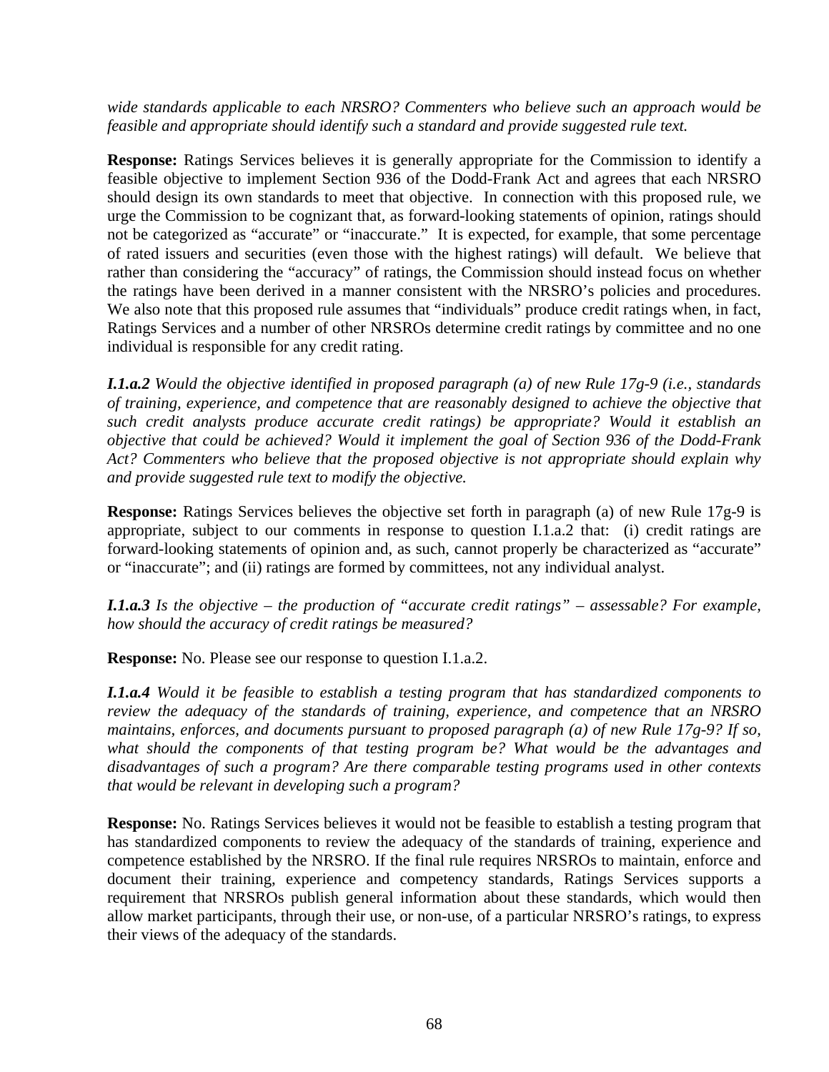*wide standards applicable to each NRSRO? Commenters who believe such an approach would be feasible and appropriate should identify such a standard and provide suggested rule text.*

**Response:** Ratings Services believes it is generally appropriate for the Commission to identify a feasible objective to implement Section 936 of the Dodd-Frank Act and agrees that each NRSRO should design its own standards to meet that objective. In connection with this proposed rule, we urge the Commission to be cognizant that, as forward-looking statements of opinion, ratings should not be categorized as "accurate" or "inaccurate." It is expected, for example, that some percentage of rated issuers and securities (even those with the highest ratings) will default. We believe that rather than considering the "accuracy" of ratings, the Commission should instead focus on whether the ratings have been derived in a manner consistent with the NRSRO's policies and procedures. We also note that this proposed rule assumes that "individuals" produce credit ratings when, in fact, Ratings Services and a number of other NRSROs determine credit ratings by committee and no one individual is responsible for any credit rating.

***I.1.a.2*** *Would the objective identified in proposed paragraph (a) of new Rule 17g-9 (i.e., standards of training, experience, and competence that are reasonably designed to achieve the objective that such credit analysts produce accurate credit ratings) be appropriate? Would it establish an objective that could be achieved? Would it implement the goal of Section 936 of the Dodd-Frank Act? Commenters who believe that the proposed objective is not appropriate should explain why and provide suggested rule text to modify the objective.*

**Response:** Ratings Services believes the objective set forth in paragraph (a) of new Rule 17g-9 is appropriate, subject to our comments in response to question I.1.a.2 that: (i) credit ratings are forward-looking statements of opinion and, as such, cannot properly be characterized as "accurate" or "inaccurate"; and (ii) ratings are formed by committees, not any individual analyst.

***I.1.a.3*** *Is the objective – the production of "accurate credit ratings" – assessable? For example, how should the accuracy of credit ratings be measured?*

**Response:** No. Please see our response to question I.1.a.2.

***I.1.a.4*** *Would it be feasible to establish a testing program that has standardized components to review the adequacy of the standards of training, experience, and competence that an NRSRO maintains, enforces, and documents pursuant to proposed paragraph (a) of new Rule 17g-9? If so, what should the components of that testing program be? What would be the advantages and disadvantages of such a program? Are there comparable testing programs used in other contexts that would be relevant in developing such a program?*

**Response:** No. Ratings Services believes it would not be feasible to establish a testing program that has standardized components to review the adequacy of the standards of training, experience and competence established by the NRSRO. If the final rule requires NRSROs to maintain, enforce and document their training, experience and competency standards, Ratings Services supports a requirement that NRSROs publish general information about these standards, which would then allow market participants, through their use, or non-use, of a particular NRSRO's ratings, to express their views of the adequacy of the standards.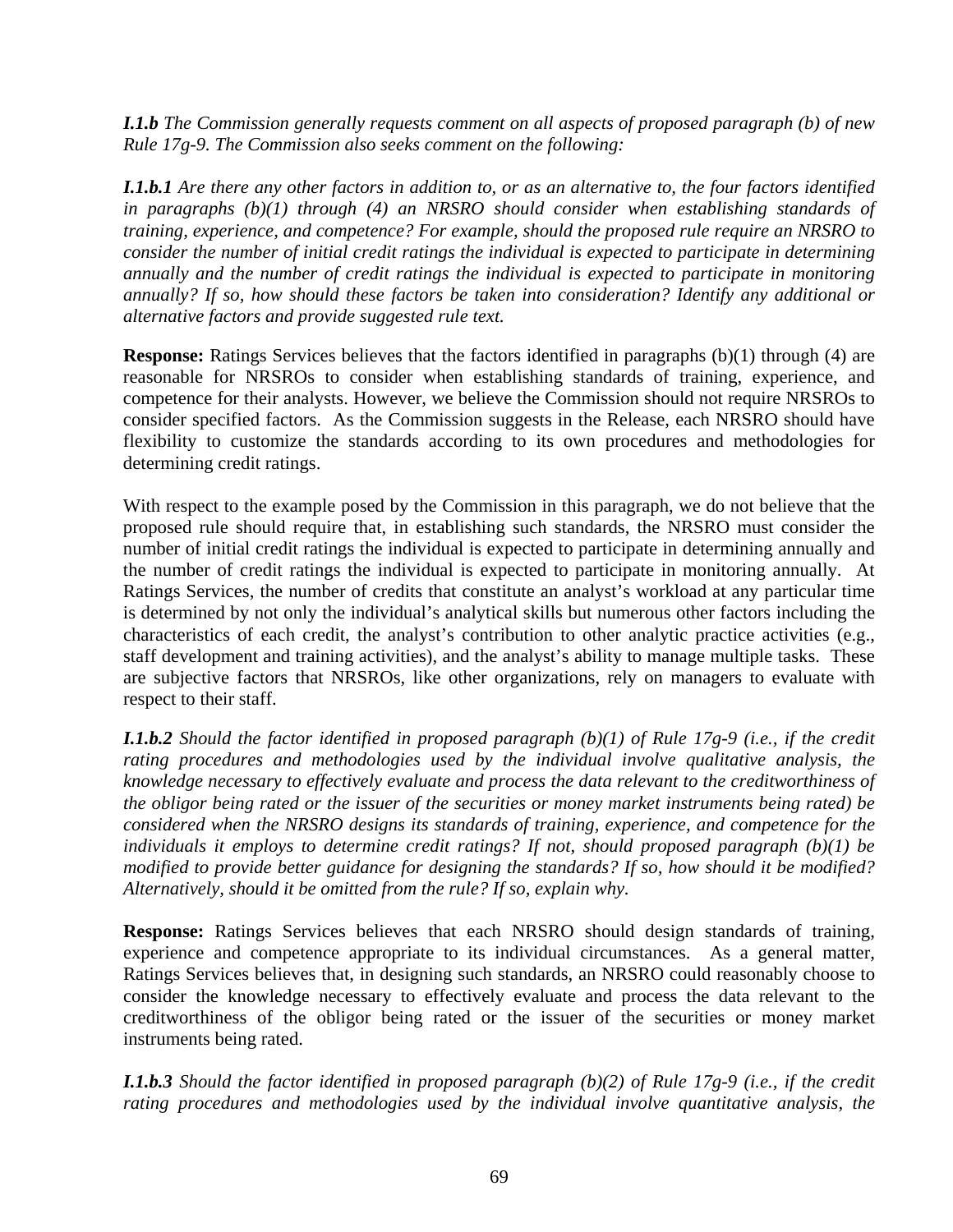***I.1.b** The Commission generally requests comment on all aspects of proposed paragraph (b) of new Rule 17g-9. The Commission also seeks comment on the following:*

***I.1.b.1** Are there any other factors in addition to, or as an alternative to, the four factors identified in paragraphs (b)(1) through (4) an NRSRO should consider when establishing standards of training, experience, and competence? For example, should the proposed rule require an NRSRO to consider the number of initial credit ratings the individual is expected to participate in determining annually and the number of credit ratings the individual is expected to participate in monitoring annually? If so, how should these factors be taken into consideration? Identify any additional or alternative factors and provide suggested rule text.*

**Response:** Ratings Services believes that the factors identified in paragraphs (b)(1) through (4) are reasonable for NRSROs to consider when establishing standards of training, experience, and competence for their analysts. However, we believe the Commission should not require NRSROs to consider specified factors. As the Commission suggests in the Release, each NRSRO should have flexibility to customize the standards according to its own procedures and methodologies for determining credit ratings.

With respect to the example posed by the Commission in this paragraph, we do not believe that the proposed rule should require that, in establishing such standards, the NRSRO must consider the number of initial credit ratings the individual is expected to participate in determining annually and the number of credit ratings the individual is expected to participate in monitoring annually. At Ratings Services, the number of credits that constitute an analyst's workload at any particular time is determined by not only the individual's analytical skills but numerous other factors including the characteristics of each credit, the analyst's contribution to other analytic practice activities (e.g., staff development and training activities), and the analyst's ability to manage multiple tasks. These are subjective factors that NRSROs, like other organizations, rely on managers to evaluate with respect to their staff.

***I.1.b.2** Should the factor identified in proposed paragraph (b)(1) of Rule 17g-9 (i.e., if the credit rating procedures and methodologies used by the individual involve qualitative analysis, the knowledge necessary to effectively evaluate and process the data relevant to the creditworthiness of the obligor being rated or the issuer of the securities or money market instruments being rated) be considered when the NRSRO designs its standards of training, experience, and competence for the individuals it employs to determine credit ratings? If not, should proposed paragraph (b)(1) be modified to provide better guidance for designing the standards? If so, how should it be modified? Alternatively, should it be omitted from the rule? If so, explain why.*

**Response:** Ratings Services believes that each NRSRO should design standards of training, experience and competence appropriate to its individual circumstances. As a general matter, Ratings Services believes that, in designing such standards, an NRSRO could reasonably choose to consider the knowledge necessary to effectively evaluate and process the data relevant to the creditworthiness of the obligor being rated or the issuer of the securities or money market instruments being rated.

***I.1.b.3** Should the factor identified in proposed paragraph (b)(2) of Rule 17g-9 (i.e., if the credit rating procedures and methodologies used by the individual involve quantitative analysis, the*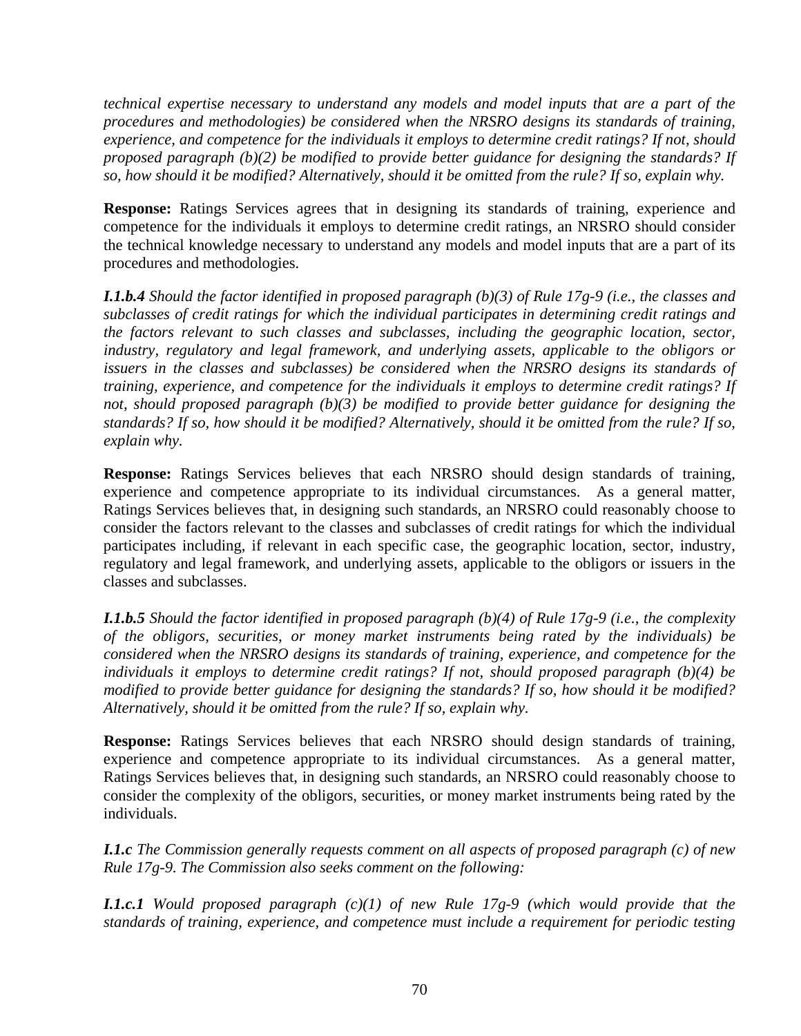*technical expertise necessary to understand any models and model inputs that are a part of the procedures and methodologies) be considered when the NRSRO designs its standards of training, experience, and competence for the individuals it employs to determine credit ratings? If not, should proposed paragraph (b)(2) be modified to provide better guidance for designing the standards? If so, how should it be modified? Alternatively, should it be omitted from the rule? If so, explain why.*

**Response:** Ratings Services agrees that in designing its standards of training, experience and competence for the individuals it employs to determine credit ratings, an NRSRO should consider the technical knowledge necessary to understand any models and model inputs that are a part of its procedures and methodologies.

***I.1.b.4*** *Should the factor identified in proposed paragraph (b)(3) of Rule 17g-9 (i.e., the classes and subclasses of credit ratings for which the individual participates in determining credit ratings and the factors relevant to such classes and subclasses, including the geographic location, sector, industry, regulatory and legal framework, and underlying assets, applicable to the obligors or issuers in the classes and subclasses) be considered when the NRSRO designs its standards of training, experience, and competence for the individuals it employs to determine credit ratings? If not, should proposed paragraph (b)(3) be modified to provide better guidance for designing the standards? If so, how should it be modified? Alternatively, should it be omitted from the rule? If so, explain why.*

**Response:** Ratings Services believes that each NRSRO should design standards of training, experience and competence appropriate to its individual circumstances. As a general matter, Ratings Services believes that, in designing such standards, an NRSRO could reasonably choose to consider the factors relevant to the classes and subclasses of credit ratings for which the individual participates including, if relevant in each specific case, the geographic location, sector, industry, regulatory and legal framework, and underlying assets, applicable to the obligors or issuers in the classes and subclasses.

***I.1.b.5*** *Should the factor identified in proposed paragraph (b)(4) of Rule 17g-9 (i.e., the complexity of the obligors, securities, or money market instruments being rated by the individuals) be considered when the NRSRO designs its standards of training, experience, and competence for the individuals it employs to determine credit ratings? If not, should proposed paragraph (b)(4) be modified to provide better guidance for designing the standards? If so, how should it be modified? Alternatively, should it be omitted from the rule? If so, explain why.*

**Response:** Ratings Services believes that each NRSRO should design standards of training, experience and competence appropriate to its individual circumstances. As a general matter, Ratings Services believes that, in designing such standards, an NRSRO could reasonably choose to consider the complexity of the obligors, securities, or money market instruments being rated by the individuals.

***I.1.c*** *The Commission generally requests comment on all aspects of proposed paragraph (c) of new Rule 17g-9. The Commission also seeks comment on the following:*

***I.1.c.1*** *Would proposed paragraph (c)(1) of new Rule 17g-9 (which would provide that the standards of training, experience, and competence must include a requirement for periodic testing*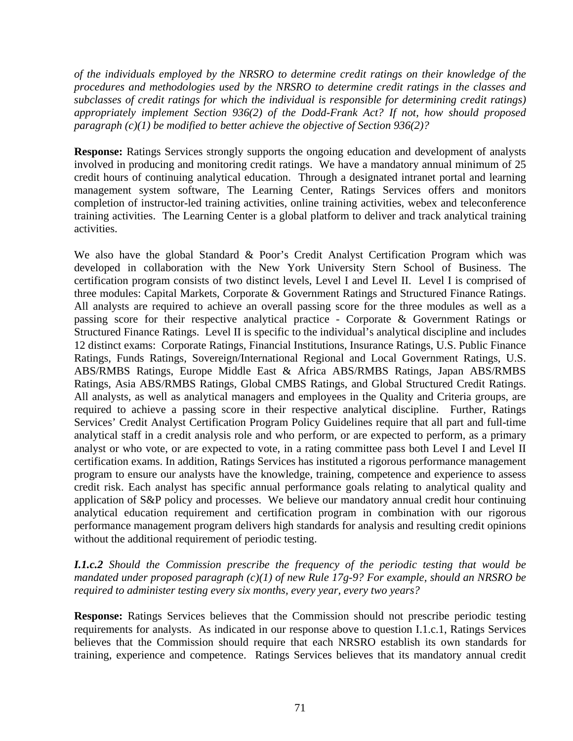*of the individuals employed by the NRSRO to determine credit ratings on their knowledge of the procedures and methodologies used by the NRSRO to determine credit ratings in the classes and subclasses of credit ratings for which the individual is responsible for determining credit ratings) appropriately implement Section 936(2) of the Dodd-Frank Act? If not, how should proposed paragraph (c)(1) be modified to better achieve the objective of Section 936(2)?*

**Response:** Ratings Services strongly supports the ongoing education and development of analysts involved in producing and monitoring credit ratings. We have a mandatory annual minimum of 25 credit hours of continuing analytical education. Through a designated intranet portal and learning management system software, The Learning Center, Ratings Services offers and monitors completion of instructor-led training activities, online training activities, webex and teleconference training activities. The Learning Center is a global platform to deliver and track analytical training activities.

We also have the global Standard & Poor's Credit Analyst Certification Program which was developed in collaboration with the New York University Stern School of Business. The certification program consists of two distinct levels, Level I and Level II. Level I is comprised of three modules: Capital Markets, Corporate & Government Ratings and Structured Finance Ratings. All analysts are required to achieve an overall passing score for the three modules as well as a passing score for their respective analytical practice - Corporate & Government Ratings or Structured Finance Ratings. Level II is specific to the individual's analytical discipline and includes 12 distinct exams: Corporate Ratings, Financial Institutions, Insurance Ratings, U.S. Public Finance Ratings, Funds Ratings, Sovereign/International Regional and Local Government Ratings, U.S. ABS/RMBS Ratings, Europe Middle East & Africa ABS/RMBS Ratings, Japan ABS/RMBS Ratings, Asia ABS/RMBS Ratings, Global CMBS Ratings, and Global Structured Credit Ratings. All analysts, as well as analytical managers and employees in the Quality and Criteria groups, are required to achieve a passing score in their respective analytical discipline. Further, Ratings Services' Credit Analyst Certification Program Policy Guidelines require that all part and full-time analytical staff in a credit analysis role and who perform, or are expected to perform, as a primary analyst or who vote, or are expected to vote, in a rating committee pass both Level I and Level II certification exams. In addition, Ratings Services has instituted a rigorous performance management program to ensure our analysts have the knowledge, training, competence and experience to assess credit risk. Each analyst has specific annual performance goals relating to analytical quality and application of S&P policy and processes. We believe our mandatory annual credit hour continuing analytical education requirement and certification program in combination with our rigorous performance management program delivers high standards for analysis and resulting credit opinions without the additional requirement of periodic testing.

***I.1.c.2*** *Should the Commission prescribe the frequency of the periodic testing that would be mandated under proposed paragraph (c)(1) of new Rule 17g-9? For example, should an NRSRO be required to administer testing every six months, every year, every two years?*

**Response:** Ratings Services believes that the Commission should not prescribe periodic testing requirements for analysts. As indicated in our response above to question I.1.c.1, Ratings Services believes that the Commission should require that each NRSRO establish its own standards for training, experience and competence. Ratings Services believes that its mandatory annual credit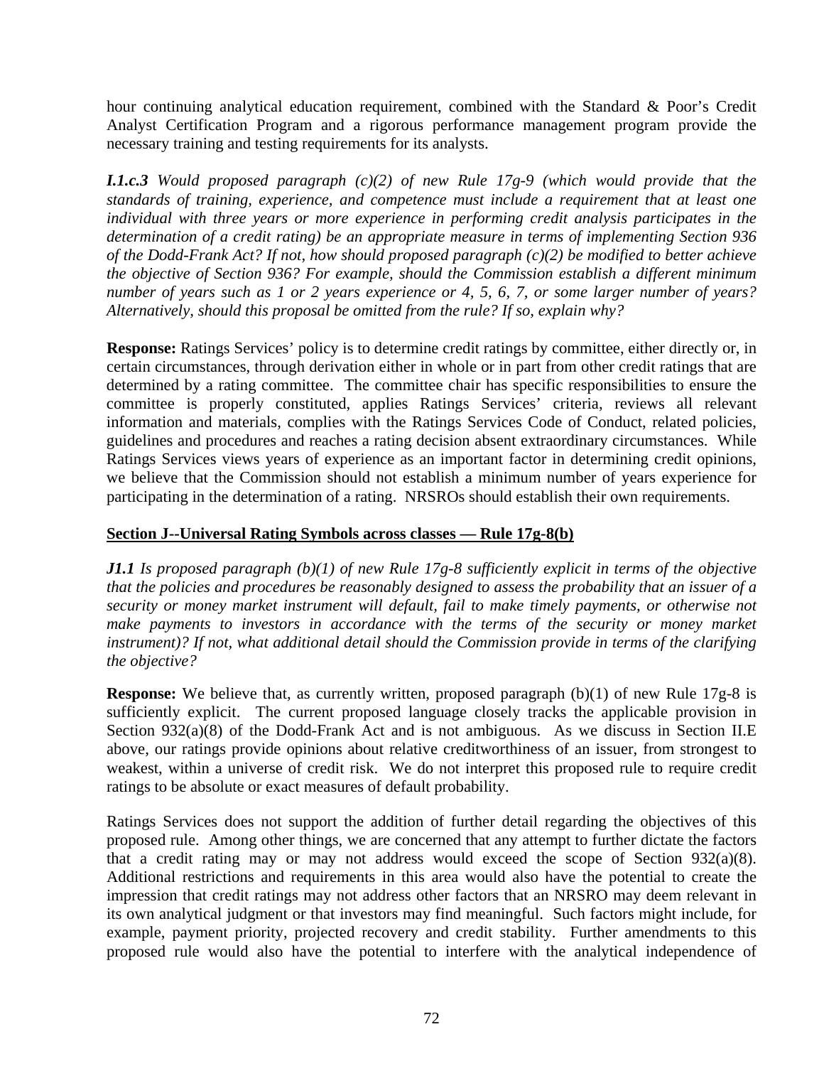hour continuing analytical education requirement, combined with the Standard & Poor's Credit Analyst Certification Program and a rigorous performance management program provide the necessary training and testing requirements for its analysts.

***I.1.c.3*** *Would proposed paragraph (c)(2) of new Rule 17g-9 (which would provide that the standards of training, experience, and competence must include a requirement that at least one individual with three years or more experience in performing credit analysis participates in the determination of a credit rating) be an appropriate measure in terms of implementing Section 936 of the Dodd-Frank Act? If not, how should proposed paragraph (c)(2) be modified to better achieve the objective of Section 936? For example, should the Commission establish a different minimum number of years such as 1 or 2 years experience or 4, 5, 6, 7, or some larger number of years? Alternatively, should this proposal be omitted from the rule? If so, explain why?*

**Response:** Ratings Services' policy is to determine credit ratings by committee, either directly or, in certain circumstances, through derivation either in whole or in part from other credit ratings that are determined by a rating committee. The committee chair has specific responsibilities to ensure the committee is properly constituted, applies Ratings Services' criteria, reviews all relevant information and materials, complies with the Ratings Services Code of Conduct, related policies, guidelines and procedures and reaches a rating decision absent extraordinary circumstances. While Ratings Services views years of experience as an important factor in determining credit opinions, we believe that the Commission should not establish a minimum number of years experience for participating in the determination of a rating. NRSROs should establish their own requirements.

**Section J--Universal Rating Symbols across classes — Rule 17g-8(b)**

***J1.1*** *Is proposed paragraph (b)(1) of new Rule 17g-8 sufficiently explicit in terms of the objective that the policies and procedures be reasonably designed to assess the probability that an issuer of a security or money market instrument will default, fail to make timely payments, or otherwise not make payments to investors in accordance with the terms of the security or money market instrument)? If not, what additional detail should the Commission provide in terms of the clarifying the objective?*

**Response:** We believe that, as currently written, proposed paragraph (b)(1) of new Rule 17g-8 is sufficiently explicit. The current proposed language closely tracks the applicable provision in Section 932(a)(8) of the Dodd-Frank Act and is not ambiguous. As we discuss in Section II.E above, our ratings provide opinions about relative creditworthiness of an issuer, from strongest to weakest, within a universe of credit risk. We do not interpret this proposed rule to require credit ratings to be absolute or exact measures of default probability.

Ratings Services does not support the addition of further detail regarding the objectives of this proposed rule. Among other things, we are concerned that any attempt to further dictate the factors that a credit rating may or may not address would exceed the scope of Section 932(a)(8). Additional restrictions and requirements in this area would also have the potential to create the impression that credit ratings may not address other factors that an NRSRO may deem relevant in its own analytical judgment or that investors may find meaningful. Such factors might include, for example, payment priority, projected recovery and credit stability. Further amendments to this proposed rule would also have the potential to interfere with the analytical independence of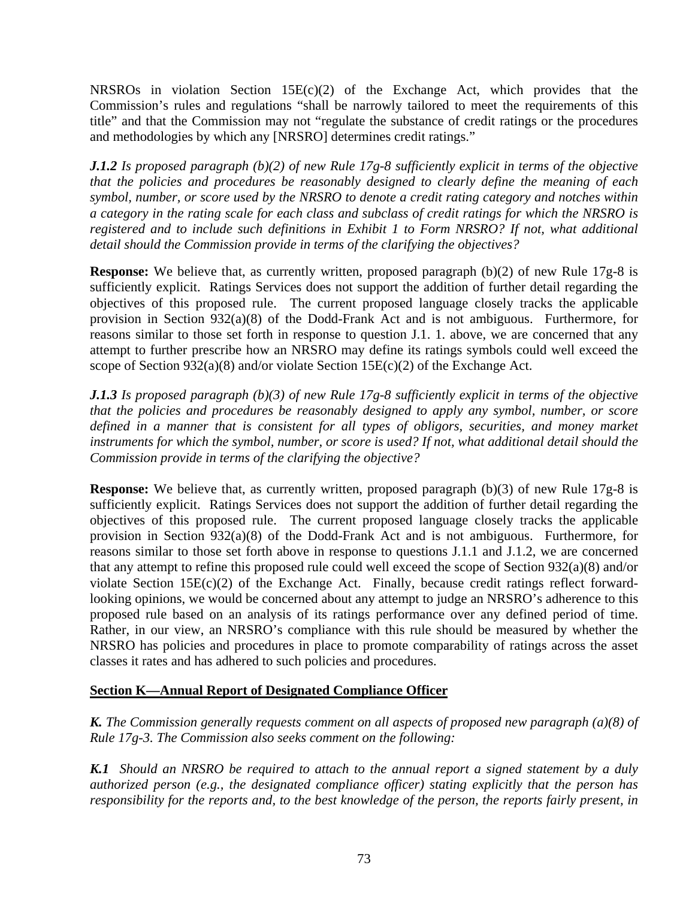NRSROs in violation Section 15E(c)(2) of the Exchange Act, which provides that the Commission's rules and regulations "shall be narrowly tailored to meet the requirements of this title" and that the Commission may not "regulate the substance of credit ratings or the procedures and methodologies by which any [NRSRO] determines credit ratings."

***J.1.2*** *Is proposed paragraph (b)(2) of new Rule 17g-8 sufficiently explicit in terms of the objective that the policies and procedures be reasonably designed to clearly define the meaning of each symbol, number, or score used by the NRSRO to denote a credit rating category and notches within a category in the rating scale for each class and subclass of credit ratings for which the NRSRO is registered and to include such definitions in Exhibit 1 to Form NRSRO? If not, what additional detail should the Commission provide in terms of the clarifying the objectives?*

**Response:** We believe that, as currently written, proposed paragraph (b)(2) of new Rule 17g-8 is sufficiently explicit. Ratings Services does not support the addition of further detail regarding the objectives of this proposed rule. The current proposed language closely tracks the applicable provision in Section 932(a)(8) of the Dodd-Frank Act and is not ambiguous. Furthermore, for reasons similar to those set forth in response to question J.1. 1. above, we are concerned that any attempt to further prescribe how an NRSRO may define its ratings symbols could well exceed the scope of Section 932(a)(8) and/or violate Section 15E(c)(2) of the Exchange Act.

***J.1.3*** *Is proposed paragraph (b)(3) of new Rule 17g-8 sufficiently explicit in terms of the objective that the policies and procedures be reasonably designed to apply any symbol, number, or score defined in a manner that is consistent for all types of obligors, securities, and money market instruments for which the symbol, number, or score is used? If not, what additional detail should the Commission provide in terms of the clarifying the objective?*

**Response:** We believe that, as currently written, proposed paragraph (b)(3) of new Rule 17g-8 is sufficiently explicit. Ratings Services does not support the addition of further detail regarding the objectives of this proposed rule. The current proposed language closely tracks the applicable provision in Section 932(a)(8) of the Dodd-Frank Act and is not ambiguous. Furthermore, for reasons similar to those set forth above in response to questions J.1.1 and J.1.2, we are concerned that any attempt to refine this proposed rule could well exceed the scope of Section 932(a)(8) and/or violate Section 15E(c)(2) of the Exchange Act. Finally, because credit ratings reflect forward-looking opinions, we would be concerned about any attempt to judge an NRSRO's adherence to this proposed rule based on an analysis of its ratings performance over any defined period of time. Rather, in our view, an NRSRO's compliance with this rule should be measured by whether the NRSRO has policies and procedures in place to promote comparability of ratings across the asset classes it rates and has adhered to such policies and procedures.

**Section K—Annual Report of Designated Compliance Officer**

***K.*** *The Commission generally requests comment on all aspects of proposed new paragraph (a)(8) of Rule 17g-3. The Commission also seeks comment on the following:*

***K.1*** *Should an NRSRO be required to attach to the annual report a signed statement by a duly authorized person (e.g., the designated compliance officer) stating explicitly that the person has responsibility for the reports and, to the best knowledge of the person, the reports fairly present, in*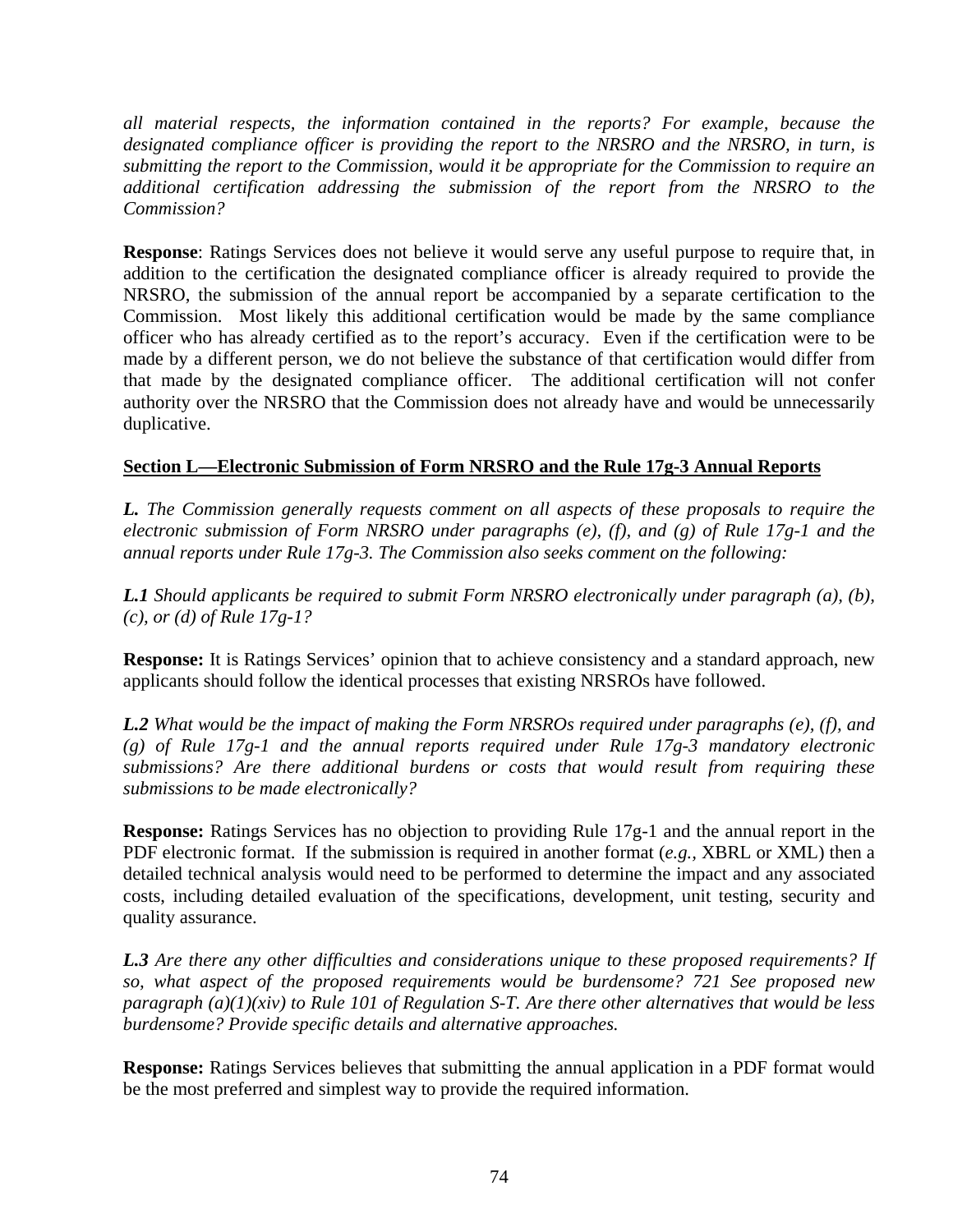*all material respects, the information contained in the reports? For example, because the designated compliance officer is providing the report to the NRSRO and the NRSRO, in turn, is submitting the report to the Commission, would it be appropriate for the Commission to require an additional certification addressing the submission of the report from the NRSRO to the Commission?*

**Response**: Ratings Services does not believe it would serve any useful purpose to require that, in addition to the certification the designated compliance officer is already required to provide the NRSRO, the submission of the annual report be accompanied by a separate certification to the Commission. Most likely this additional certification would be made by the same compliance officer who has already certified as to the report's accuracy. Even if the certification were to be made by a different person, we do not believe the substance of that certification would differ from that made by the designated compliance officer. The additional certification will not confer authority over the NRSRO that the Commission does not already have and would be unnecessarily duplicative.

**<u>Section L—Electronic Submission of Form NRSRO and the Rule 17g-3 Annual Reports</u>**

***L.*** *The Commission generally requests comment on all aspects of these proposals to require the electronic submission of Form NRSRO under paragraphs (e), (f), and (g) of Rule 17g-1 and the annual reports under Rule 17g-3. The Commission also seeks comment on the following:*

***L.1*** *Should applicants be required to submit Form NRSRO electronically under paragraph (a), (b), (c), or (d) of Rule 17g-1?*

**Response:** It is Ratings Services' opinion that to achieve consistency and a standard approach, new applicants should follow the identical processes that existing NRSROs have followed.

***L.2*** *What would be the impact of making the Form NRSROs required under paragraphs (e), (f), and (g) of Rule 17g-1 and the annual reports required under Rule 17g-3 mandatory electronic submissions? Are there additional burdens or costs that would result from requiring these submissions to be made electronically?*

**Response:** Ratings Services has no objection to providing Rule 17g-1 and the annual report in the PDF electronic format. If the submission is required in another format (*e.g.,* XBRL or XML) then a detailed technical analysis would need to be performed to determine the impact and any associated costs, including detailed evaluation of the specifications, development, unit testing, security and quality assurance.

***L.3*** *Are there any other difficulties and considerations unique to these proposed requirements? If so, what aspect of the proposed requirements would be burdensome? 721 See proposed new paragraph (a)(1)(xiv) to Rule 101 of Regulation S-T. Are there other alternatives that would be less burdensome? Provide specific details and alternative approaches.*

**Response:** Ratings Services believes that submitting the annual application in a PDF format would be the most preferred and simplest way to provide the required information.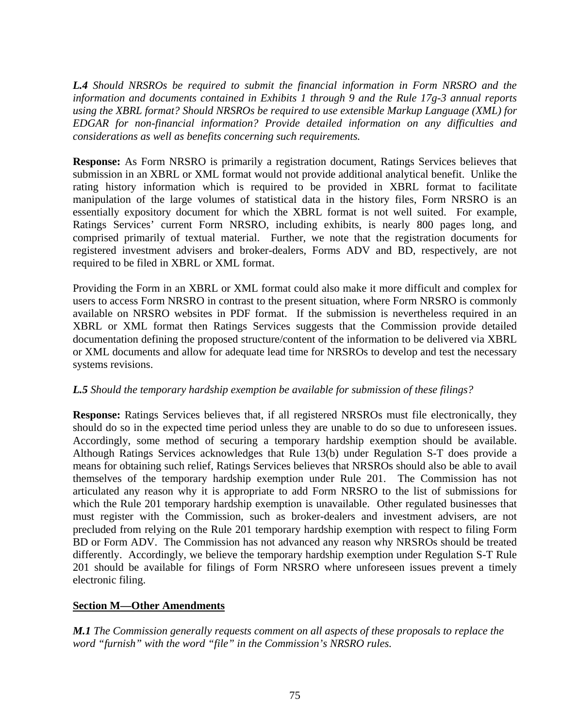***L.4*** *Should NRSROs be required to submit the financial information in Form NRSRO and the information and documents contained in Exhibits 1 through 9 and the Rule 17g-3 annual reports using the XBRL format? Should NRSROs be required to use extensible Markup Language (XML) for EDGAR for non-financial information? Provide detailed information on any difficulties and considerations as well as benefits concerning such requirements.*

**Response:** As Form NRSRO is primarily a registration document, Ratings Services believes that submission in an XBRL or XML format would not provide additional analytical benefit. Unlike the rating history information which is required to be provided in XBRL format to facilitate manipulation of the large volumes of statistical data in the history files, Form NRSRO is an essentially expository document for which the XBRL format is not well suited. For example, Ratings Services' current Form NRSRO, including exhibits, is nearly 800 pages long, and comprised primarily of textual material. Further, we note that the registration documents for registered investment advisers and broker-dealers, Forms ADV and BD, respectively, are not required to be filed in XBRL or XML format.

Providing the Form in an XBRL or XML format could also make it more difficult and complex for users to access Form NRSRO in contrast to the present situation, where Form NRSRO is commonly available on NRSRO websites in PDF format. If the submission is nevertheless required in an XBRL or XML format then Ratings Services suggests that the Commission provide detailed documentation defining the proposed structure/content of the information to be delivered via XBRL or XML documents and allow for adequate lead time for NRSROs to develop and test the necessary systems revisions.

***L.5*** *Should the temporary hardship exemption be available for submission of these filings?*

**Response:** Ratings Services believes that, if all registered NRSROs must file electronically, they should do so in the expected time period unless they are unable to do so due to unforeseen issues. Accordingly, some method of securing a temporary hardship exemption should be available. Although Ratings Services acknowledges that Rule 13(b) under Regulation S-T does provide a means for obtaining such relief, Ratings Services believes that NRSROs should also be able to avail themselves of the temporary hardship exemption under Rule 201. The Commission has not articulated any reason why it is appropriate to add Form NRSRO to the list of submissions for which the Rule 201 temporary hardship exemption is unavailable. Other regulated businesses that must register with the Commission, such as broker-dealers and investment advisers, are not precluded from relying on the Rule 201 temporary hardship exemption with respect to filing Form BD or Form ADV. The Commission has not advanced any reason why NRSROs should be treated differently. Accordingly, we believe the temporary hardship exemption under Regulation S-T Rule 201 should be available for filings of Form NRSRO where unforeseen issues prevent a timely electronic filing.

## Section M—Other Amendments

***M.1*** *The Commission generally requests comment on all aspects of these proposals to replace the word "furnish" with the word "file" in the Commission's NRSRO rules.*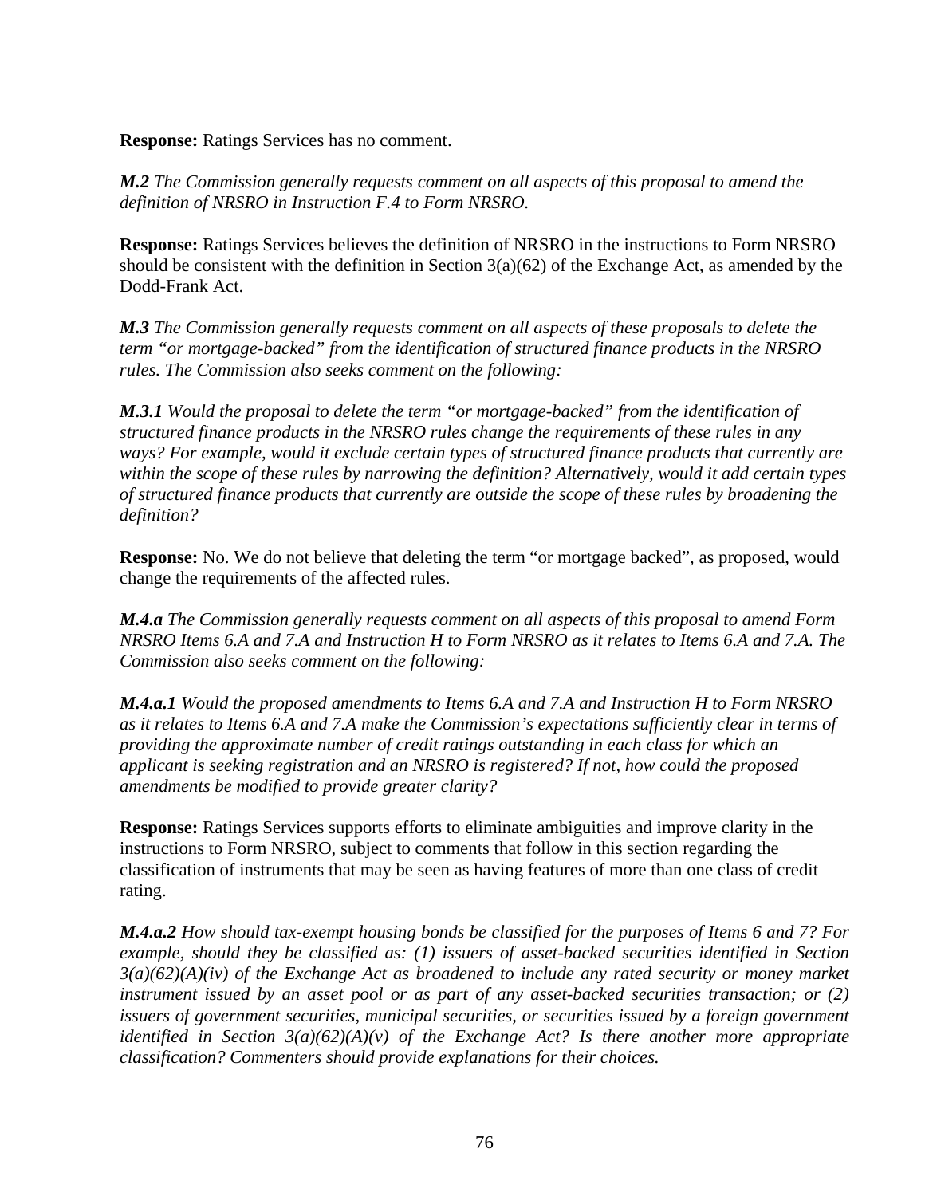**Response:** Ratings Services has no comment.

***M.2*** *The Commission generally requests comment on all aspects of this proposal to amend the definition of NRSRO in Instruction F.4 to Form NRSRO.*

**Response:** Ratings Services believes the definition of NRSRO in the instructions to Form NRSRO should be consistent with the definition in Section 3(a)(62) of the Exchange Act, as amended by the Dodd-Frank Act.

***M.3*** *The Commission generally requests comment on all aspects of these proposals to delete the term "or mortgage-backed" from the identification of structured finance products in the NRSRO rules. The Commission also seeks comment on the following:*

***M.3.1*** *Would the proposal to delete the term "or mortgage-backed" from the identification of structured finance products in the NRSRO rules change the requirements of these rules in any ways? For example, would it exclude certain types of structured finance products that currently are within the scope of these rules by narrowing the definition? Alternatively, would it add certain types of structured finance products that currently are outside the scope of these rules by broadening the definition?*

**Response:** No. We do not believe that deleting the term "or mortgage backed", as proposed, would change the requirements of the affected rules.

***M.4.a*** *The Commission generally requests comment on all aspects of this proposal to amend Form NRSRO Items 6.A and 7.A and Instruction H to Form NRSRO as it relates to Items 6.A and 7.A. The Commission also seeks comment on the following:*

***M.4.a.1*** *Would the proposed amendments to Items 6.A and 7.A and Instruction H to Form NRSRO as it relates to Items 6.A and 7.A make the Commission's expectations sufficiently clear in terms of providing the approximate number of credit ratings outstanding in each class for which an applicant is seeking registration and an NRSRO is registered? If not, how could the proposed amendments be modified to provide greater clarity?*

**Response:** Ratings Services supports efforts to eliminate ambiguities and improve clarity in the instructions to Form NRSRO, subject to comments that follow in this section regarding the classification of instruments that may be seen as having features of more than one class of credit rating.

***M.4.a.2*** *How should tax-exempt housing bonds be classified for the purposes of Items 6 and 7? For example, should they be classified as: (1) issuers of asset-backed securities identified in Section 3(a)(62)(A)(iv) of the Exchange Act as broadened to include any rated security or money market instrument issued by an asset pool or as part of any asset-backed securities transaction; or (2) issuers of government securities, municipal securities, or securities issued by a foreign government identified in Section 3(a)(62)(A)(v) of the Exchange Act? Is there another more appropriate classification? Commenters should provide explanations for their choices.*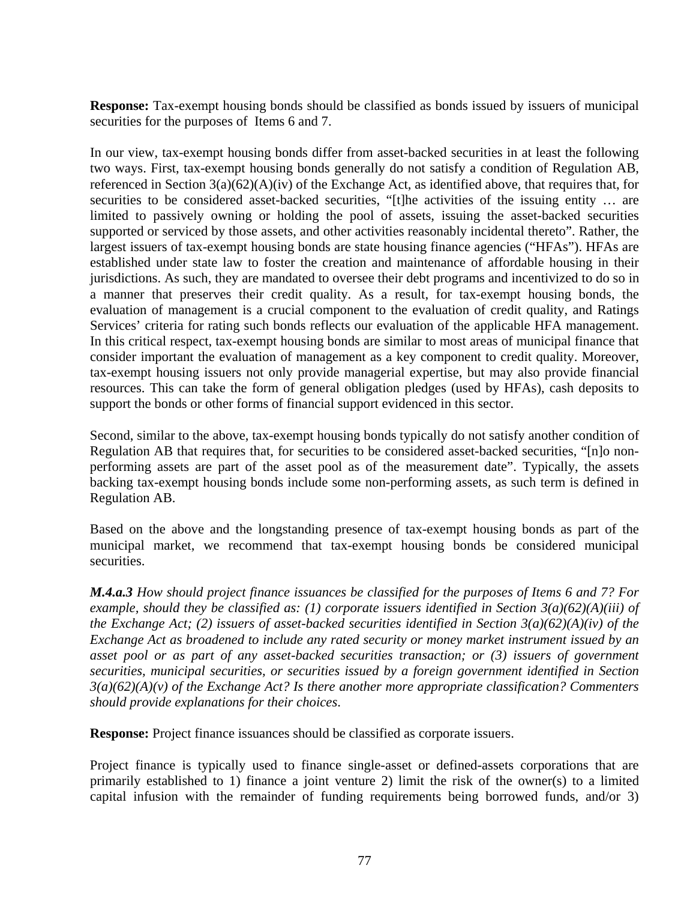**Response:** Tax-exempt housing bonds should be classified as bonds issued by issuers of municipal securities for the purposes of Items 6 and 7.

In our view, tax-exempt housing bonds differ from asset-backed securities in at least the following two ways. First, tax-exempt housing bonds generally do not satisfy a condition of Regulation AB, referenced in Section 3(a)(62)(A)(iv) of the Exchange Act, as identified above, that requires that, for securities to be considered asset-backed securities, "[t]he activities of the issuing entity … are limited to passively owning or holding the pool of assets, issuing the asset-backed securities supported or serviced by those assets, and other activities reasonably incidental thereto". Rather, the largest issuers of tax-exempt housing bonds are state housing finance agencies ("HFAs"). HFAs are established under state law to foster the creation and maintenance of affordable housing in their jurisdictions. As such, they are mandated to oversee their debt programs and incentivized to do so in a manner that preserves their credit quality. As a result, for tax-exempt housing bonds, the evaluation of management is a crucial component to the evaluation of credit quality, and Ratings Services' criteria for rating such bonds reflects our evaluation of the applicable HFA management. In this critical respect, tax-exempt housing bonds are similar to most areas of municipal finance that consider important the evaluation of management as a key component to credit quality. Moreover, tax-exempt housing issuers not only provide managerial expertise, but may also provide financial resources. This can take the form of general obligation pledges (used by HFAs), cash deposits to support the bonds or other forms of financial support evidenced in this sector.

Second, similar to the above, tax-exempt housing bonds typically do not satisfy another condition of Regulation AB that requires that, for securities to be considered asset-backed securities, "[n]o non-performing assets are part of the asset pool as of the measurement date". Typically, the assets backing tax-exempt housing bonds include some non-performing assets, as such term is defined in Regulation AB.

Based on the above and the longstanding presence of tax-exempt housing bonds as part of the municipal market, we recommend that tax-exempt housing bonds be considered municipal securities.

***M.4.a.3*** *How should project finance issuances be classified for the purposes of Items 6 and 7? For example, should they be classified as: (1) corporate issuers identified in Section 3(a)(62)(A)(iii) of the Exchange Act; (2) issuers of asset-backed securities identified in Section 3(a)(62)(A)(iv) of the Exchange Act as broadened to include any rated security or money market instrument issued by an asset pool or as part of any asset-backed securities transaction; or (3) issuers of government securities, municipal securities, or securities issued by a foreign government identified in Section 3(a)(62)(A)(v) of the Exchange Act? Is there another more appropriate classification? Commenters should provide explanations for their choices.*

**Response:** Project finance issuances should be classified as corporate issuers.

Project finance is typically used to finance single-asset or defined-assets corporations that are primarily established to 1) finance a joint venture 2) limit the risk of the owner(s) to a limited capital infusion with the remainder of funding requirements being borrowed funds, and/or 3)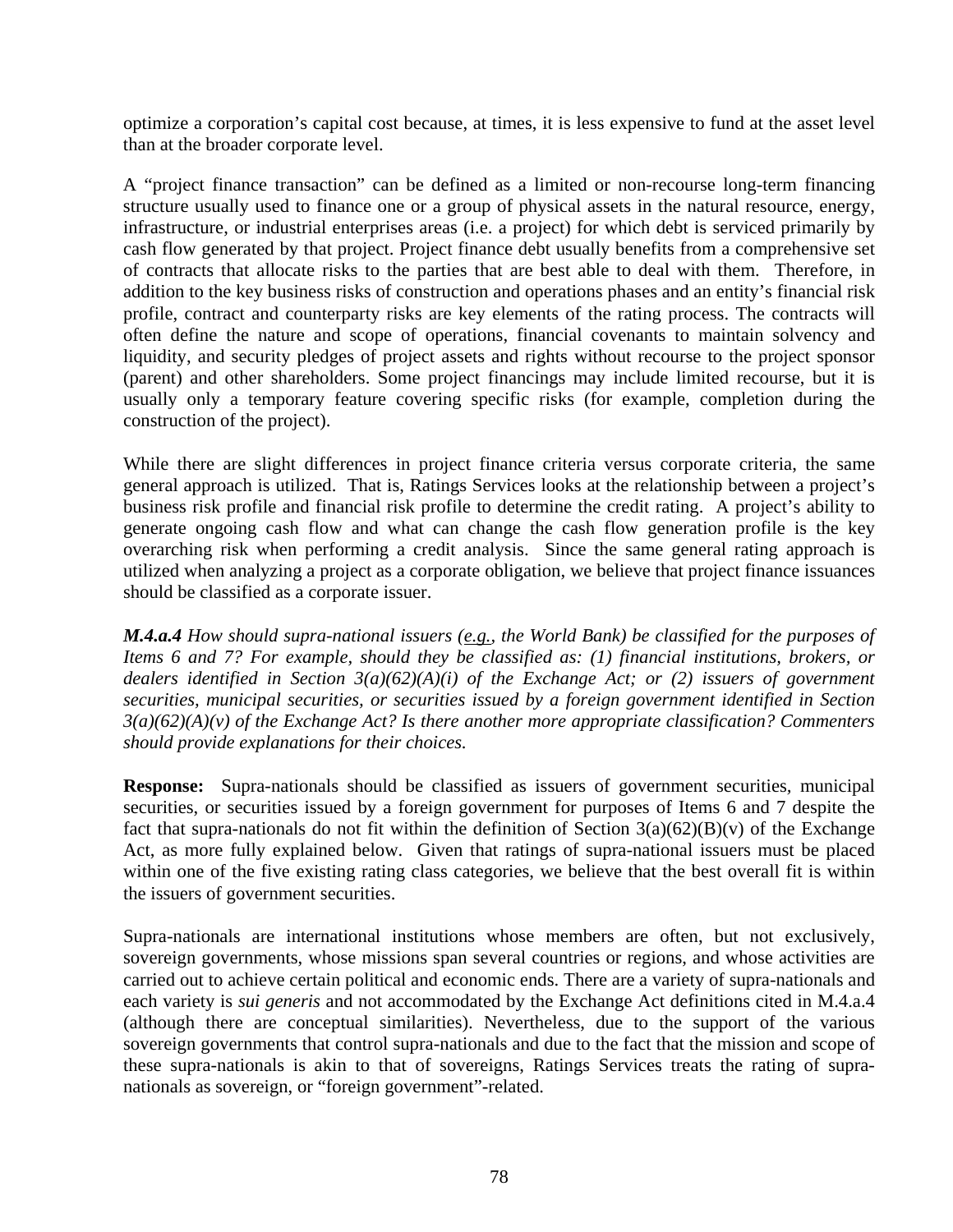optimize a corporation's capital cost because, at times, it is less expensive to fund at the asset level than at the broader corporate level.

A "project finance transaction" can be defined as a limited or non-recourse long-term financing structure usually used to finance one or a group of physical assets in the natural resource, energy, infrastructure, or industrial enterprises areas (i.e. a project) for which debt is serviced primarily by cash flow generated by that project. Project finance debt usually benefits from a comprehensive set of contracts that allocate risks to the parties that are best able to deal with them. Therefore, in addition to the key business risks of construction and operations phases and an entity's financial risk profile, contract and counterparty risks are key elements of the rating process. The contracts will often define the nature and scope of operations, financial covenants to maintain solvency and liquidity, and security pledges of project assets and rights without recourse to the project sponsor (parent) and other shareholders. Some project financings may include limited recourse, but it is usually only a temporary feature covering specific risks (for example, completion during the construction of the project).

While there are slight differences in project finance criteria versus corporate criteria, the same general approach is utilized. That is, Ratings Services looks at the relationship between a project's business risk profile and financial risk profile to determine the credit rating. A project's ability to generate ongoing cash flow and what can change the cash flow generation profile is the key overarching risk when performing a credit analysis. Since the same general rating approach is utilized when analyzing a project as a corporate obligation, we believe that project finance issuances should be classified as a corporate issuer.

***M.4.a.4*** *How should supra-national issuers (e.g., the World Bank) be classified for the purposes of Items 6 and 7? For example, should they be classified as: (1) financial institutions, brokers, or dealers identified in Section 3(a)(62)(A)(i) of the Exchange Act; or (2) issuers of government securities, municipal securities, or securities issued by a foreign government identified in Section 3(a)(62)(A)(v) of the Exchange Act? Is there another more appropriate classification? Commenters should provide explanations for their choices.*

**Response:** Supra-nationals should be classified as issuers of government securities, municipal securities, or securities issued by a foreign government for purposes of Items 6 and 7 despite the fact that supra-nationals do not fit within the definition of Section 3(a)(62)(B)(v) of the Exchange Act, as more fully explained below. Given that ratings of supra-national issuers must be placed within one of the five existing rating class categories, we believe that the best overall fit is within the issuers of government securities.

Supra-nationals are international institutions whose members are often, but not exclusively, sovereign governments, whose missions span several countries or regions, and whose activities are carried out to achieve certain political and economic ends. There are a variety of supra-nationals and each variety is *sui generis* and not accommodated by the Exchange Act definitions cited in M.4.a.4 (although there are conceptual similarities). Nevertheless, due to the support of the various sovereign governments that control supra-nationals and due to the fact that the mission and scope of these supra-nationals is akin to that of sovereigns, Ratings Services treats the rating of supra-nationals as sovereign, or "foreign government"-related.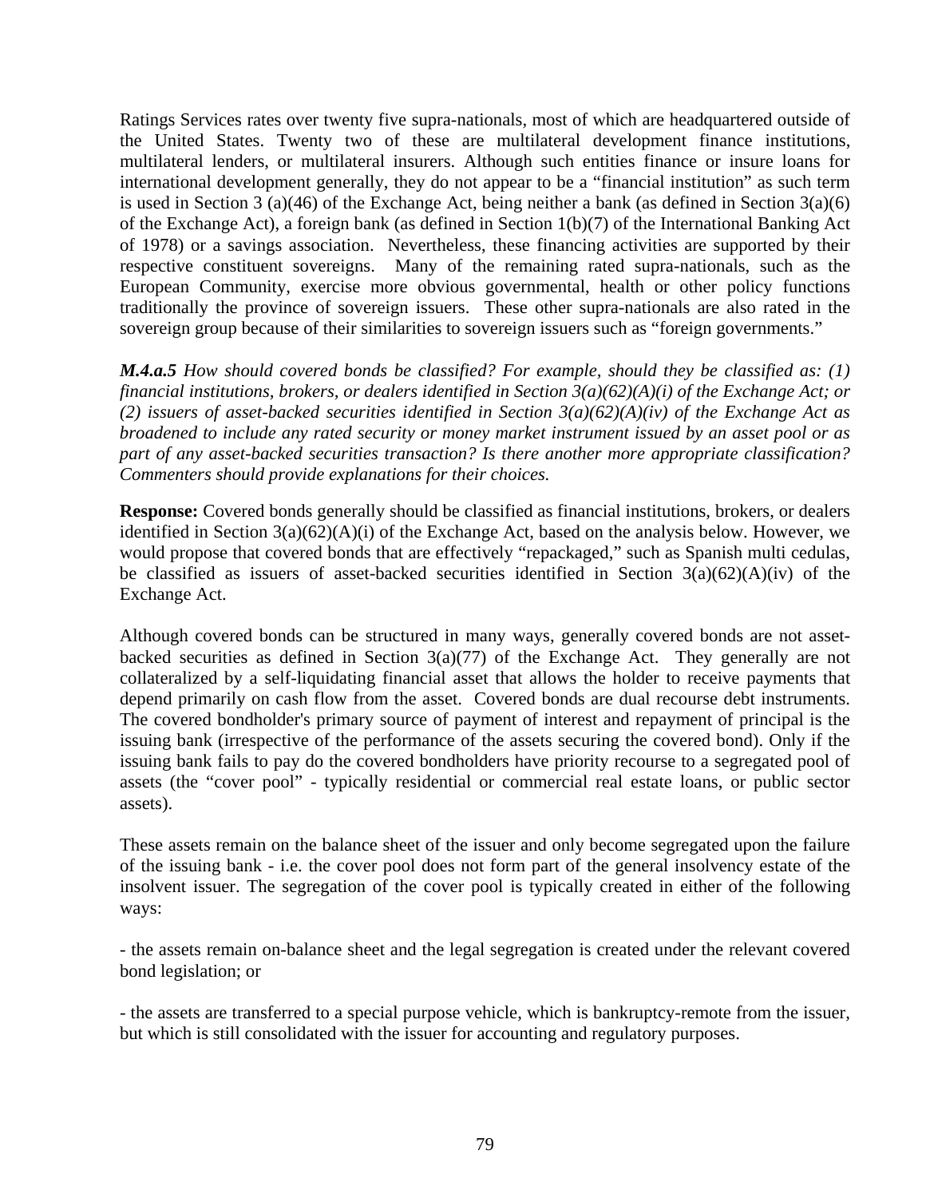Ratings Services rates over twenty five supra-nationals, most of which are headquartered outside of the United States. Twenty two of these are multilateral development finance institutions, multilateral lenders, or multilateral insurers. Although such entities finance or insure loans for international development generally, they do not appear to be a "financial institution" as such term is used in Section 3 (a)(46) of the Exchange Act, being neither a bank (as defined in Section 3(a)(6) of the Exchange Act), a foreign bank (as defined in Section 1(b)(7) of the International Banking Act of 1978) or a savings association. Nevertheless, these financing activities are supported by their respective constituent sovereigns. Many of the remaining rated supra-nationals, such as the European Community, exercise more obvious governmental, health or other policy functions traditionally the province of sovereign issuers. These other supra-nationals are also rated in the sovereign group because of their similarities to sovereign issuers such as "foreign governments."

***M.4.a.5*** *How should covered bonds be classified? For example, should they be classified as: (1) financial institutions, brokers, or dealers identified in Section 3(a)(62)(A)(i) of the Exchange Act; or (2) issuers of asset-backed securities identified in Section 3(a)(62)(A)(iv) of the Exchange Act as broadened to include any rated security or money market instrument issued by an asset pool or as part of any asset-backed securities transaction? Is there another more appropriate classification? Commenters should provide explanations for their choices.*

**Response:** Covered bonds generally should be classified as financial institutions, brokers, or dealers identified in Section 3(a)(62)(A)(i) of the Exchange Act, based on the analysis below. However, we would propose that covered bonds that are effectively "repackaged," such as Spanish multi cedulas, be classified as issuers of asset-backed securities identified in Section 3(a)(62)(A)(iv) of the Exchange Act.

Although covered bonds can be structured in many ways, generally covered bonds are not asset-backed securities as defined in Section 3(a)(77) of the Exchange Act. They generally are not collateralized by a self-liquidating financial asset that allows the holder to receive payments that depend primarily on cash flow from the asset. Covered bonds are dual recourse debt instruments. The covered bondholder's primary source of payment of interest and repayment of principal is the issuing bank (irrespective of the performance of the assets securing the covered bond). Only if the issuing bank fails to pay do the covered bondholders have priority recourse to a segregated pool of assets (the "cover pool" - typically residential or commercial real estate loans, or public sector assets).

These assets remain on the balance sheet of the issuer and only become segregated upon the failure of the issuing bank - i.e. the cover pool does not form part of the general insolvency estate of the insolvent issuer. The segregation of the cover pool is typically created in either of the following ways:

- the assets remain on-balance sheet and the legal segregation is created under the relevant covered bond legislation; or

- the assets are transferred to a special purpose vehicle, which is bankruptcy-remote from the issuer, but which is still consolidated with the issuer for accounting and regulatory purposes.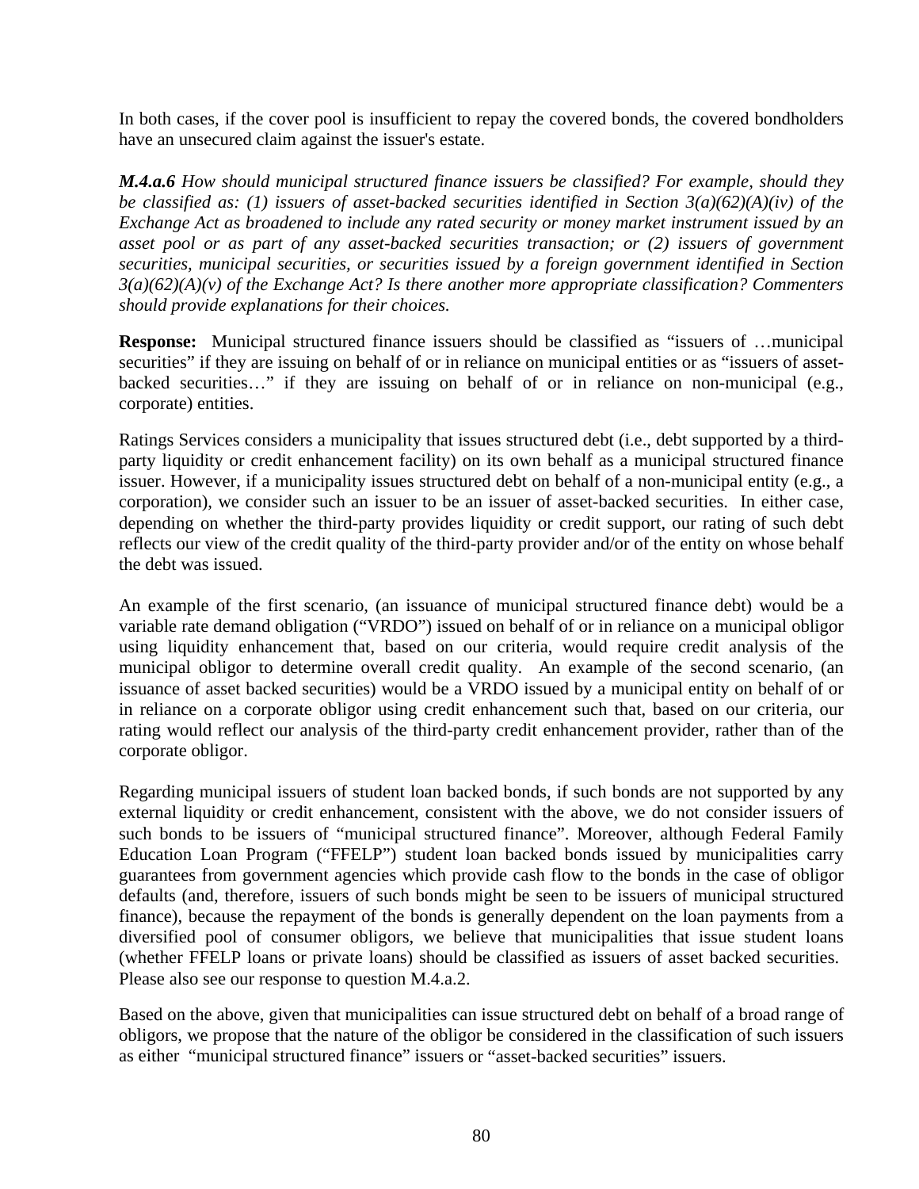In both cases, if the cover pool is insufficient to repay the covered bonds, the covered bondholders have an unsecured claim against the issuer's estate.

***M.4.a.6*** *How should municipal structured finance issuers be classified? For example, should they be classified as: (1) issuers of asset-backed securities identified in Section 3(a)(62)(A)(iv) of the Exchange Act as broadened to include any rated security or money market instrument issued by an asset pool or as part of any asset-backed securities transaction; or (2) issuers of government securities, municipal securities, or securities issued by a foreign government identified in Section 3(a)(62)(A)(v) of the Exchange Act? Is there another more appropriate classification? Commenters should provide explanations for their choices.*

**Response:** Municipal structured finance issuers should be classified as "issuers of …municipal securities" if they are issuing on behalf of or in reliance on municipal entities or as "issuers of asset-backed securities…" if they are issuing on behalf of or in reliance on non-municipal (e.g., corporate) entities.

Ratings Services considers a municipality that issues structured debt (i.e., debt supported by a third-party liquidity or credit enhancement facility) on its own behalf as a municipal structured finance issuer. However, if a municipality issues structured debt on behalf of a non-municipal entity (e.g., a corporation), we consider such an issuer to be an issuer of asset-backed securities. In either case, depending on whether the third-party provides liquidity or credit support, our rating of such debt reflects our view of the credit quality of the third-party provider and/or of the entity on whose behalf the debt was issued.

An example of the first scenario, (an issuance of municipal structured finance debt) would be a variable rate demand obligation ("VRDO") issued on behalf of or in reliance on a municipal obligor using liquidity enhancement that, based on our criteria, would require credit analysis of the municipal obligor to determine overall credit quality. An example of the second scenario, (an issuance of asset backed securities) would be a VRDO issued by a municipal entity on behalf of or in reliance on a corporate obligor using credit enhancement such that, based on our criteria, our rating would reflect our analysis of the third-party credit enhancement provider, rather than of the corporate obligor.

Regarding municipal issuers of student loan backed bonds, if such bonds are not supported by any external liquidity or credit enhancement, consistent with the above, we do not consider issuers of such bonds to be issuers of "municipal structured finance". Moreover, although Federal Family Education Loan Program ("FFELP") student loan backed bonds issued by municipalities carry guarantees from government agencies which provide cash flow to the bonds in the case of obligor defaults (and, therefore, issuers of such bonds might be seen to be issuers of municipal structured finance), because the repayment of the bonds is generally dependent on the loan payments from a diversified pool of consumer obligors, we believe that municipalities that issue student loans (whether FFELP loans or private loans) should be classified as issuers of asset backed securities. Please also see our response to question M.4.a.2.

Based on the above, given that municipalities can issue structured debt on behalf of a broad range of obligors, we propose that the nature of the obligor be considered in the classification of such issuers as either "municipal structured finance" issuers or "asset-backed securities" issuers.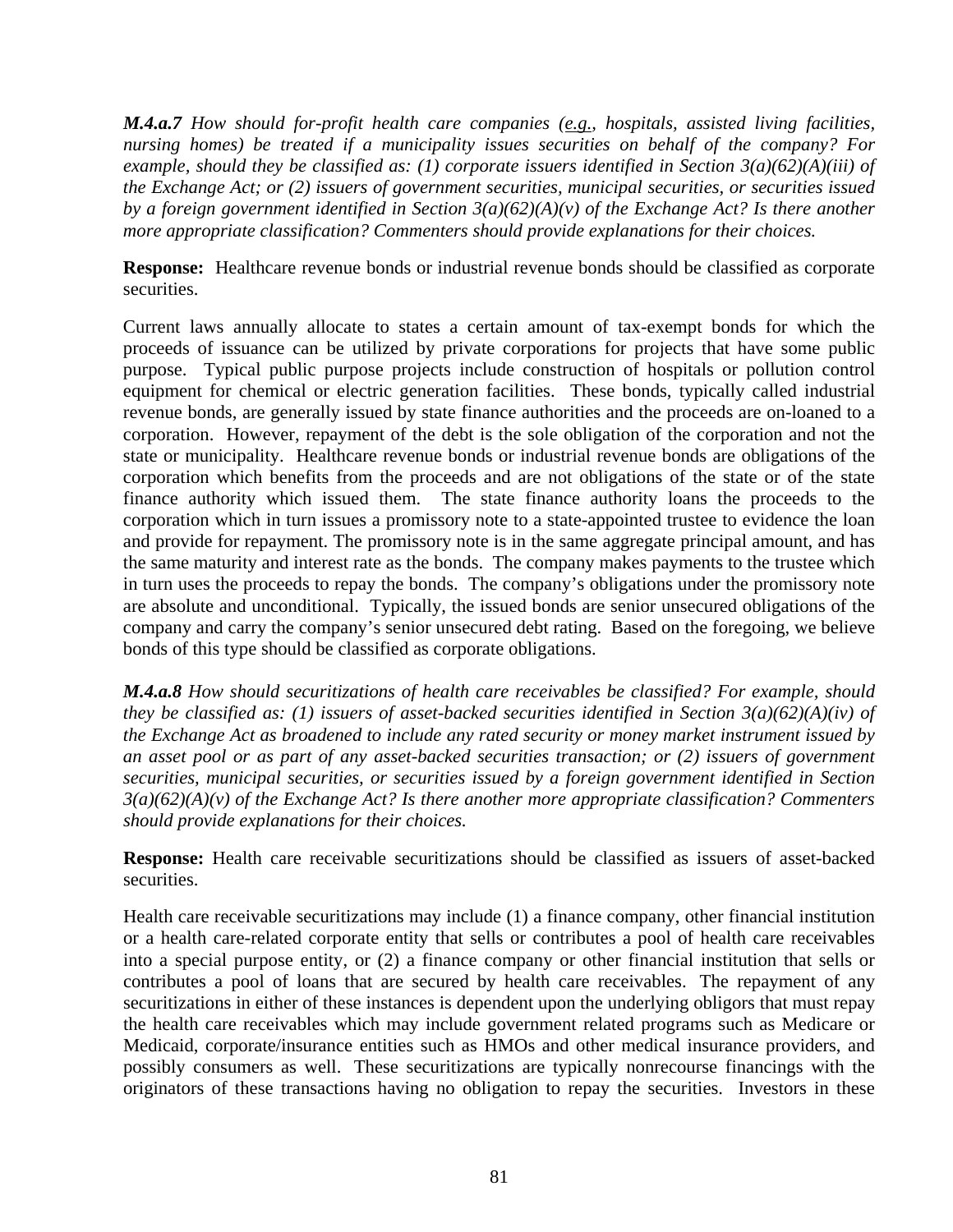***M.4.a.7** How should for-profit health care companies (e.g., hospitals, assisted living facilities, nursing homes) be treated if a municipality issues securities on behalf of the company? For example, should they be classified as: (1) corporate issuers identified in Section 3(a)(62)(A)(iii) of the Exchange Act; or (2) issuers of government securities, municipal securities, or securities issued by a foreign government identified in Section 3(a)(62)(A)(v) of the Exchange Act? Is there another more appropriate classification? Commenters should provide explanations for their choices.*

**Response:** Healthcare revenue bonds or industrial revenue bonds should be classified as corporate securities.

Current laws annually allocate to states a certain amount of tax-exempt bonds for which the proceeds of issuance can be utilized by private corporations for projects that have some public purpose. Typical public purpose projects include construction of hospitals or pollution control equipment for chemical or electric generation facilities. These bonds, typically called industrial revenue bonds, are generally issued by state finance authorities and the proceeds are on-loaned to a corporation. However, repayment of the debt is the sole obligation of the corporation and not the state or municipality. Healthcare revenue bonds or industrial revenue bonds are obligations of the corporation which benefits from the proceeds and are not obligations of the state or of the state finance authority which issued them. The state finance authority loans the proceeds to the corporation which in turn issues a promissory note to a state-appointed trustee to evidence the loan and provide for repayment. The promissory note is in the same aggregate principal amount, and has the same maturity and interest rate as the bonds. The company makes payments to the trustee which in turn uses the proceeds to repay the bonds. The company's obligations under the promissory note are absolute and unconditional. Typically, the issued bonds are senior unsecured obligations of the company and carry the company's senior unsecured debt rating. Based on the foregoing, we believe bonds of this type should be classified as corporate obligations.

***M.4.a.8** How should securitizations of health care receivables be classified? For example, should they be classified as: (1) issuers of asset-backed securities identified in Section 3(a)(62)(A)(iv) of the Exchange Act as broadened to include any rated security or money market instrument issued by an asset pool or as part of any asset-backed securities transaction; or (2) issuers of government securities, municipal securities, or securities issued by a foreign government identified in Section 3(a)(62)(A)(v) of the Exchange Act? Is there another more appropriate classification? Commenters should provide explanations for their choices.*

**Response:** Health care receivable securitizations should be classified as issuers of asset-backed securities.

Health care receivable securitizations may include (1) a finance company, other financial institution or a health care-related corporate entity that sells or contributes a pool of health care receivables into a special purpose entity, or (2) a finance company or other financial institution that sells or contributes a pool of loans that are secured by health care receivables. The repayment of any securitizations in either of these instances is dependent upon the underlying obligors that must repay the health care receivables which may include government related programs such as Medicare or Medicaid, corporate/insurance entities such as HMOs and other medical insurance providers, and possibly consumers as well. These securitizations are typically nonrecourse financings with the originators of these transactions having no obligation to repay the securities. Investors in these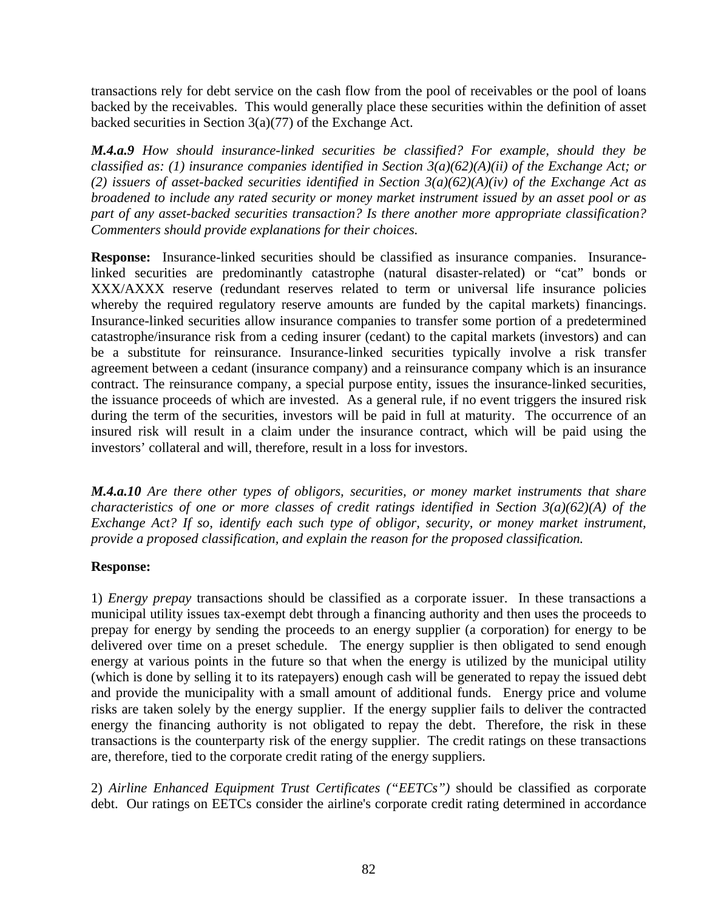transactions rely for debt service on the cash flow from the pool of receivables or the pool of loans backed by the receivables. This would generally place these securities within the definition of asset backed securities in Section 3(a)(77) of the Exchange Act.

***M.4.a.9*** *How should insurance-linked securities be classified? For example, should they be classified as: (1) insurance companies identified in Section 3(a)(62)(A)(ii) of the Exchange Act; or (2) issuers of asset-backed securities identified in Section 3(a)(62)(A)(iv) of the Exchange Act as broadened to include any rated security or money market instrument issued by an asset pool or as part of any asset-backed securities transaction? Is there another more appropriate classification? Commenters should provide explanations for their choices.*

**Response:** Insurance-linked securities should be classified as insurance companies. Insurance-linked securities are predominantly catastrophe (natural disaster-related) or "cat" bonds or XXX/AXXX reserve (redundant reserves related to term or universal life insurance policies whereby the required regulatory reserve amounts are funded by the capital markets) financings. Insurance-linked securities allow insurance companies to transfer some portion of a predetermined catastrophe/insurance risk from a ceding insurer (cedant) to the capital markets (investors) and can be a substitute for reinsurance. Insurance-linked securities typically involve a risk transfer agreement between a cedant (insurance company) and a reinsurance company which is an insurance contract. The reinsurance company, a special purpose entity, issues the insurance-linked securities, the issuance proceeds of which are invested. As a general rule, if no event triggers the insured risk during the term of the securities, investors will be paid in full at maturity. The occurrence of an insured risk will result in a claim under the insurance contract, which will be paid using the investors' collateral and will, therefore, result in a loss for investors.

***M.4.a.10*** *Are there other types of obligors, securities, or money market instruments that share characteristics of one or more classes of credit ratings identified in Section 3(a)(62)(A) of the Exchange Act? If so, identify each such type of obligor, security, or money market instrument, provide a proposed classification, and explain the reason for the proposed classification.*

**Response:**

1) *Energy prepay* transactions should be classified as a corporate issuer. In these transactions a municipal utility issues tax-exempt debt through a financing authority and then uses the proceeds to prepay for energy by sending the proceeds to an energy supplier (a corporation) for energy to be delivered over time on a preset schedule. The energy supplier is then obligated to send enough energy at various points in the future so that when the energy is utilized by the municipal utility (which is done by selling it to its ratepayers) enough cash will be generated to repay the issued debt and provide the municipality with a small amount of additional funds. Energy price and volume risks are taken solely by the energy supplier. If the energy supplier fails to deliver the contracted energy the financing authority is not obligated to repay the debt. Therefore, the risk in these transactions is the counterparty risk of the energy supplier. The credit ratings on these transactions are, therefore, tied to the corporate credit rating of the energy suppliers.

2) *Airline Enhanced Equipment Trust Certificates ("EETCs")* should be classified as corporate debt. Our ratings on EETCs consider the airline's corporate credit rating determined in accordance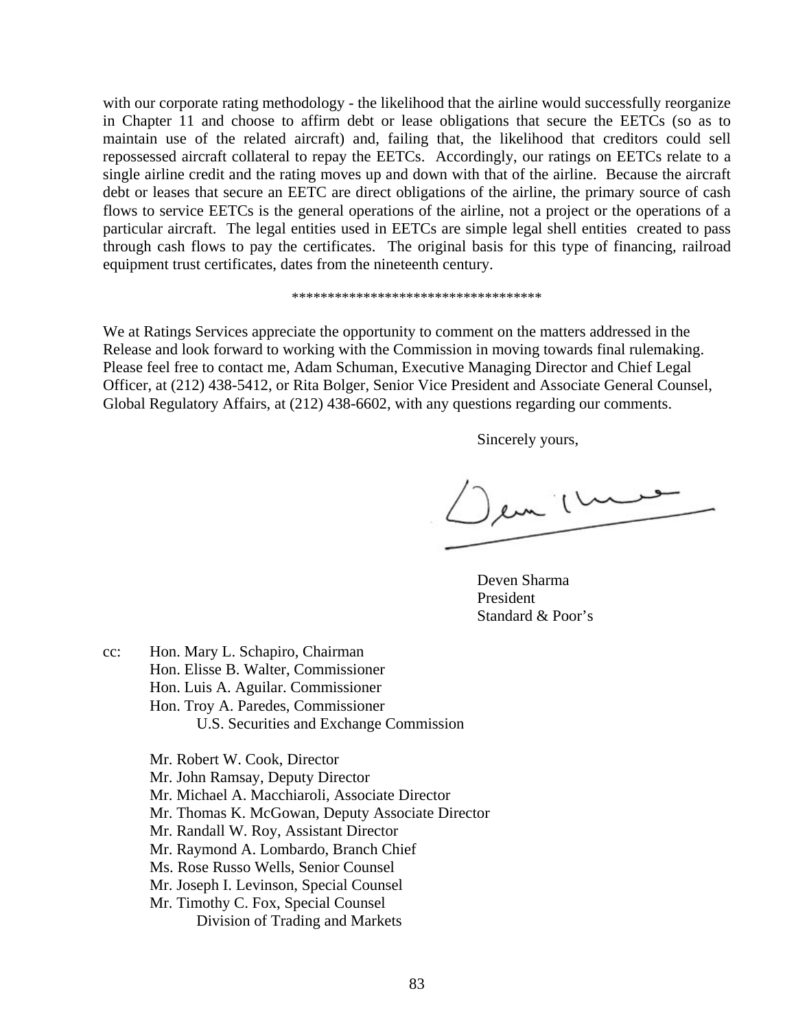with our corporate rating methodology - the likelihood that the airline would successfully reorganize in Chapter 11 and choose to affirm debt or lease obligations that secure the EETCs (so as to maintain use of the related aircraft) and, failing that, the likelihood that creditors could sell repossessed aircraft collateral to repay the EETCs. Accordingly, our ratings on EETCs relate to a single airline credit and the rating moves up and down with that of the airline. Because the aircraft debt or leases that secure an EETC are direct obligations of the airline, the primary source of cash flows to service EETCs is the general operations of the airline, not a project or the operations of a particular aircraft. The legal entities used in EETCs are simple legal shell entities created to pass through cash flows to pay the certificates. The original basis for this type of financing, railroad equipment trust certificates, dates from the nineteenth century.

***********************************

We at Ratings Services appreciate the opportunity to comment on the matters addressed in the Release and look forward to working with the Commission in moving towards final rulemaking. Please feel free to contact me, Adam Schuman, Executive Managing Director and Chief Legal Officer, at (212) 438-5412, or Rita Bolger, Senior Vice President and Associate General Counsel, Global Regulatory Affairs, at (212) 438-6602, with any questions regarding our comments.

Sincerely yours,

Deven Sharma
President
Standard & Poor's

cc: Hon. Mary L. Schapiro, Chairman
Hon. Elisse B. Walter, Commissioner
Hon. Luis A. Aguilar. Commissioner
Hon. Troy A. Paredes, Commissioner
U.S. Securities and Exchange Commission

Mr. Robert W. Cook, Director
Mr. John Ramsay, Deputy Director
Mr. Michael A. Macchiaroli, Associate Director
Mr. Thomas K. McGowan, Deputy Associate Director
Mr. Randall W. Roy, Assistant Director
Mr. Raymond A. Lombardo, Branch Chief
Ms. Rose Russo Wells, Senior Counsel
Mr. Joseph I. Levinson, Special Counsel
Mr. Timothy C. Fox, Special Counsel
Division of Trading and Markets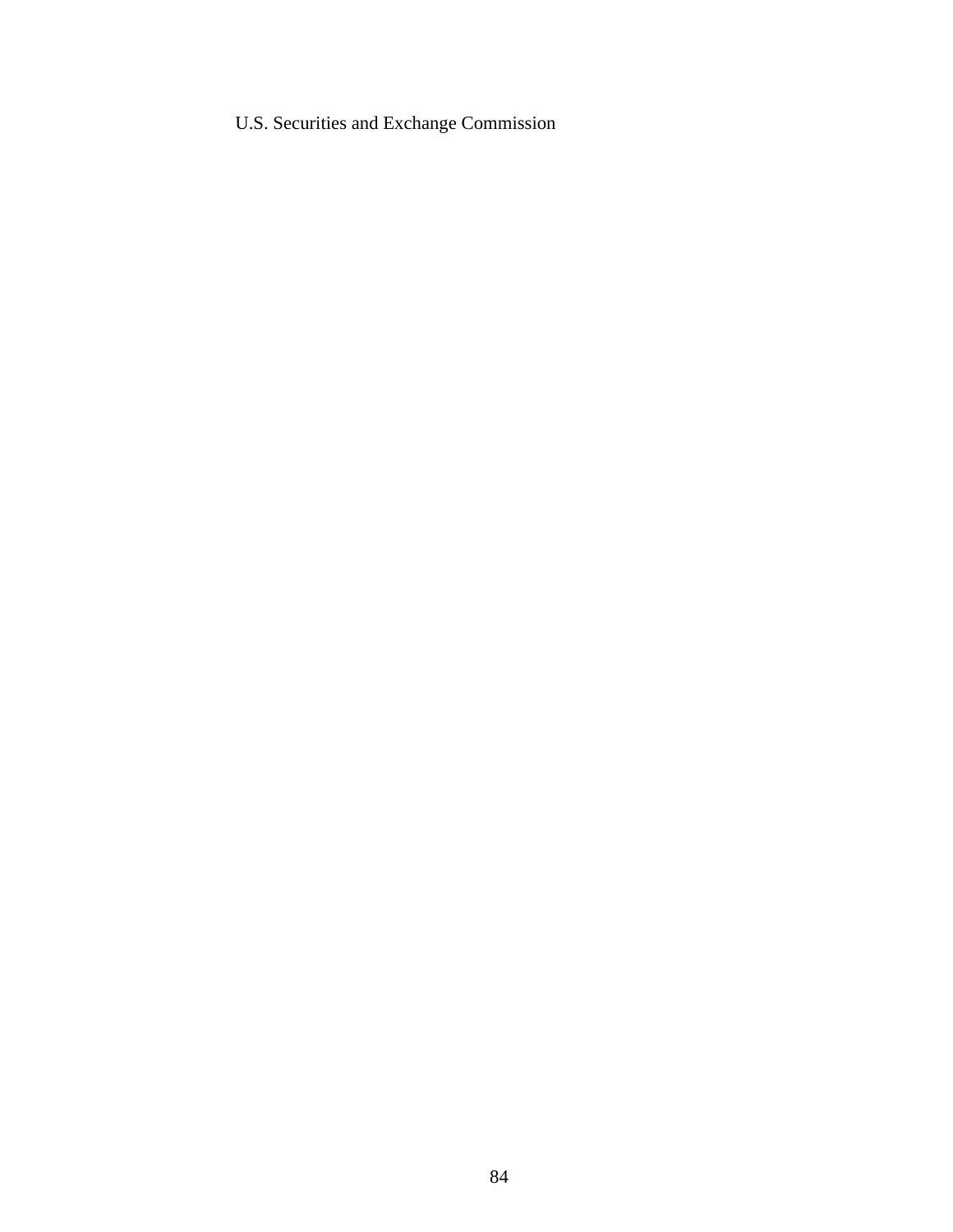U.S. Securities and Exchange Commission